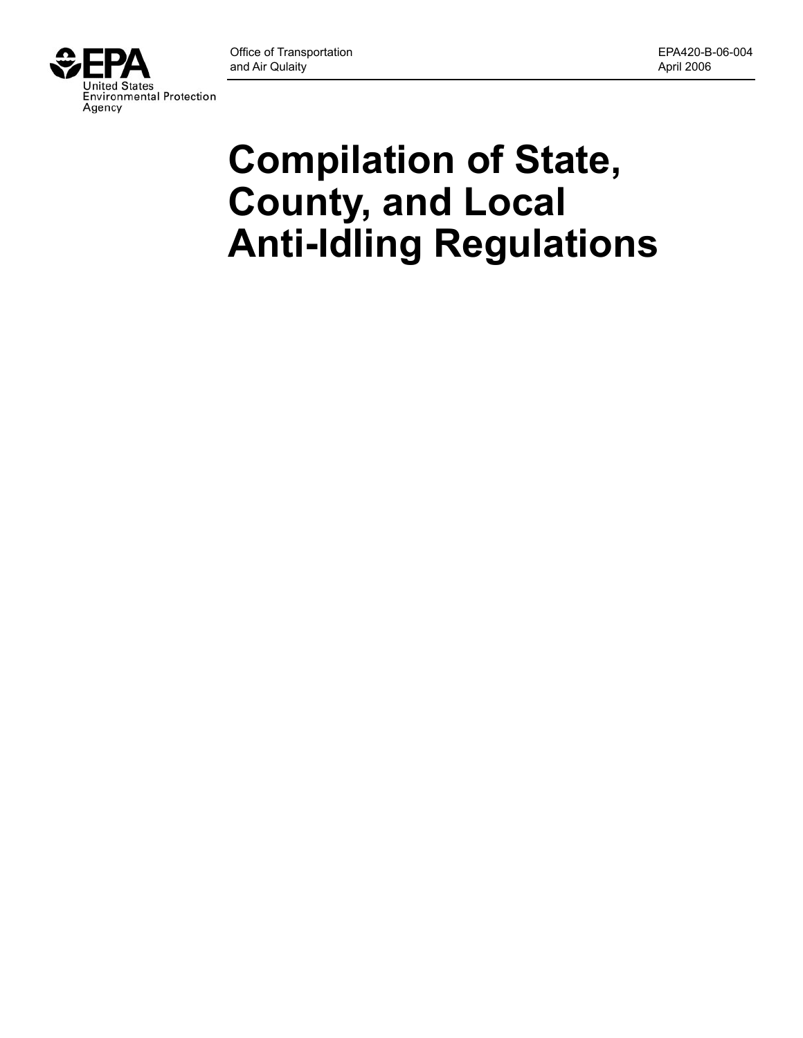United States Environmental Protection Agency

Office of Transportation and Air Qulaity

EPA420-B-06-004
April 2006

# Compilation of State, County, and Local Anti-Idling Regulations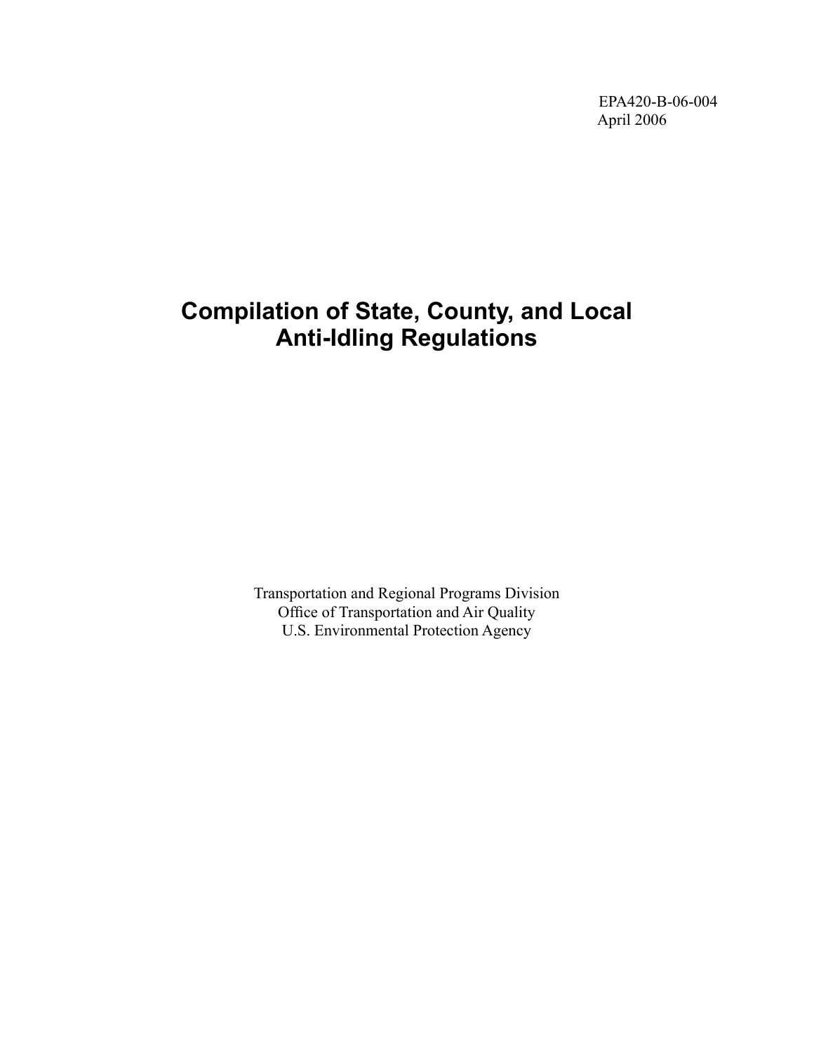EPA420-B-06-004
April 2006

# Compilation of State, County, and Local Anti-Idling Regulations

Transportation and Regional Programs Division
Office of Transportation and Air Quality
U.S. Environmental Protection Agency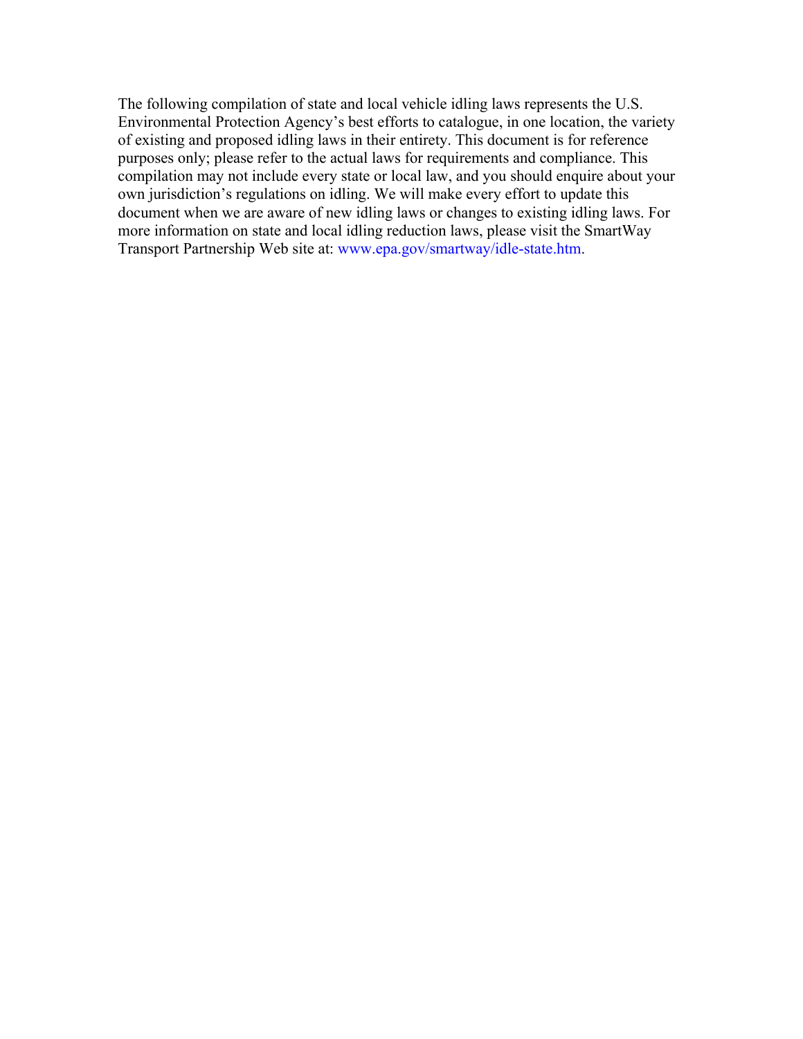The following compilation of state and local vehicle idling laws represents the U.S. Environmental Protection Agency's best efforts to catalogue, in one location, the variety of existing and proposed idling laws in their entirety. This document is for reference purposes only; please refer to the actual laws for requirements and compliance. This compilation may not include every state or local law, and you should enquire about your own jurisdiction's regulations on idling. We will make every effort to update this document when we are aware of new idling laws or changes to existing idling laws. For more information on state and local idling reduction laws, please visit the SmartWay Transport Partnership Web site at: www.epa.gov/smartway/idle-state.htm.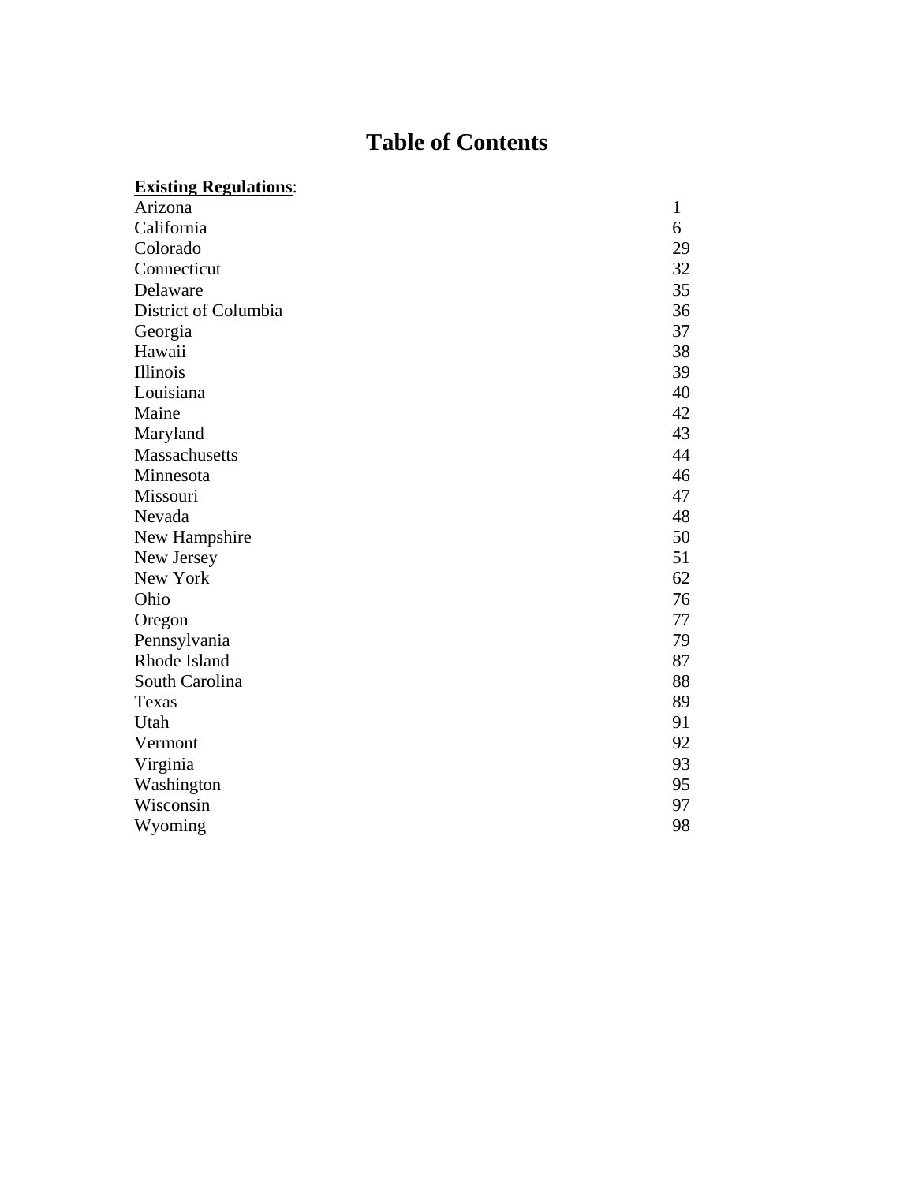# Table of Contents

**Existing Regulations**:

| | |
|---|---|
| Arizona | 1 |
| California | 6 |
| Colorado | 29 |
| Connecticut | 32 |
| Delaware | 35 |
| District of Columbia | 36 |
| Georgia | 37 |
| Hawaii | 38 |
| Illinois | 39 |
| Louisiana | 40 |
| Maine | 42 |
| Maryland | 43 |
| Massachusetts | 44 |
| Minnesota | 46 |
| Missouri | 47 |
| Nevada | 48 |
| New Hampshire | 50 |
| New Jersey | 51 |
| New York | 62 |
| Ohio | 76 |
| Oregon | 77 |
| Pennsylvania | 79 |
| Rhode Island | 87 |
| South Carolina | 88 |
| Texas | 89 |
| Utah | 91 |
| Vermont | 92 |
| Virginia | 93 |
| Washington | 95 |
| Wisconsin | 97 |
| Wyoming | 98 |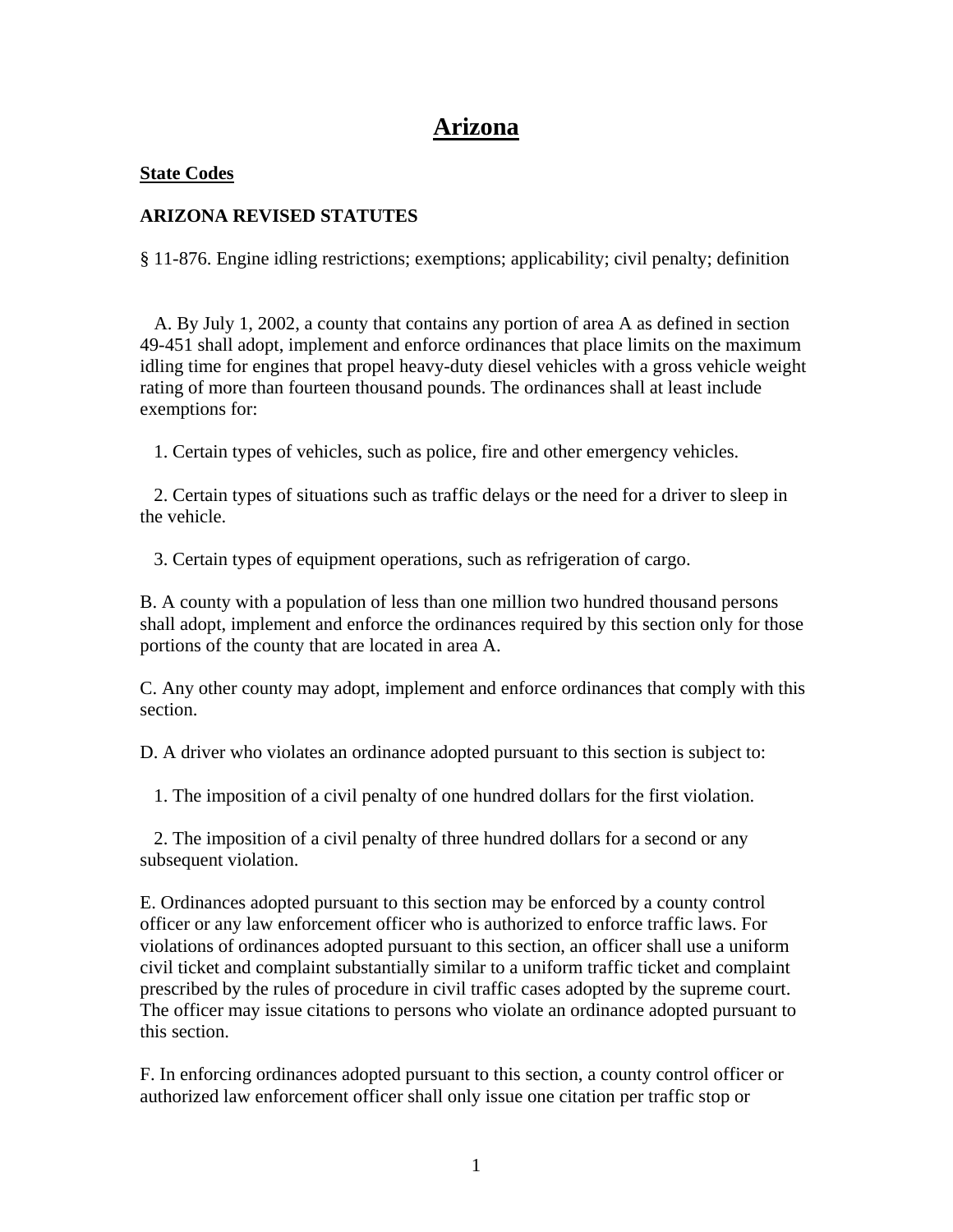# Arizona

**State Codes**

**ARIZONA REVISED STATUTES**

§ 11-876. Engine idling restrictions; exemptions; applicability; civil penalty; definition

A. By July 1, 2002, a county that contains any portion of area A as defined in section 49-451 shall adopt, implement and enforce ordinances that place limits on the maximum idling time for engines that propel heavy-duty diesel vehicles with a gross vehicle weight rating of more than fourteen thousand pounds. The ordinances shall at least include exemptions for:

1. Certain types of vehicles, such as police, fire and other emergency vehicles.

2. Certain types of situations such as traffic delays or the need for a driver to sleep in the vehicle.

3. Certain types of equipment operations, such as refrigeration of cargo.

B. A county with a population of less than one million two hundred thousand persons shall adopt, implement and enforce the ordinances required by this section only for those portions of the county that are located in area A.

C. Any other county may adopt, implement and enforce ordinances that comply with this section.

D. A driver who violates an ordinance adopted pursuant to this section is subject to:

1. The imposition of a civil penalty of one hundred dollars for the first violation.

2. The imposition of a civil penalty of three hundred dollars for a second or any subsequent violation.

E. Ordinances adopted pursuant to this section may be enforced by a county control officer or any law enforcement officer who is authorized to enforce traffic laws. For violations of ordinances adopted pursuant to this section, an officer shall use a uniform civil ticket and complaint substantially similar to a uniform traffic ticket and complaint prescribed by the rules of procedure in civil traffic cases adopted by the supreme court. The officer may issue citations to persons who violate an ordinance adopted pursuant to this section.

F. In enforcing ordinances adopted pursuant to this section, a county control officer or authorized law enforcement officer shall only issue one citation per traffic stop or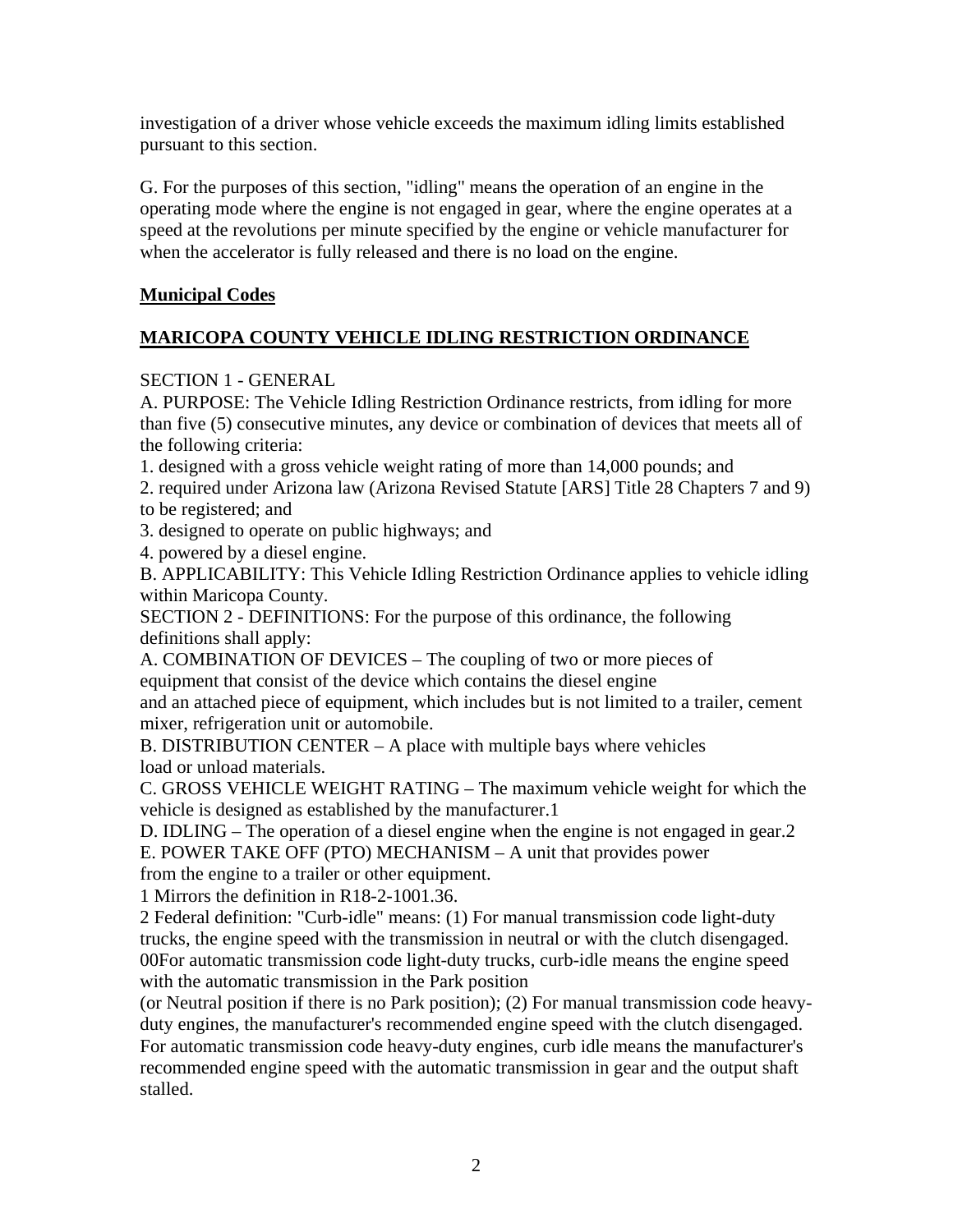investigation of a driver whose vehicle exceeds the maximum idling limits established pursuant to this section.

G. For the purposes of this section, "idling" means the operation of an engine in the operating mode where the engine is not engaged in gear, where the engine operates at a speed at the revolutions per minute specified by the engine or vehicle manufacturer for when the accelerator is fully released and there is no load on the engine.

**Municipal Codes**

**MARICOPA COUNTY VEHICLE IDLING RESTRICTION ORDINANCE**

SECTION 1 - GENERAL

A. PURPOSE: The Vehicle Idling Restriction Ordinance restricts, from idling for more than five (5) consecutive minutes, any device or combination of devices that meets all of the following criteria:

1. designed with a gross vehicle weight rating of more than 14,000 pounds; and
2. required under Arizona law (Arizona Revised Statute [ARS] Title 28 Chapters 7 and 9) to be registered; and
3. designed to operate on public highways; and
4. powered by a diesel engine.

B. APPLICABILITY: This Vehicle Idling Restriction Ordinance applies to vehicle idling within Maricopa County.

SECTION 2 - DEFINITIONS: For the purpose of this ordinance, the following definitions shall apply:

A. COMBINATION OF DEVICES – The coupling of two or more pieces of equipment that consist of the device which contains the diesel engine and an attached piece of equipment, which includes but is not limited to a trailer, cement mixer, refrigeration unit or automobile.

B. DISTRIBUTION CENTER – A place with multiple bays where vehicles load or unload materials.

C. GROSS VEHICLE WEIGHT RATING – The maximum vehicle weight for which the vehicle is designed as established by the manufacturer.[1]

D. IDLING – The operation of a diesel engine when the engine is not engaged in gear.[2]

E. POWER TAKE OFF (PTO) MECHANISM – A unit that provides power from the engine to a trailer or other equipment.

[1] Mirrors the definition in R18-2-1001.36.

[2] Federal definition: "Curb-idle" means: (1) For manual transmission code light-duty trucks, the engine speed with the transmission in neutral or with the clutch disengaged. 00For automatic transmission code light-duty trucks, curb-idle means the engine speed with the automatic transmission in the Park position (or Neutral position if there is no Park position); (2) For manual transmission code heavy-duty engines, the manufacturer's recommended engine speed with the clutch disengaged. For automatic transmission code heavy-duty engines, curb idle means the manufacturer's recommended engine speed with the automatic transmission in gear and the output shaft stalled.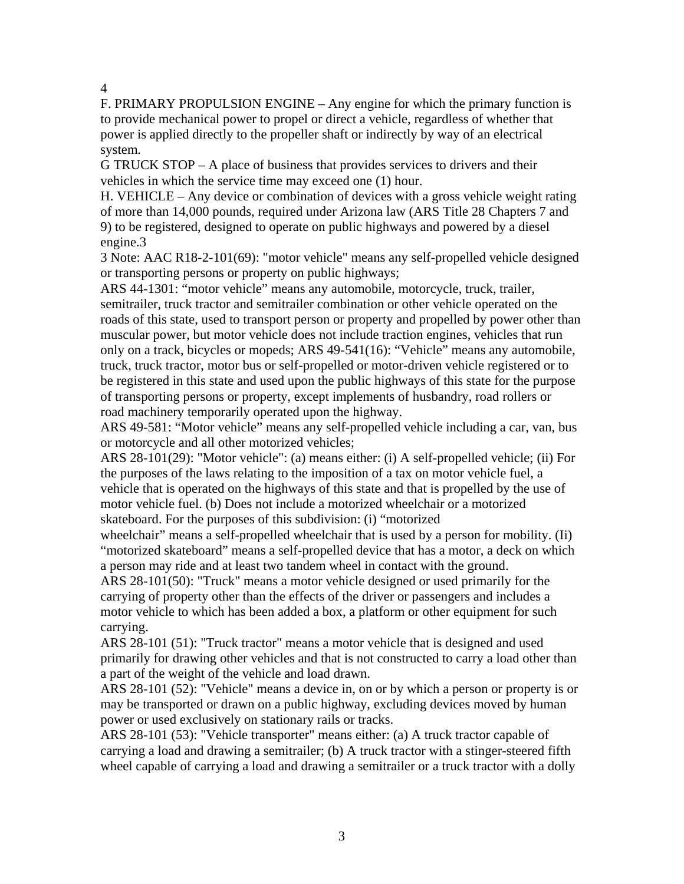4

F. PRIMARY PROPULSION ENGINE – Any engine for which the primary function is to provide mechanical power to propel or direct a vehicle, regardless of whether that power is applied directly to the propeller shaft or indirectly by way of an electrical system.

G TRUCK STOP – A place of business that provides services to drivers and their vehicles in which the service time may exceed one (1) hour.

H. VEHICLE – Any device or combination of devices with a gross vehicle weight rating of more than 14,000 pounds, required under Arizona law (ARS Title 28 Chapters 7 and 9) to be registered, designed to operate on public highways and powered by a diesel engine.[3]

[3] Note: AAC R18-2-101(69): "motor vehicle" means any self-propelled vehicle designed or transporting persons or property on public highways;

ARS 44-1301: "motor vehicle" means any automobile, motorcycle, truck, trailer, semitrailer, truck tractor and semitrailer combination or other vehicle operated on the roads of this state, used to transport person or property and propelled by power other than muscular power, but motor vehicle does not include traction engines, vehicles that run only on a track, bicycles or mopeds; ARS 49-541(16): "Vehicle" means any automobile, truck, truck tractor, motor bus or self-propelled or motor-driven vehicle registered or to be registered in this state and used upon the public highways of this state for the purpose of transporting persons or property, except implements of husbandry, road rollers or road machinery temporarily operated upon the highway.

ARS 49-581: "Motor vehicle" means any self-propelled vehicle including a car, van, bus or motorcycle and all other motorized vehicles;

ARS 28-101(29): "Motor vehicle": (a) means either: (i) A self-propelled vehicle; (ii) For the purposes of the laws relating to the imposition of a tax on motor vehicle fuel, a vehicle that is operated on the highways of this state and that is propelled by the use of motor vehicle fuel. (b) Does not include a motorized wheelchair or a motorized skateboard. For the purposes of this subdivision: (i) "motorized wheelchair" means a self-propelled wheelchair that is used by a person for mobility. (Ii) "motorized skateboard" means a self-propelled device that has a motor, a deck on which a person may ride and at least two tandem wheel in contact with the ground.

ARS 28-101(50): "Truck" means a motor vehicle designed or used primarily for the carrying of property other than the effects of the driver or passengers and includes a motor vehicle to which has been added a box, a platform or other equipment for such carrying.

ARS 28-101 (51): "Truck tractor" means a motor vehicle that is designed and used primarily for drawing other vehicles and that is not constructed to carry a load other than a part of the weight of the vehicle and load drawn.

ARS 28-101 (52): "Vehicle" means a device in, on or by which a person or property is or may be transported or drawn on a public highway, excluding devices moved by human power or used exclusively on stationary rails or tracks.

ARS 28-101 (53): "Vehicle transporter" means either: (a) A truck tractor capable of carrying a load and drawing a semitrailer; (b) A truck tractor with a stinger-steered fifth wheel capable of carrying a load and drawing a semitrailer or a truck tractor with a dolly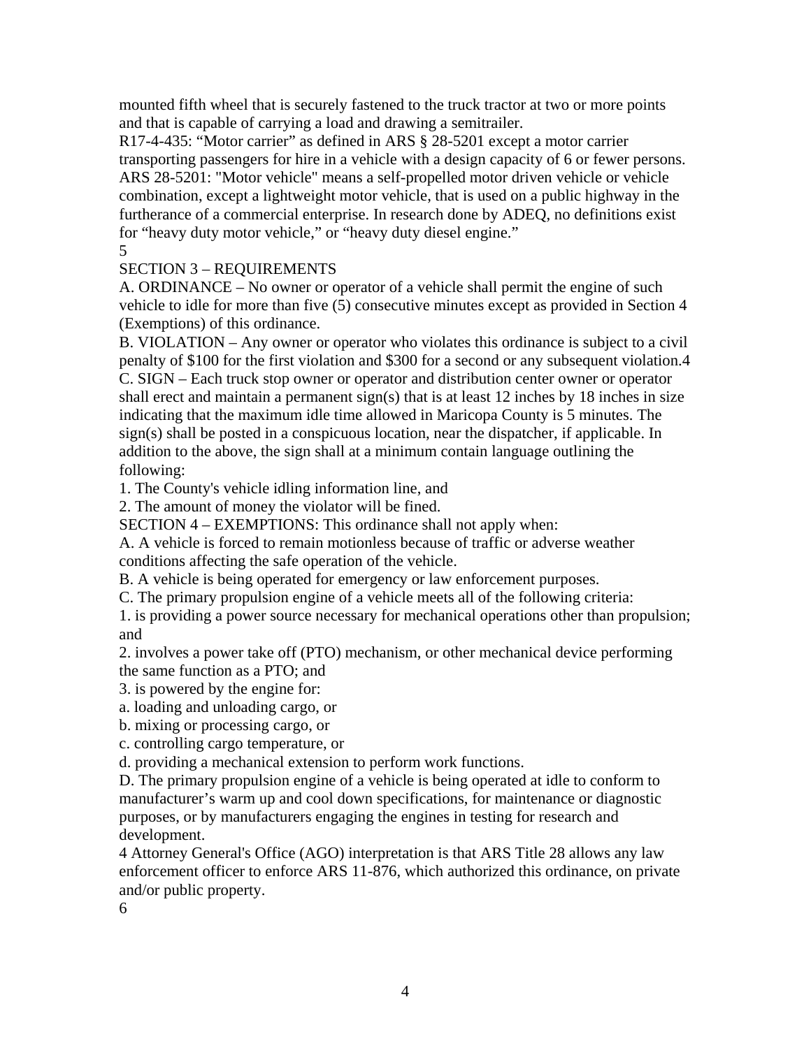mounted fifth wheel that is securely fastened to the truck tractor at two or more points and that is capable of carrying a load and drawing a semitrailer.

R17-4-435: "Motor carrier" as defined in ARS § 28-5201 except a motor carrier transporting passengers for hire in a vehicle with a design capacity of 6 or fewer persons.

ARS 28-5201: "Motor vehicle" means a self-propelled motor driven vehicle or vehicle combination, except a lightweight motor vehicle, that is used on a public highway in the furtherance of a commercial enterprise. In research done by ADEQ, no definitions exist for "heavy duty motor vehicle," or "heavy duty diesel engine."

5

## SECTION 3 – REQUIREMENTS

A. ORDINANCE – No owner or operator of a vehicle shall permit the engine of such vehicle to idle for more than five (5) consecutive minutes except as provided in Section 4 (Exemptions) of this ordinance.

B. VIOLATION – Any owner or operator who violates this ordinance is subject to a civil penalty of $100 for the first violation and $300 for a second or any subsequent violation.[4]

C. SIGN – Each truck stop owner or operator and distribution center owner or operator shall erect and maintain a permanent sign(s) that is at least 12 inches by 18 inches in size indicating that the maximum idle time allowed in Maricopa County is 5 minutes. The sign(s) shall be posted in a conspicuous location, near the dispatcher, if applicable. In addition to the above, the sign shall at a minimum contain language outlining the following:

1. The County's vehicle idling information line, and
2. The amount of money the violator will be fined.

## SECTION 4 – EXEMPTIONS: This ordinance shall not apply when:

A. A vehicle is forced to remain motionless because of traffic or adverse weather conditions affecting the safe operation of the vehicle.

B. A vehicle is being operated for emergency or law enforcement purposes.

C. The primary propulsion engine of a vehicle meets all of the following criteria:

1. is providing a power source necessary for mechanical operations other than propulsion; and
2. involves a power take off (PTO) mechanism, or other mechanical device performing the same function as a PTO; and
3. is powered by the engine for:
   a. loading and unloading cargo, or
   b. mixing or processing cargo, or
   c. controlling cargo temperature, or
   d. providing a mechanical extension to perform work functions.

D. The primary propulsion engine of a vehicle is being operated at idle to conform to manufacturer's warm up and cool down specifications, for maintenance or diagnostic purposes, or by manufacturers engaging the engines in testing for research and development.

[4] Attorney General's Office (AGO) interpretation is that ARS Title 28 allows any law enforcement officer to enforce ARS 11-876, which authorized this ordinance, on private and/or public property.

6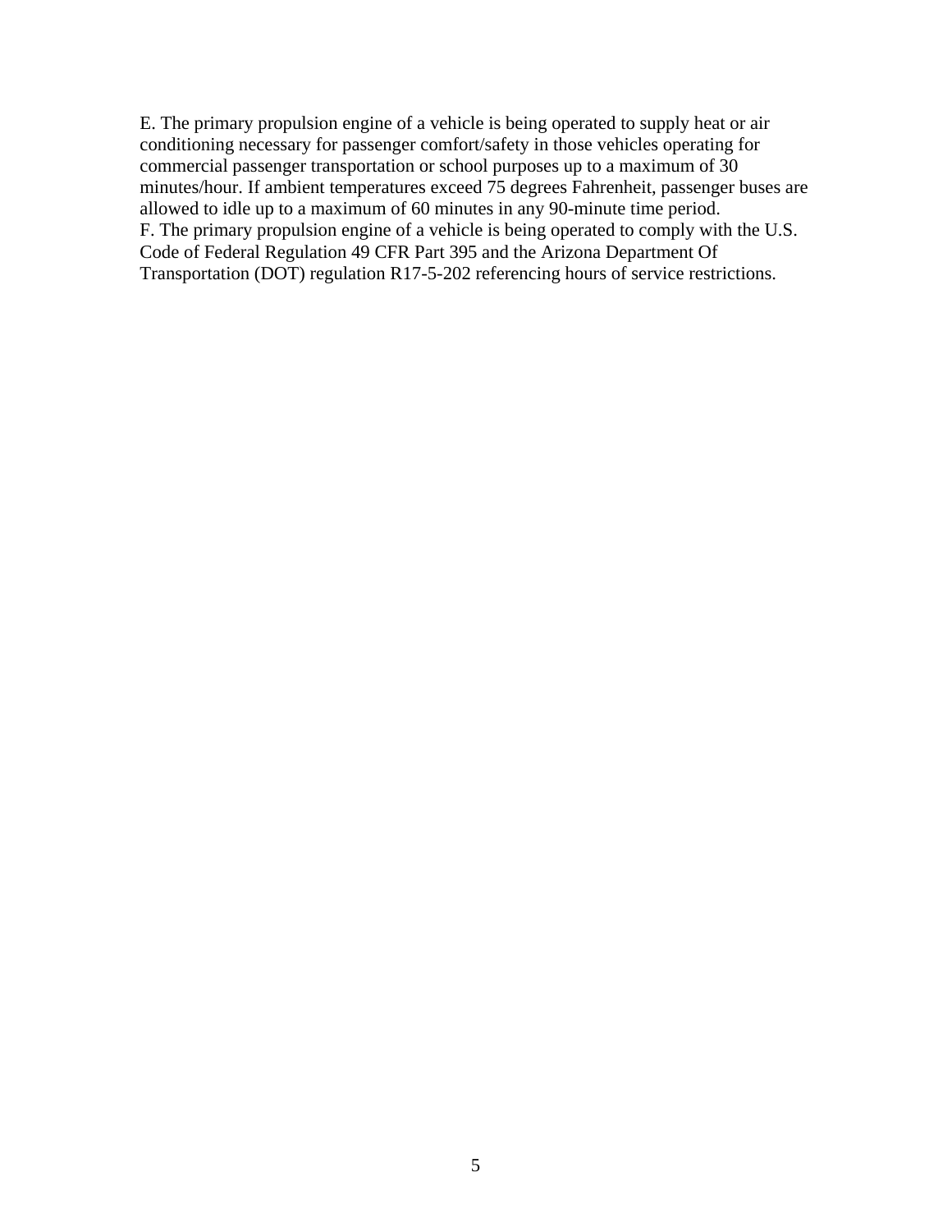E. The primary propulsion engine of a vehicle is being operated to supply heat or air conditioning necessary for passenger comfort/safety in those vehicles operating for commercial passenger transportation or school purposes up to a maximum of 30 minutes/hour. If ambient temperatures exceed 75 degrees Fahrenheit, passenger buses are allowed to idle up to a maximum of 60 minutes in any 90-minute time period.

F. The primary propulsion engine of a vehicle is being operated to comply with the U.S. Code of Federal Regulation 49 CFR Part 395 and the Arizona Department Of Transportation (DOT) regulation R17-5-202 referencing hours of service restrictions.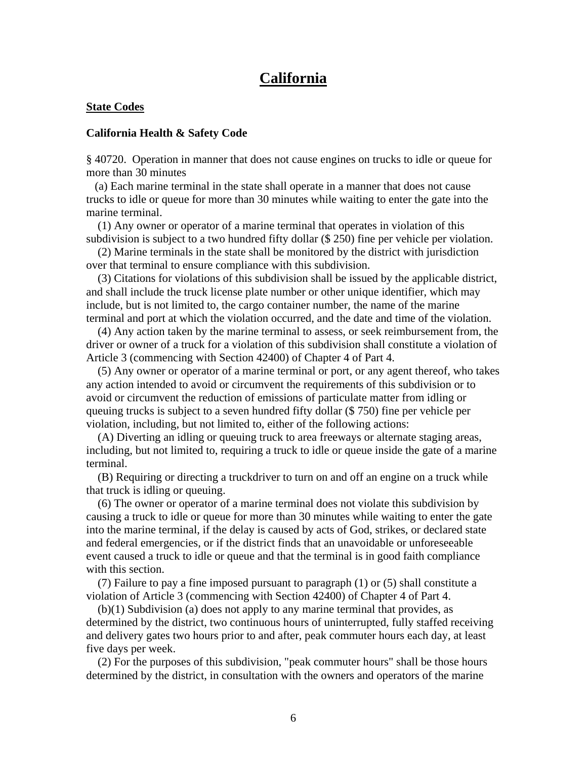# California

**State Codes**

**California Health & Safety Code**

§ 40720. Operation in manner that does not cause engines on trucks to idle or queue for more than 30 minutes

(a) Each marine terminal in the state shall operate in a manner that does not cause trucks to idle or queue for more than 30 minutes while waiting to enter the gate into the marine terminal.

(1) Any owner or operator of a marine terminal that operates in violation of this subdivision is subject to a two hundred fifty dollar ($ 250) fine per vehicle per violation.

(2) Marine terminals in the state shall be monitored by the district with jurisdiction over that terminal to ensure compliance with this subdivision.

(3) Citations for violations of this subdivision shall be issued by the applicable district, and shall include the truck license plate number or other unique identifier, which may include, but is not limited to, the cargo container number, the name of the marine terminal and port at which the violation occurred, and the date and time of the violation.

(4) Any action taken by the marine terminal to assess, or seek reimbursement from, the driver or owner of a truck for a violation of this subdivision shall constitute a violation of Article 3 (commencing with Section 42400) of Chapter 4 of Part 4.

(5) Any owner or operator of a marine terminal or port, or any agent thereof, who takes any action intended to avoid or circumvent the requirements of this subdivision or to avoid or circumvent the reduction of emissions of particulate matter from idling or queuing trucks is subject to a seven hundred fifty dollar ($ 750) fine per vehicle per violation, including, but not limited to, either of the following actions:

(A) Diverting an idling or queuing truck to area freeways or alternate staging areas, including, but not limited to, requiring a truck to idle or queue inside the gate of a marine terminal.

(B) Requiring or directing a truckdriver to turn on and off an engine on a truck while that truck is idling or queuing.

(6) The owner or operator of a marine terminal does not violate this subdivision by causing a truck to idle or queue for more than 30 minutes while waiting to enter the gate into the marine terminal, if the delay is caused by acts of God, strikes, or declared state and federal emergencies, or if the district finds that an unavoidable or unforeseeable event caused a truck to idle or queue and that the terminal is in good faith compliance with this section.

(7) Failure to pay a fine imposed pursuant to paragraph (1) or (5) shall constitute a violation of Article 3 (commencing with Section 42400) of Chapter 4 of Part 4.

(b)(1) Subdivision (a) does not apply to any marine terminal that provides, as determined by the district, two continuous hours of uninterrupted, fully staffed receiving and delivery gates two hours prior to and after, peak commuter hours each day, at least five days per week.

(2) For the purposes of this subdivision, "peak commuter hours" shall be those hours determined by the district, in consultation with the owners and operators of the marine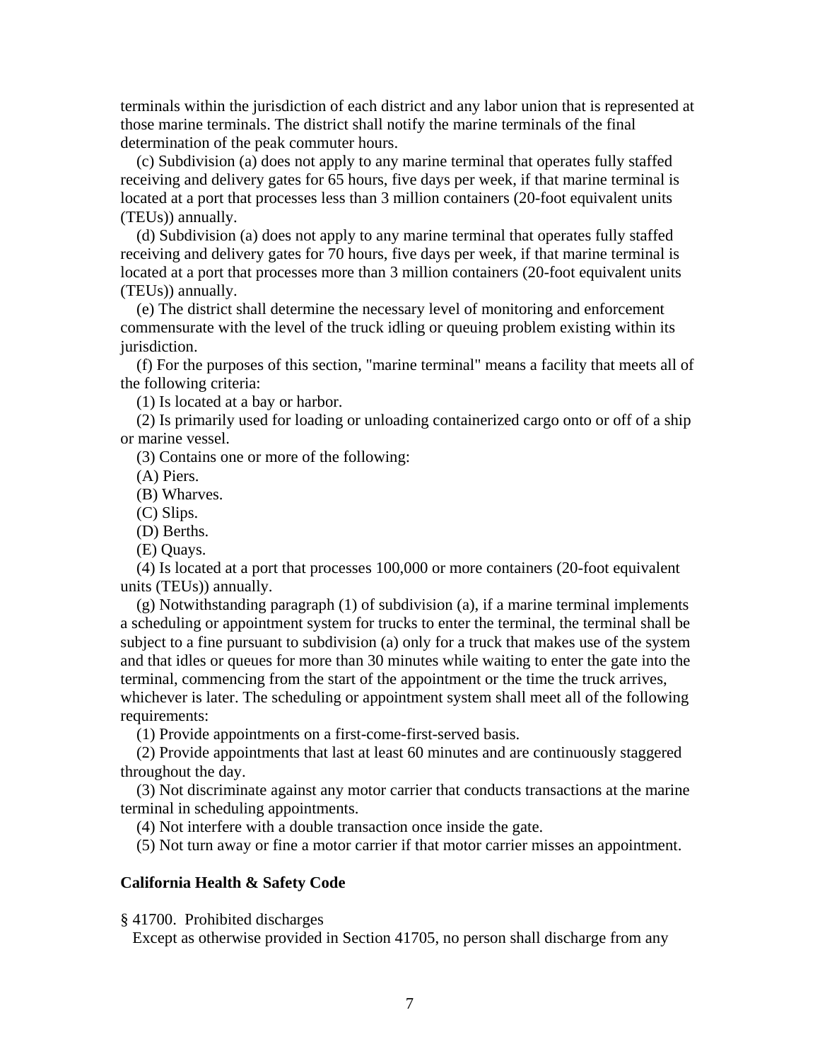terminals within the jurisdiction of each district and any labor union that is represented at those marine terminals. The district shall notify the marine terminals of the final determination of the peak commuter hours.

(c) Subdivision (a) does not apply to any marine terminal that operates fully staffed receiving and delivery gates for 65 hours, five days per week, if that marine terminal is located at a port that processes less than 3 million containers (20-foot equivalent units (TEUs)) annually.

(d) Subdivision (a) does not apply to any marine terminal that operates fully staffed receiving and delivery gates for 70 hours, five days per week, if that marine terminal is located at a port that processes more than 3 million containers (20-foot equivalent units (TEUs)) annually.

(e) The district shall determine the necessary level of monitoring and enforcement commensurate with the level of the truck idling or queuing problem existing within its jurisdiction.

(f) For the purposes of this section, "marine terminal" means a facility that meets all of the following criteria:

(1) Is located at a bay or harbor.

(2) Is primarily used for loading or unloading containerized cargo onto or off of a ship or marine vessel.

(3) Contains one or more of the following:

(A) Piers.

(B) Wharves.

(C) Slips.

(D) Berths.

(E) Quays.

(4) Is located at a port that processes 100,000 or more containers (20-foot equivalent units (TEUs)) annually.

(g) Notwithstanding paragraph (1) of subdivision (a), if a marine terminal implements a scheduling or appointment system for trucks to enter the terminal, the terminal shall be subject to a fine pursuant to subdivision (a) only for a truck that makes use of the system and that idles or queues for more than 30 minutes while waiting to enter the gate into the terminal, commencing from the start of the appointment or the time the truck arrives, whichever is later. The scheduling or appointment system shall meet all of the following requirements:

(1) Provide appointments on a first-come-first-served basis.

(2) Provide appointments that last at least 60 minutes and are continuously staggered throughout the day.

(3) Not discriminate against any motor carrier that conducts transactions at the marine terminal in scheduling appointments.

(4) Not interfere with a double transaction once inside the gate.

(5) Not turn away or fine a motor carrier if that motor carrier misses an appointment.

**California Health & Safety Code**

§ 41700. Prohibited discharges

Except as otherwise provided in Section 41705, no person shall discharge from any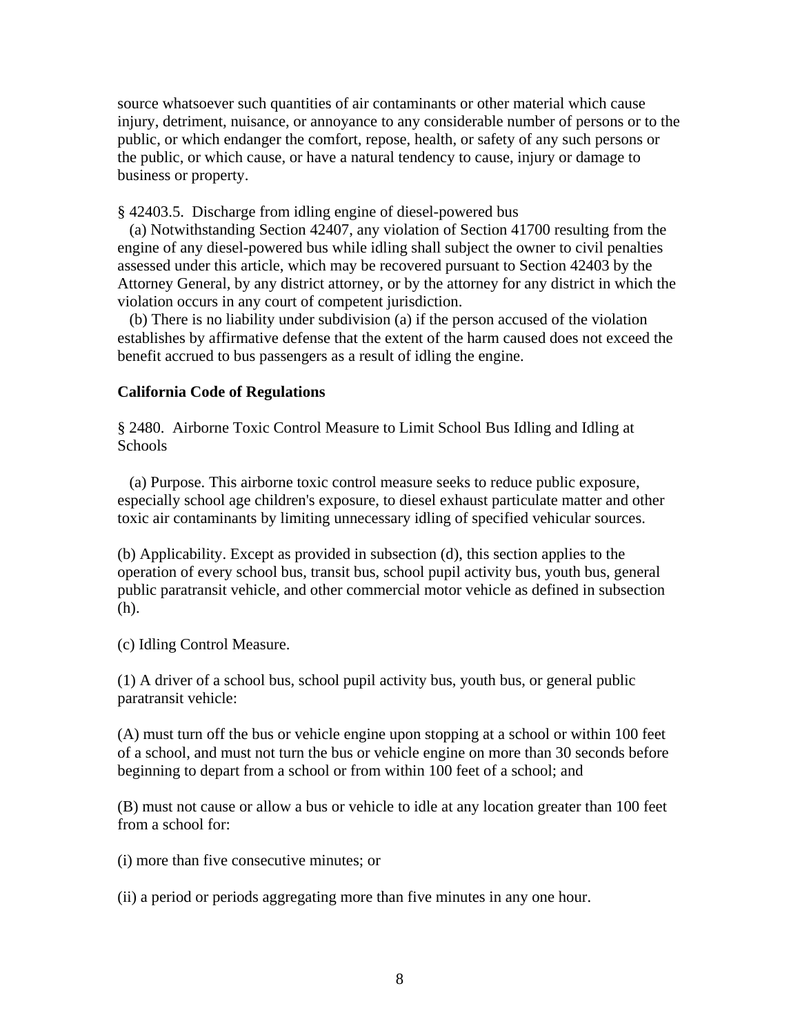source whatsoever such quantities of air contaminants or other material which cause injury, detriment, nuisance, or annoyance to any considerable number of persons or to the public, or which endanger the comfort, repose, health, or safety of any such persons or the public, or which cause, or have a natural tendency to cause, injury or damage to business or property.

§ 42403.5. Discharge from idling engine of diesel-powered bus

(a) Notwithstanding Section 42407, any violation of Section 41700 resulting from the engine of any diesel-powered bus while idling shall subject the owner to civil penalties assessed under this article, which may be recovered pursuant to Section 42403 by the Attorney General, by any district attorney, or by the attorney for any district in which the violation occurs in any court of competent jurisdiction.

(b) There is no liability under subdivision (a) if the person accused of the violation establishes by affirmative defense that the extent of the harm caused does not exceed the benefit accrued to bus passengers as a result of idling the engine.

**California Code of Regulations**

§ 2480. Airborne Toxic Control Measure to Limit School Bus Idling and Idling at Schools

(a) Purpose. This airborne toxic control measure seeks to reduce public exposure, especially school age children's exposure, to diesel exhaust particulate matter and other toxic air contaminants by limiting unnecessary idling of specified vehicular sources.

(b) Applicability. Except as provided in subsection (d), this section applies to the operation of every school bus, transit bus, school pupil activity bus, youth bus, general public paratransit vehicle, and other commercial motor vehicle as defined in subsection (h).

(c) Idling Control Measure.

(1) A driver of a school bus, school pupil activity bus, youth bus, or general public paratransit vehicle:

(A) must turn off the bus or vehicle engine upon stopping at a school or within 100 feet of a school, and must not turn the bus or vehicle engine on more than 30 seconds before beginning to depart from a school or from within 100 feet of a school; and

(B) must not cause or allow a bus or vehicle to idle at any location greater than 100 feet from a school for:

(i) more than five consecutive minutes; or

(ii) a period or periods aggregating more than five minutes in any one hour.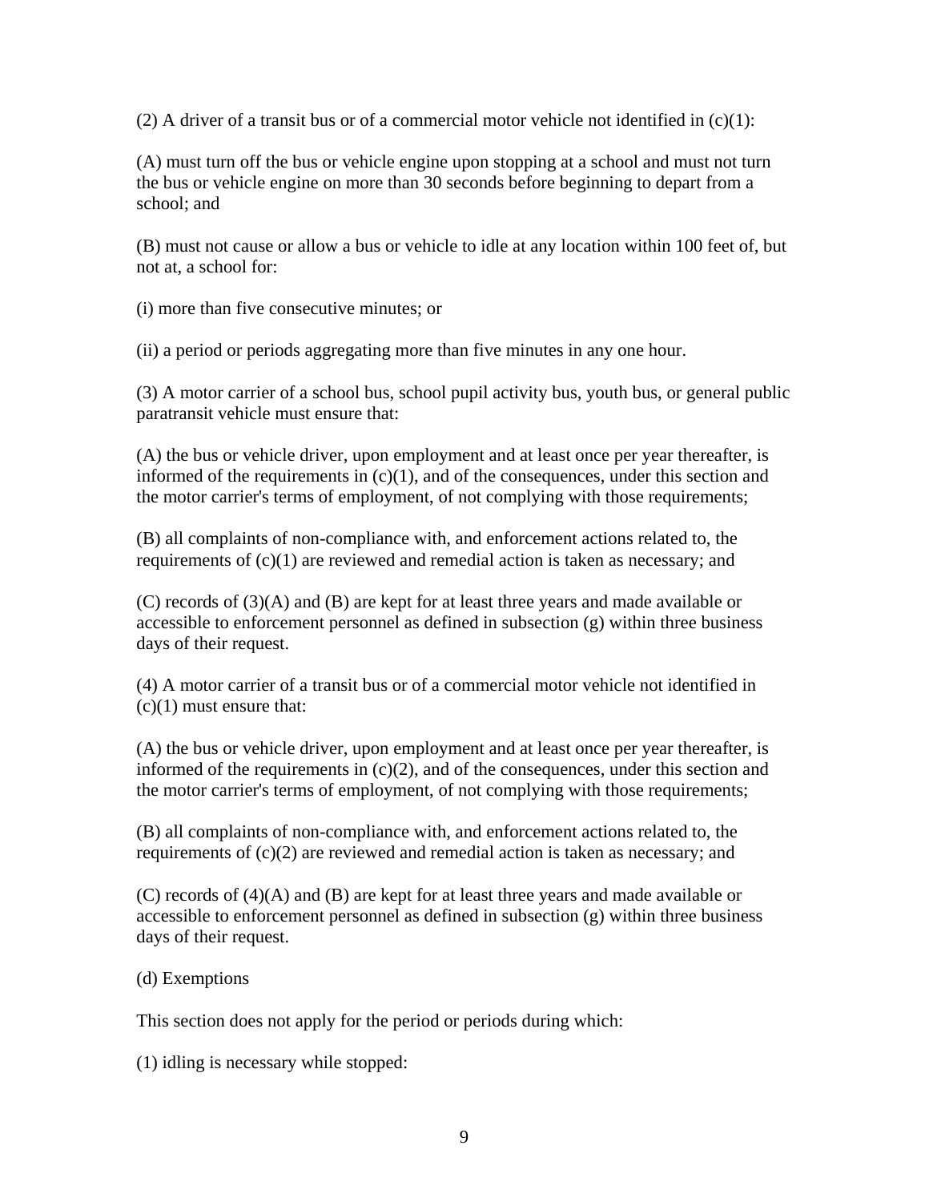(2) A driver of a transit bus or of a commercial motor vehicle not identified in (c)(1):

(A) must turn off the bus or vehicle engine upon stopping at a school and must not turn the bus or vehicle engine on more than 30 seconds before beginning to depart from a school; and

(B) must not cause or allow a bus or vehicle to idle at any location within 100 feet of, but not at, a school for:

(i) more than five consecutive minutes; or

(ii) a period or periods aggregating more than five minutes in any one hour.

(3) A motor carrier of a school bus, school pupil activity bus, youth bus, or general public paratransit vehicle must ensure that:

(A) the bus or vehicle driver, upon employment and at least once per year thereafter, is informed of the requirements in (c)(1), and of the consequences, under this section and the motor carrier's terms of employment, of not complying with those requirements;

(B) all complaints of non-compliance with, and enforcement actions related to, the requirements of (c)(1) are reviewed and remedial action is taken as necessary; and

(C) records of (3)(A) and (B) are kept for at least three years and made available or accessible to enforcement personnel as defined in subsection (g) within three business days of their request.

(4) A motor carrier of a transit bus or of a commercial motor vehicle not identified in (c)(1) must ensure that:

(A) the bus or vehicle driver, upon employment and at least once per year thereafter, is informed of the requirements in (c)(2), and of the consequences, under this section and the motor carrier's terms of employment, of not complying with those requirements;

(B) all complaints of non-compliance with, and enforcement actions related to, the requirements of (c)(2) are reviewed and remedial action is taken as necessary; and

(C) records of (4)(A) and (B) are kept for at least three years and made available or accessible to enforcement personnel as defined in subsection (g) within three business days of their request.

(d) Exemptions

This section does not apply for the period or periods during which:

(1) idling is necessary while stopped: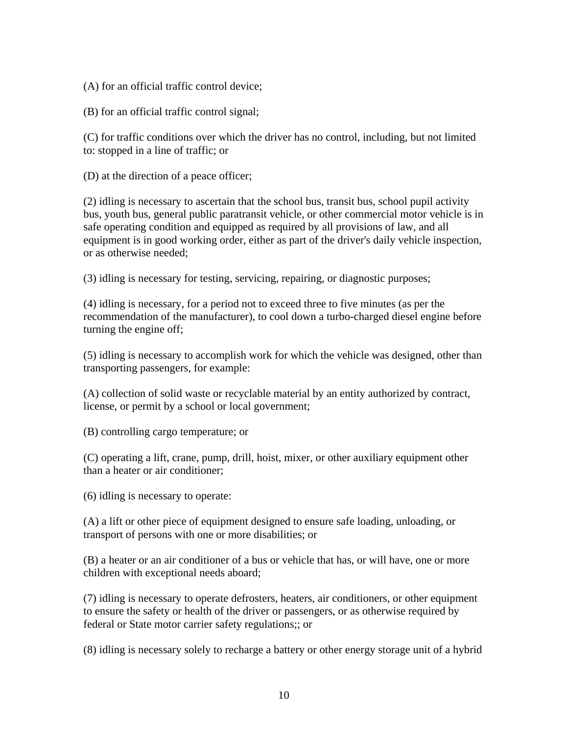(A) for an official traffic control device;

(B) for an official traffic control signal;

(C) for traffic conditions over which the driver has no control, including, but not limited to: stopped in a line of traffic; or

(D) at the direction of a peace officer;

(2) idling is necessary to ascertain that the school bus, transit bus, school pupil activity bus, youth bus, general public paratransit vehicle, or other commercial motor vehicle is in safe operating condition and equipped as required by all provisions of law, and all equipment is in good working order, either as part of the driver's daily vehicle inspection, or as otherwise needed;

(3) idling is necessary for testing, servicing, repairing, or diagnostic purposes;

(4) idling is necessary, for a period not to exceed three to five minutes (as per the recommendation of the manufacturer), to cool down a turbo-charged diesel engine before turning the engine off;

(5) idling is necessary to accomplish work for which the vehicle was designed, other than transporting passengers, for example:

(A) collection of solid waste or recyclable material by an entity authorized by contract, license, or permit by a school or local government;

(B) controlling cargo temperature; or

(C) operating a lift, crane, pump, drill, hoist, mixer, or other auxiliary equipment other than a heater or air conditioner;

(6) idling is necessary to operate:

(A) a lift or other piece of equipment designed to ensure safe loading, unloading, or transport of persons with one or more disabilities; or

(B) a heater or an air conditioner of a bus or vehicle that has, or will have, one or more children with exceptional needs aboard;

(7) idling is necessary to operate defrosters, heaters, air conditioners, or other equipment to ensure the safety or health of the driver or passengers, or as otherwise required by federal or State motor carrier safety regulations;; or

(8) idling is necessary solely to recharge a battery or other energy storage unit of a hybrid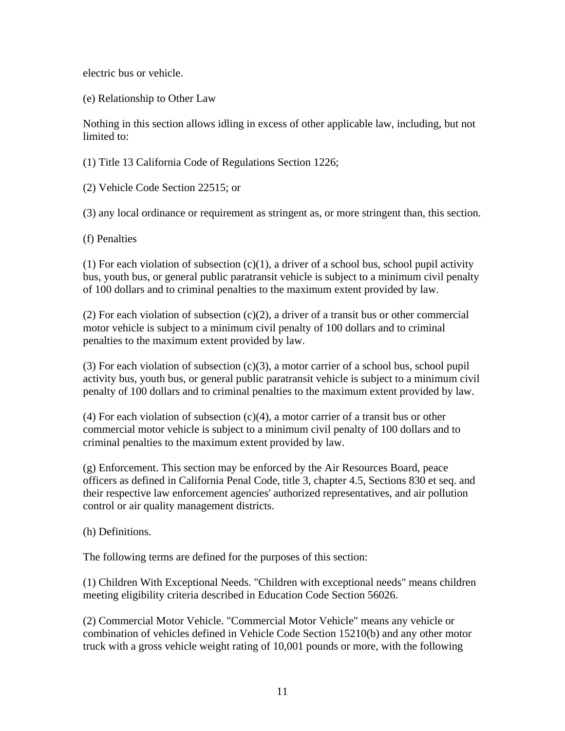electric bus or vehicle.

(e) Relationship to Other Law

Nothing in this section allows idling in excess of other applicable law, including, but not limited to:

(1) Title 13 California Code of Regulations Section 1226;

(2) Vehicle Code Section 22515; or

(3) any local ordinance or requirement as stringent as, or more stringent than, this section.

(f) Penalties

(1) For each violation of subsection (c)(1), a driver of a school bus, school pupil activity bus, youth bus, or general public paratransit vehicle is subject to a minimum civil penalty of 100 dollars and to criminal penalties to the maximum extent provided by law.

(2) For each violation of subsection (c)(2), a driver of a transit bus or other commercial motor vehicle is subject to a minimum civil penalty of 100 dollars and to criminal penalties to the maximum extent provided by law.

(3) For each violation of subsection (c)(3), a motor carrier of a school bus, school pupil activity bus, youth bus, or general public paratransit vehicle is subject to a minimum civil penalty of 100 dollars and to criminal penalties to the maximum extent provided by law.

(4) For each violation of subsection (c)(4), a motor carrier of a transit bus or other commercial motor vehicle is subject to a minimum civil penalty of 100 dollars and to criminal penalties to the maximum extent provided by law.

(g) Enforcement. This section may be enforced by the Air Resources Board, peace officers as defined in California Penal Code, title 3, chapter 4.5, Sections 830 et seq. and their respective law enforcement agencies' authorized representatives, and air pollution control or air quality management districts.

(h) Definitions.

The following terms are defined for the purposes of this section:

(1) Children With Exceptional Needs. "Children with exceptional needs" means children meeting eligibility criteria described in Education Code Section 56026.

(2) Commercial Motor Vehicle. "Commercial Motor Vehicle" means any vehicle or combination of vehicles defined in Vehicle Code Section 15210(b) and any other motor truck with a gross vehicle weight rating of 10,001 pounds or more, with the following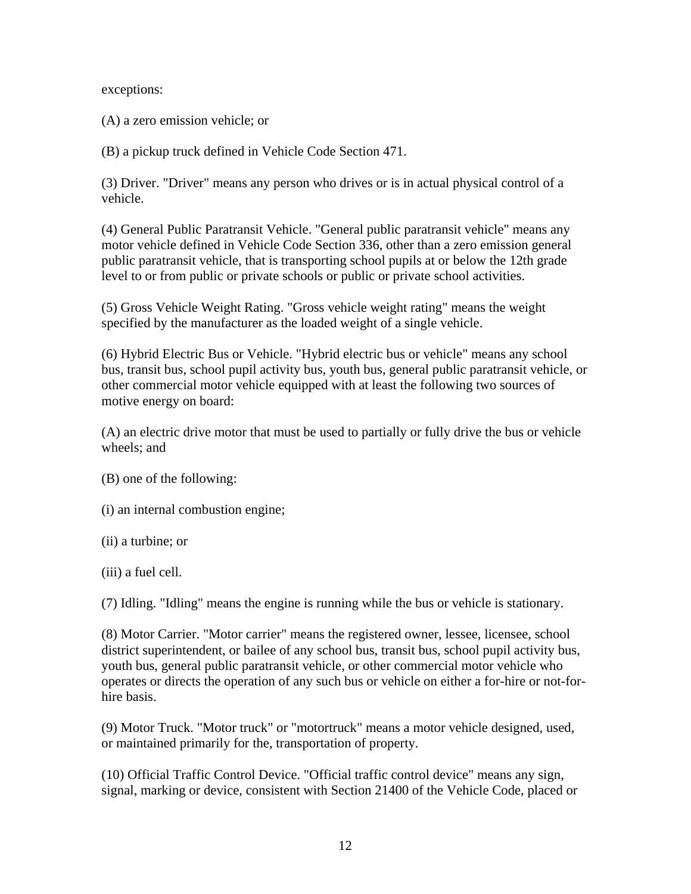exceptions:

(A) a zero emission vehicle; or

(B) a pickup truck defined in Vehicle Code Section 471.

(3) Driver. "Driver" means any person who drives or is in actual physical control of a vehicle.

(4) General Public Paratransit Vehicle. "General public paratransit vehicle" means any motor vehicle defined in Vehicle Code Section 336, other than a zero emission general public paratransit vehicle, that is transporting school pupils at or below the 12th grade level to or from public or private schools or public or private school activities.

(5) Gross Vehicle Weight Rating. "Gross vehicle weight rating" means the weight specified by the manufacturer as the loaded weight of a single vehicle.

(6) Hybrid Electric Bus or Vehicle. "Hybrid electric bus or vehicle" means any school bus, transit bus, school pupil activity bus, youth bus, general public paratransit vehicle, or other commercial motor vehicle equipped with at least the following two sources of motive energy on board:

(A) an electric drive motor that must be used to partially or fully drive the bus or vehicle wheels; and

(B) one of the following:

(i) an internal combustion engine;

(ii) a turbine; or

(iii) a fuel cell.

(7) Idling. "Idling" means the engine is running while the bus or vehicle is stationary.

(8) Motor Carrier. "Motor carrier" means the registered owner, lessee, licensee, school district superintendent, or bailee of any school bus, transit bus, school pupil activity bus, youth bus, general public paratransit vehicle, or other commercial motor vehicle who operates or directs the operation of any such bus or vehicle on either a for-hire or not-for-hire basis.

(9) Motor Truck. "Motor truck" or "motortruck" means a motor vehicle designed, used, or maintained primarily for the, transportation of property.

(10) Official Traffic Control Device. "Official traffic control device" means any sign, signal, marking or device, consistent with Section 21400 of the Vehicle Code, placed or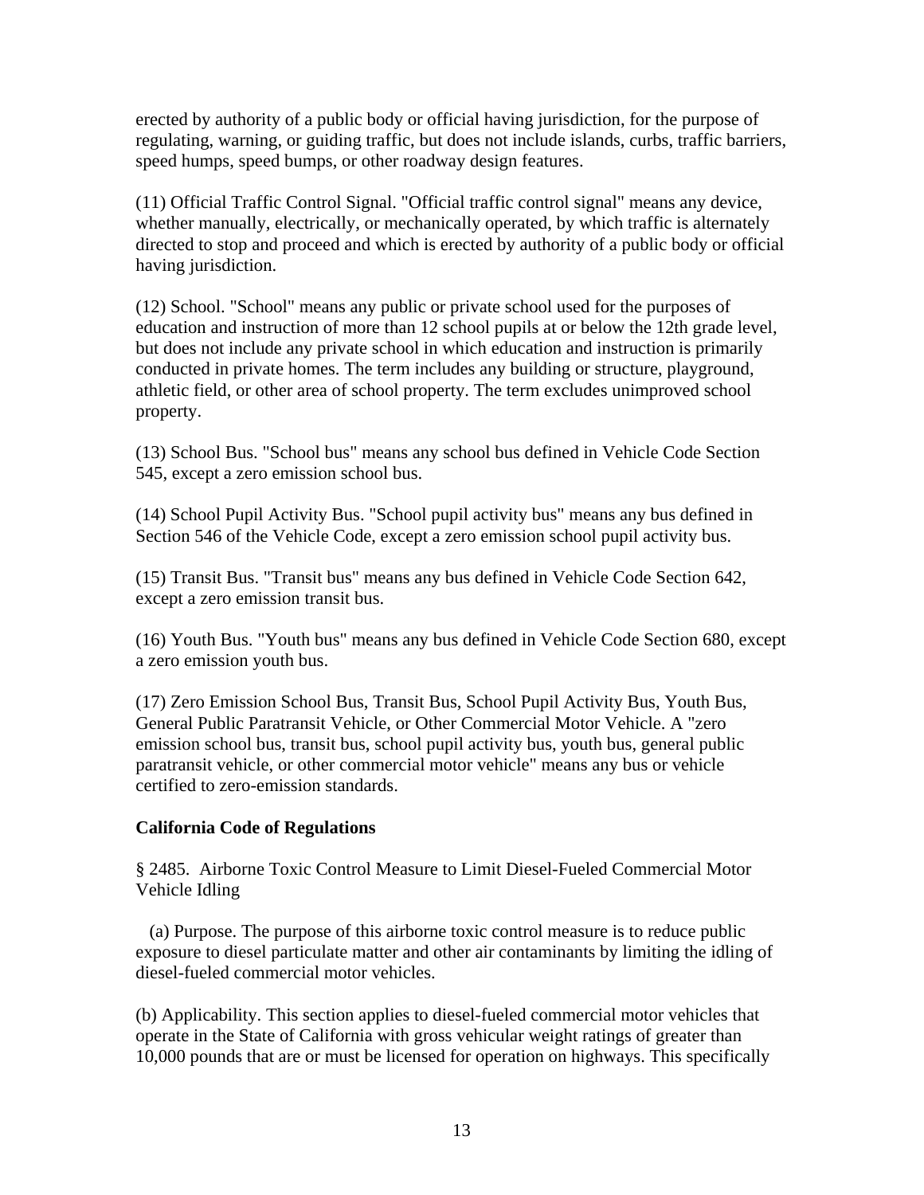erected by authority of a public body or official having jurisdiction, for the purpose of regulating, warning, or guiding traffic, but does not include islands, curbs, traffic barriers, speed humps, speed bumps, or other roadway design features.

(11) Official Traffic Control Signal. "Official traffic control signal" means any device, whether manually, electrically, or mechanically operated, by which traffic is alternately directed to stop and proceed and which is erected by authority of a public body or official having jurisdiction.

(12) School. "School" means any public or private school used for the purposes of education and instruction of more than 12 school pupils at or below the 12th grade level, but does not include any private school in which education and instruction is primarily conducted in private homes. The term includes any building or structure, playground, athletic field, or other area of school property. The term excludes unimproved school property.

(13) School Bus. "School bus" means any school bus defined in Vehicle Code Section 545, except a zero emission school bus.

(14) School Pupil Activity Bus. "School pupil activity bus" means any bus defined in Section 546 of the Vehicle Code, except a zero emission school pupil activity bus.

(15) Transit Bus. "Transit bus" means any bus defined in Vehicle Code Section 642, except a zero emission transit bus.

(16) Youth Bus. "Youth bus" means any bus defined in Vehicle Code Section 680, except a zero emission youth bus.

(17) Zero Emission School Bus, Transit Bus, School Pupil Activity Bus, Youth Bus, General Public Paratransit Vehicle, or Other Commercial Motor Vehicle. A "zero emission school bus, transit bus, school pupil activity bus, youth bus, general public paratransit vehicle, or other commercial motor vehicle" means any bus or vehicle certified to zero-emission standards.

**California Code of Regulations**

§ 2485. Airborne Toxic Control Measure to Limit Diesel-Fueled Commercial Motor Vehicle Idling

(a) Purpose. The purpose of this airborne toxic control measure is to reduce public exposure to diesel particulate matter and other air contaminants by limiting the idling of diesel-fueled commercial motor vehicles.

(b) Applicability. This section applies to diesel-fueled commercial motor vehicles that operate in the State of California with gross vehicular weight ratings of greater than 10,000 pounds that are or must be licensed for operation on highways. This specifically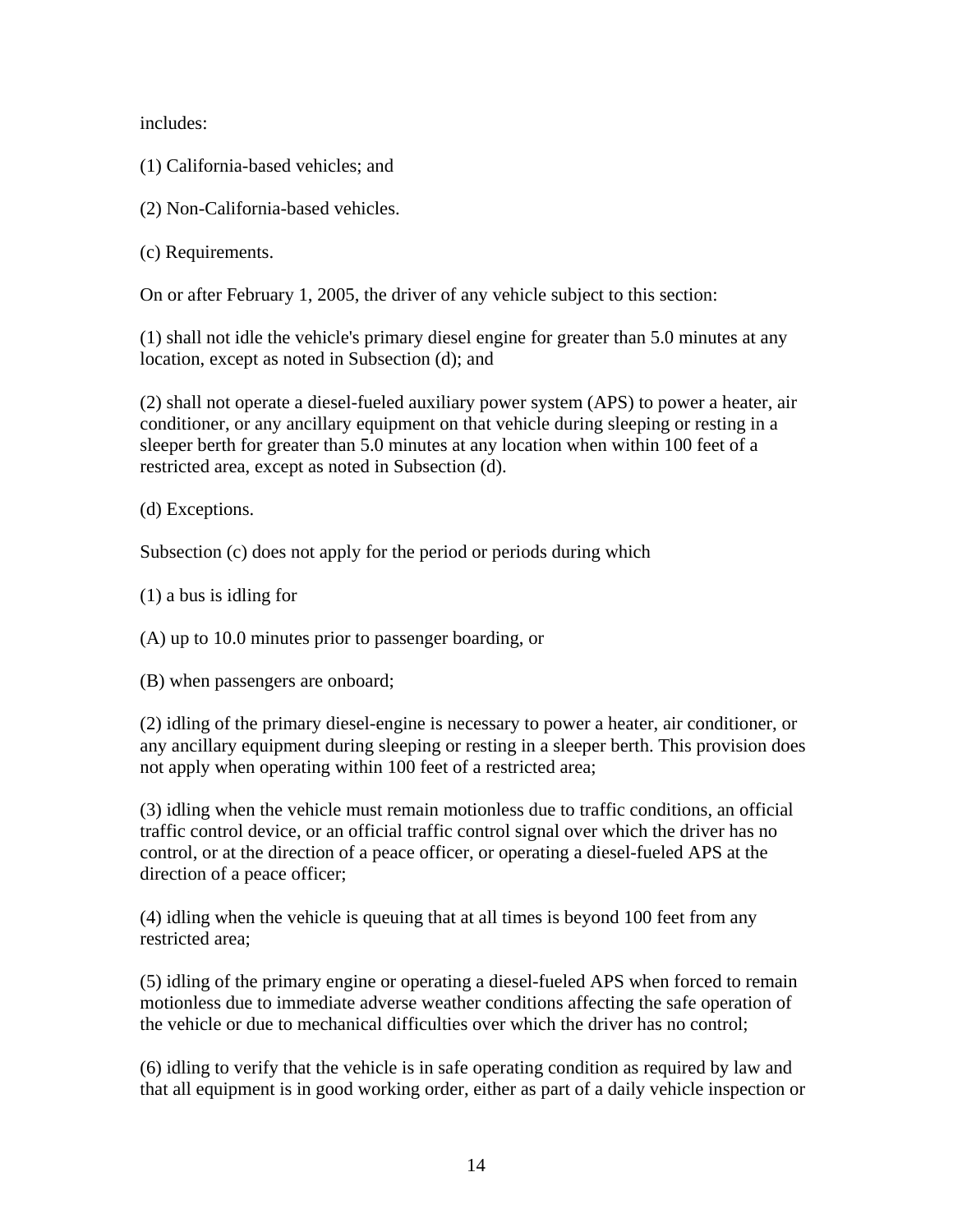includes:

(1) California-based vehicles; and

(2) Non-California-based vehicles.

(c) Requirements.

On or after February 1, 2005, the driver of any vehicle subject to this section:

(1) shall not idle the vehicle's primary diesel engine for greater than 5.0 minutes at any location, except as noted in Subsection (d); and

(2) shall not operate a diesel-fueled auxiliary power system (APS) to power a heater, air conditioner, or any ancillary equipment on that vehicle during sleeping or resting in a sleeper berth for greater than 5.0 minutes at any location when within 100 feet of a restricted area, except as noted in Subsection (d).

(d) Exceptions.

Subsection (c) does not apply for the period or periods during which

(1) a bus is idling for

(A) up to 10.0 minutes prior to passenger boarding, or

(B) when passengers are onboard;

(2) idling of the primary diesel-engine is necessary to power a heater, air conditioner, or any ancillary equipment during sleeping or resting in a sleeper berth. This provision does not apply when operating within 100 feet of a restricted area;

(3) idling when the vehicle must remain motionless due to traffic conditions, an official traffic control device, or an official traffic control signal over which the driver has no control, or at the direction of a peace officer, or operating a diesel-fueled APS at the direction of a peace officer;

(4) idling when the vehicle is queuing that at all times is beyond 100 feet from any restricted area;

(5) idling of the primary engine or operating a diesel-fueled APS when forced to remain motionless due to immediate adverse weather conditions affecting the safe operation of the vehicle or due to mechanical difficulties over which the driver has no control;

(6) idling to verify that the vehicle is in safe operating condition as required by law and that all equipment is in good working order, either as part of a daily vehicle inspection or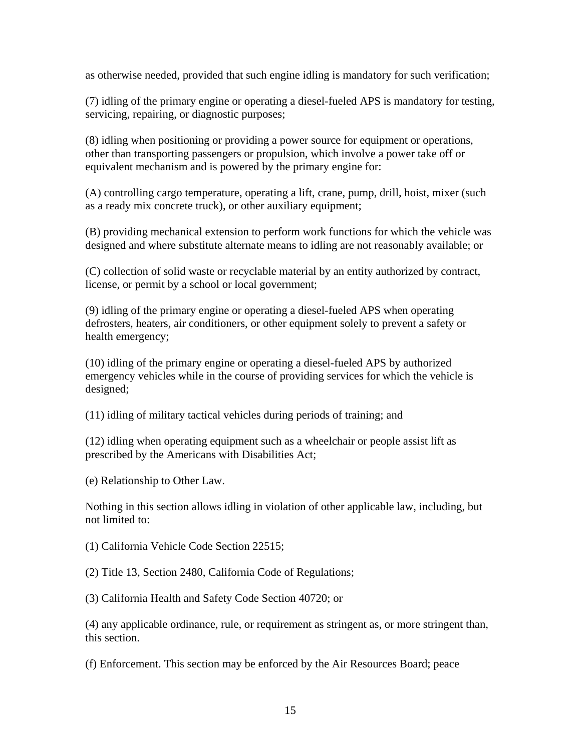as otherwise needed, provided that such engine idling is mandatory for such verification;

(7) idling of the primary engine or operating a diesel-fueled APS is mandatory for testing, servicing, repairing, or diagnostic purposes;

(8) idling when positioning or providing a power source for equipment or operations, other than transporting passengers or propulsion, which involve a power take off or equivalent mechanism and is powered by the primary engine for:

(A) controlling cargo temperature, operating a lift, crane, pump, drill, hoist, mixer (such as a ready mix concrete truck), or other auxiliary equipment;

(B) providing mechanical extension to perform work functions for which the vehicle was designed and where substitute alternate means to idling are not reasonably available; or

(C) collection of solid waste or recyclable material by an entity authorized by contract, license, or permit by a school or local government;

(9) idling of the primary engine or operating a diesel-fueled APS when operating defrosters, heaters, air conditioners, or other equipment solely to prevent a safety or health emergency;

(10) idling of the primary engine or operating a diesel-fueled APS by authorized emergency vehicles while in the course of providing services for which the vehicle is designed;

(11) idling of military tactical vehicles during periods of training; and

(12) idling when operating equipment such as a wheelchair or people assist lift as prescribed by the Americans with Disabilities Act;

(e) Relationship to Other Law.

Nothing in this section allows idling in violation of other applicable law, including, but not limited to:

(1) California Vehicle Code Section 22515;

(2) Title 13, Section 2480, California Code of Regulations;

(3) California Health and Safety Code Section 40720; or

(4) any applicable ordinance, rule, or requirement as stringent as, or more stringent than, this section.

(f) Enforcement. This section may be enforced by the Air Resources Board; peace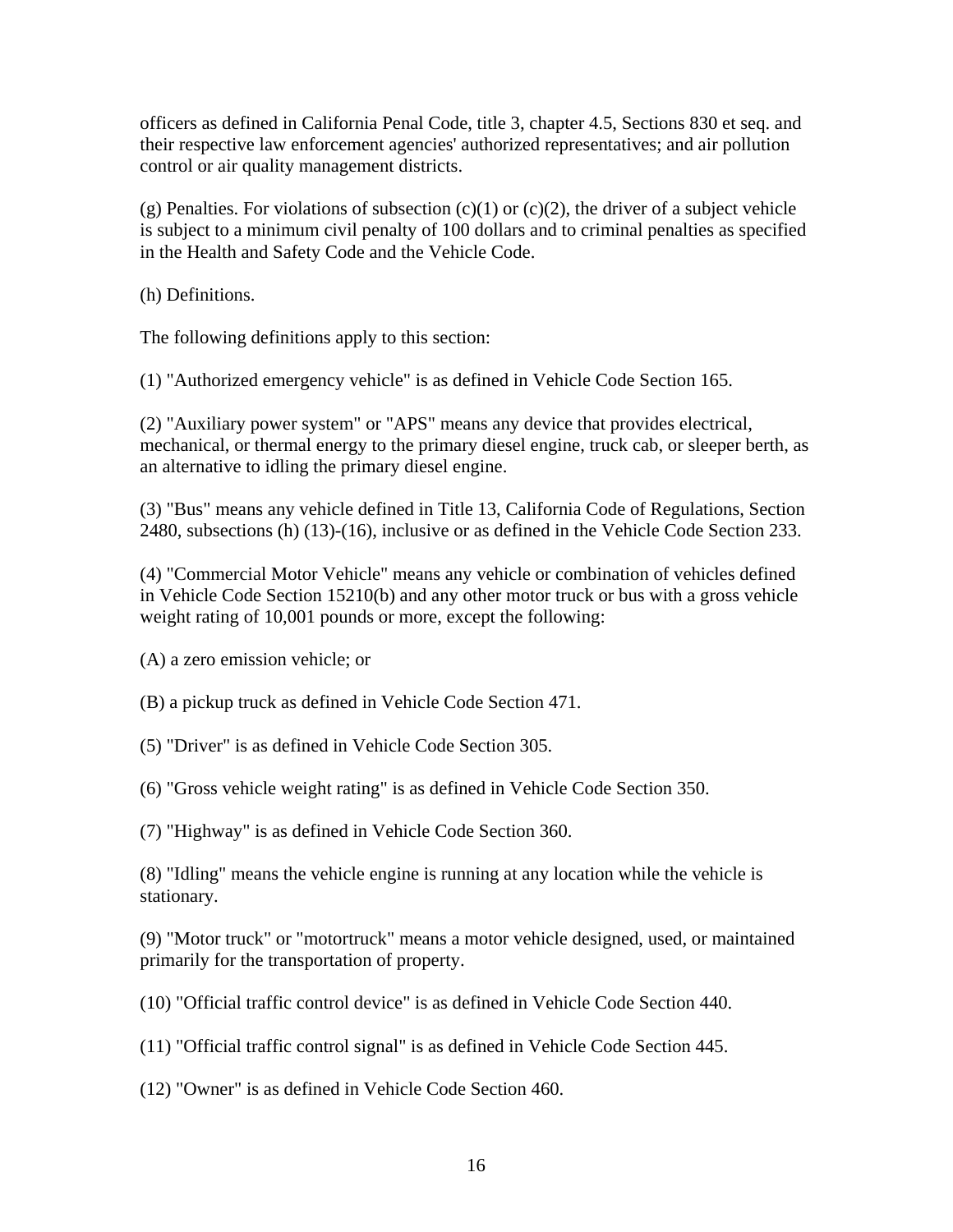officers as defined in California Penal Code, title 3, chapter 4.5, Sections 830 et seq. and their respective law enforcement agencies' authorized representatives; and air pollution control or air quality management districts.

(g) Penalties. For violations of subsection (c)(1) or (c)(2), the driver of a subject vehicle is subject to a minimum civil penalty of 100 dollars and to criminal penalties as specified in the Health and Safety Code and the Vehicle Code.

(h) Definitions.

The following definitions apply to this section:

(1) "Authorized emergency vehicle" is as defined in Vehicle Code Section 165.

(2) "Auxiliary power system" or "APS" means any device that provides electrical, mechanical, or thermal energy to the primary diesel engine, truck cab, or sleeper berth, as an alternative to idling the primary diesel engine.

(3) "Bus" means any vehicle defined in Title 13, California Code of Regulations, Section 2480, subsections (h) (13)-(16), inclusive or as defined in the Vehicle Code Section 233.

(4) "Commercial Motor Vehicle" means any vehicle or combination of vehicles defined in Vehicle Code Section 15210(b) and any other motor truck or bus with a gross vehicle weight rating of 10,001 pounds or more, except the following:

(A) a zero emission vehicle; or

(B) a pickup truck as defined in Vehicle Code Section 471.

(5) "Driver" is as defined in Vehicle Code Section 305.

(6) "Gross vehicle weight rating" is as defined in Vehicle Code Section 350.

(7) "Highway" is as defined in Vehicle Code Section 360.

(8) "Idling" means the vehicle engine is running at any location while the vehicle is stationary.

(9) "Motor truck" or "motortruck" means a motor vehicle designed, used, or maintained primarily for the transportation of property.

(10) "Official traffic control device" is as defined in Vehicle Code Section 440.

(11) "Official traffic control signal" is as defined in Vehicle Code Section 445.

(12) "Owner" is as defined in Vehicle Code Section 460.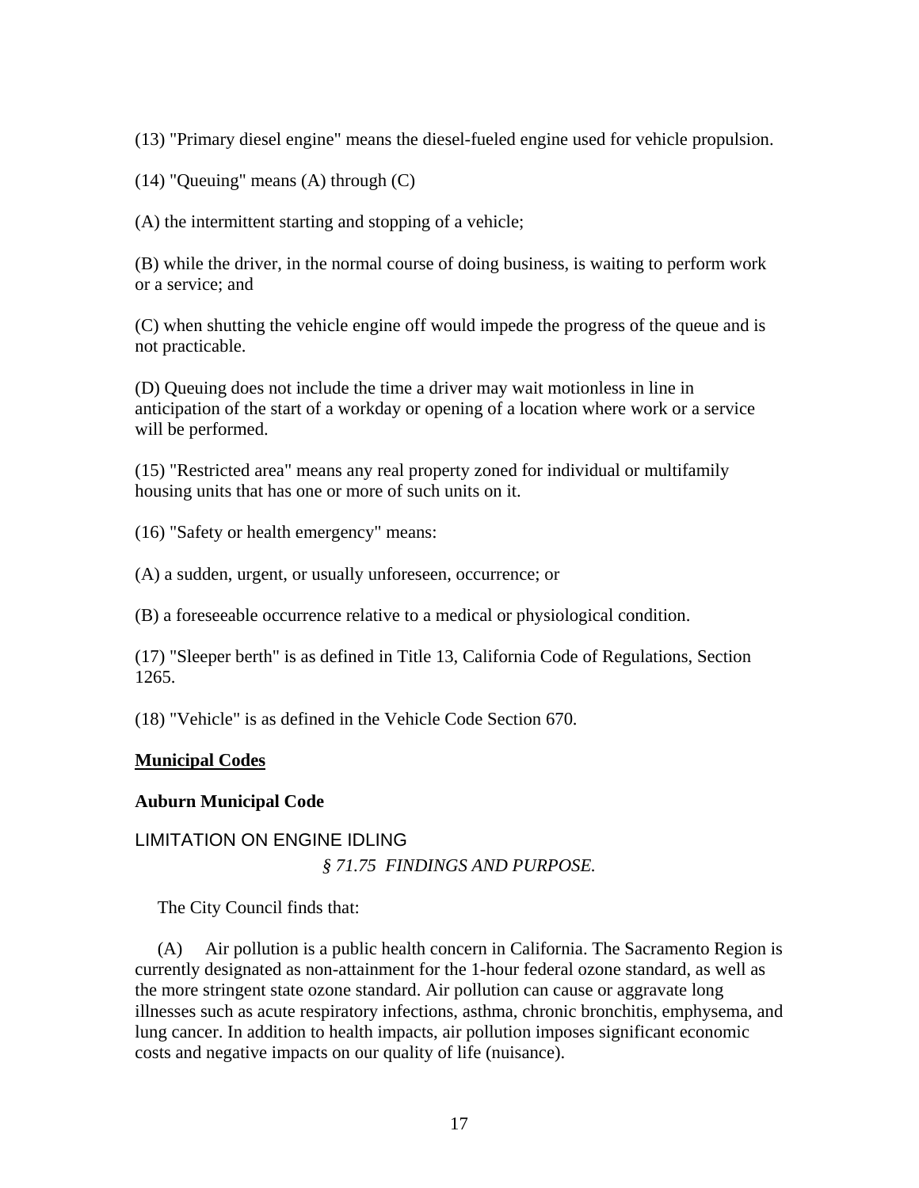(13) "Primary diesel engine" means the diesel-fueled engine used for vehicle propulsion.

(14) "Queuing" means (A) through (C)

(A) the intermittent starting and stopping of a vehicle;

(B) while the driver, in the normal course of doing business, is waiting to perform work or a service; and

(C) when shutting the vehicle engine off would impede the progress of the queue and is not practicable.

(D) Queuing does not include the time a driver may wait motionless in line in anticipation of the start of a workday or opening of a location where work or a service will be performed.

(15) "Restricted area" means any real property zoned for individual or multifamily housing units that has one or more of such units on it.

(16) "Safety or health emergency" means:

(A) a sudden, urgent, or usually unforeseen, occurrence; or

(B) a foreseeable occurrence relative to a medical or physiological condition.

(17) "Sleeper berth" is as defined in Title 13, California Code of Regulations, Section 1265.

(18) "Vehicle" is as defined in the Vehicle Code Section 670.

## Municipal Codes

### Auburn Municipal Code

LIMITATION ON ENGINE IDLING

*§ 71.75 FINDINGS AND PURPOSE.*

The City Council finds that:

(A) Air pollution is a public health concern in California. The Sacramento Region is currently designated as non-attainment for the 1-hour federal ozone standard, as well as the more stringent state ozone standard. Air pollution can cause or aggravate long illnesses such as acute respiratory infections, asthma, chronic bronchitis, emphysema, and lung cancer. In addition to health impacts, air pollution imposes significant economic costs and negative impacts on our quality of life (nuisance).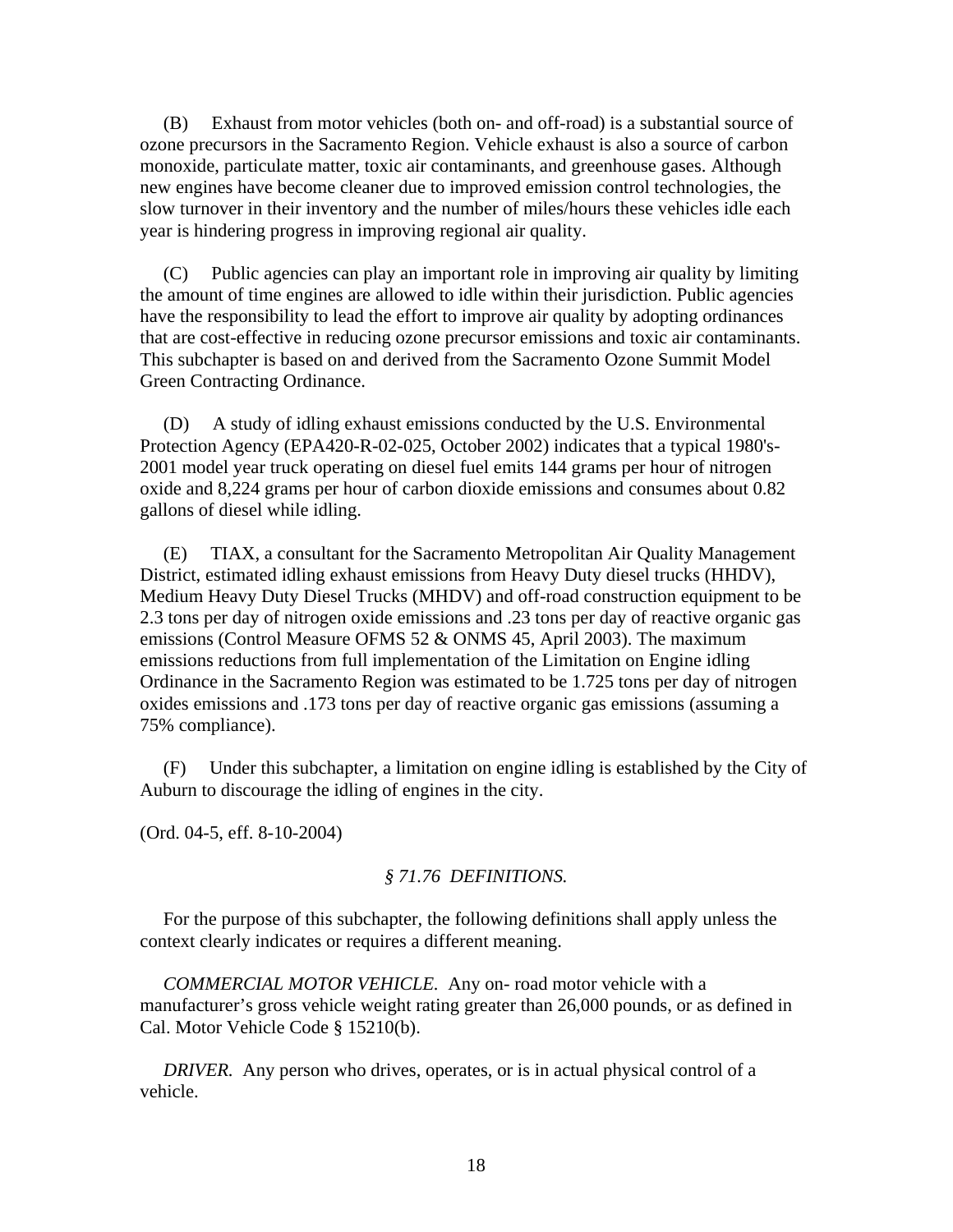(B) Exhaust from motor vehicles (both on- and off-road) is a substantial source of ozone precursors in the Sacramento Region. Vehicle exhaust is also a source of carbon monoxide, particulate matter, toxic air contaminants, and greenhouse gases. Although new engines have become cleaner due to improved emission control technologies, the slow turnover in their inventory and the number of miles/hours these vehicles idle each year is hindering progress in improving regional air quality.

(C) Public agencies can play an important role in improving air quality by limiting the amount of time engines are allowed to idle within their jurisdiction. Public agencies have the responsibility to lead the effort to improve air quality by adopting ordinances that are cost-effective in reducing ozone precursor emissions and toxic air contaminants. This subchapter is based on and derived from the Sacramento Ozone Summit Model Green Contracting Ordinance.

(D) A study of idling exhaust emissions conducted by the U.S. Environmental Protection Agency (EPA420-R-02-025, October 2002) indicates that a typical 1980's-2001 model year truck operating on diesel fuel emits 144 grams per hour of nitrogen oxide and 8,224 grams per hour of carbon dioxide emissions and consumes about 0.82 gallons of diesel while idling.

(E) TIAX, a consultant for the Sacramento Metropolitan Air Quality Management District, estimated idling exhaust emissions from Heavy Duty diesel trucks (HHDV), Medium Heavy Duty Diesel Trucks (MHDV) and off-road construction equipment to be 2.3 tons per day of nitrogen oxide emissions and .23 tons per day of reactive organic gas emissions (Control Measure OFMS 52 & ONMS 45, April 2003). The maximum emissions reductions from full implementation of the Limitation on Engine idling Ordinance in the Sacramento Region was estimated to be 1.725 tons per day of nitrogen oxides emissions and .173 tons per day of reactive organic gas emissions (assuming a 75% compliance).

(F) Under this subchapter, a limitation on engine idling is established by the City of Auburn to discourage the idling of engines in the city.

(Ord. 04-5, eff. 8-10-2004)

### *§ 71.76 DEFINITIONS.*

For the purpose of this subchapter, the following definitions shall apply unless the context clearly indicates or requires a different meaning.

*COMMERCIAL MOTOR VEHICLE.* Any on- road motor vehicle with a manufacturer's gross vehicle weight rating greater than 26,000 pounds, or as defined in Cal. Motor Vehicle Code § 15210(b).

*DRIVER.* Any person who drives, operates, or is in actual physical control of a vehicle.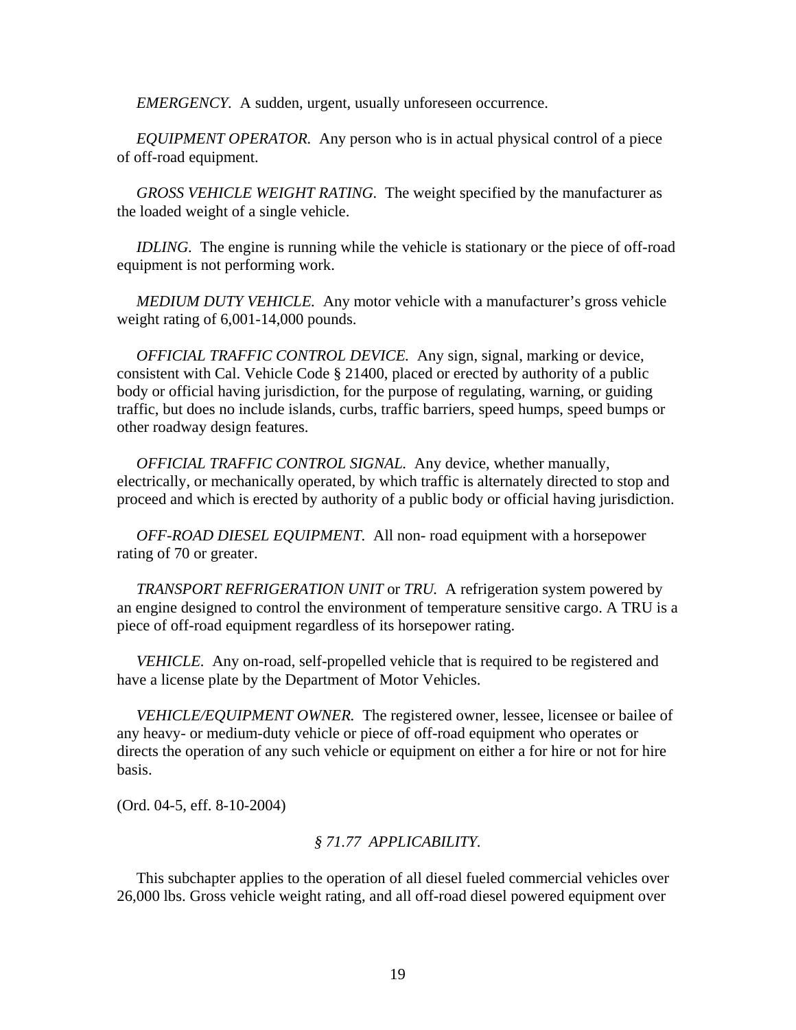*EMERGENCY.* A sudden, urgent, usually unforeseen occurrence.

*EQUIPMENT OPERATOR.* Any person who is in actual physical control of a piece of off-road equipment.

*GROSS VEHICLE WEIGHT RATING.* The weight specified by the manufacturer as the loaded weight of a single vehicle.

*IDLING.* The engine is running while the vehicle is stationary or the piece of off-road equipment is not performing work.

*MEDIUM DUTY VEHICLE.* Any motor vehicle with a manufacturer's gross vehicle weight rating of 6,001-14,000 pounds.

*OFFICIAL TRAFFIC CONTROL DEVICE.* Any sign, signal, marking or device, consistent with Cal. Vehicle Code § 21400, placed or erected by authority of a public body or official having jurisdiction, for the purpose of regulating, warning, or guiding traffic, but does no include islands, curbs, traffic barriers, speed humps, speed bumps or other roadway design features.

*OFFICIAL TRAFFIC CONTROL SIGNAL.* Any device, whether manually, electrically, or mechanically operated, by which traffic is alternately directed to stop and proceed and which is erected by authority of a public body or official having jurisdiction.

*OFF-ROAD DIESEL EQUIPMENT.* All non- road equipment with a horsepower rating of 70 or greater.

*TRANSPORT REFRIGERATION UNIT* or *TRU.* A refrigeration system powered by an engine designed to control the environment of temperature sensitive cargo. A TRU is a piece of off-road equipment regardless of its horsepower rating.

*VEHICLE.* Any on-road, self-propelled vehicle that is required to be registered and have a license plate by the Department of Motor Vehicles.

*VEHICLE/EQUIPMENT OWNER.* The registered owner, lessee, licensee or bailee of any heavy- or medium-duty vehicle or piece of off-road equipment who operates or directs the operation of any such vehicle or equipment on either a for hire or not for hire basis.

(Ord. 04-5, eff. 8-10-2004)

### *§ 71.77 APPLICABILITY.*

This subchapter applies to the operation of all diesel fueled commercial vehicles over 26,000 lbs. Gross vehicle weight rating, and all off-road diesel powered equipment over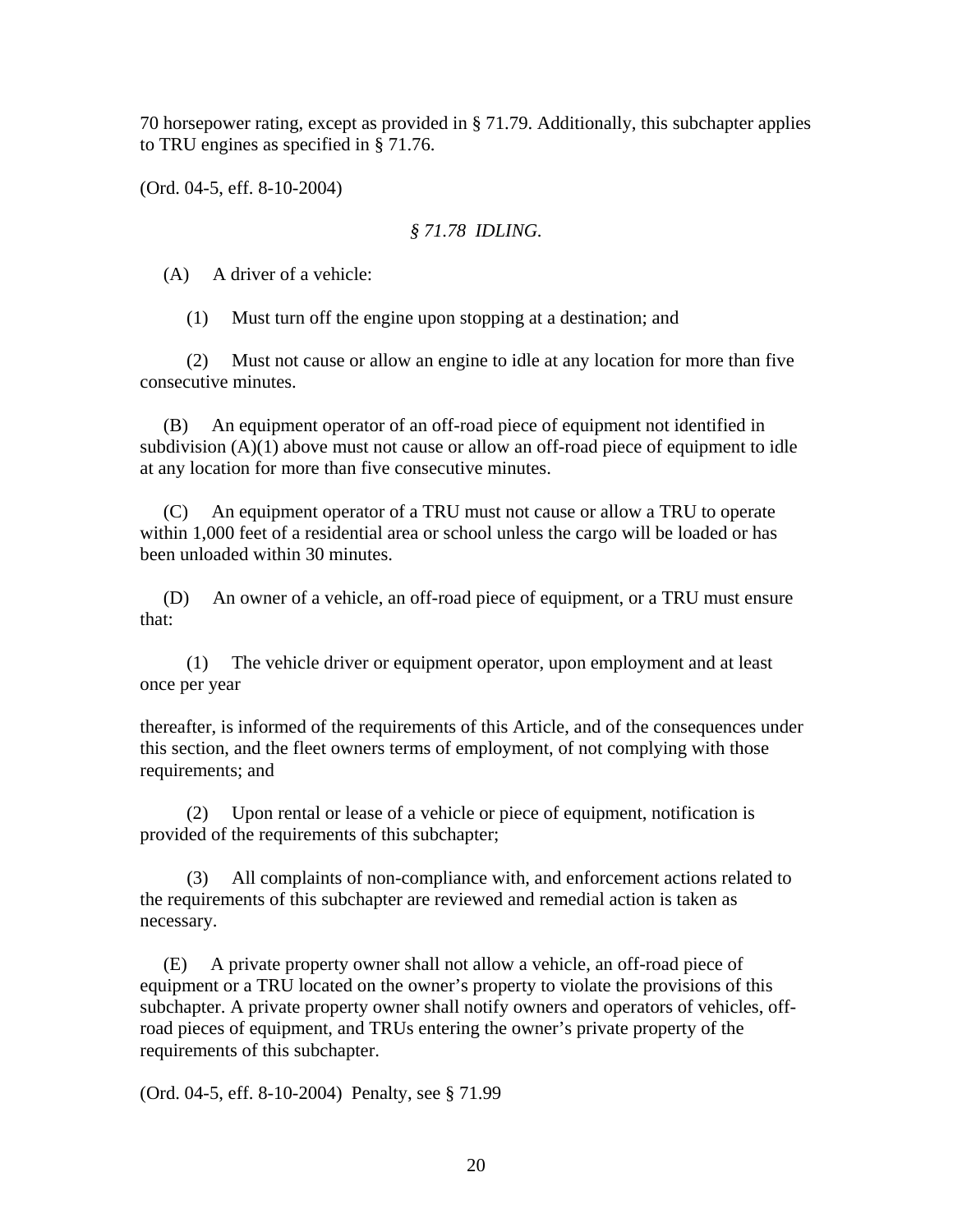70 horsepower rating, except as provided in § 71.79. Additionally, this subchapter applies to TRU engines as specified in § 71.76.

(Ord. 04-5, eff. 8-10-2004)

### *§ 71.78 IDLING.*

(A) A driver of a vehicle:

(1) Must turn off the engine upon stopping at a destination; and

(2) Must not cause or allow an engine to idle at any location for more than five consecutive minutes.

(B) An equipment operator of an off-road piece of equipment not identified in subdivision (A)(1) above must not cause or allow an off-road piece of equipment to idle at any location for more than five consecutive minutes.

(C) An equipment operator of a TRU must not cause or allow a TRU to operate within 1,000 feet of a residential area or school unless the cargo will be loaded or has been unloaded within 30 minutes.

(D) An owner of a vehicle, an off-road piece of equipment, or a TRU must ensure that:

(1) The vehicle driver or equipment operator, upon employment and at least once per year

thereafter, is informed of the requirements of this Article, and of the consequences under this section, and the fleet owners terms of employment, of not complying with those requirements; and

(2) Upon rental or lease of a vehicle or piece of equipment, notification is provided of the requirements of this subchapter;

(3) All complaints of non-compliance with, and enforcement actions related to the requirements of this subchapter are reviewed and remedial action is taken as necessary.

(E) A private property owner shall not allow a vehicle, an off-road piece of equipment or a TRU located on the owner's property to violate the provisions of this subchapter. A private property owner shall notify owners and operators of vehicles, off-road pieces of equipment, and TRUs entering the owner's private property of the requirements of this subchapter.

(Ord. 04-5, eff. 8-10-2004) Penalty, see § 71.99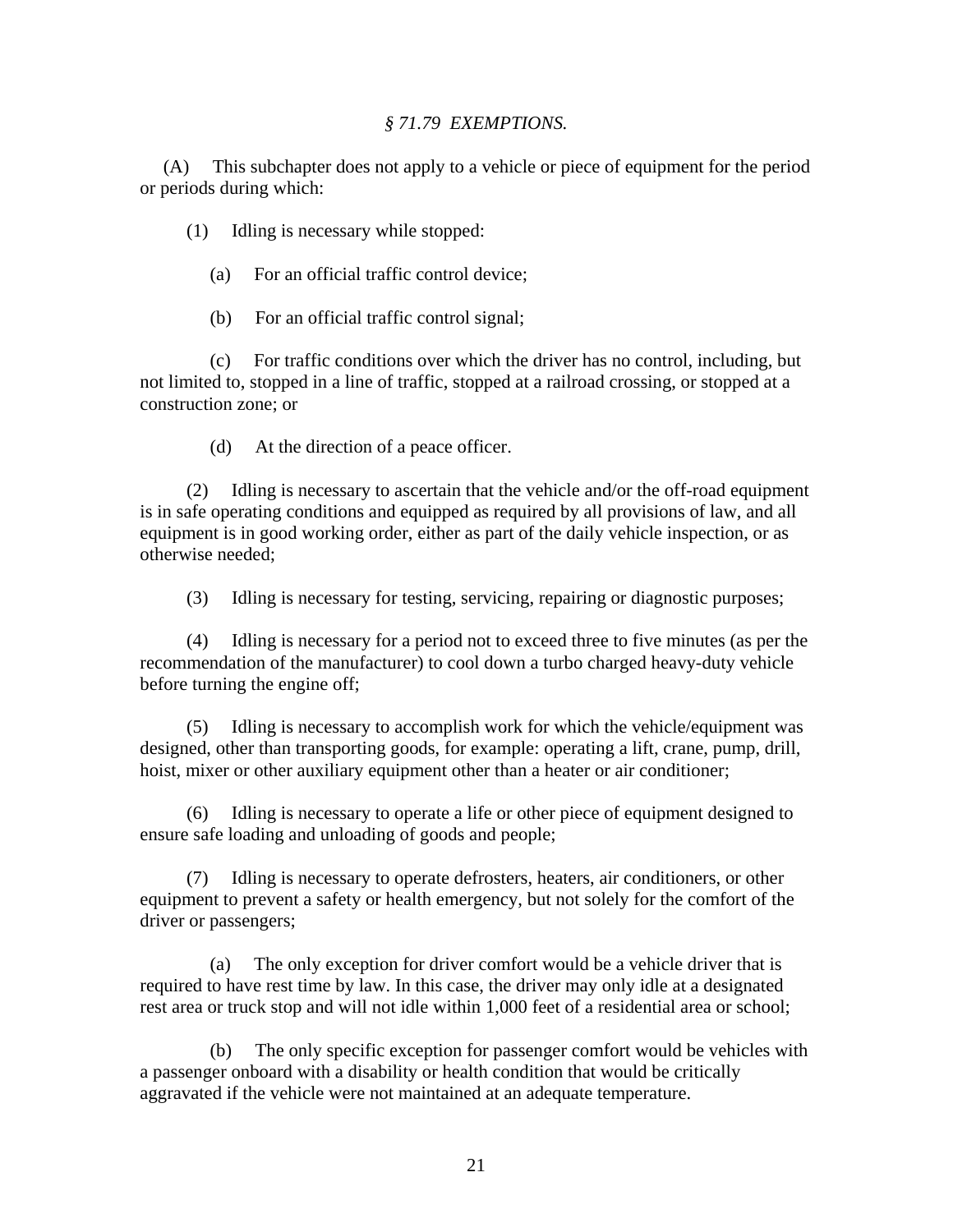*§ 71.79 EXEMPTIONS.*

(A) This subchapter does not apply to a vehicle or piece of equipment for the period or periods during which:

(1) Idling is necessary while stopped:

(a) For an official traffic control device;

(b) For an official traffic control signal;

(c) For traffic conditions over which the driver has no control, including, but not limited to, stopped in a line of traffic, stopped at a railroad crossing, or stopped at a construction zone; or

(d) At the direction of a peace officer.

(2) Idling is necessary to ascertain that the vehicle and/or the off-road equipment is in safe operating conditions and equipped as required by all provisions of law, and all equipment is in good working order, either as part of the daily vehicle inspection, or as otherwise needed;

(3) Idling is necessary for testing, servicing, repairing or diagnostic purposes;

(4) Idling is necessary for a period not to exceed three to five minutes (as per the recommendation of the manufacturer) to cool down a turbo charged heavy-duty vehicle before turning the engine off;

(5) Idling is necessary to accomplish work for which the vehicle/equipment was designed, other than transporting goods, for example: operating a lift, crane, pump, drill, hoist, mixer or other auxiliary equipment other than a heater or air conditioner;

(6) Idling is necessary to operate a life or other piece of equipment designed to ensure safe loading and unloading of goods and people;

(7) Idling is necessary to operate defrosters, heaters, air conditioners, or other equipment to prevent a safety or health emergency, but not solely for the comfort of the driver or passengers;

(a) The only exception for driver comfort would be a vehicle driver that is required to have rest time by law. In this case, the driver may only idle at a designated rest area or truck stop and will not idle within 1,000 feet of a residential area or school;

(b) The only specific exception for passenger comfort would be vehicles with a passenger onboard with a disability or health condition that would be critically aggravated if the vehicle were not maintained at an adequate temperature.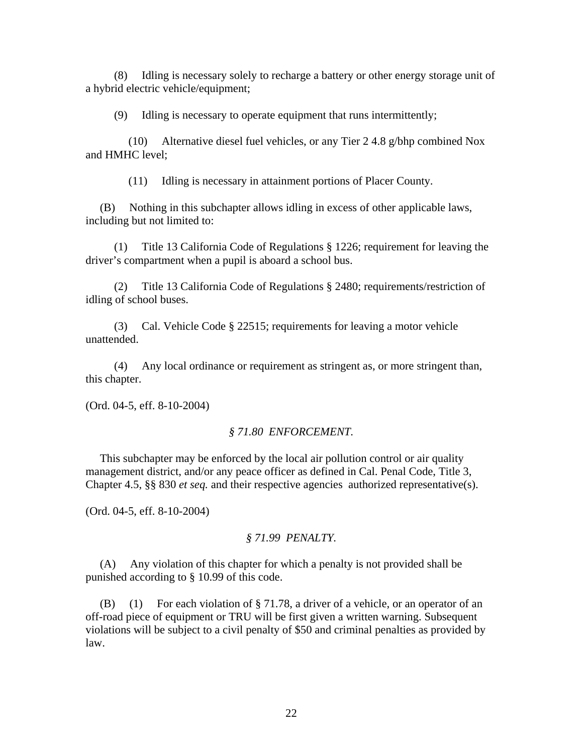(8) Idling is necessary solely to recharge a battery or other energy storage unit of a hybrid electric vehicle/equipment;

(9) Idling is necessary to operate equipment that runs intermittently;

(10) Alternative diesel fuel vehicles, or any Tier 2 4.8 g/bhp combined Nox and HMHC level;

(11) Idling is necessary in attainment portions of Placer County.

(B) Nothing in this subchapter allows idling in excess of other applicable laws, including but not limited to:

(1) Title 13 California Code of Regulations § 1226; requirement for leaving the driver's compartment when a pupil is aboard a school bus.

(2) Title 13 California Code of Regulations § 2480; requirements/restriction of idling of school buses.

(3) Cal. Vehicle Code § 22515; requirements for leaving a motor vehicle unattended.

(4) Any local ordinance or requirement as stringent as, or more stringent than, this chapter.

(Ord. 04-5, eff. 8-10-2004)

### *§ 71.80 ENFORCEMENT.*

This subchapter may be enforced by the local air pollution control or air quality management district, and/or any peace officer as defined in Cal. Penal Code, Title 3, Chapter 4.5, §§ 830 *et seq.* and their respective agencies authorized representative(s).

(Ord. 04-5, eff. 8-10-2004)

### *§ 71.99 PENALTY.*

(A) Any violation of this chapter for which a penalty is not provided shall be punished according to § 10.99 of this code.

(B) (1) For each violation of § 71.78, a driver of a vehicle, or an operator of an off-road piece of equipment or TRU will be first given a written warning. Subsequent violations will be subject to a civil penalty of $50 and criminal penalties as provided by law.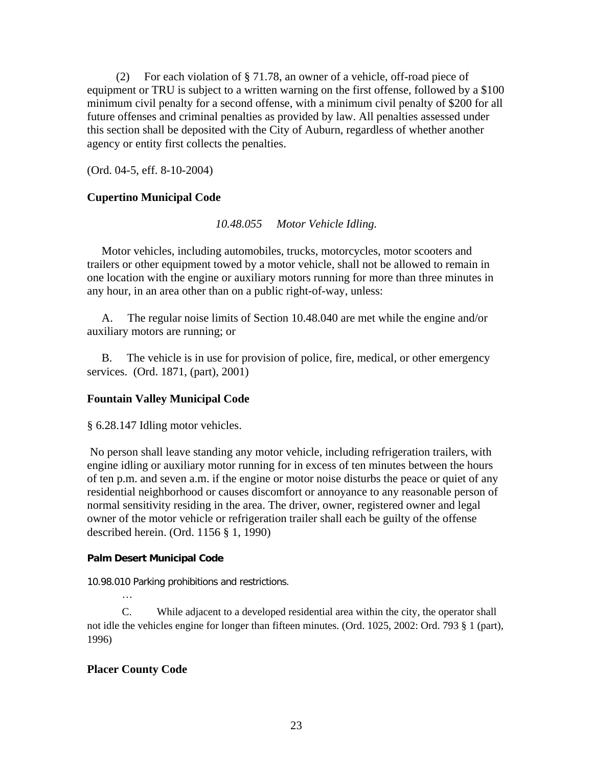(2) For each violation of § 71.78, an owner of a vehicle, off-road piece of equipment or TRU is subject to a written warning on the first offense, followed by a $100 minimum civil penalty for a second offense, with a minimum civil penalty of $200 for all future offenses and criminal penalties as provided by law. All penalties assessed under this section shall be deposited with the City of Auburn, regardless of whether another agency or entity first collects the penalties.

(Ord. 04-5, eff. 8-10-2004)

**Cupertino Municipal Code**

*10.48.055 Motor Vehicle Idling.*

Motor vehicles, including automobiles, trucks, motorcycles, motor scooters and trailers or other equipment towed by a motor vehicle, shall not be allowed to remain in one location with the engine or auxiliary motors running for more than three minutes in any hour, in an area other than on a public right-of-way, unless:

A. The regular noise limits of Section 10.48.040 are met while the engine and/or auxiliary motors are running; or

B. The vehicle is in use for provision of police, fire, medical, or other emergency services. (Ord. 1871, (part), 2001)

**Fountain Valley Municipal Code**

§ 6.28.147 Idling motor vehicles.

No person shall leave standing any motor vehicle, including refrigeration trailers, with engine idling or auxiliary motor running for in excess of ten minutes between the hours of ten p.m. and seven a.m. if the engine or motor noise disturbs the peace or quiet of any residential neighborhood or causes discomfort or annoyance to any reasonable person of normal sensitivity residing in the area. The driver, owner, registered owner and legal owner of the motor vehicle or refrigeration trailer shall each be guilty of the offense described herein. (Ord. 1156 § 1, 1990)

**Palm Desert Municipal Code**

10.98.010 Parking prohibitions and restrictions.

…

C. While adjacent to a developed residential area within the city, the operator shall not idle the vehicles engine for longer than fifteen minutes. (Ord. 1025, 2002: Ord. 793 § 1 (part), 1996)

**Placer County Code**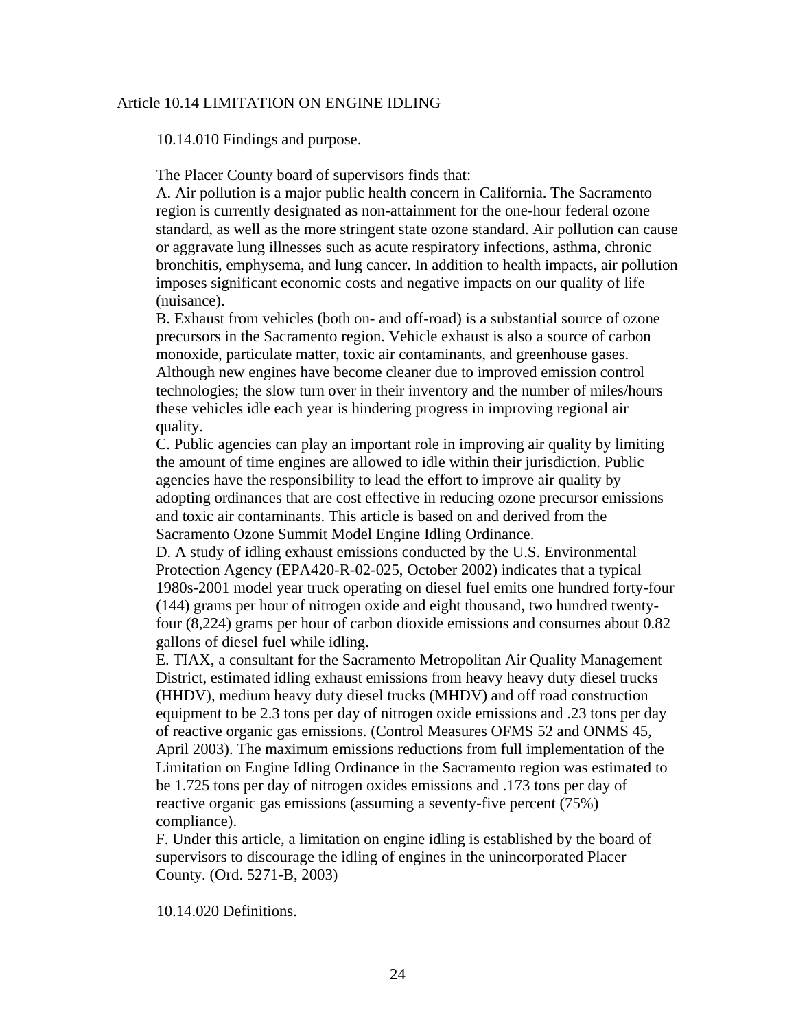## Article 10.14 LIMITATION ON ENGINE IDLING

### 10.14.010 Findings and purpose.

The Placer County board of supervisors finds that:

A. Air pollution is a major public health concern in California. The Sacramento region is currently designated as non-attainment for the one-hour federal ozone standard, as well as the more stringent state ozone standard. Air pollution can cause or aggravate lung illnesses such as acute respiratory infections, asthma, chronic bronchitis, emphysema, and lung cancer. In addition to health impacts, air pollution imposes significant economic costs and negative impacts on our quality of life (nuisance).

B. Exhaust from vehicles (both on- and off-road) is a substantial source of ozone precursors in the Sacramento region. Vehicle exhaust is also a source of carbon monoxide, particulate matter, toxic air contaminants, and greenhouse gases. Although new engines have become cleaner due to improved emission control technologies; the slow turn over in their inventory and the number of miles/hours these vehicles idle each year is hindering progress in improving regional air quality.

C. Public agencies can play an important role in improving air quality by limiting the amount of time engines are allowed to idle within their jurisdiction. Public agencies have the responsibility to lead the effort to improve air quality by adopting ordinances that are cost effective in reducing ozone precursor emissions and toxic air contaminants. This article is based on and derived from the Sacramento Ozone Summit Model Engine Idling Ordinance.

D. A study of idling exhaust emissions conducted by the U.S. Environmental Protection Agency (EPA420-R-02-025, October 2002) indicates that a typical 1980s-2001 model year truck operating on diesel fuel emits one hundred forty-four (144) grams per hour of nitrogen oxide and eight thousand, two hundred twenty-four (8,224) grams per hour of carbon dioxide emissions and consumes about 0.82 gallons of diesel fuel while idling.

E. TIAX, a consultant for the Sacramento Metropolitan Air Quality Management District, estimated idling exhaust emissions from heavy heavy duty diesel trucks (HHDV), medium heavy duty diesel trucks (MHDV) and off road construction equipment to be 2.3 tons per day of nitrogen oxide emissions and .23 tons per day of reactive organic gas emissions. (Control Measures OFMS 52 and ONMS 45, April 2003). The maximum emissions reductions from full implementation of the Limitation on Engine Idling Ordinance in the Sacramento region was estimated to be 1.725 tons per day of nitrogen oxides emissions and .173 tons per day of reactive organic gas emissions (assuming a seventy-five percent (75%) compliance).

F. Under this article, a limitation on engine idling is established by the board of supervisors to discourage the idling of engines in the unincorporated Placer County. (Ord. 5271-B, 2003)

### 10.14.020 Definitions.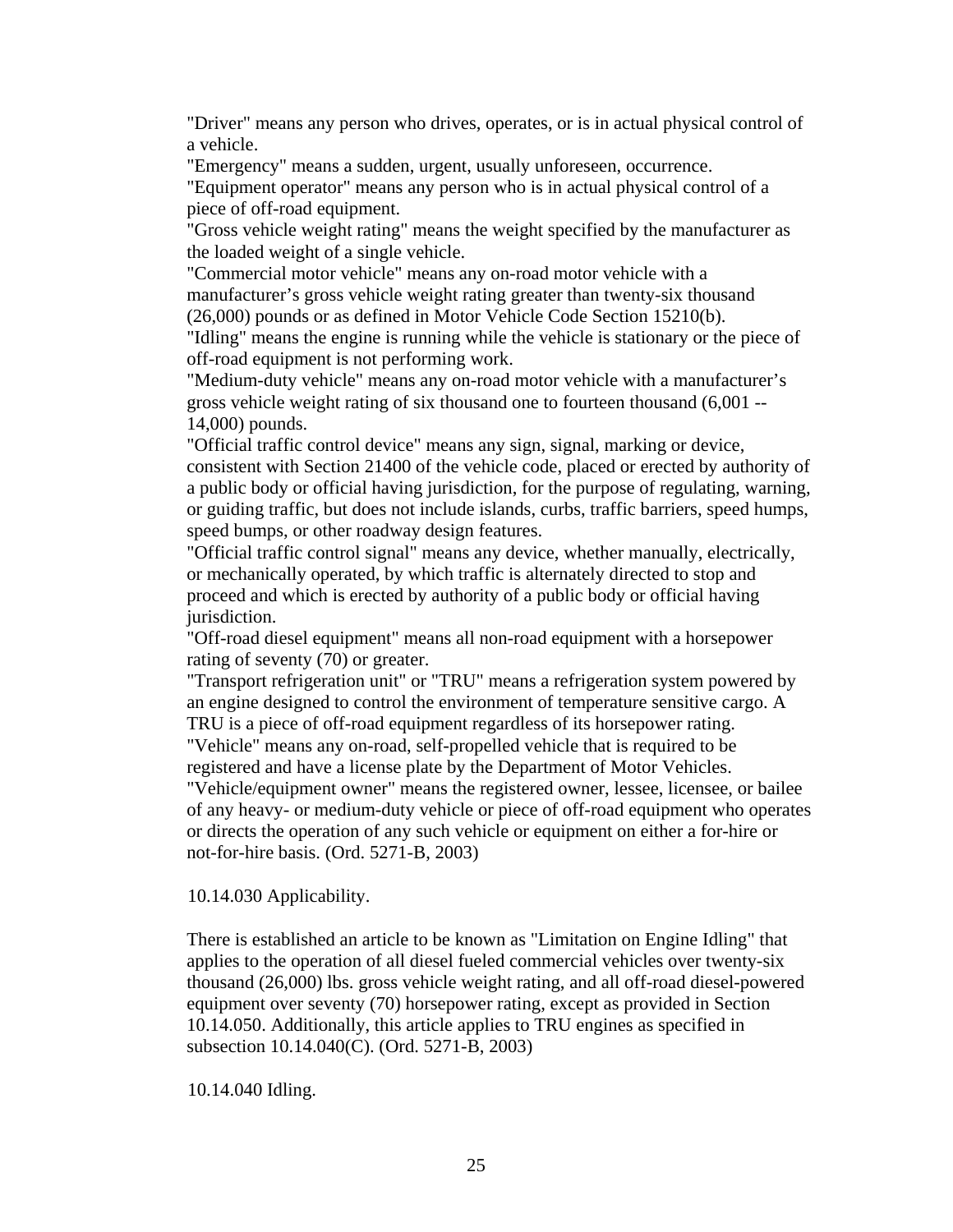"Driver" means any person who drives, operates, or is in actual physical control of a vehicle.

"Emergency" means a sudden, urgent, usually unforeseen, occurrence.

"Equipment operator" means any person who is in actual physical control of a piece of off-road equipment.

"Gross vehicle weight rating" means the weight specified by the manufacturer as the loaded weight of a single vehicle.

"Commercial motor vehicle" means any on-road motor vehicle with a manufacturer's gross vehicle weight rating greater than twenty-six thousand (26,000) pounds or as defined in Motor Vehicle Code Section 15210(b).

"Idling" means the engine is running while the vehicle is stationary or the piece of off-road equipment is not performing work.

"Medium-duty vehicle" means any on-road motor vehicle with a manufacturer's gross vehicle weight rating of six thousand one to fourteen thousand (6,001 -- 14,000) pounds.

"Official traffic control device" means any sign, signal, marking or device, consistent with Section 21400 of the vehicle code, placed or erected by authority of a public body or official having jurisdiction, for the purpose of regulating, warning, or guiding traffic, but does not include islands, curbs, traffic barriers, speed humps, speed bumps, or other roadway design features.

"Official traffic control signal" means any device, whether manually, electrically, or mechanically operated, by which traffic is alternately directed to stop and proceed and which is erected by authority of a public body or official having jurisdiction.

"Off-road diesel equipment" means all non-road equipment with a horsepower rating of seventy (70) or greater.

"Transport refrigeration unit" or "TRU" means a refrigeration system powered by an engine designed to control the environment of temperature sensitive cargo. A TRU is a piece of off-road equipment regardless of its horsepower rating.

"Vehicle" means any on-road, self-propelled vehicle that is required to be registered and have a license plate by the Department of Motor Vehicles.

"Vehicle/equipment owner" means the registered owner, lessee, licensee, or bailee of any heavy- or medium-duty vehicle or piece of off-road equipment who operates or directs the operation of any such vehicle or equipment on either a for-hire or not-for-hire basis. (Ord. 5271-B, 2003)

10.14.030 Applicability.

There is established an article to be known as "Limitation on Engine Idling" that applies to the operation of all diesel fueled commercial vehicles over twenty-six thousand (26,000) lbs. gross vehicle weight rating, and all off-road diesel-powered equipment over seventy (70) horsepower rating, except as provided in Section 10.14.050. Additionally, this article applies to TRU engines as specified in subsection 10.14.040(C). (Ord. 5271-B, 2003)

10.14.040 Idling.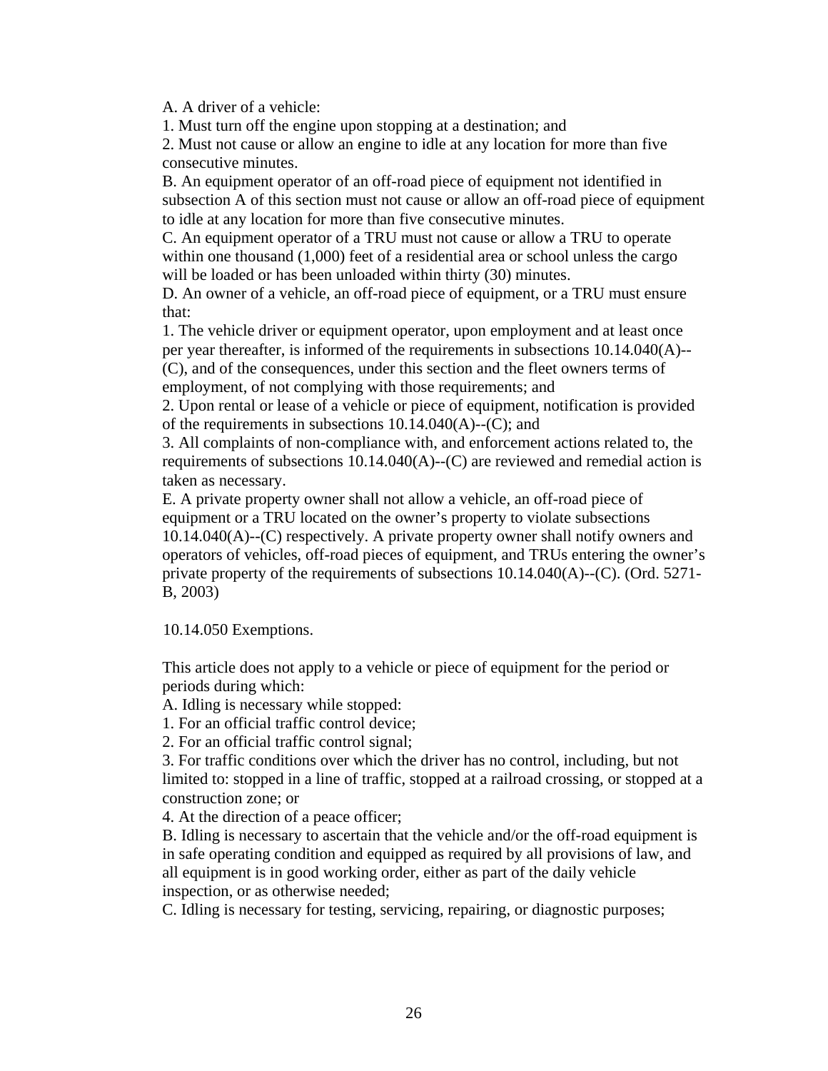A. A driver of a vehicle:

1. Must turn off the engine upon stopping at a destination; and

2. Must not cause or allow an engine to idle at any location for more than five consecutive minutes.

B. An equipment operator of an off-road piece of equipment not identified in subsection A of this section must not cause or allow an off-road piece of equipment to idle at any location for more than five consecutive minutes.

C. An equipment operator of a TRU must not cause or allow a TRU to operate within one thousand (1,000) feet of a residential area or school unless the cargo will be loaded or has been unloaded within thirty (30) minutes.

D. An owner of a vehicle, an off-road piece of equipment, or a TRU must ensure that:

1. The vehicle driver or equipment operator, upon employment and at least once per year thereafter, is informed of the requirements in subsections 10.14.040(A)--(C), and of the consequences, under this section and the fleet owners terms of employment, of not complying with those requirements; and

2. Upon rental or lease of a vehicle or piece of equipment, notification is provided of the requirements in subsections 10.14.040(A)--(C); and

3. All complaints of non-compliance with, and enforcement actions related to, the requirements of subsections 10.14.040(A)--(C) are reviewed and remedial action is taken as necessary.

E. A private property owner shall not allow a vehicle, an off-road piece of equipment or a TRU located on the owner's property to violate subsections 10.14.040(A)--(C) respectively. A private property owner shall notify owners and operators of vehicles, off-road pieces of equipment, and TRUs entering the owner's private property of the requirements of subsections 10.14.040(A)--(C). (Ord. 5271-B, 2003)

10.14.050 Exemptions.

This article does not apply to a vehicle or piece of equipment for the period or periods during which:

A. Idling is necessary while stopped:

1. For an official traffic control device;

2. For an official traffic control signal;

3. For traffic conditions over which the driver has no control, including, but not limited to: stopped in a line of traffic, stopped at a railroad crossing, or stopped at a construction zone; or

4. At the direction of a peace officer;

B. Idling is necessary to ascertain that the vehicle and/or the off-road equipment is in safe operating condition and equipped as required by all provisions of law, and all equipment is in good working order, either as part of the daily vehicle inspection, or as otherwise needed;

C. Idling is necessary for testing, servicing, repairing, or diagnostic purposes;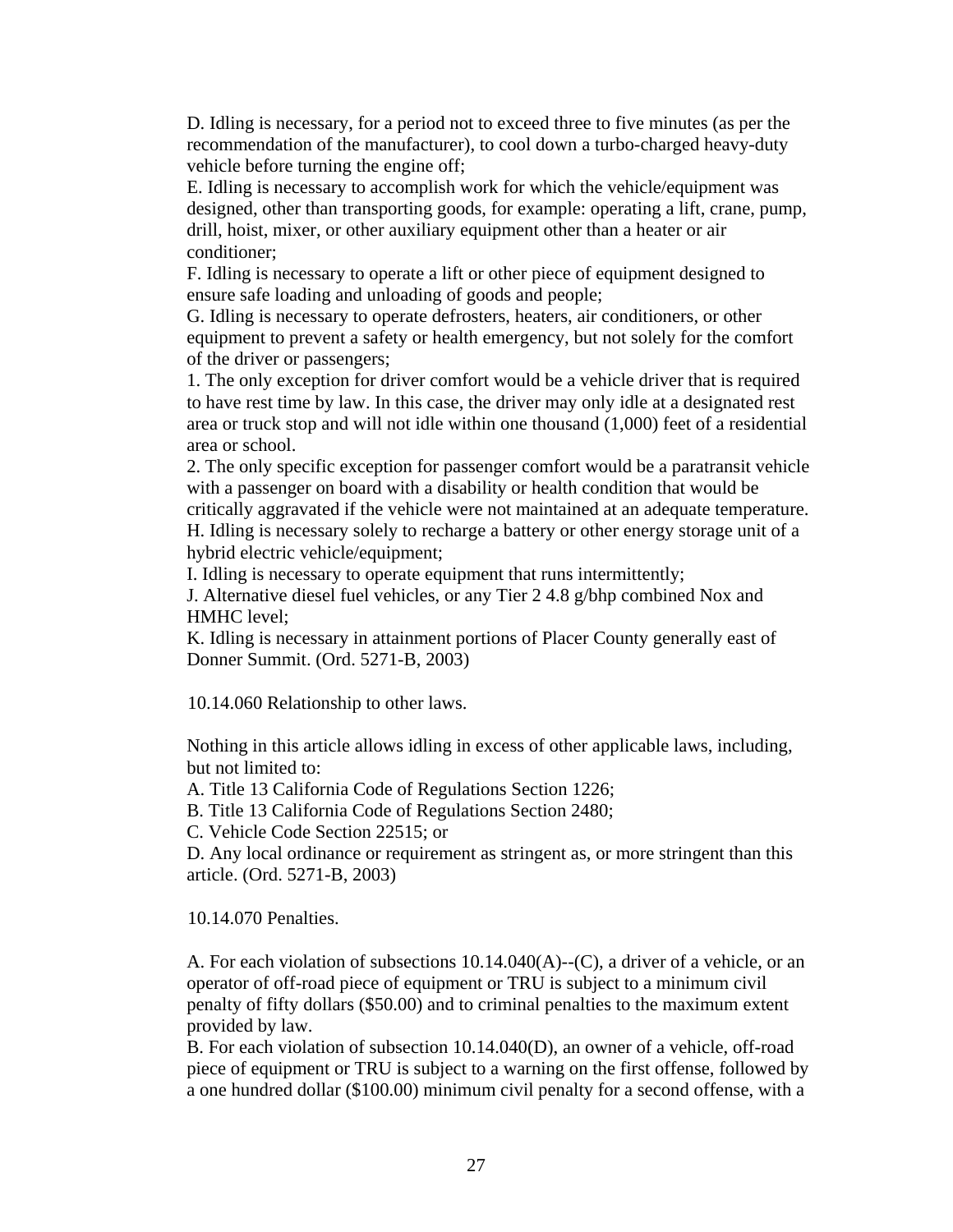D. Idling is necessary, for a period not to exceed three to five minutes (as per the recommendation of the manufacturer), to cool down a turbo-charged heavy-duty vehicle before turning the engine off;

E. Idling is necessary to accomplish work for which the vehicle/equipment was designed, other than transporting goods, for example: operating a lift, crane, pump, drill, hoist, mixer, or other auxiliary equipment other than a heater or air conditioner;

F. Idling is necessary to operate a lift or other piece of equipment designed to ensure safe loading and unloading of goods and people;

G. Idling is necessary to operate defrosters, heaters, air conditioners, or other equipment to prevent a safety or health emergency, but not solely for the comfort of the driver or passengers;

1. The only exception for driver comfort would be a vehicle driver that is required to have rest time by law. In this case, the driver may only idle at a designated rest area or truck stop and will not idle within one thousand (1,000) feet of a residential area or school.
2. The only specific exception for passenger comfort would be a paratransit vehicle with a passenger on board with a disability or health condition that would be critically aggravated if the vehicle were not maintained at an adequate temperature.

H. Idling is necessary solely to recharge a battery or other energy storage unit of a hybrid electric vehicle/equipment;

I. Idling is necessary to operate equipment that runs intermittently;

J. Alternative diesel fuel vehicles, or any Tier 2 4.8 g/bhp combined Nox and HMHC level;

K. Idling is necessary in attainment portions of Placer County generally east of Donner Summit. (Ord. 5271-B, 2003)

10.14.060 Relationship to other laws.

Nothing in this article allows idling in excess of other applicable laws, including, but not limited to:

A. Title 13 California Code of Regulations Section 1226;

B. Title 13 California Code of Regulations Section 2480;

C. Vehicle Code Section 22515; or

D. Any local ordinance or requirement as stringent as, or more stringent than this article. (Ord. 5271-B, 2003)

10.14.070 Penalties.

A. For each violation of subsections 10.14.040(A)--(C), a driver of a vehicle, or an operator of off-road piece of equipment or TRU is subject to a minimum civil penalty of fifty dollars ($50.00) and to criminal penalties to the maximum extent provided by law.

B. For each violation of subsection 10.14.040(D), an owner of a vehicle, off-road piece of equipment or TRU is subject to a warning on the first offense, followed by a one hundred dollar ($100.00) minimum civil penalty for a second offense, with a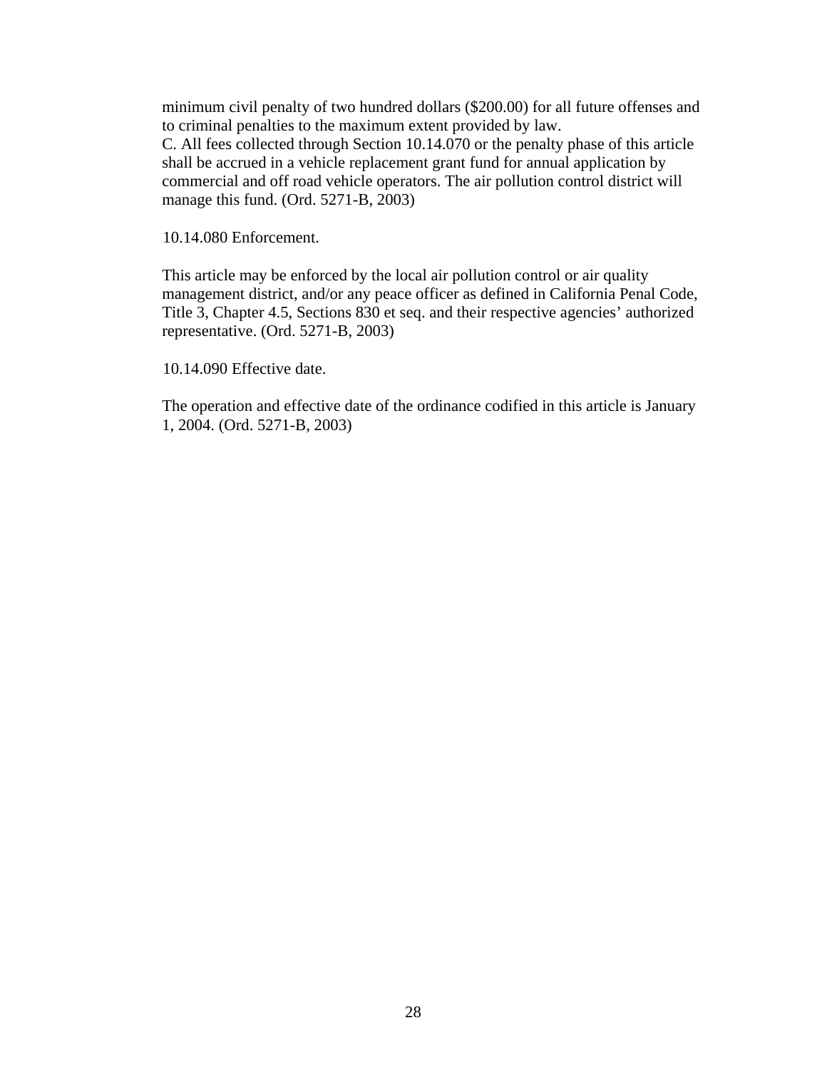minimum civil penalty of two hundred dollars ($200.00) for all future offenses and to criminal penalties to the maximum extent provided by law.

C. All fees collected through Section 10.14.070 or the penalty phase of this article shall be accrued in a vehicle replacement grant fund for annual application by commercial and off road vehicle operators. The air pollution control district will manage this fund. (Ord. 5271-B, 2003)

10.14.080 Enforcement.

This article may be enforced by the local air pollution control or air quality management district, and/or any peace officer as defined in California Penal Code, Title 3, Chapter 4.5, Sections 830 et seq. and their respective agencies' authorized representative. (Ord. 5271-B, 2003)

10.14.090 Effective date.

The operation and effective date of the ordinance codified in this article is January 1, 2004. (Ord. 5271-B, 2003)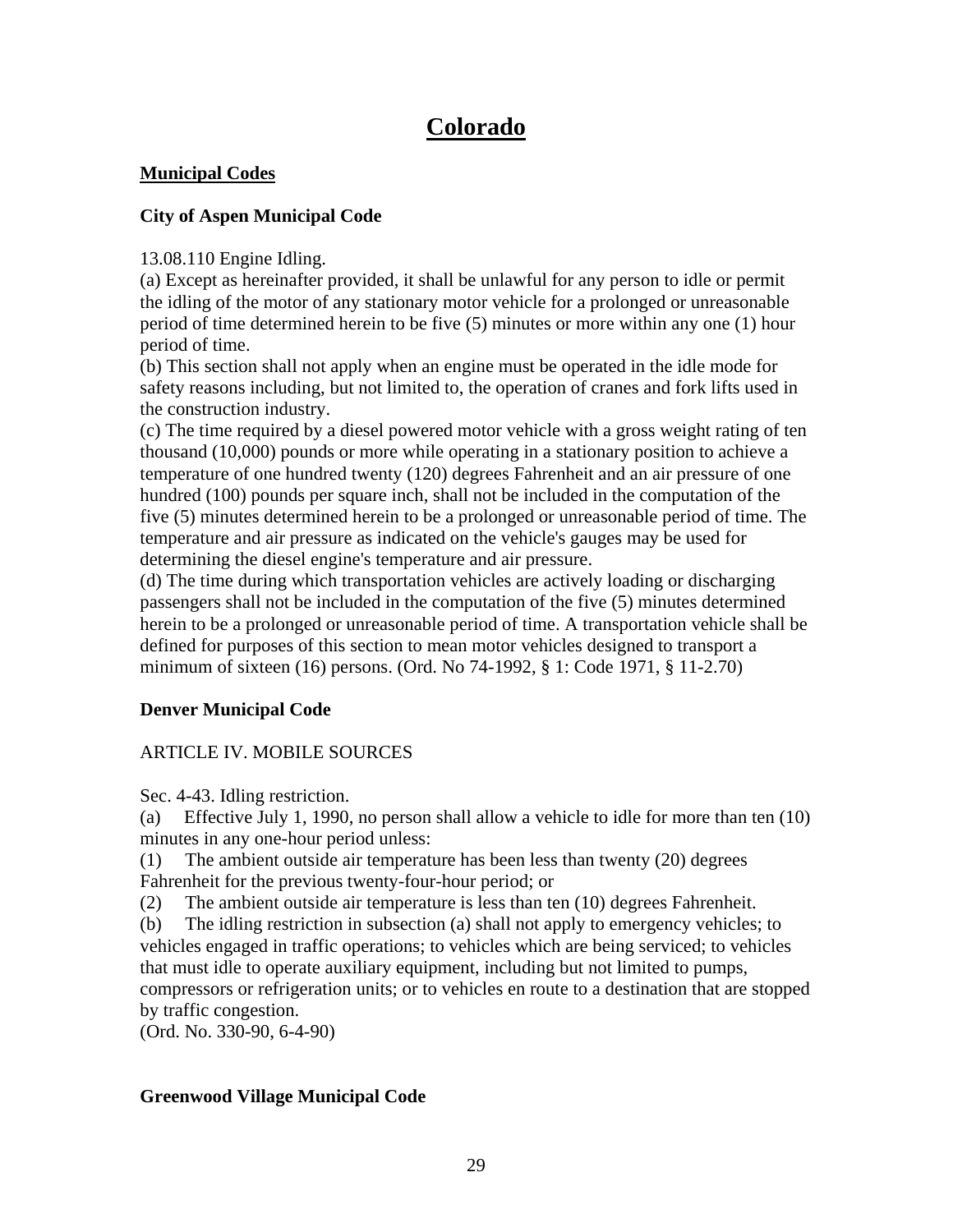# Colorado

## Municipal Codes

### City of Aspen Municipal Code

13.08.110 Engine Idling.

(a) Except as hereinafter provided, it shall be unlawful for any person to idle or permit the idling of the motor of any stationary motor vehicle for a prolonged or unreasonable period of time determined herein to be five (5) minutes or more within any one (1) hour period of time.

(b) This section shall not apply when an engine must be operated in the idle mode for safety reasons including, but not limited to, the operation of cranes and fork lifts used in the construction industry.

(c) The time required by a diesel powered motor vehicle with a gross weight rating of ten thousand (10,000) pounds or more while operating in a stationary position to achieve a temperature of one hundred twenty (120) degrees Fahrenheit and an air pressure of one hundred (100) pounds per square inch, shall not be included in the computation of the five (5) minutes determined herein to be a prolonged or unreasonable period of time. The temperature and air pressure as indicated on the vehicle's gauges may be used for determining the diesel engine's temperature and air pressure.

(d) The time during which transportation vehicles are actively loading or discharging passengers shall not be included in the computation of the five (5) minutes determined herein to be a prolonged or unreasonable period of time. A transportation vehicle shall be defined for purposes of this section to mean motor vehicles designed to transport a minimum of sixteen (16) persons. (Ord. No 74-1992, § 1: Code 1971, § 11-2.70)

### Denver Municipal Code

ARTICLE IV. MOBILE SOURCES

Sec. 4-43. Idling restriction.

(a) Effective July 1, 1990, no person shall allow a vehicle to idle for more than ten (10) minutes in any one-hour period unless:

(1) The ambient outside air temperature has been less than twenty (20) degrees Fahrenheit for the previous twenty-four-hour period; or

(2) The ambient outside air temperature is less than ten (10) degrees Fahrenheit.

(b) The idling restriction in subsection (a) shall not apply to emergency vehicles; to vehicles engaged in traffic operations; to vehicles which are being serviced; to vehicles that must idle to operate auxiliary equipment, including but not limited to pumps, compressors or refrigeration units; or to vehicles en route to a destination that are stopped by traffic congestion.

(Ord. No. 330-90, 6-4-90)

### Greenwood Village Municipal Code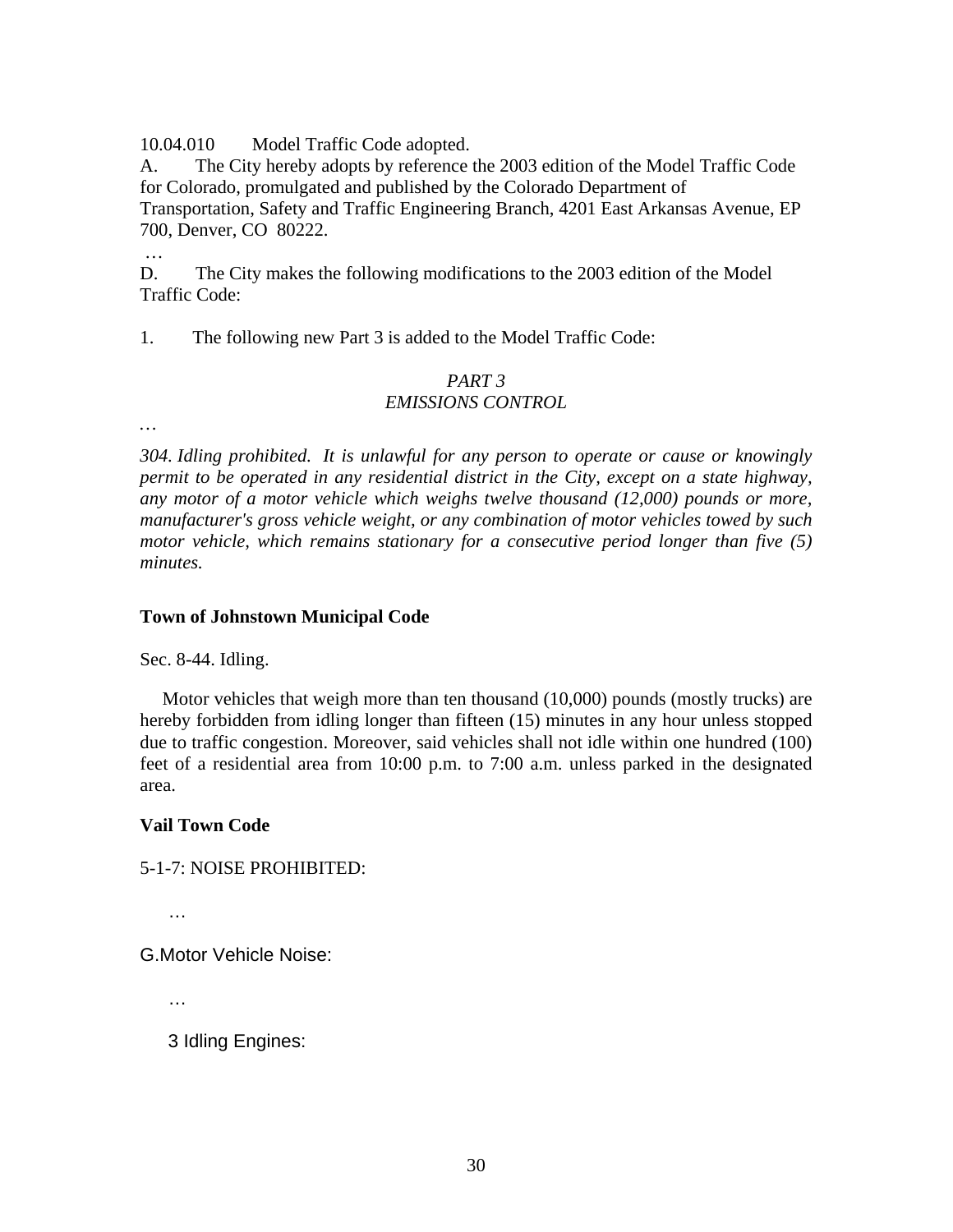10.04.010 Model Traffic Code adopted.

A. The City hereby adopts by reference the 2003 edition of the Model Traffic Code for Colorado, promulgated and published by the Colorado Department of Transportation, Safety and Traffic Engineering Branch, 4201 East Arkansas Avenue, EP 700, Denver, CO 80222.

…

D. The City makes the following modifications to the 2003 edition of the Model Traffic Code:

1. The following new Part 3 is added to the Model Traffic Code:

*PART 3*
*EMISSIONS CONTROL*

…

*304. Idling prohibited. It is unlawful for any person to operate or cause or knowingly permit to be operated in any residential district in the City, except on a state highway, any motor of a motor vehicle which weighs twelve thousand (12,000) pounds or more, manufacturer's gross vehicle weight, or any combination of motor vehicles towed by such motor vehicle, which remains stationary for a consecutive period longer than five (5) minutes.*

**Town of Johnstown Municipal Code**

Sec. 8-44. Idling.

Motor vehicles that weigh more than ten thousand (10,000) pounds (mostly trucks) are hereby forbidden from idling longer than fifteen (15) minutes in any hour unless stopped due to traffic congestion. Moreover, said vehicles shall not idle within one hundred (100) feet of a residential area from 10:00 p.m. to 7:00 a.m. unless parked in the designated area.

**Vail Town Code**

5-1-7: NOISE PROHIBITED:

…

G. Motor Vehicle Noise:

…

3 Idling Engines: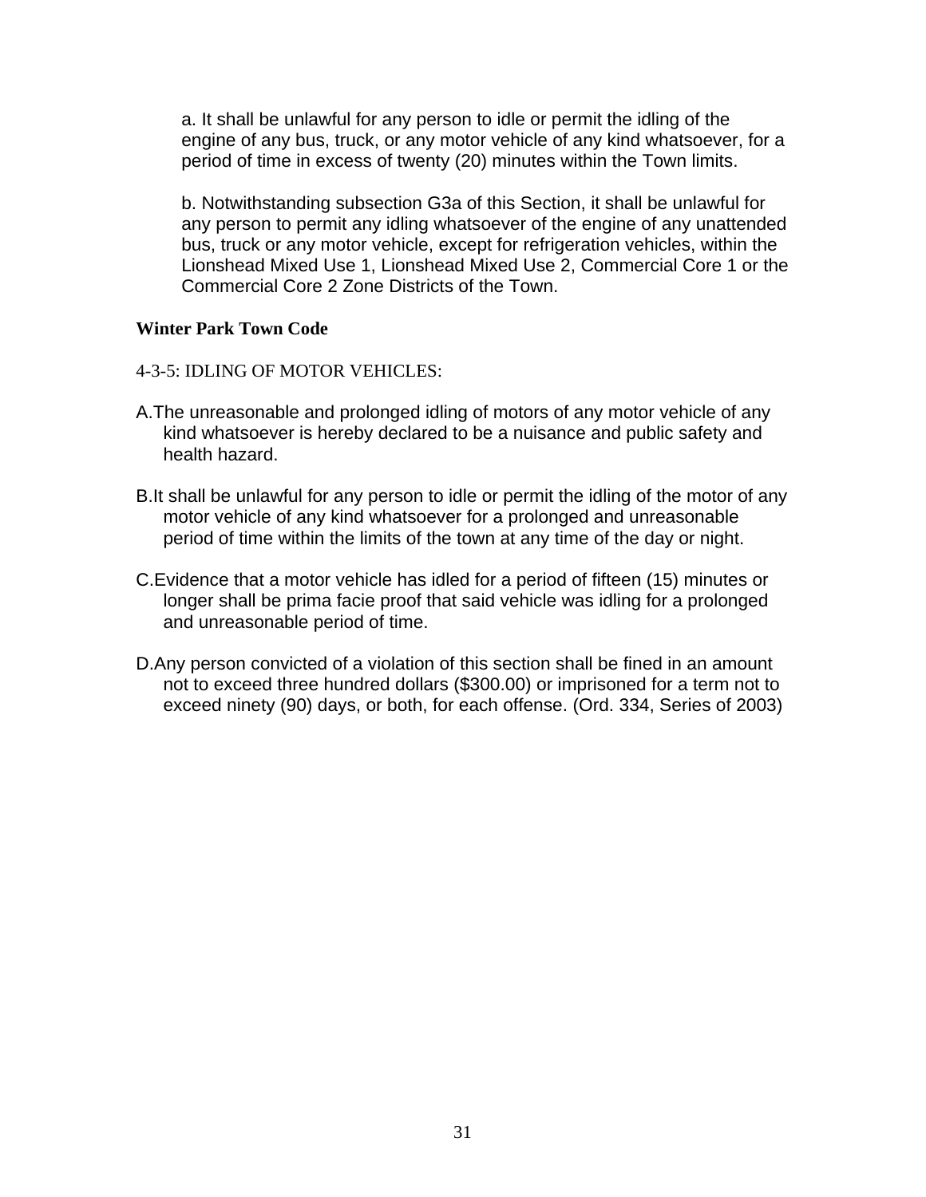a. It shall be unlawful for any person to idle or permit the idling of the engine of any bus, truck, or any motor vehicle of any kind whatsoever, for a period of time in excess of twenty (20) minutes within the Town limits.

b. Notwithstanding subsection G3a of this Section, it shall be unlawful for any person to permit any idling whatsoever of the engine of any unattended bus, truck or any motor vehicle, except for refrigeration vehicles, within the Lionshead Mixed Use 1, Lionshead Mixed Use 2, Commercial Core 1 or the Commercial Core 2 Zone Districts of the Town.

**Winter Park Town Code**

4-3-5: IDLING OF MOTOR VEHICLES:

A. The unreasonable and prolonged idling of motors of any motor vehicle of any kind whatsoever is hereby declared to be a nuisance and public safety and health hazard.

B. It shall be unlawful for any person to idle or permit the idling of the motor of any motor vehicle of any kind whatsoever for a prolonged and unreasonable period of time within the limits of the town at any time of the day or night.

C. Evidence that a motor vehicle has idled for a period of fifteen (15) minutes or longer shall be prima facie proof that said vehicle was idling for a prolonged and unreasonable period of time.

D. Any person convicted of a violation of this section shall be fined in an amount not to exceed three hundred dollars ($300.00) or imprisoned for a term not to exceed ninety (90) days, or both, for each offense. (Ord. 334, Series of 2003)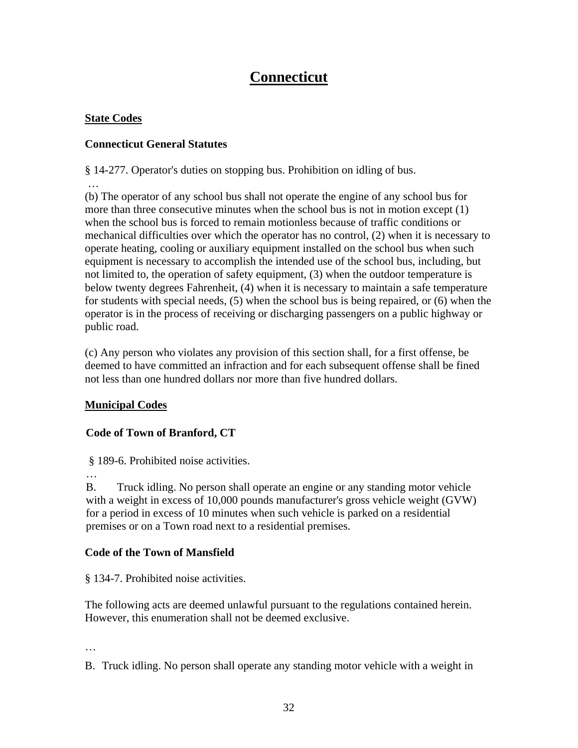# Connecticut

## State Codes

### Connecticut General Statutes

§ 14-277. Operator's duties on stopping bus. Prohibition on idling of bus.

…

(b) The operator of any school bus shall not operate the engine of any school bus for more than three consecutive minutes when the school bus is not in motion except (1) when the school bus is forced to remain motionless because of traffic conditions or mechanical difficulties over which the operator has no control, (2) when it is necessary to operate heating, cooling or auxiliary equipment installed on the school bus when such equipment is necessary to accomplish the intended use of the school bus, including, but not limited to, the operation of safety equipment, (3) when the outdoor temperature is below twenty degrees Fahrenheit, (4) when it is necessary to maintain a safe temperature for students with special needs, (5) when the school bus is being repaired, or (6) when the operator is in the process of receiving or discharging passengers on a public highway or public road.

(c) Any person who violates any provision of this section shall, for a first offense, be deemed to have committed an infraction and for each subsequent offense shall be fined not less than one hundred dollars nor more than five hundred dollars.

## Municipal Codes

### Code of Town of Branford, CT

§ 189-6. Prohibited noise activities.

…

B. Truck idling. No person shall operate an engine or any standing motor vehicle with a weight in excess of 10,000 pounds manufacturer's gross vehicle weight (GVW) for a period in excess of 10 minutes when such vehicle is parked on a residential premises or on a Town road next to a residential premises.

### Code of the Town of Mansfield

§ 134-7. Prohibited noise activities.

The following acts are deemed unlawful pursuant to the regulations contained herein. However, this enumeration shall not be deemed exclusive.

…

B. Truck idling. No person shall operate any standing motor vehicle with a weight in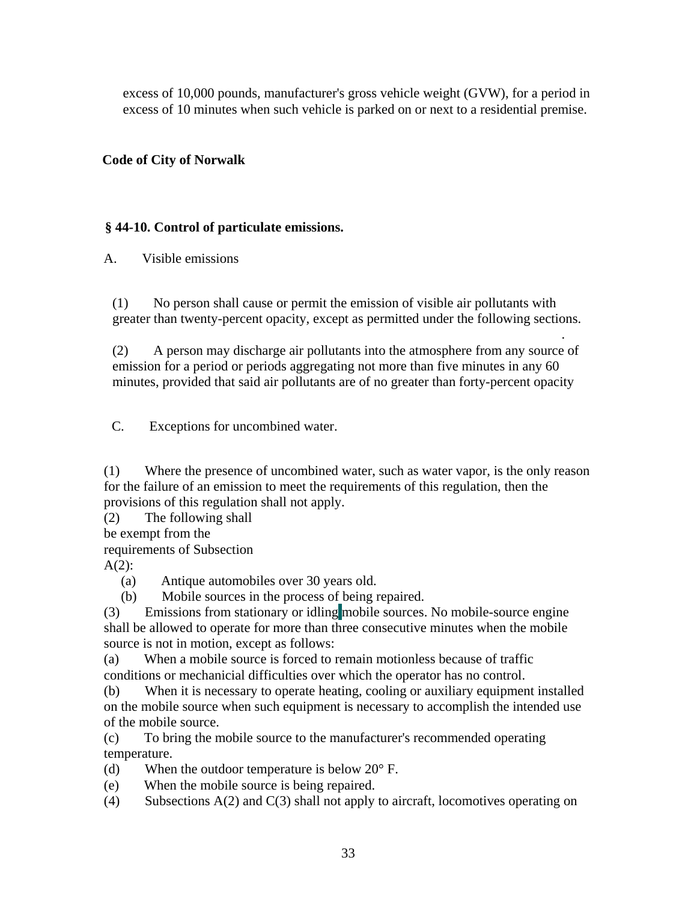excess of 10,000 pounds, manufacturer's gross vehicle weight (GVW), for a period in excess of 10 minutes when such vehicle is parked on or next to a residential premise.

**Code of City of Norwalk**

### § 44-10. Control of particulate emissions.

A. Visible emissions

(1) No person shall cause or permit the emission of visible air pollutants with greater than twenty-percent opacity, except as permitted under the following sections.

(2) A person may discharge air pollutants into the atmosphere from any source of emission for a period or periods aggregating not more than five minutes in any 60 minutes, provided that said air pollutants are of no greater than forty-percent opacity

C. Exceptions for uncombined water.

(1) Where the presence of uncombined water, such as water vapor, is the only reason for the failure of an emission to meet the requirements of this regulation, then the provisions of this regulation shall not apply.

(2) The following shall be exempt from the requirements of Subsection A(2):

- (a) Antique automobiles over 30 years old.
- (b) Mobile sources in the process of being repaired.

(3) Emissions from stationary or idling mobile sources. No mobile-source engine shall be allowed to operate for more than three consecutive minutes when the mobile source is not in motion, except as follows:

(a) When a mobile source is forced to remain motionless because of traffic conditions or mechanicial difficulties over which the operator has no control.

(b) When it is necessary to operate heating, cooling or auxiliary equipment installed on the mobile source when such equipment is necessary to accomplish the intended use of the mobile source.

(c) To bring the mobile source to the manufacturer's recommended operating temperature.

(d) When the outdoor temperature is below 20° F.

(e) When the mobile source is being repaired.

(4) Subsections A(2) and C(3) shall not apply to aircraft, locomotives operating on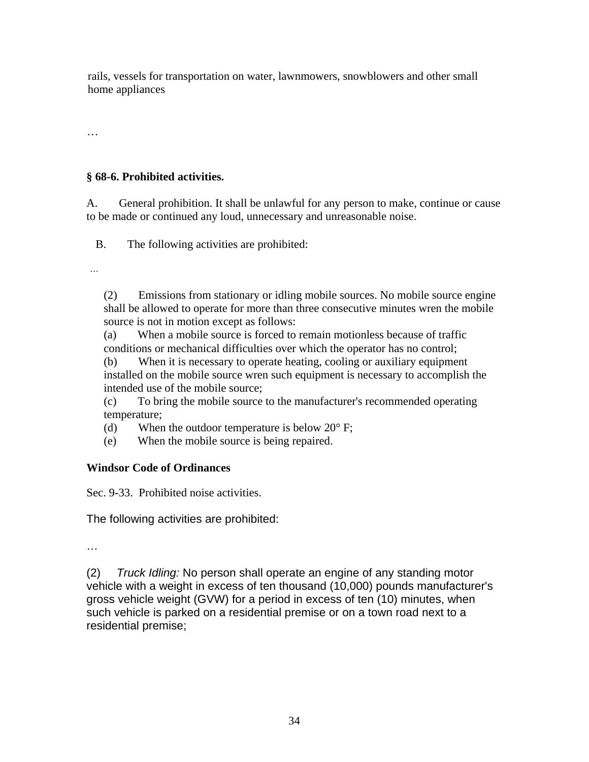rails, vessels for transportation on water, lawnmowers, snowblowers and other small home appliances

…

**§ 68-6. Prohibited activities.**

A. General prohibition. It shall be unlawful for any person to make, continue or cause to be made or continued any loud, unnecessary and unreasonable noise.

B. The following activities are prohibited:

…

(2) Emissions from stationary or idling mobile sources. No mobile source engine shall be allowed to operate for more than three consecutive minutes wren the mobile source is not in motion except as follows:
(a) When a mobile source is forced to remain motionless because of traffic conditions or mechanical difficulties over which the operator has no control;
(b) When it is necessary to operate heating, cooling or auxiliary equipment installed on the mobile source wren such equipment is necessary to accomplish the intended use of the mobile source;
(c) To bring the mobile source to the manufacturer's recommended operating temperature;
(d) When the outdoor temperature is below 20° F;
(e) When the mobile source is being repaired.

**Windsor Code of Ordinances**

Sec. 9-33. Prohibited noise activities.

The following activities are prohibited:

…

(2) *Truck Idling:* No person shall operate an engine of any standing motor vehicle with a weight in excess of ten thousand (10,000) pounds manufacturer's gross vehicle weight (GVW) for a period in excess of ten (10) minutes, when such vehicle is parked on a residential premise or on a town road next to a residential premise;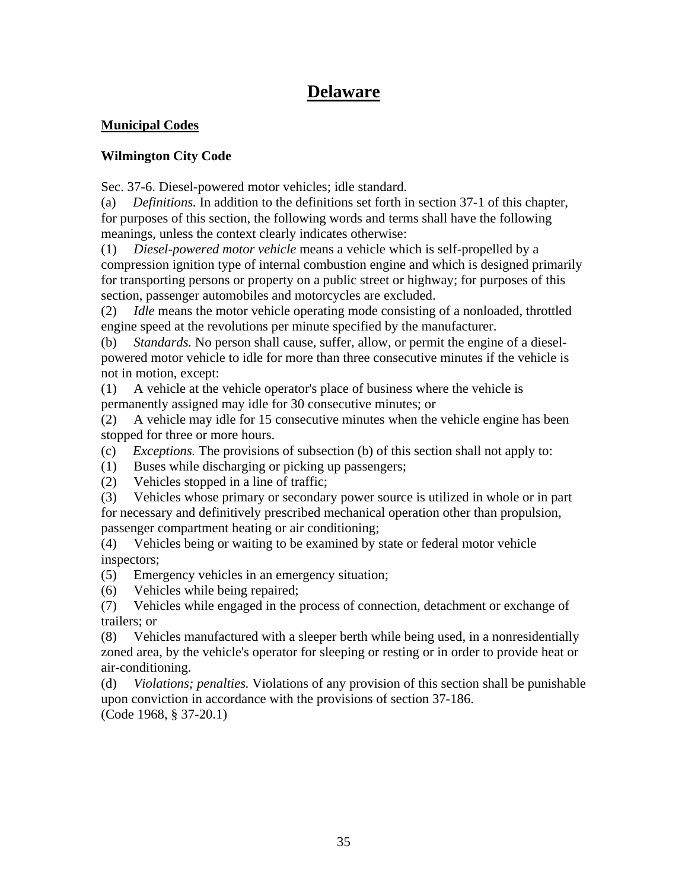# Delaware

## Municipal Codes

### Wilmington City Code

Sec. 37-6. Diesel-powered motor vehicles; idle standard.

(a) *Definitions.* In addition to the definitions set forth in section 37-1 of this chapter, for purposes of this section, the following words and terms shall have the following meanings, unless the context clearly indicates otherwise:

(1) *Diesel-powered motor vehicle* means a vehicle which is self-propelled by a compression ignition type of internal combustion engine and which is designed primarily for transporting persons or property on a public street or highway; for purposes of this section, passenger automobiles and motorcycles are excluded.

(2) *Idle* means the motor vehicle operating mode consisting of a nonloaded, throttled engine speed at the revolutions per minute specified by the manufacturer.

(b) *Standards.* No person shall cause, suffer, allow, or permit the engine of a diesel-powered motor vehicle to idle for more than three consecutive minutes if the vehicle is not in motion, except:

(1) A vehicle at the vehicle operator's place of business where the vehicle is permanently assigned may idle for 30 consecutive minutes; or

(2) A vehicle may idle for 15 consecutive minutes when the vehicle engine has been stopped for three or more hours.

(c) *Exceptions.* The provisions of subsection (b) of this section shall not apply to:

(1) Buses while discharging or picking up passengers;

(2) Vehicles stopped in a line of traffic;

(3) Vehicles whose primary or secondary power source is utilized in whole or in part for necessary and definitively prescribed mechanical operation other than propulsion, passenger compartment heating or air conditioning;

(4) Vehicles being or waiting to be examined by state or federal motor vehicle inspectors;

(5) Emergency vehicles in an emergency situation;

(6) Vehicles while being repaired;

(7) Vehicles while engaged in the process of connection, detachment or exchange of trailers; or

(8) Vehicles manufactured with a sleeper berth while being used, in a nonresidentially zoned area, by the vehicle's operator for sleeping or resting or in order to provide heat or air-conditioning.

(d) *Violations; penalties.* Violations of any provision of this section shall be punishable upon conviction in accordance with the provisions of section 37-186.

(Code 1968, § 37-20.1)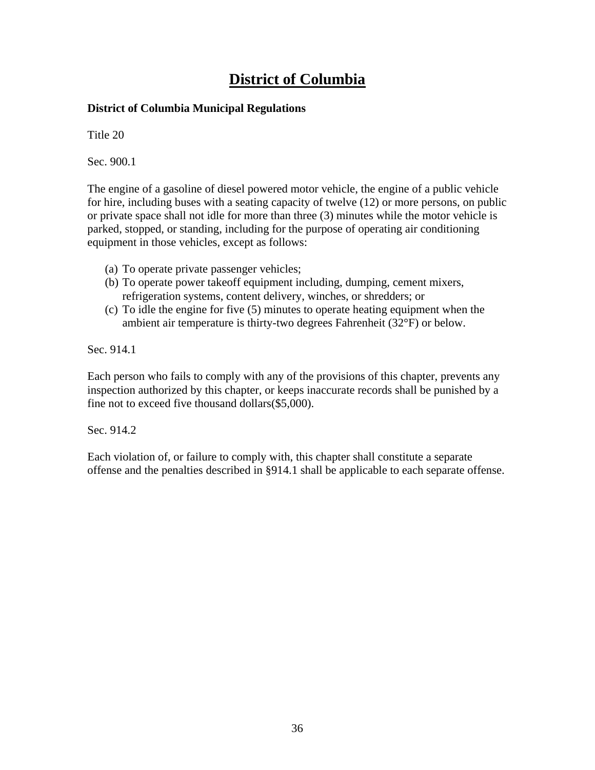# District of Columbia

**District of Columbia Municipal Regulations**

Title 20

Sec. 900.1

The engine of a gasoline of diesel powered motor vehicle, the engine of a public vehicle for hire, including buses with a seating capacity of twelve (12) or more persons, on public or private space shall not idle for more than three (3) minutes while the motor vehicle is parked, stopped, or standing, including for the purpose of operating air conditioning equipment in those vehicles, except as follows:

(a) To operate private passenger vehicles;
(b) To operate power takeoff equipment including, dumping, cement mixers, refrigeration systems, content delivery, winches, or shredders; or
(c) To idle the engine for five (5) minutes to operate heating equipment when the ambient air temperature is thirty-two degrees Fahrenheit (32°F) or below.

Sec. 914.1

Each person who fails to comply with any of the provisions of this chapter, prevents any inspection authorized by this chapter, or keeps inaccurate records shall be punished by a fine not to exceed five thousand dollars($5,000).

Sec. 914.2

Each violation of, or failure to comply with, this chapter shall constitute a separate offense and the penalties described in §914.1 shall be applicable to each separate offense.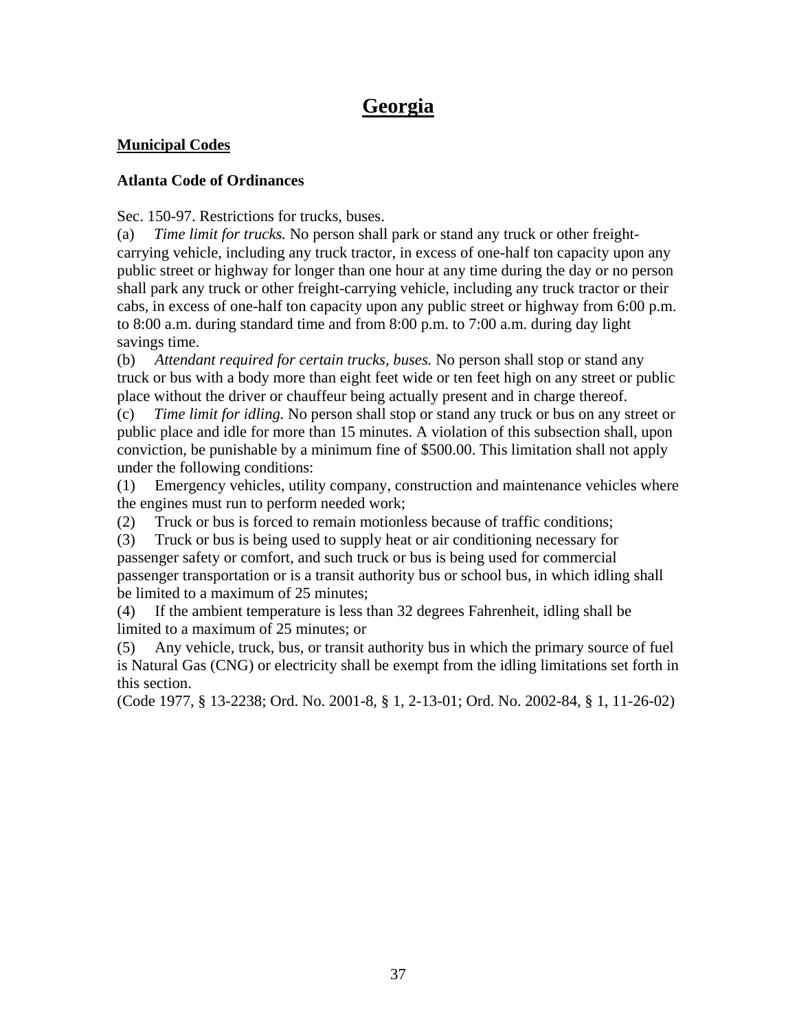# Georgia

## Municipal Codes

### Atlanta Code of Ordinances

Sec. 150-97. Restrictions for trucks, buses.

(a) *Time limit for trucks.* No person shall park or stand any truck or other freight-carrying vehicle, including any truck tractor, in excess of one-half ton capacity upon any public street or highway for longer than one hour at any time during the day or no person shall park any truck or other freight-carrying vehicle, including any truck tractor or their cabs, in excess of one-half ton capacity upon any public street or highway from 6:00 p.m. to 8:00 a.m. during standard time and from 8:00 p.m. to 7:00 a.m. during day light savings time.

(b) *Attendant required for certain trucks, buses.* No person shall stop or stand any truck or bus with a body more than eight feet wide or ten feet high on any street or public place without the driver or chauffeur being actually present and in charge thereof.

(c) *Time limit for idling.* No person shall stop or stand any truck or bus on any street or public place and idle for more than 15 minutes. A violation of this subsection shall, upon conviction, be punishable by a minimum fine of $500.00. This limitation shall not apply under the following conditions:

(1) Emergency vehicles, utility company, construction and maintenance vehicles where the engines must run to perform needed work;

(2) Truck or bus is forced to remain motionless because of traffic conditions;

(3) Truck or bus is being used to supply heat or air conditioning necessary for passenger safety or comfort, and such truck or bus is being used for commercial passenger transportation or is a transit authority bus or school bus, in which idling shall be limited to a maximum of 25 minutes;

(4) If the ambient temperature is less than 32 degrees Fahrenheit, idling shall be limited to a maximum of 25 minutes; or

(5) Any vehicle, truck, bus, or transit authority bus in which the primary source of fuel is Natural Gas (CNG) or electricity shall be exempt from the idling limitations set forth in this section.

(Code 1977, § 13-2238; Ord. No. 2001-8, § 1, 2-13-01; Ord. No. 2002-84, § 1, 11-26-02)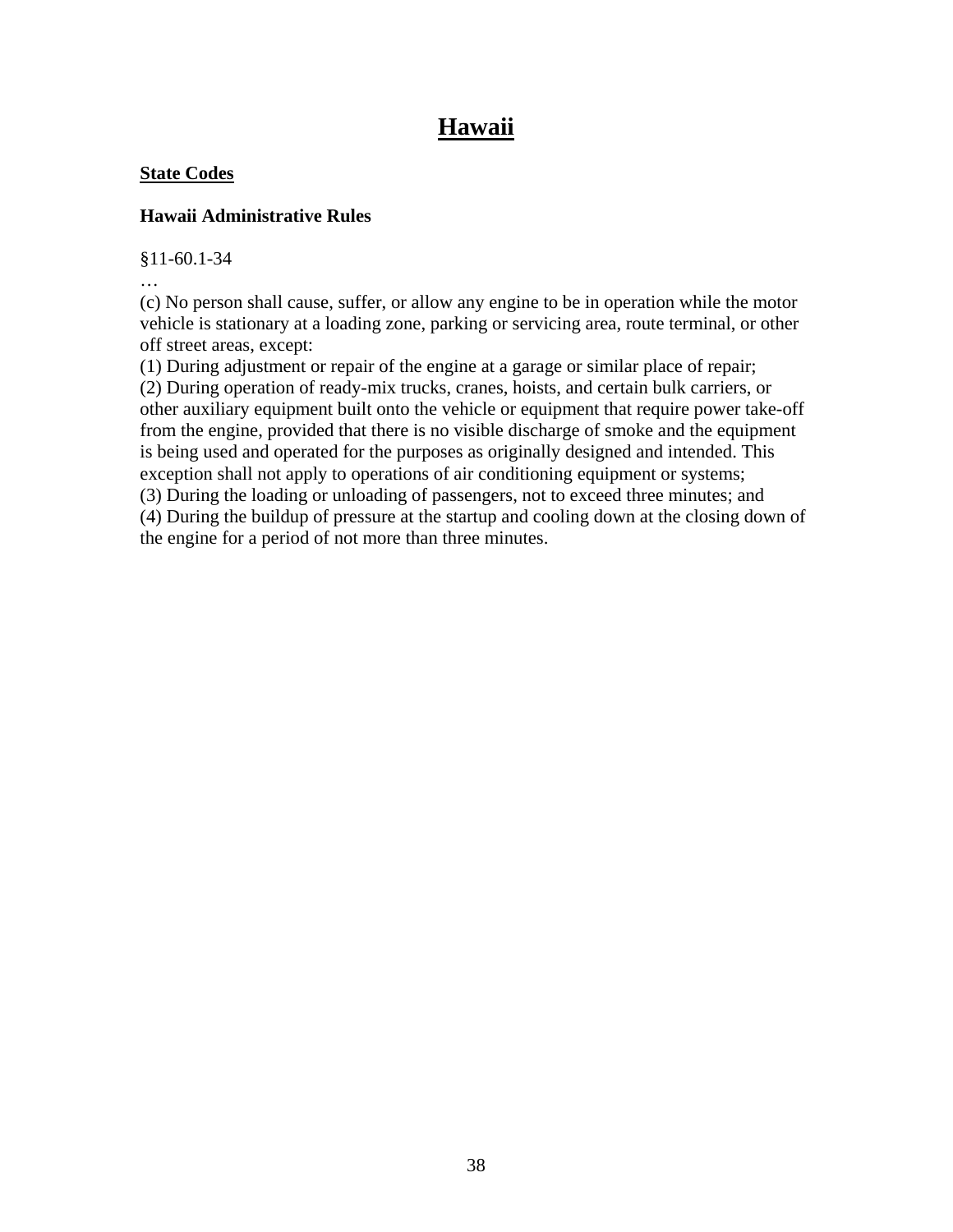# Hawaii

**State Codes**

### Hawaii Administrative Rules

§11-60.1-34

…

(c) No person shall cause, suffer, or allow any engine to be in operation while the motor vehicle is stationary at a loading zone, parking or servicing area, route terminal, or other off street areas, except:

(1) During adjustment or repair of the engine at a garage or similar place of repair;

(2) During operation of ready-mix trucks, cranes, hoists, and certain bulk carriers, or other auxiliary equipment built onto the vehicle or equipment that require power take-off from the engine, provided that there is no visible discharge of smoke and the equipment is being used and operated for the purposes as originally designed and intended. This exception shall not apply to operations of air conditioning equipment or systems;

(3) During the loading or unloading of passengers, not to exceed three minutes; and

(4) During the buildup of pressure at the startup and cooling down at the closing down of the engine for a period of not more than three minutes.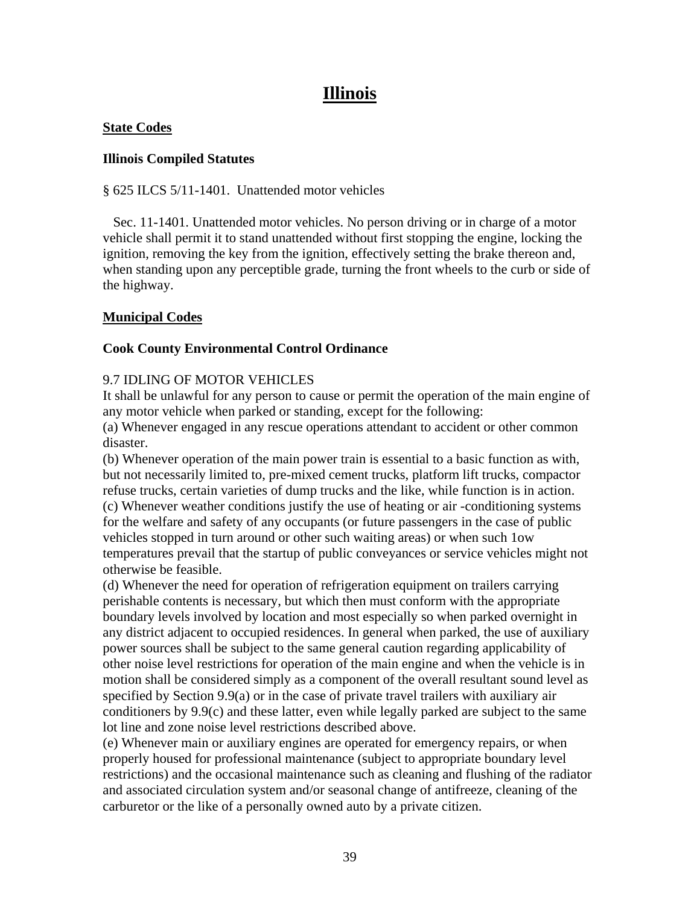# Illinois

**State Codes**

**Illinois Compiled Statutes**

§ 625 ILCS 5/11-1401. Unattended motor vehicles

Sec. 11-1401. Unattended motor vehicles. No person driving or in charge of a motor vehicle shall permit it to stand unattended without first stopping the engine, locking the ignition, removing the key from the ignition, effectively setting the brake thereon and, when standing upon any perceptible grade, turning the front wheels to the curb or side of the highway.

**Municipal Codes**

**Cook County Environmental Control Ordinance**

9.7 IDLING OF MOTOR VEHICLES

It shall be unlawful for any person to cause or permit the operation of the main engine of any motor vehicle when parked or standing, except for the following:

(a) Whenever engaged in any rescue operations attendant to accident or other common disaster.

(b) Whenever operation of the main power train is essential to a basic function as with, but not necessarily limited to, pre-mixed cement trucks, platform lift trucks, compactor refuse trucks, certain varieties of dump trucks and the like, while function is in action.

(c) Whenever weather conditions justify the use of heating or air -conditioning systems for the welfare and safety of any occupants (or future passengers in the case of public vehicles stopped in turn around or other such waiting areas) or when such 1ow temperatures prevail that the startup of public conveyances or service vehicles might not otherwise be feasible.

(d) Whenever the need for operation of refrigeration equipment on trailers carrying perishable contents is necessary, but which then must conform with the appropriate boundary levels involved by location and most especially so when parked overnight in any district adjacent to occupied residences. In general when parked, the use of auxiliary power sources shall be subject to the same general caution regarding applicability of other noise level restrictions for operation of the main engine and when the vehicle is in motion shall be considered simply as a component of the overall resultant sound level as specified by Section 9.9(a) or in the case of private travel trailers with auxiliary air conditioners by 9.9(c) and these latter, even while legally parked are subject to the same lot line and zone noise level restrictions described above.

(e) Whenever main or auxiliary engines are operated for emergency repairs, or when properly housed for professional maintenance (subject to appropriate boundary level restrictions) and the occasional maintenance such as cleaning and flushing of the radiator and associated circulation system and/or seasonal change of antifreeze, cleaning of the carburetor or the like of a personally owned auto by a private citizen.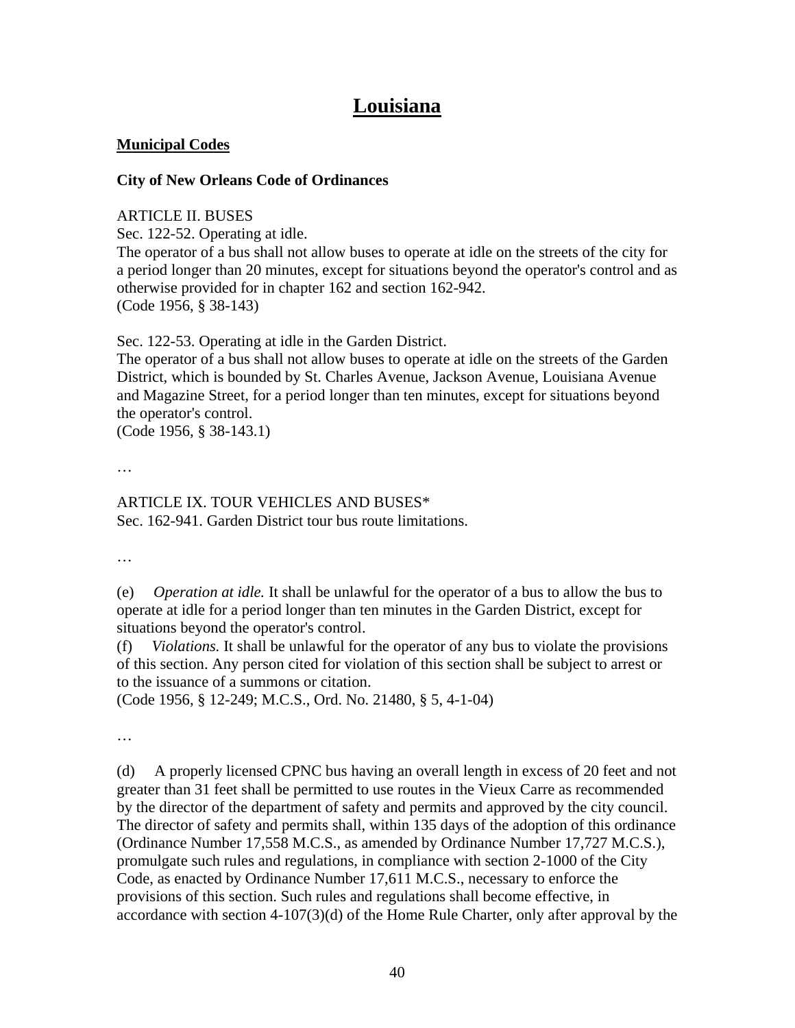# Louisiana

## Municipal Codes

### City of New Orleans Code of Ordinances

ARTICLE II. BUSES
Sec. 122-52. Operating at idle.
The operator of a bus shall not allow buses to operate at idle on the streets of the city for a period longer than 20 minutes, except for situations beyond the operator's control and as otherwise provided for in chapter 162 and section 162-942.
(Code 1956, § 38-143)

Sec. 122-53. Operating at idle in the Garden District.
The operator of a bus shall not allow buses to operate at idle on the streets of the Garden District, which is bounded by St. Charles Avenue, Jackson Avenue, Louisiana Avenue and Magazine Street, for a period longer than ten minutes, except for situations beyond the operator's control.
(Code 1956, § 38-143.1)

…

ARTICLE IX. TOUR VEHICLES AND BUSES*
Sec. 162-941. Garden District tour bus route limitations.

…

(e) *Operation at idle.* It shall be unlawful for the operator of a bus to allow the bus to operate at idle for a period longer than ten minutes in the Garden District, except for situations beyond the operator's control.
(f) *Violations.* It shall be unlawful for the operator of any bus to violate the provisions of this section. Any person cited for violation of this section shall be subject to arrest or to the issuance of a summons or citation.
(Code 1956, § 12-249; M.C.S., Ord. No. 21480, § 5, 4-1-04)

…

(d) A properly licensed CPNC bus having an overall length in excess of 20 feet and not greater than 31 feet shall be permitted to use routes in the Vieux Carre as recommended by the director of the department of safety and permits and approved by the city council. The director of safety and permits shall, within 135 days of the adoption of this ordinance (Ordinance Number 17,558 M.C.S., as amended by Ordinance Number 17,727 M.C.S.), promulgate such rules and regulations, in compliance with section 2-1000 of the City Code, as enacted by Ordinance Number 17,611 M.C.S., necessary to enforce the provisions of this section. Such rules and regulations shall become effective, in accordance with section 4-107(3)(d) of the Home Rule Charter, only after approval by the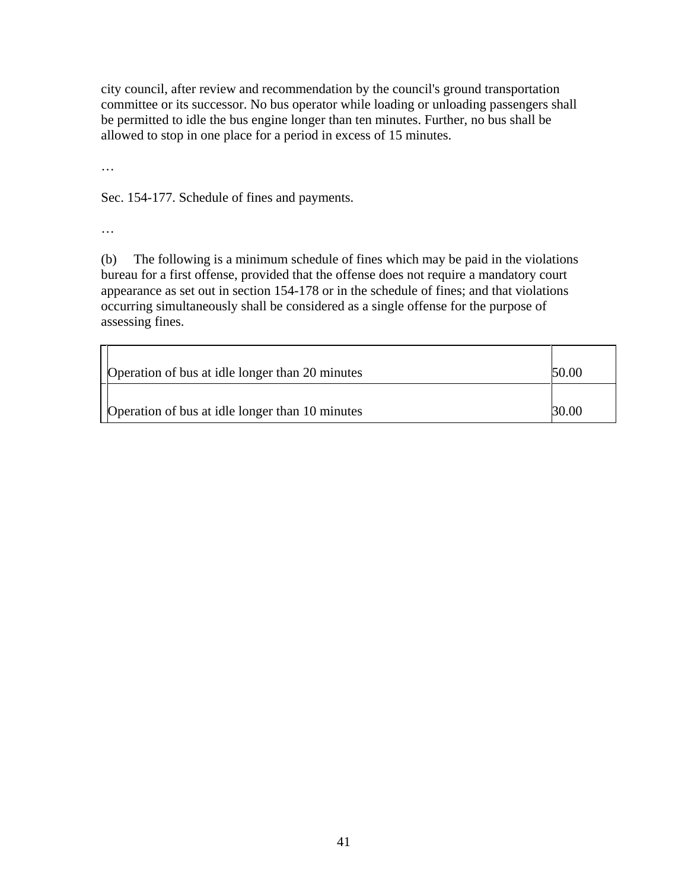city council, after review and recommendation by the council's ground transportation committee or its successor. No bus operator while loading or unloading passengers shall be permitted to idle the bus engine longer than ten minutes. Further, no bus shall be allowed to stop in one place for a period in excess of 15 minutes.

…

Sec. 154-177. Schedule of fines and payments.

…

(b) The following is a minimum schedule of fines which may be paid in the violations bureau for a first offense, provided that the offense does not require a mandatory court appearance as set out in section 154-178 or in the schedule of fines; and that violations occurring simultaneously shall be considered as a single offense for the purpose of assessing fines.

| | |
|---|---|
| Operation of bus at idle longer than 20 minutes | 50.00 |
| Operation of bus at idle longer than 10 minutes | 30.00 |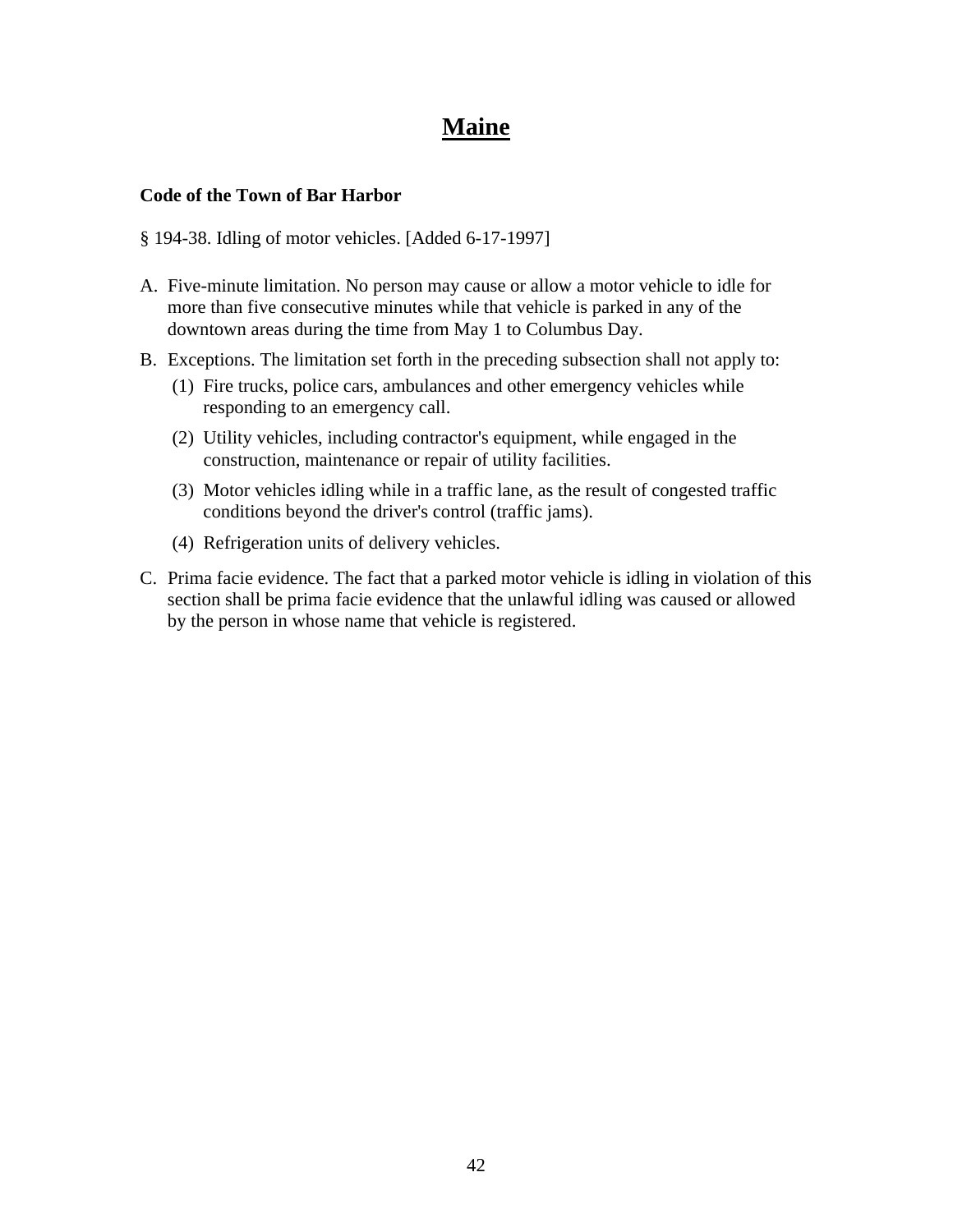# Maine

**Code of the Town of Bar Harbor**

§ 194-38. Idling of motor vehicles. [Added 6-17-1997]

A. Five-minute limitation. No person may cause or allow a motor vehicle to idle for more than five consecutive minutes while that vehicle is parked in any of the downtown areas during the time from May 1 to Columbus Day.

B. Exceptions. The limitation set forth in the preceding subsection shall not apply to:

   (1) Fire trucks, police cars, ambulances and other emergency vehicles while responding to an emergency call.

   (2) Utility vehicles, including contractor's equipment, while engaged in the construction, maintenance or repair of utility facilities.

   (3) Motor vehicles idling while in a traffic lane, as the result of congested traffic conditions beyond the driver's control (traffic jams).

   (4) Refrigeration units of delivery vehicles.

C. Prima facie evidence. The fact that a parked motor vehicle is idling in violation of this section shall be prima facie evidence that the unlawful idling was caused or allowed by the person in whose name that vehicle is registered.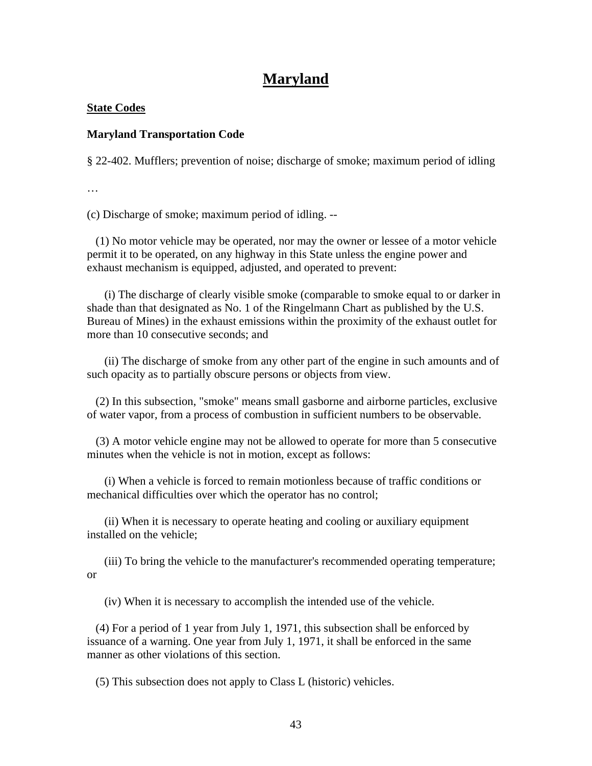# Maryland

**State Codes**

### Maryland Transportation Code

§ 22-402. Mufflers; prevention of noise; discharge of smoke; maximum period of idling

…

(c) Discharge of smoke; maximum period of idling. --

(1) No motor vehicle may be operated, nor may the owner or lessee of a motor vehicle permit it to be operated, on any highway in this State unless the engine power and exhaust mechanism is equipped, adjusted, and operated to prevent:

(i) The discharge of clearly visible smoke (comparable to smoke equal to or darker in shade than that designated as No. 1 of the Ringelmann Chart as published by the U.S. Bureau of Mines) in the exhaust emissions within the proximity of the exhaust outlet for more than 10 consecutive seconds; and

(ii) The discharge of smoke from any other part of the engine in such amounts and of such opacity as to partially obscure persons or objects from view.

(2) In this subsection, "smoke" means small gasborne and airborne particles, exclusive of water vapor, from a process of combustion in sufficient numbers to be observable.

(3) A motor vehicle engine may not be allowed to operate for more than 5 consecutive minutes when the vehicle is not in motion, except as follows:

(i) When a vehicle is forced to remain motionless because of traffic conditions or mechanical difficulties over which the operator has no control;

(ii) When it is necessary to operate heating and cooling or auxiliary equipment installed on the vehicle;

(iii) To bring the vehicle to the manufacturer's recommended operating temperature; or

(iv) When it is necessary to accomplish the intended use of the vehicle.

(4) For a period of 1 year from July 1, 1971, this subsection shall be enforced by issuance of a warning. One year from July 1, 1971, it shall be enforced in the same manner as other violations of this section.

(5) This subsection does not apply to Class L (historic) vehicles.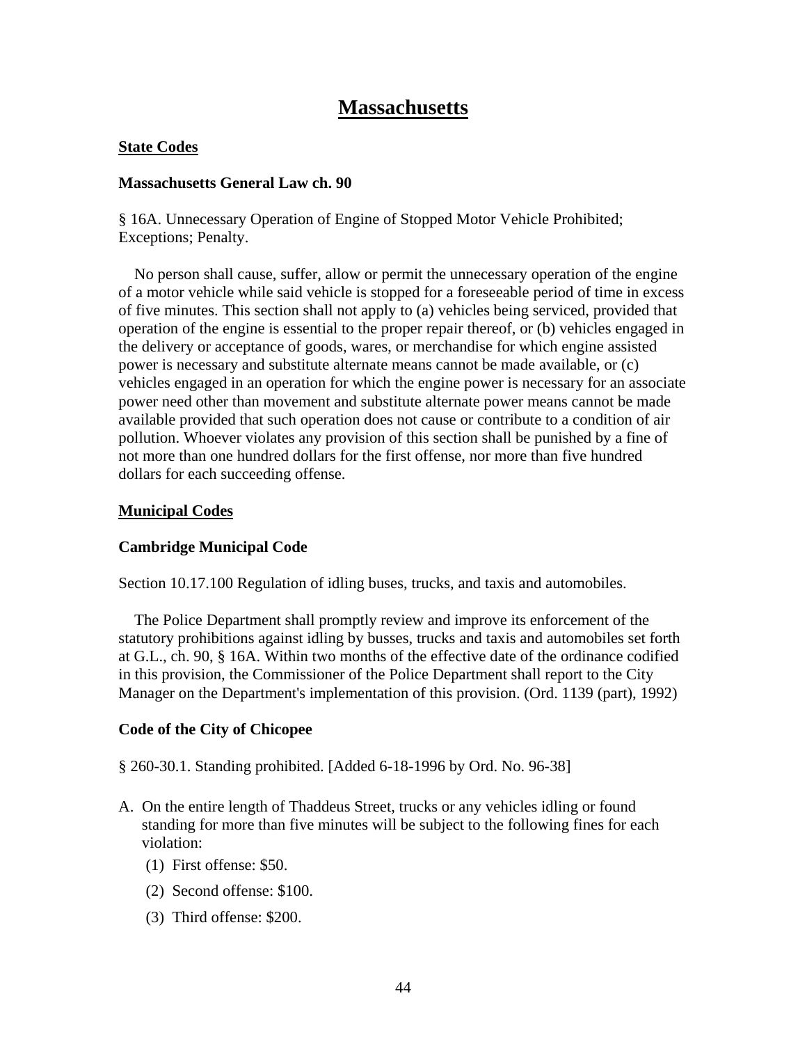# Massachusetts

## State Codes

### Massachusetts General Law ch. 90

§ 16A. Unnecessary Operation of Engine of Stopped Motor Vehicle Prohibited; Exceptions; Penalty.

No person shall cause, suffer, allow or permit the unnecessary operation of the engine of a motor vehicle while said vehicle is stopped for a foreseeable period of time in excess of five minutes. This section shall not apply to (a) vehicles being serviced, provided that operation of the engine is essential to the proper repair thereof, or (b) vehicles engaged in the delivery or acceptance of goods, wares, or merchandise for which engine assisted power is necessary and substitute alternate means cannot be made available, or (c) vehicles engaged in an operation for which the engine power is necessary for an associate power need other than movement and substitute alternate power means cannot be made available provided that such operation does not cause or contribute to a condition of air pollution. Whoever violates any provision of this section shall be punished by a fine of not more than one hundred dollars for the first offense, nor more than five hundred dollars for each succeeding offense.

## Municipal Codes

### Cambridge Municipal Code

Section 10.17.100 Regulation of idling buses, trucks, and taxis and automobiles.

The Police Department shall promptly review and improve its enforcement of the statutory prohibitions against idling by busses, trucks and taxis and automobiles set forth at G.L., ch. 90, § 16A. Within two months of the effective date of the ordinance codified in this provision, the Commissioner of the Police Department shall report to the City Manager on the Department's implementation of this provision. (Ord. 1139 (part), 1992)

### Code of the City of Chicopee

§ 260-30.1. Standing prohibited. [Added 6-18-1996 by Ord. No. 96-38]

A. On the entire length of Thaddeus Street, trucks or any vehicles idling or found standing for more than five minutes will be subject to the following fines for each violation:
   (1) First offense: $50.
   (2) Second offense: $100.
   (3) Third offense: $200.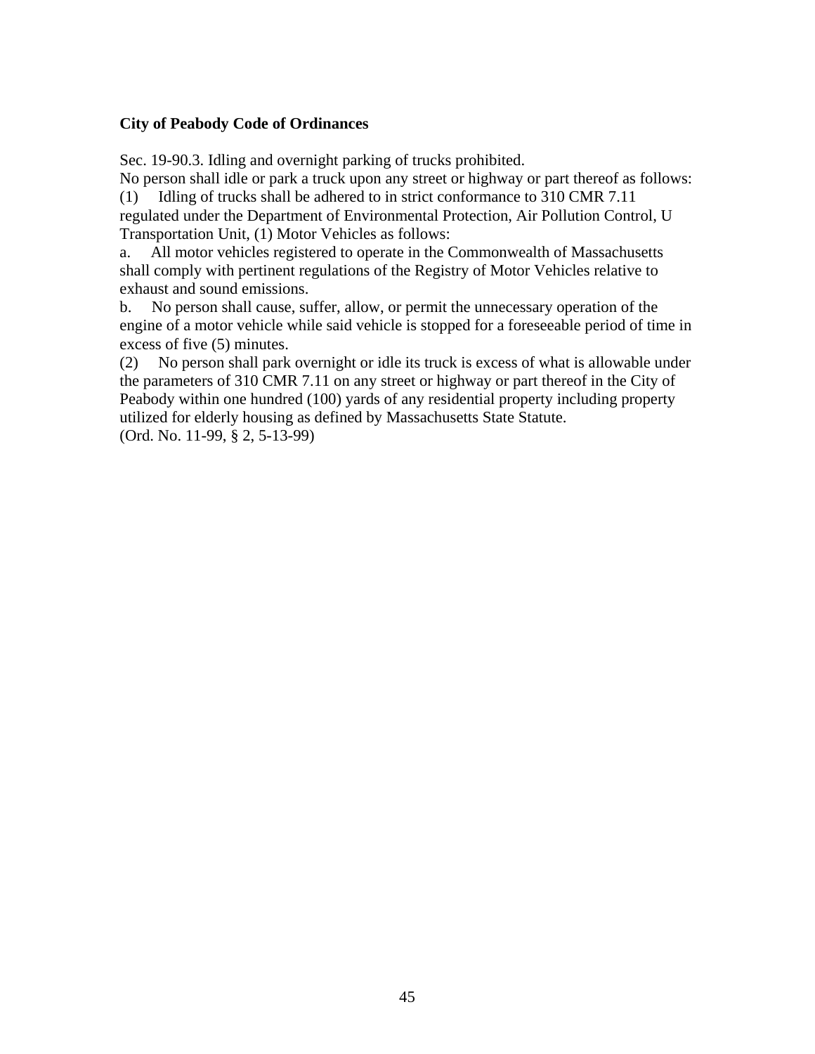**City of Peabody Code of Ordinances**

Sec. 19-90.3. Idling and overnight parking of trucks prohibited.
No person shall idle or park a truck upon any street or highway or part thereof as follows:
(1) Idling of trucks shall be adhered to in strict conformance to 310 CMR 7.11 regulated under the Department of Environmental Protection, Air Pollution Control, U Transportation Unit, (1) Motor Vehicles as follows:
a. All motor vehicles registered to operate in the Commonwealth of Massachusetts shall comply with pertinent regulations of the Registry of Motor Vehicles relative to exhaust and sound emissions.
b. No person shall cause, suffer, allow, or permit the unnecessary operation of the engine of a motor vehicle while said vehicle is stopped for a foreseeable period of time in excess of five (5) minutes.
(2) No person shall park overnight or idle its truck is excess of what is allowable under the parameters of 310 CMR 7.11 on any street or highway or part thereof in the City of Peabody within one hundred (100) yards of any residential property including property utilized for elderly housing as defined by Massachusetts State Statute.
(Ord. No. 11-99, § 2, 5-13-99)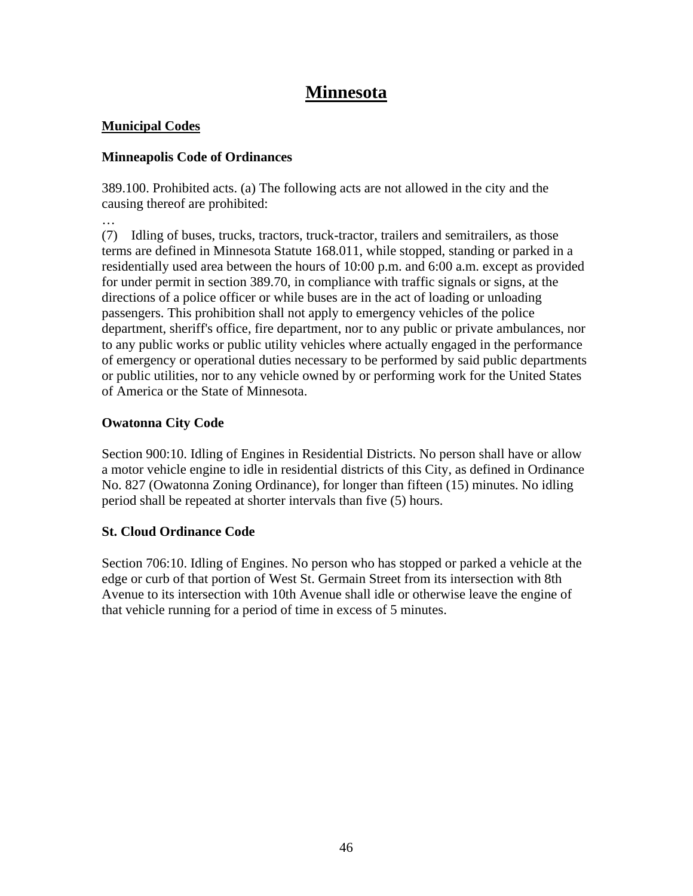# Minnesota

## Municipal Codes

### Minneapolis Code of Ordinances

389.100. Prohibited acts. (a) The following acts are not allowed in the city and the causing thereof are prohibited:

…

(7) Idling of buses, trucks, tractors, truck-tractor, trailers and semitrailers, as those terms are defined in Minnesota Statute 168.011, while stopped, standing or parked in a residentially used area between the hours of 10:00 p.m. and 6:00 a.m. except as provided for under permit in section 389.70, in compliance with traffic signals or signs, at the directions of a police officer or while buses are in the act of loading or unloading passengers. This prohibition shall not apply to emergency vehicles of the police department, sheriff's office, fire department, nor to any public or private ambulances, nor to any public works or public utility vehicles where actually engaged in the performance of emergency or operational duties necessary to be performed by said public departments or public utilities, nor to any vehicle owned by or performing work for the United States of America or the State of Minnesota.

### Owatonna City Code

Section 900:10. Idling of Engines in Residential Districts. No person shall have or allow a motor vehicle engine to idle in residential districts of this City, as defined in Ordinance No. 827 (Owatonna Zoning Ordinance), for longer than fifteen (15) minutes. No idling period shall be repeated at shorter intervals than five (5) hours.

### St. Cloud Ordinance Code

Section 706:10. Idling of Engines. No person who has stopped or parked a vehicle at the edge or curb of that portion of West St. Germain Street from its intersection with 8th Avenue to its intersection with 10th Avenue shall idle or otherwise leave the engine of that vehicle running for a period of time in excess of 5 minutes.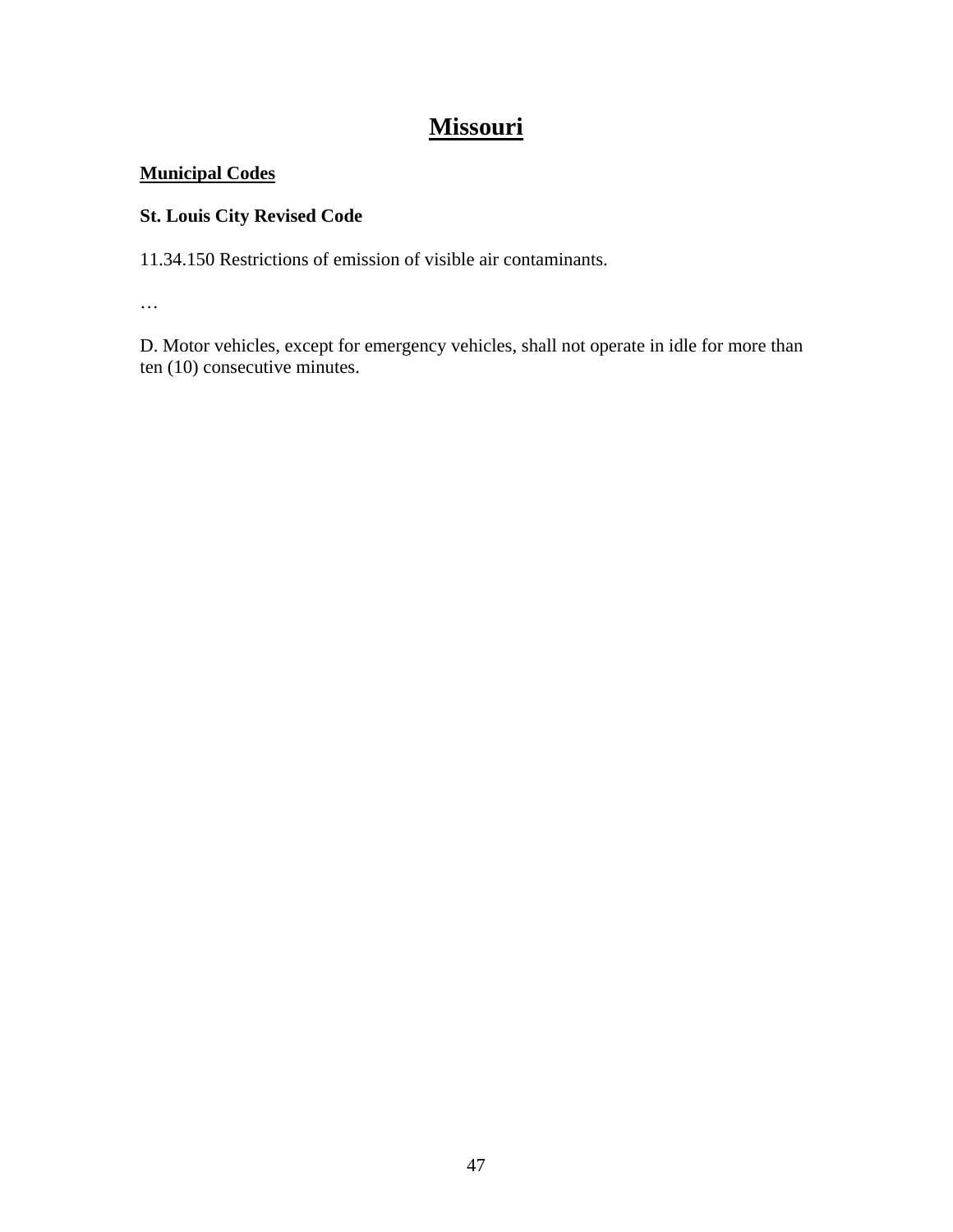# Missouri

## Municipal Codes

### St. Louis City Revised Code

11.34.150 Restrictions of emission of visible air contaminants.

…

D. Motor vehicles, except for emergency vehicles, shall not operate in idle for more than ten (10) consecutive minutes.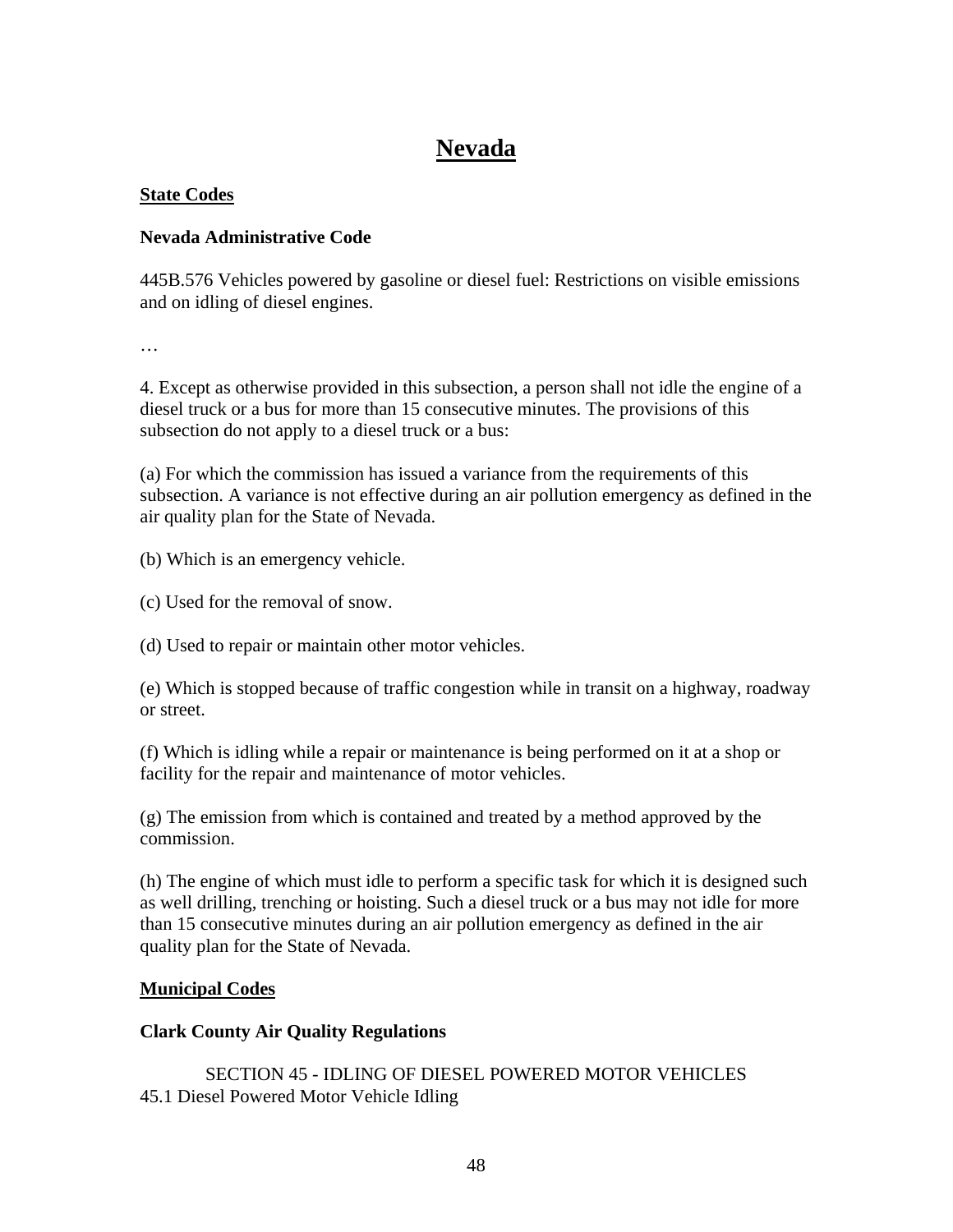# Nevada

## State Codes

### Nevada Administrative Code

445B.576 Vehicles powered by gasoline or diesel fuel: Restrictions on visible emissions and on idling of diesel engines.

…

4. Except as otherwise provided in this subsection, a person shall not idle the engine of a diesel truck or a bus for more than 15 consecutive minutes. The provisions of this subsection do not apply to a diesel truck or a bus:

(a) For which the commission has issued a variance from the requirements of this subsection. A variance is not effective during an air pollution emergency as defined in the air quality plan for the State of Nevada.

(b) Which is an emergency vehicle.

(c) Used for the removal of snow.

(d) Used to repair or maintain other motor vehicles.

(e) Which is stopped because of traffic congestion while in transit on a highway, roadway or street.

(f) Which is idling while a repair or maintenance is being performed on it at a shop or facility for the repair and maintenance of motor vehicles.

(g) The emission from which is contained and treated by a method approved by the commission.

(h) The engine of which must idle to perform a specific task for which it is designed such as well drilling, trenching or hoisting. Such a diesel truck or a bus may not idle for more than 15 consecutive minutes during an air pollution emergency as defined in the air quality plan for the State of Nevada.

## Municipal Codes

### Clark County Air Quality Regulations

SECTION 45 - IDLING OF DIESEL POWERED MOTOR VEHICLES

45.1 Diesel Powered Motor Vehicle Idling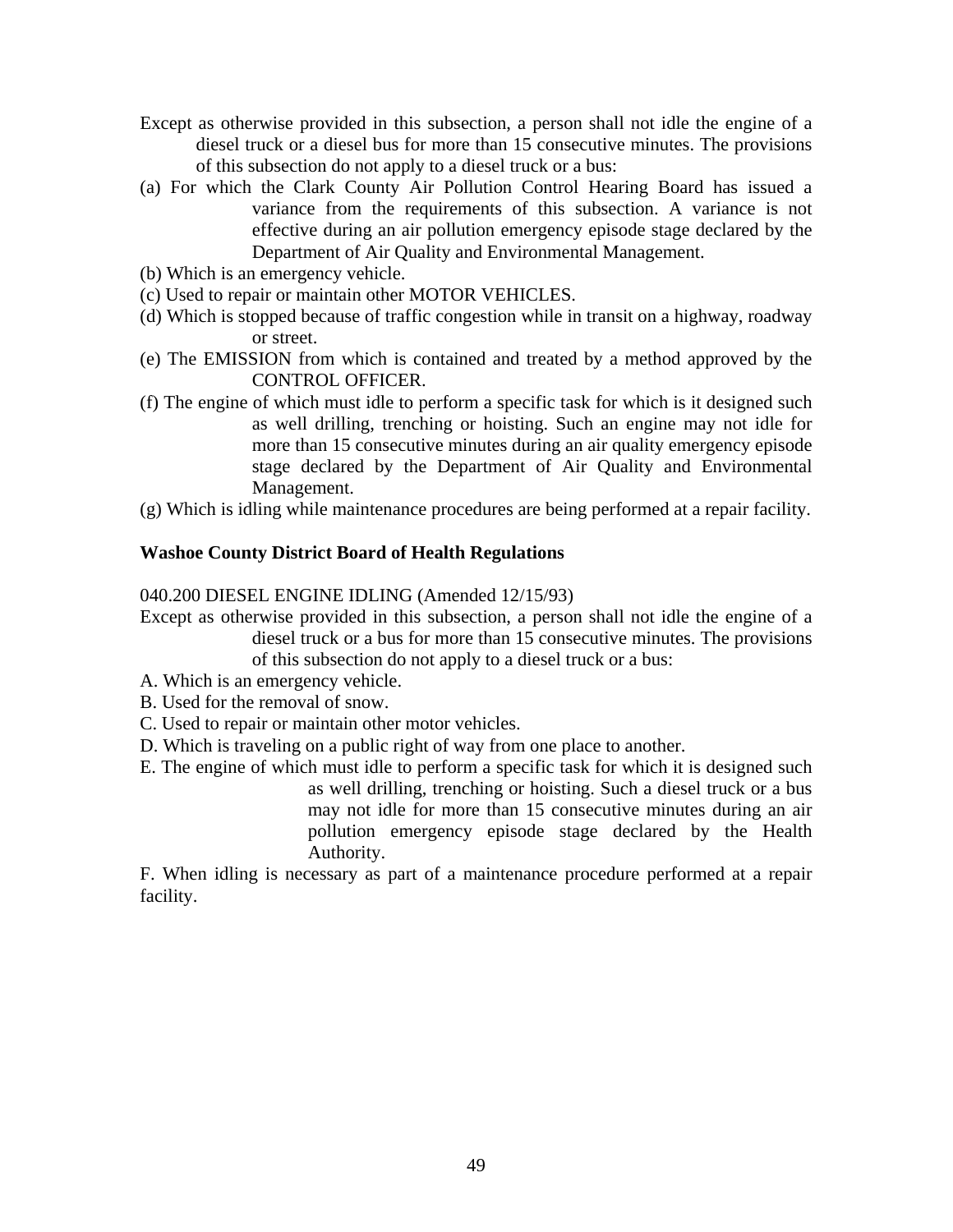Except as otherwise provided in this subsection, a person shall not idle the engine of a diesel truck or a diesel bus for more than 15 consecutive minutes. The provisions of this subsection do not apply to a diesel truck or a bus:

(a) For which the Clark County Air Pollution Control Hearing Board has issued a variance from the requirements of this subsection. A variance is not effective during an air pollution emergency episode stage declared by the Department of Air Quality and Environmental Management.

(b) Which is an emergency vehicle.

(c) Used to repair or maintain other MOTOR VEHICLES.

(d) Which is stopped because of traffic congestion while in transit on a highway, roadway or street.

(e) The EMISSION from which is contained and treated by a method approved by the CONTROL OFFICER.

(f) The engine of which must idle to perform a specific task for which is it designed such as well drilling, trenching or hoisting. Such an engine may not idle for more than 15 consecutive minutes during an air quality emergency episode stage declared by the Department of Air Quality and Environmental Management.

(g) Which is idling while maintenance procedures are being performed at a repair facility.

**Washoe County District Board of Health Regulations**

040.200 DIESEL ENGINE IDLING (Amended 12/15/93)

Except as otherwise provided in this subsection, a person shall not idle the engine of a diesel truck or a bus for more than 15 consecutive minutes. The provisions of this subsection do not apply to a diesel truck or a bus:

A. Which is an emergency vehicle.

B. Used for the removal of snow.

C. Used to repair or maintain other motor vehicles.

D. Which is traveling on a public right of way from one place to another.

E. The engine of which must idle to perform a specific task for which it is designed such as well drilling, trenching or hoisting. Such a diesel truck or a bus may not idle for more than 15 consecutive minutes during an air pollution emergency episode stage declared by the Health Authority.

F. When idling is necessary as part of a maintenance procedure performed at a repair facility.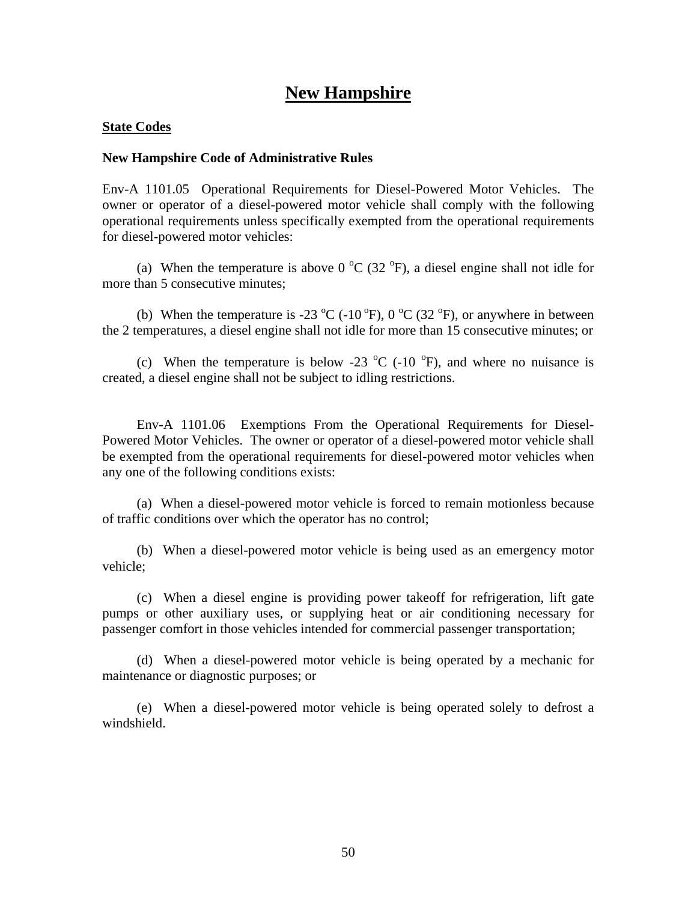# New Hampshire

**State Codes**

**New Hampshire Code of Administrative Rules**

Env-A 1101.05 Operational Requirements for Diesel-Powered Motor Vehicles. The owner or operator of a diesel-powered motor vehicle shall comply with the following operational requirements unless specifically exempted from the operational requirements for diesel-powered motor vehicles:

(a) When the temperature is above 0 $^{o}$C (32 $^{o}$F), a diesel engine shall not idle for more than 5 consecutive minutes;

(b) When the temperature is -23 $^{o}$C (-10 $^{o}$F), 0 $^{o}$C (32 $^{o}$F), or anywhere in between the 2 temperatures, a diesel engine shall not idle for more than 15 consecutive minutes; or

(c) When the temperature is below -23 $^{o}$C (-10 $^{o}$F), and where no nuisance is created, a diesel engine shall not be subject to idling restrictions.

Env-A 1101.06 Exemptions From the Operational Requirements for Diesel-Powered Motor Vehicles. The owner or operator of a diesel-powered motor vehicle shall be exempted from the operational requirements for diesel-powered motor vehicles when any one of the following conditions exists:

(a) When a diesel-powered motor vehicle is forced to remain motionless because of traffic conditions over which the operator has no control;

(b) When a diesel-powered motor vehicle is being used as an emergency motor vehicle;

(c) When a diesel engine is providing power takeoff for refrigeration, lift gate pumps or other auxiliary uses, or supplying heat or air conditioning necessary for passenger comfort in those vehicles intended for commercial passenger transportation;

(d) When a diesel-powered motor vehicle is being operated by a mechanic for maintenance or diagnostic purposes; or

(e) When a diesel-powered motor vehicle is being operated solely to defrost a windshield.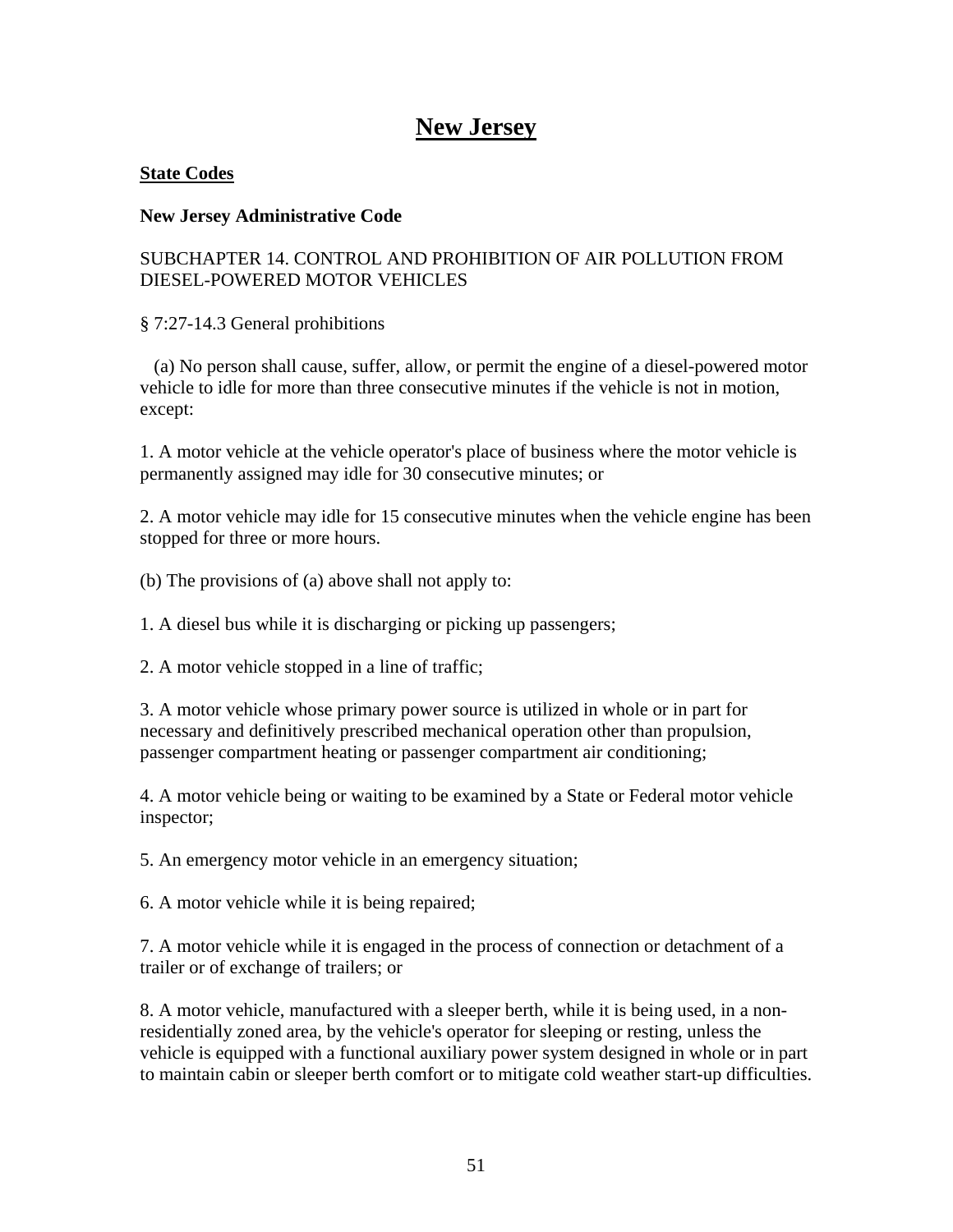# New Jersey

**State Codes**

**New Jersey Administrative Code**

SUBCHAPTER 14. CONTROL AND PROHIBITION OF AIR POLLUTION FROM DIESEL-POWERED MOTOR VEHICLES

§ 7:27-14.3 General prohibitions

(a) No person shall cause, suffer, allow, or permit the engine of a diesel-powered motor vehicle to idle for more than three consecutive minutes if the vehicle is not in motion, except:

1. A motor vehicle at the vehicle operator's place of business where the motor vehicle is permanently assigned may idle for 30 consecutive minutes; or

2. A motor vehicle may idle for 15 consecutive minutes when the vehicle engine has been stopped for three or more hours.

(b) The provisions of (a) above shall not apply to:

1. A diesel bus while it is discharging or picking up passengers;

2. A motor vehicle stopped in a line of traffic;

3. A motor vehicle whose primary power source is utilized in whole or in part for necessary and definitively prescribed mechanical operation other than propulsion, passenger compartment heating or passenger compartment air conditioning;

4. A motor vehicle being or waiting to be examined by a State or Federal motor vehicle inspector;

5. An emergency motor vehicle in an emergency situation;

6. A motor vehicle while it is being repaired;

7. A motor vehicle while it is engaged in the process of connection or detachment of a trailer or of exchange of trailers; or

8. A motor vehicle, manufactured with a sleeper berth, while it is being used, in a non-residentially zoned area, by the vehicle's operator for sleeping or resting, unless the vehicle is equipped with a functional auxiliary power system designed in whole or in part to maintain cabin or sleeper berth comfort or to mitigate cold weather start-up difficulties.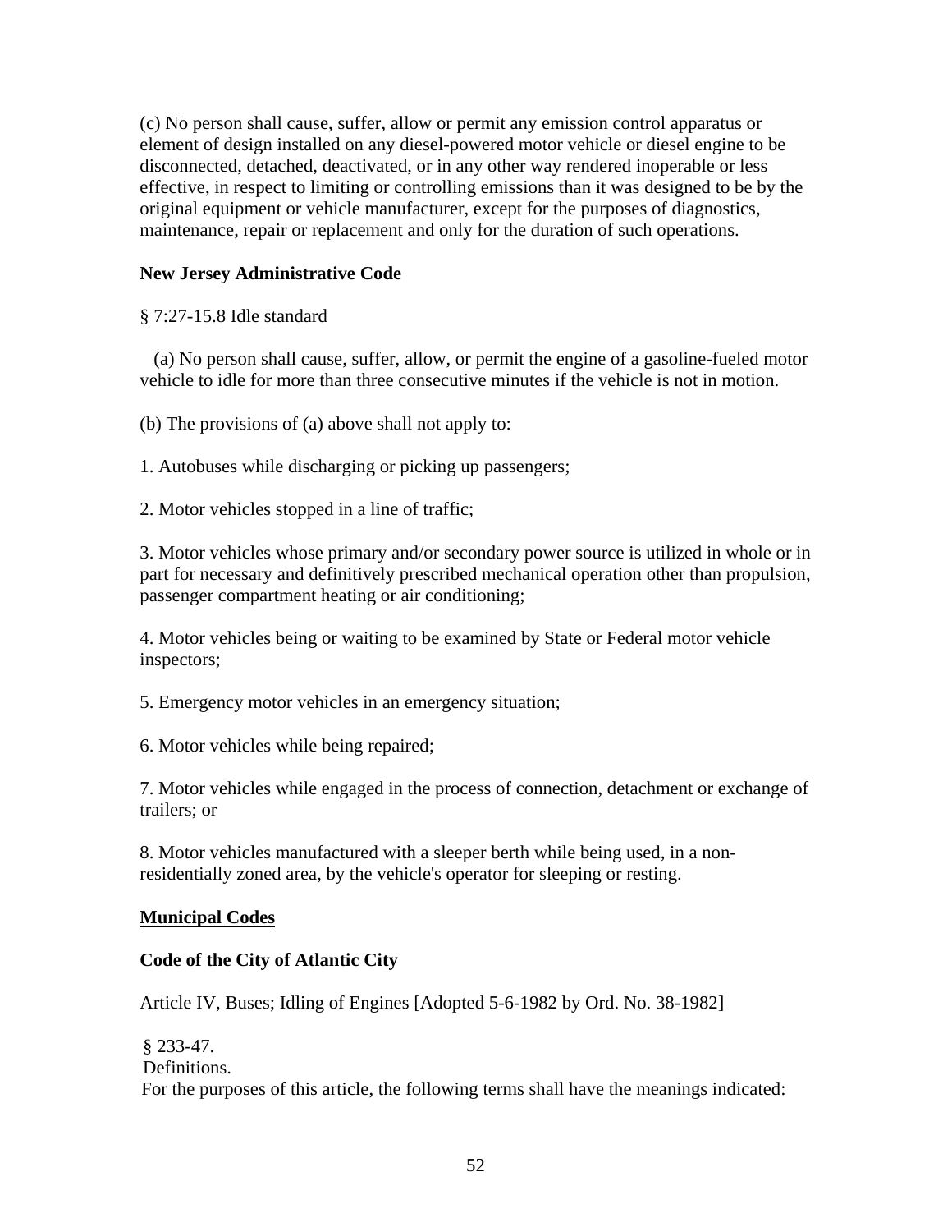(c) No person shall cause, suffer, allow or permit any emission control apparatus or element of design installed on any diesel-powered motor vehicle or diesel engine to be disconnected, detached, deactivated, or in any other way rendered inoperable or less effective, in respect to limiting or controlling emissions than it was designed to be by the original equipment or vehicle manufacturer, except for the purposes of diagnostics, maintenance, repair or replacement and only for the duration of such operations.

**New Jersey Administrative Code**

§ 7:27-15.8 Idle standard

(a) No person shall cause, suffer, allow, or permit the engine of a gasoline-fueled motor vehicle to idle for more than three consecutive minutes if the vehicle is not in motion.

(b) The provisions of (a) above shall not apply to:

1. Autobuses while discharging or picking up passengers;

2. Motor vehicles stopped in a line of traffic;

3. Motor vehicles whose primary and/or secondary power source is utilized in whole or in part for necessary and definitively prescribed mechanical operation other than propulsion, passenger compartment heating or air conditioning;

4. Motor vehicles being or waiting to be examined by State or Federal motor vehicle inspectors;

5. Emergency motor vehicles in an emergency situation;

6. Motor vehicles while being repaired;

7. Motor vehicles while engaged in the process of connection, detachment or exchange of trailers; or

8. Motor vehicles manufactured with a sleeper berth while being used, in a non-residentially zoned area, by the vehicle's operator for sleeping or resting.

**Municipal Codes**

**Code of the City of Atlantic City**

Article IV, Buses; Idling of Engines [Adopted 5-6-1982 by Ord. No. 38-1982]

§ 233-47.
Definitions.
For the purposes of this article, the following terms shall have the meanings indicated: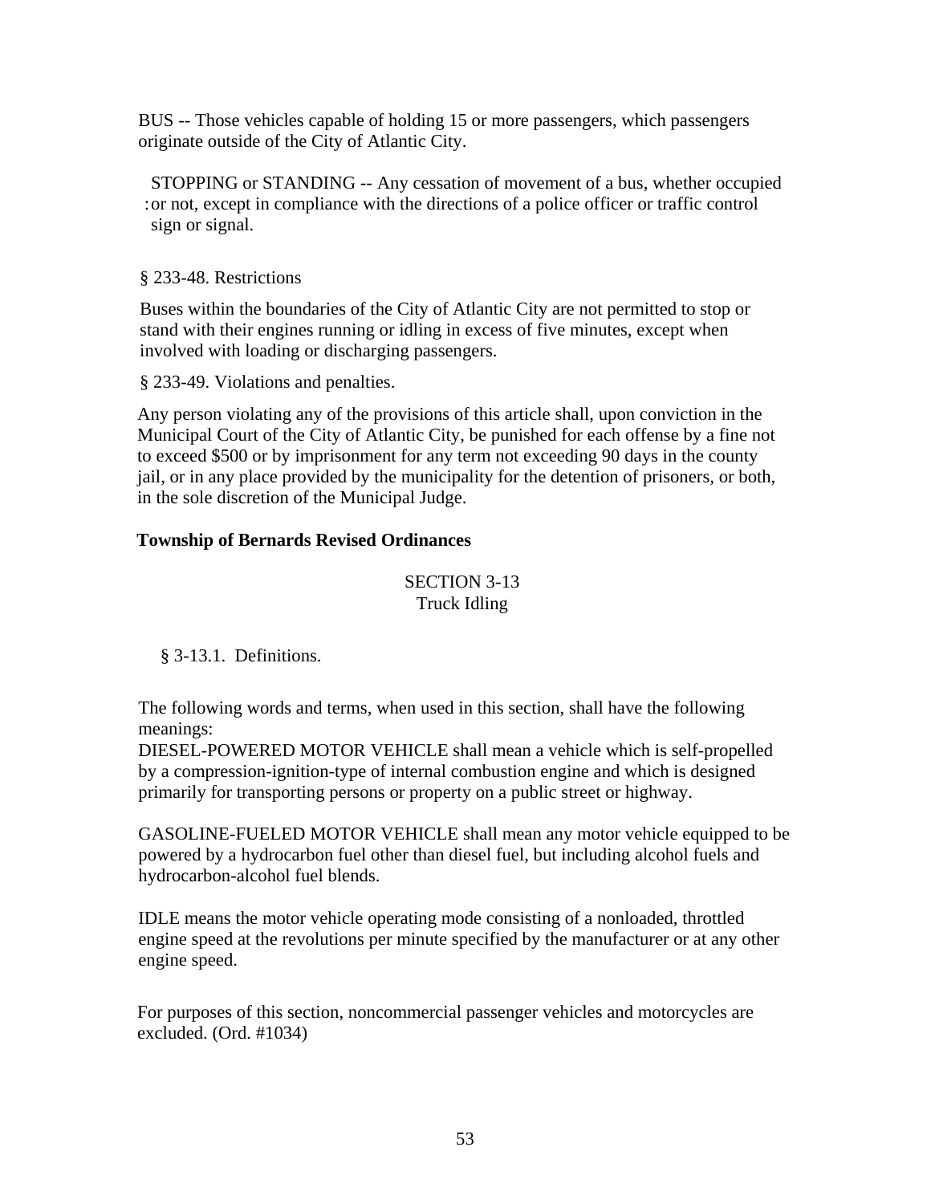BUS -- Those vehicles capable of holding 15 or more passengers, which passengers originate outside of the City of Atlantic City.

STOPPING or STANDING -- Any cessation of movement of a bus, whether occupied or not, except in compliance with the directions of a police officer or traffic control sign or signal.

§ 233-48. Restrictions

Buses within the boundaries of the City of Atlantic City are not permitted to stop or stand with their engines running or idling in excess of five minutes, except when involved with loading or discharging passengers.

§ 233-49. Violations and penalties.

Any person violating any of the provisions of this article shall, upon conviction in the Municipal Court of the City of Atlantic City, be punished for each offense by a fine not to exceed $500 or by imprisonment for any term not exceeding 90 days in the county jail, or in any place provided by the municipality for the detention of prisoners, or both, in the sole discretion of the Municipal Judge.

**Township of Bernards Revised Ordinances**

SECTION 3-13
Truck Idling

§ 3-13.1. Definitions.

The following words and terms, when used in this section, shall have the following meanings:

DIESEL-POWERED MOTOR VEHICLE shall mean a vehicle which is self-propelled by a compression-ignition-type of internal combustion engine and which is designed primarily for transporting persons or property on a public street or highway.

GASOLINE-FUELED MOTOR VEHICLE shall mean any motor vehicle equipped to be powered by a hydrocarbon fuel other than diesel fuel, but including alcohol fuels and hydrocarbon-alcohol fuel blends.

IDLE means the motor vehicle operating mode consisting of a nonloaded, throttled engine speed at the revolutions per minute specified by the manufacturer or at any other engine speed.

For purposes of this section, noncommercial passenger vehicles and motorcycles are excluded. (Ord. #1034)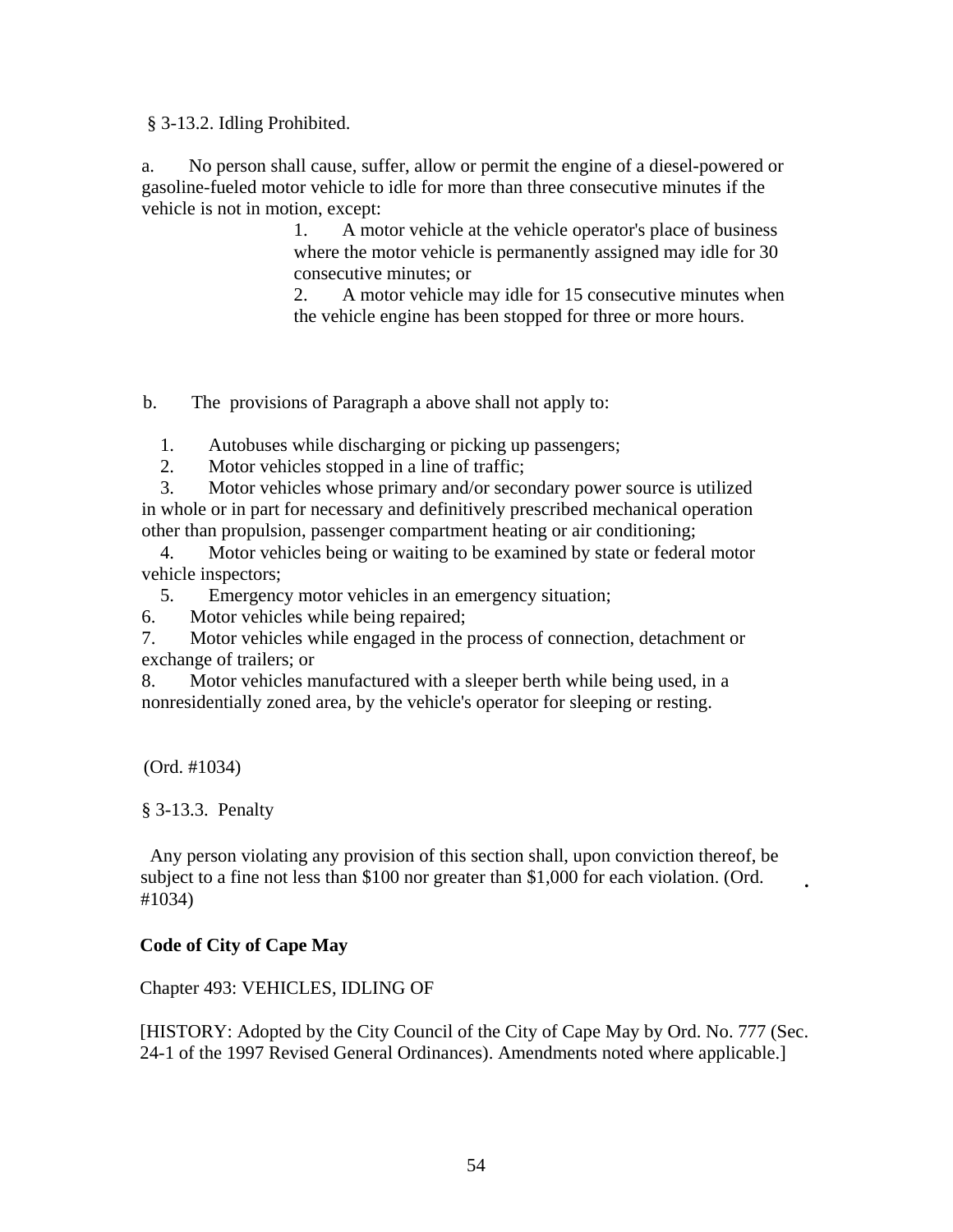§ 3-13.2. Idling Prohibited.

a. No person shall cause, suffer, allow or permit the engine of a diesel-powered or gasoline-fueled motor vehicle to idle for more than three consecutive minutes if the vehicle is not in motion, except:

1. A motor vehicle at the vehicle operator's place of business where the motor vehicle is permanently assigned may idle for 30 consecutive minutes; or
2. A motor vehicle may idle for 15 consecutive minutes when the vehicle engine has been stopped for three or more hours.

b. The provisions of Paragraph a above shall not apply to:

1. Autobuses while discharging or picking up passengers;
2. Motor vehicles stopped in a line of traffic;
3. Motor vehicles whose primary and/or secondary power source is utilized in whole or in part for necessary and definitively prescribed mechanical operation other than propulsion, passenger compartment heating or air conditioning;
4. Motor vehicles being or waiting to be examined by state or federal motor vehicle inspectors;
5. Emergency motor vehicles in an emergency situation;
6. Motor vehicles while being repaired;
7. Motor vehicles while engaged in the process of connection, detachment or exchange of trailers; or
8. Motor vehicles manufactured with a sleeper berth while being used, in a nonresidentially zoned area, by the vehicle's operator for sleeping or resting.

(Ord. #1034)

§ 3-13.3. Penalty

Any person violating any provision of this section shall, upon conviction thereof, be subject to a fine not less than $100 nor greater than $1,000 for each violation. (Ord. #1034)

**Code of City of Cape May**

Chapter 493: VEHICLES, IDLING OF

[HISTORY: Adopted by the City Council of the City of Cape May by Ord. No. 777 (Sec. 24-1 of the 1997 Revised General Ordinances). Amendments noted where applicable.]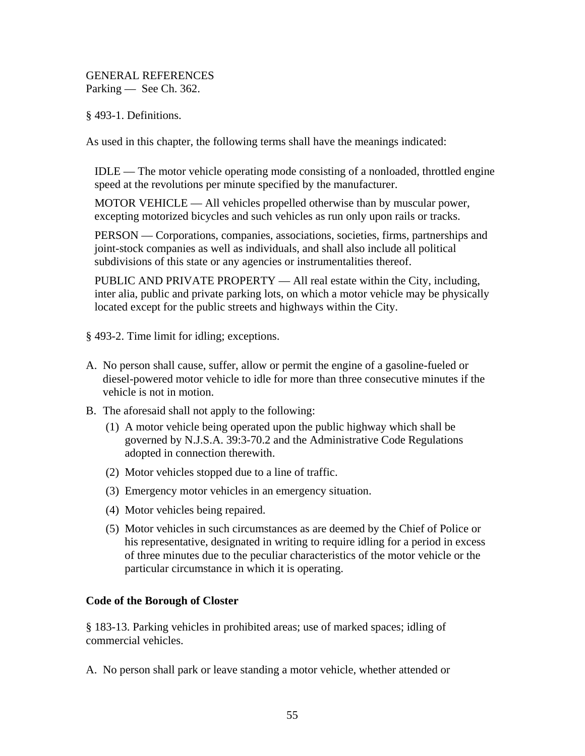GENERAL REFERENCES
Parking — See Ch. 362.

§ 493-1. Definitions.

As used in this chapter, the following terms shall have the meanings indicated:

IDLE — The motor vehicle operating mode consisting of a nonloaded, throttled engine speed at the revolutions per minute specified by the manufacturer.

MOTOR VEHICLE — All vehicles propelled otherwise than by muscular power, excepting motorized bicycles and such vehicles as run only upon rails or tracks.

PERSON — Corporations, companies, associations, societies, firms, partnerships and joint-stock companies as well as individuals, and shall also include all political subdivisions of this state or any agencies or instrumentalities thereof.

PUBLIC AND PRIVATE PROPERTY — All real estate within the City, including, inter alia, public and private parking lots, on which a motor vehicle may be physically located except for the public streets and highways within the City.

§ 493-2. Time limit for idling; exceptions.

A. No person shall cause, suffer, allow or permit the engine of a gasoline-fueled or diesel-powered motor vehicle to idle for more than three consecutive minutes if the vehicle is not in motion.

B. The aforesaid shall not apply to the following:

   (1) A motor vehicle being operated upon the public highway which shall be governed by N.J.S.A. 39:3-70.2 and the Administrative Code Regulations adopted in connection therewith.

   (2) Motor vehicles stopped due to a line of traffic.

   (3) Emergency motor vehicles in an emergency situation.

   (4) Motor vehicles being repaired.

   (5) Motor vehicles in such circumstances as are deemed by the Chief of Police or his representative, designated in writing to require idling for a period in excess of three minutes due to the peculiar characteristics of the motor vehicle or the particular circumstance in which it is operating.

**Code of the Borough of Closter**

§ 183-13. Parking vehicles in prohibited areas; use of marked spaces; idling of commercial vehicles.

A. No person shall park or leave standing a motor vehicle, whether attended or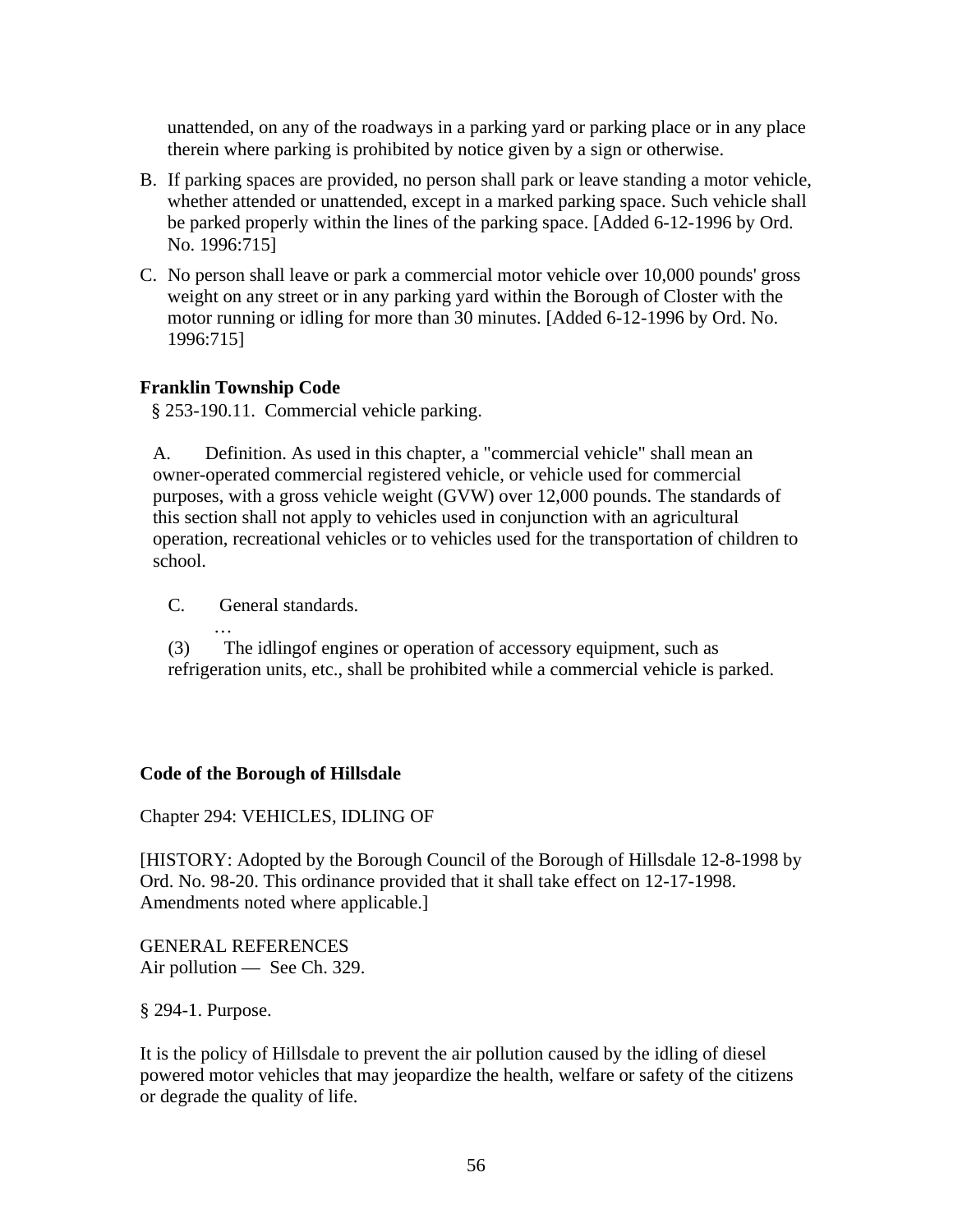unattended, on any of the roadways in a parking yard or parking place or in any place therein where parking is prohibited by notice given by a sign or otherwise.

B. If parking spaces are provided, no person shall park or leave standing a motor vehicle, whether attended or unattended, except in a marked parking space. Such vehicle shall be parked properly within the lines of the parking space. [Added 6-12-1996 by Ord. No. 1996:715]

C. No person shall leave or park a commercial motor vehicle over 10,000 pounds' gross weight on any street or in any parking yard within the Borough of Closter with the motor running or idling for more than 30 minutes. [Added 6-12-1996 by Ord. No. 1996:715]

**Franklin Township Code**

§ 253-190.11. Commercial vehicle parking.

A. Definition. As used in this chapter, a "commercial vehicle" shall mean an owner-operated commercial registered vehicle, or vehicle used for commercial purposes, with a gross vehicle weight (GVW) over 12,000 pounds. The standards of this section shall not apply to vehicles used in conjunction with an agricultural operation, recreational vehicles or to vehicles used for the transportation of children to school.

C. General standards.

…

(3) The idlingof engines or operation of accessory equipment, such as refrigeration units, etc., shall be prohibited while a commercial vehicle is parked.

**Code of the Borough of Hillsdale**

Chapter 294: VEHICLES, IDLING OF

[HISTORY: Adopted by the Borough Council of the Borough of Hillsdale 12-8-1998 by Ord. No. 98-20. This ordinance provided that it shall take effect on 12-17-1998. Amendments noted where applicable.]

GENERAL REFERENCES
Air pollution — See Ch. 329.

§ 294-1. Purpose.

It is the policy of Hillsdale to prevent the air pollution caused by the idling of diesel powered motor vehicles that may jeopardize the health, welfare or safety of the citizens or degrade the quality of life.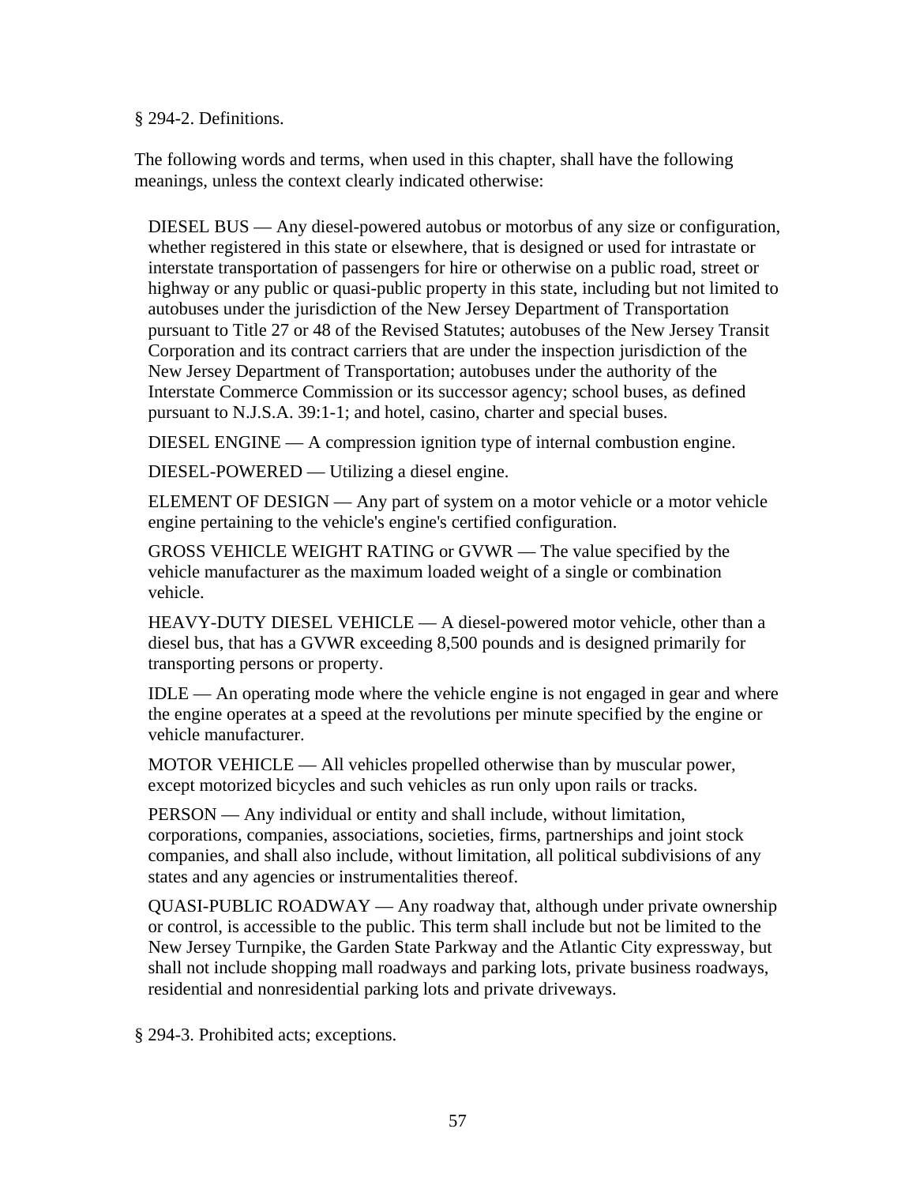§ 294-2. Definitions.

The following words and terms, when used in this chapter, shall have the following meanings, unless the context clearly indicated otherwise:

DIESEL BUS — Any diesel-powered autobus or motorbus of any size or configuration, whether registered in this state or elsewhere, that is designed or used for intrastate or interstate transportation of passengers for hire or otherwise on a public road, street or highway or any public or quasi-public property in this state, including but not limited to autobuses under the jurisdiction of the New Jersey Department of Transportation pursuant to Title 27 or 48 of the Revised Statutes; autobuses of the New Jersey Transit Corporation and its contract carriers that are under the inspection jurisdiction of the New Jersey Department of Transportation; autobuses under the authority of the Interstate Commerce Commission or its successor agency; school buses, as defined pursuant to N.J.S.A. 39:1-1; and hotel, casino, charter and special buses.

DIESEL ENGINE — A compression ignition type of internal combustion engine.

DIESEL-POWERED — Utilizing a diesel engine.

ELEMENT OF DESIGN — Any part of system on a motor vehicle or a motor vehicle engine pertaining to the vehicle's engine's certified configuration.

GROSS VEHICLE WEIGHT RATING or GVWR — The value specified by the vehicle manufacturer as the maximum loaded weight of a single or combination vehicle.

HEAVY-DUTY DIESEL VEHICLE — A diesel-powered motor vehicle, other than a diesel bus, that has a GVWR exceeding 8,500 pounds and is designed primarily for transporting persons or property.

IDLE — An operating mode where the vehicle engine is not engaged in gear and where the engine operates at a speed at the revolutions per minute specified by the engine or vehicle manufacturer.

MOTOR VEHICLE — All vehicles propelled otherwise than by muscular power, except motorized bicycles and such vehicles as run only upon rails or tracks.

PERSON — Any individual or entity and shall include, without limitation, corporations, companies, associations, societies, firms, partnerships and joint stock companies, and shall also include, without limitation, all political subdivisions of any states and any agencies or instrumentalities thereof.

QUASI-PUBLIC ROADWAY — Any roadway that, although under private ownership or control, is accessible to the public. This term shall include but not be limited to the New Jersey Turnpike, the Garden State Parkway and the Atlantic City expressway, but shall not include shopping mall roadways and parking lots, private business roadways, residential and nonresidential parking lots and private driveways.

§ 294-3. Prohibited acts; exceptions.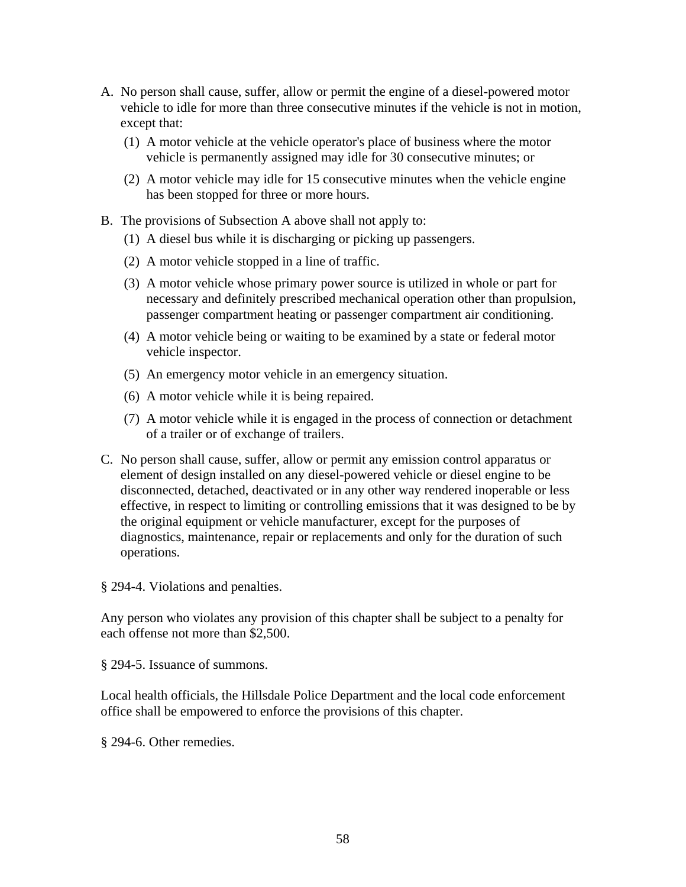A. No person shall cause, suffer, allow or permit the engine of a diesel-powered motor vehicle to idle for more than three consecutive minutes if the vehicle is not in motion, except that:

   (1) A motor vehicle at the vehicle operator's place of business where the motor vehicle is permanently assigned may idle for 30 consecutive minutes; or

   (2) A motor vehicle may idle for 15 consecutive minutes when the vehicle engine has been stopped for three or more hours.

B. The provisions of Subsection A above shall not apply to:

   (1) A diesel bus while it is discharging or picking up passengers.

   (2) A motor vehicle stopped in a line of traffic.

   (3) A motor vehicle whose primary power source is utilized in whole or part for necessary and definitely prescribed mechanical operation other than propulsion, passenger compartment heating or passenger compartment air conditioning.

   (4) A motor vehicle being or waiting to be examined by a state or federal motor vehicle inspector.

   (5) An emergency motor vehicle in an emergency situation.

   (6) A motor vehicle while it is being repaired.

   (7) A motor vehicle while it is engaged in the process of connection or detachment of a trailer or of exchange of trailers.

C. No person shall cause, suffer, allow or permit any emission control apparatus or element of design installed on any diesel-powered vehicle or diesel engine to be disconnected, detached, deactivated or in any other way rendered inoperable or less effective, in respect to limiting or controlling emissions that it was designed to be by the original equipment or vehicle manufacturer, except for the purposes of diagnostics, maintenance, repair or replacements and only for the duration of such operations.

§ 294-4. Violations and penalties.

Any person who violates any provision of this chapter shall be subject to a penalty for each offense not more than $2,500.

§ 294-5. Issuance of summons.

Local health officials, the Hillsdale Police Department and the local code enforcement office shall be empowered to enforce the provisions of this chapter.

§ 294-6. Other remedies.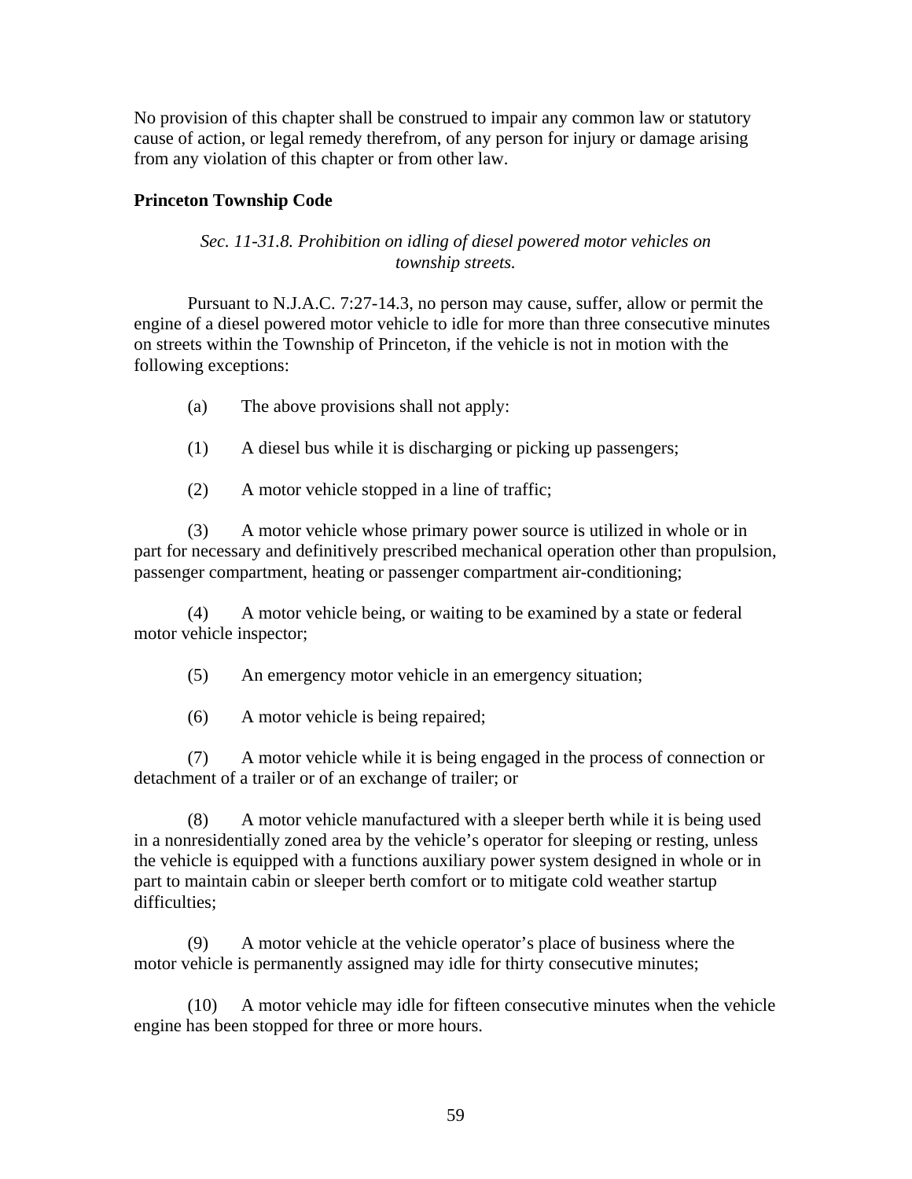No provision of this chapter shall be construed to impair any common law or statutory cause of action, or legal remedy therefrom, of any person for injury or damage arising from any violation of this chapter or from other law.

**Princeton Township Code**

*Sec. 11-31.8. Prohibition on idling of diesel powered motor vehicles on township streets.*

Pursuant to N.J.A.C. 7:27-14.3, no person may cause, suffer, allow or permit the engine of a diesel powered motor vehicle to idle for more than three consecutive minutes on streets within the Township of Princeton, if the vehicle is not in motion with the following exceptions:

(a) The above provisions shall not apply:

(1) A diesel bus while it is discharging or picking up passengers;

(2) A motor vehicle stopped in a line of traffic;

(3) A motor vehicle whose primary power source is utilized in whole or in part for necessary and definitively prescribed mechanical operation other than propulsion, passenger compartment, heating or passenger compartment air-conditioning;

(4) A motor vehicle being, or waiting to be examined by a state or federal motor vehicle inspector;

(5) An emergency motor vehicle in an emergency situation;

(6) A motor vehicle is being repaired;

(7) A motor vehicle while it is being engaged in the process of connection or detachment of a trailer or of an exchange of trailer; or

(8) A motor vehicle manufactured with a sleeper berth while it is being used in a nonresidentially zoned area by the vehicle's operator for sleeping or resting, unless the vehicle is equipped with a functions auxiliary power system designed in whole or in part to maintain cabin or sleeper berth comfort or to mitigate cold weather startup difficulties;

(9) A motor vehicle at the vehicle operator's place of business where the motor vehicle is permanently assigned may idle for thirty consecutive minutes;

(10) A motor vehicle may idle for fifteen consecutive minutes when the vehicle engine has been stopped for three or more hours.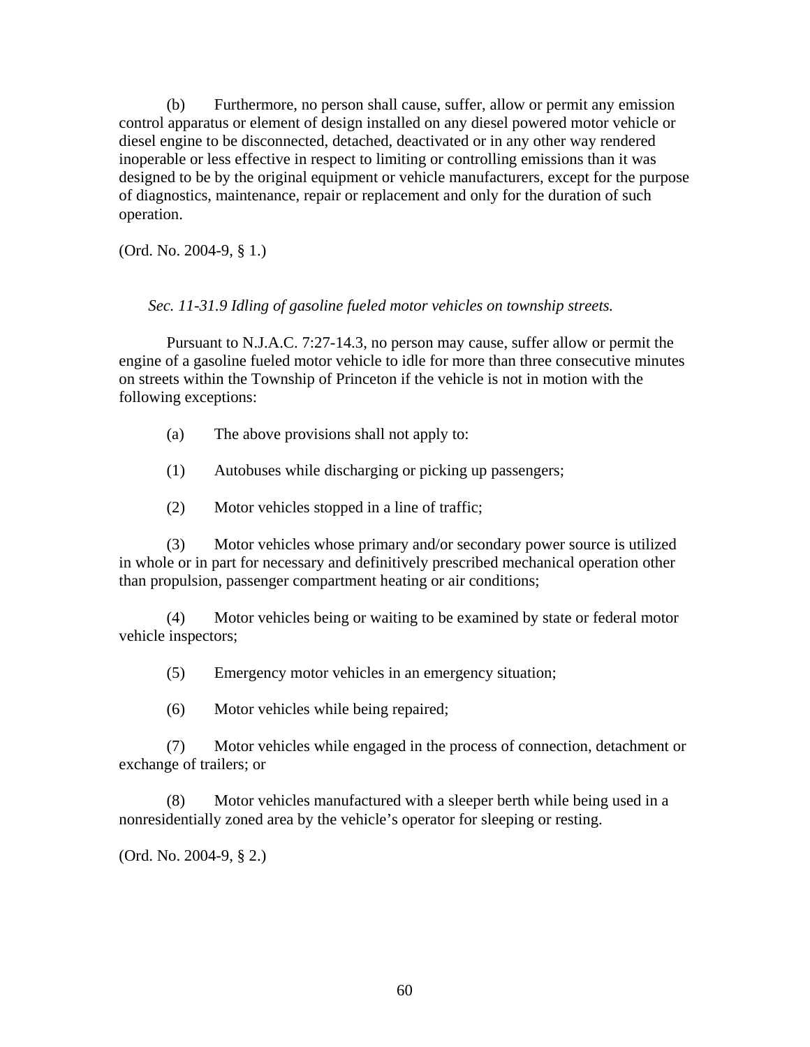(b) Furthermore, no person shall cause, suffer, allow or permit any emission control apparatus or element of design installed on any diesel powered motor vehicle or diesel engine to be disconnected, detached, deactivated or in any other way rendered inoperable or less effective in respect to limiting or controlling emissions than it was designed to be by the original equipment or vehicle manufacturers, except for the purpose of diagnostics, maintenance, repair or replacement and only for the duration of such operation.

(Ord. No. 2004-9, § 1.)

*Sec. 11-31.9 Idling of gasoline fueled motor vehicles on township streets.*

Pursuant to N.J.A.C. 7:27-14.3, no person may cause, suffer allow or permit the engine of a gasoline fueled motor vehicle to idle for more than three consecutive minutes on streets within the Township of Princeton if the vehicle is not in motion with the following exceptions:

(a) The above provisions shall not apply to:

(1) Autobuses while discharging or picking up passengers;

(2) Motor vehicles stopped in a line of traffic;

(3) Motor vehicles whose primary and/or secondary power source is utilized in whole or in part for necessary and definitively prescribed mechanical operation other than propulsion, passenger compartment heating or air conditions;

(4) Motor vehicles being or waiting to be examined by state or federal motor vehicle inspectors;

(5) Emergency motor vehicles in an emergency situation;

(6) Motor vehicles while being repaired;

(7) Motor vehicles while engaged in the process of connection, detachment or exchange of trailers; or

(8) Motor vehicles manufactured with a sleeper berth while being used in a nonresidentially zoned area by the vehicle's operator for sleeping or resting.

(Ord. No. 2004-9, § 2.)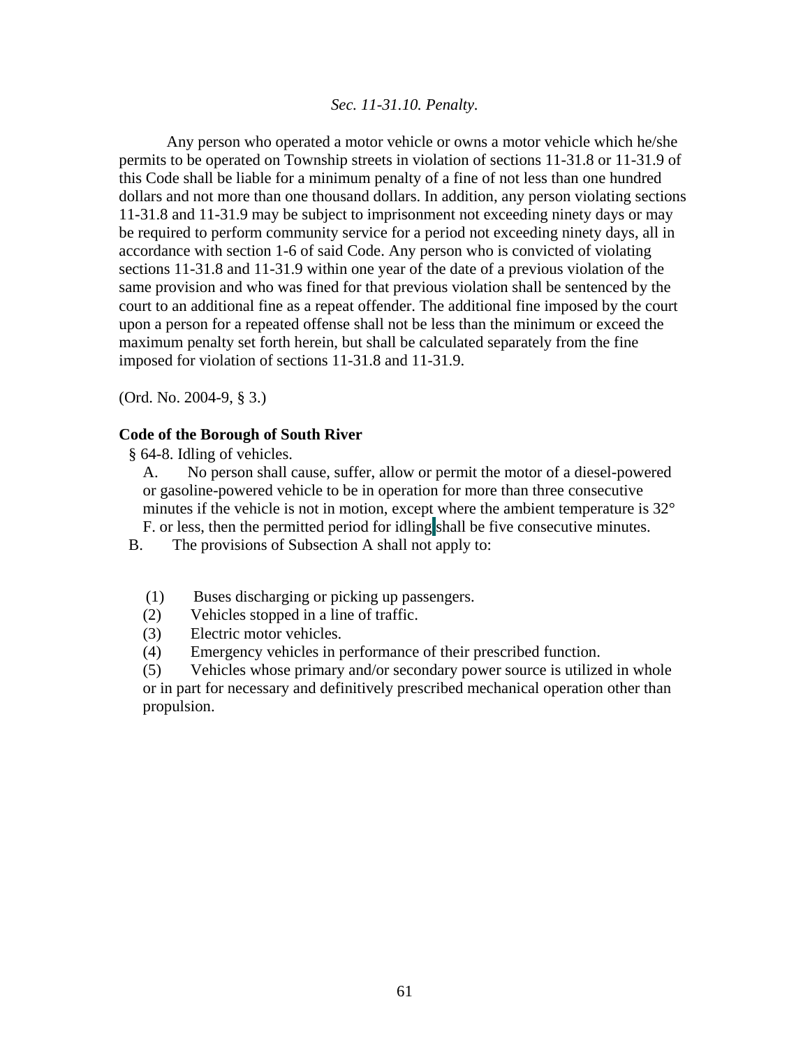*Sec. 11-31.10. Penalty.*

Any person who operated a motor vehicle or owns a motor vehicle which he/she permits to be operated on Township streets in violation of sections 11-31.8 or 11-31.9 of this Code shall be liable for a minimum penalty of a fine of not less than one hundred dollars and not more than one thousand dollars. In addition, any person violating sections 11-31.8 and 11-31.9 may be subject to imprisonment not exceeding ninety days or may be required to perform community service for a period not exceeding ninety days, all in accordance with section 1-6 of said Code. Any person who is convicted of violating sections 11-31.8 and 11-31.9 within one year of the date of a previous violation of the same provision and who was fined for that previous violation shall be sentenced by the court to an additional fine as a repeat offender. The additional fine imposed by the court upon a person for a repeated offense shall not be less than the minimum or exceed the maximum penalty set forth herein, but shall be calculated separately from the fine imposed for violation of sections 11-31.8 and 11-31.9.

(Ord. No. 2004-9, § 3.)

**Code of the Borough of South River**

§ 64-8. Idling of vehicles.

A. No person shall cause, suffer, allow or permit the motor of a diesel-powered or gasoline-powered vehicle to be in operation for more than three consecutive minutes if the vehicle is not in motion, except where the ambient temperature is 32° F. or less, then the permitted period for idling shall be five consecutive minutes.

B. The provisions of Subsection A shall not apply to:

(1) Buses discharging or picking up passengers.
(2) Vehicles stopped in a line of traffic.
(3) Electric motor vehicles.
(4) Emergency vehicles in performance of their prescribed function.
(5) Vehicles whose primary and/or secondary power source is utilized in whole or in part for necessary and definitively prescribed mechanical operation other than propulsion.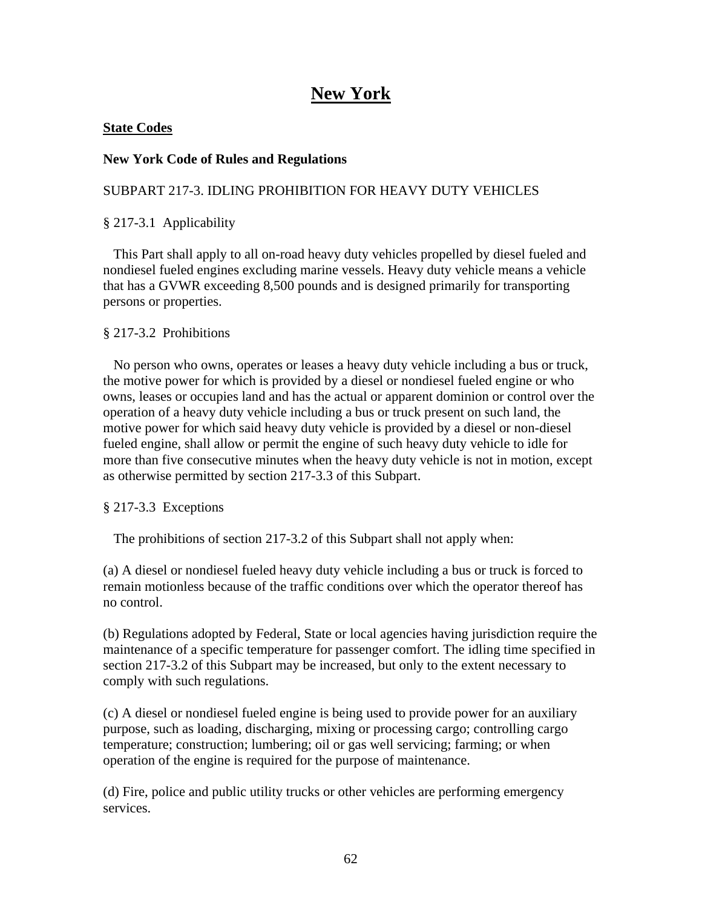# New York

**State Codes**

**New York Code of Rules and Regulations**

SUBPART 217-3. IDLING PROHIBITION FOR HEAVY DUTY VEHICLES

§ 217-3.1 Applicability

This Part shall apply to all on-road heavy duty vehicles propelled by diesel fueled and nondiesel fueled engines excluding marine vessels. Heavy duty vehicle means a vehicle that has a GVWR exceeding 8,500 pounds and is designed primarily for transporting persons or properties.

§ 217-3.2 Prohibitions

No person who owns, operates or leases a heavy duty vehicle including a bus or truck, the motive power for which is provided by a diesel or nondiesel fueled engine or who owns, leases or occupies land and has the actual or apparent dominion or control over the operation of a heavy duty vehicle including a bus or truck present on such land, the motive power for which said heavy duty vehicle is provided by a diesel or non-diesel fueled engine, shall allow or permit the engine of such heavy duty vehicle to idle for more than five consecutive minutes when the heavy duty vehicle is not in motion, except as otherwise permitted by section 217-3.3 of this Subpart.

§ 217-3.3 Exceptions

The prohibitions of section 217-3.2 of this Subpart shall not apply when:

(a) A diesel or nondiesel fueled heavy duty vehicle including a bus or truck is forced to remain motionless because of the traffic conditions over which the operator thereof has no control.

(b) Regulations adopted by Federal, State or local agencies having jurisdiction require the maintenance of a specific temperature for passenger comfort. The idling time specified in section 217-3.2 of this Subpart may be increased, but only to the extent necessary to comply with such regulations.

(c) A diesel or nondiesel fueled engine is being used to provide power for an auxiliary purpose, such as loading, discharging, mixing or processing cargo; controlling cargo temperature; construction; lumbering; oil or gas well servicing; farming; or when operation of the engine is required for the purpose of maintenance.

(d) Fire, police and public utility trucks or other vehicles are performing emergency services.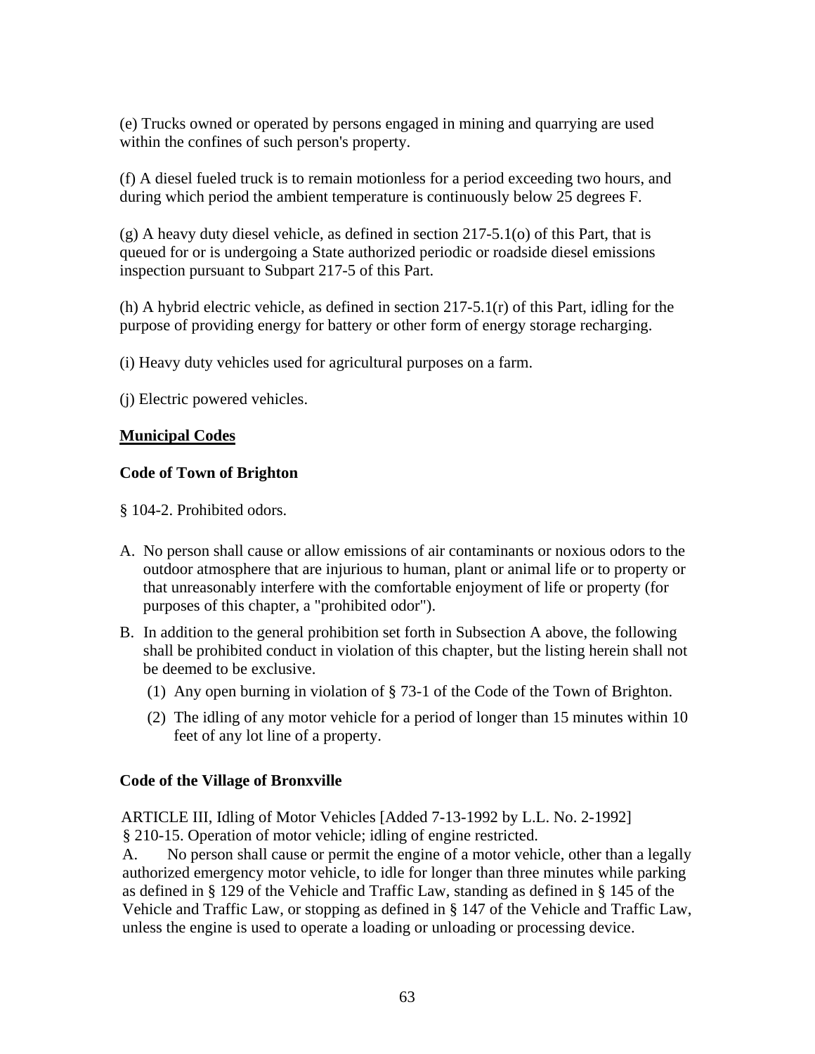(e) Trucks owned or operated by persons engaged in mining and quarrying are used within the confines of such person's property.

(f) A diesel fueled truck is to remain motionless for a period exceeding two hours, and during which period the ambient temperature is continuously below 25 degrees F.

(g) A heavy duty diesel vehicle, as defined in section 217-5.1(o) of this Part, that is queued for or is undergoing a State authorized periodic or roadside diesel emissions inspection pursuant to Subpart 217-5 of this Part.

(h) A hybrid electric vehicle, as defined in section 217-5.1(r) of this Part, idling for the purpose of providing energy for battery or other form of energy storage recharging.

(i) Heavy duty vehicles used for agricultural purposes on a farm.

(j) Electric powered vehicles.

**Municipal Codes**

**Code of Town of Brighton**

§ 104-2. Prohibited odors.

A. No person shall cause or allow emissions of air contaminants or noxious odors to the outdoor atmosphere that are injurious to human, plant or animal life or to property or that unreasonably interfere with the comfortable enjoyment of life or property (for purposes of this chapter, a "prohibited odor").

B. In addition to the general prohibition set forth in Subsection A above, the following shall be prohibited conduct in violation of this chapter, but the listing herein shall not be deemed to be exclusive.
   (1) Any open burning in violation of § 73-1 of the Code of the Town of Brighton.
   (2) The idling of any motor vehicle for a period of longer than 15 minutes within 10 feet of any lot line of a property.

**Code of the Village of Bronxville**

ARTICLE III, Idling of Motor Vehicles [Added 7-13-1992 by L.L. No. 2-1992]
§ 210-15. Operation of motor vehicle; idling of engine restricted.

A. No person shall cause or permit the engine of a motor vehicle, other than a legally authorized emergency motor vehicle, to idle for longer than three minutes while parking as defined in § 129 of the Vehicle and Traffic Law, standing as defined in § 145 of the Vehicle and Traffic Law, or stopping as defined in § 147 of the Vehicle and Traffic Law, unless the engine is used to operate a loading or unloading or processing device.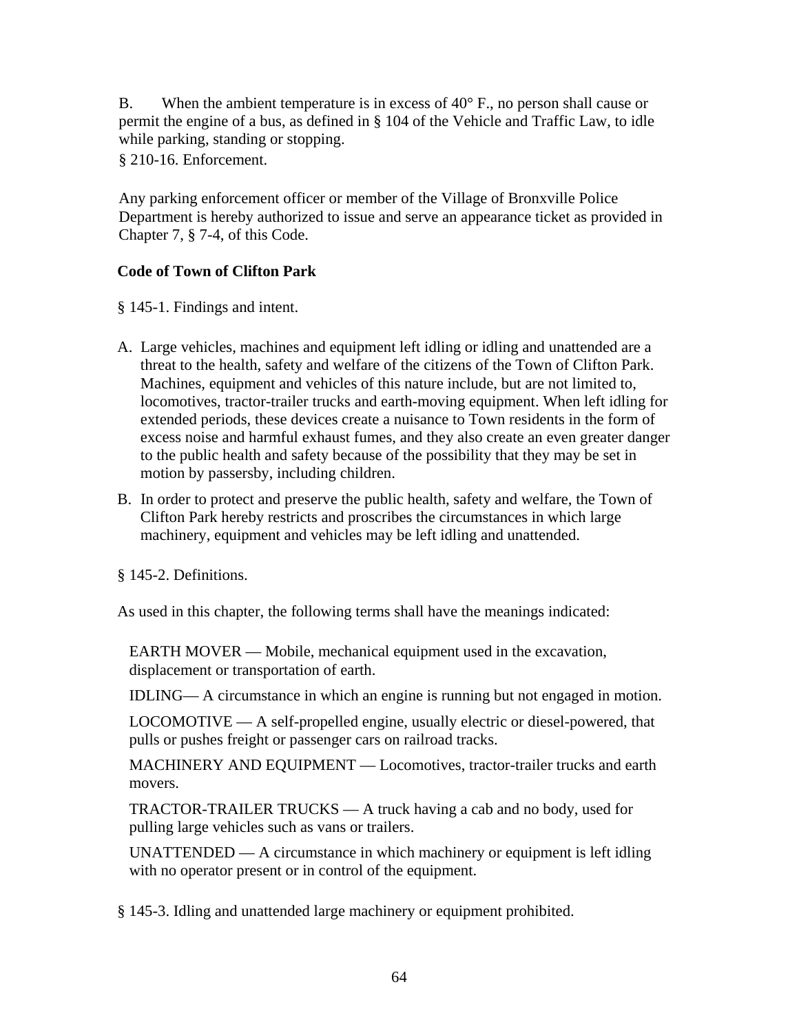B. When the ambient temperature is in excess of 40° F., no person shall cause or permit the engine of a bus, as defined in § 104 of the Vehicle and Traffic Law, to idle while parking, standing or stopping.

§ 210-16. Enforcement.

Any parking enforcement officer or member of the Village of Bronxville Police Department is hereby authorized to issue and serve an appearance ticket as provided in Chapter 7, § 7-4, of this Code.

**Code of Town of Clifton Park**

§ 145-1. Findings and intent.

A. Large vehicles, machines and equipment left idling or idling and unattended are a threat to the health, safety and welfare of the citizens of the Town of Clifton Park. Machines, equipment and vehicles of this nature include, but are not limited to, locomotives, tractor-trailer trucks and earth-moving equipment. When left idling for extended periods, these devices create a nuisance to Town residents in the form of excess noise and harmful exhaust fumes, and they also create an even greater danger to the public health and safety because of the possibility that they may be set in motion by passersby, including children.

B. In order to protect and preserve the public health, safety and welfare, the Town of Clifton Park hereby restricts and proscribes the circumstances in which large machinery, equipment and vehicles may be left idling and unattended.

§ 145-2. Definitions.

As used in this chapter, the following terms shall have the meanings indicated:

EARTH MOVER — Mobile, mechanical equipment used in the excavation, displacement or transportation of earth.

IDLING— A circumstance in which an engine is running but not engaged in motion.

LOCOMOTIVE — A self-propelled engine, usually electric or diesel-powered, that pulls or pushes freight or passenger cars on railroad tracks.

MACHINERY AND EQUIPMENT — Locomotives, tractor-trailer trucks and earth movers.

TRACTOR-TRAILER TRUCKS — A truck having a cab and no body, used for pulling large vehicles such as vans or trailers.

UNATTENDED — A circumstance in which machinery or equipment is left idling with no operator present or in control of the equipment.

§ 145-3. Idling and unattended large machinery or equipment prohibited.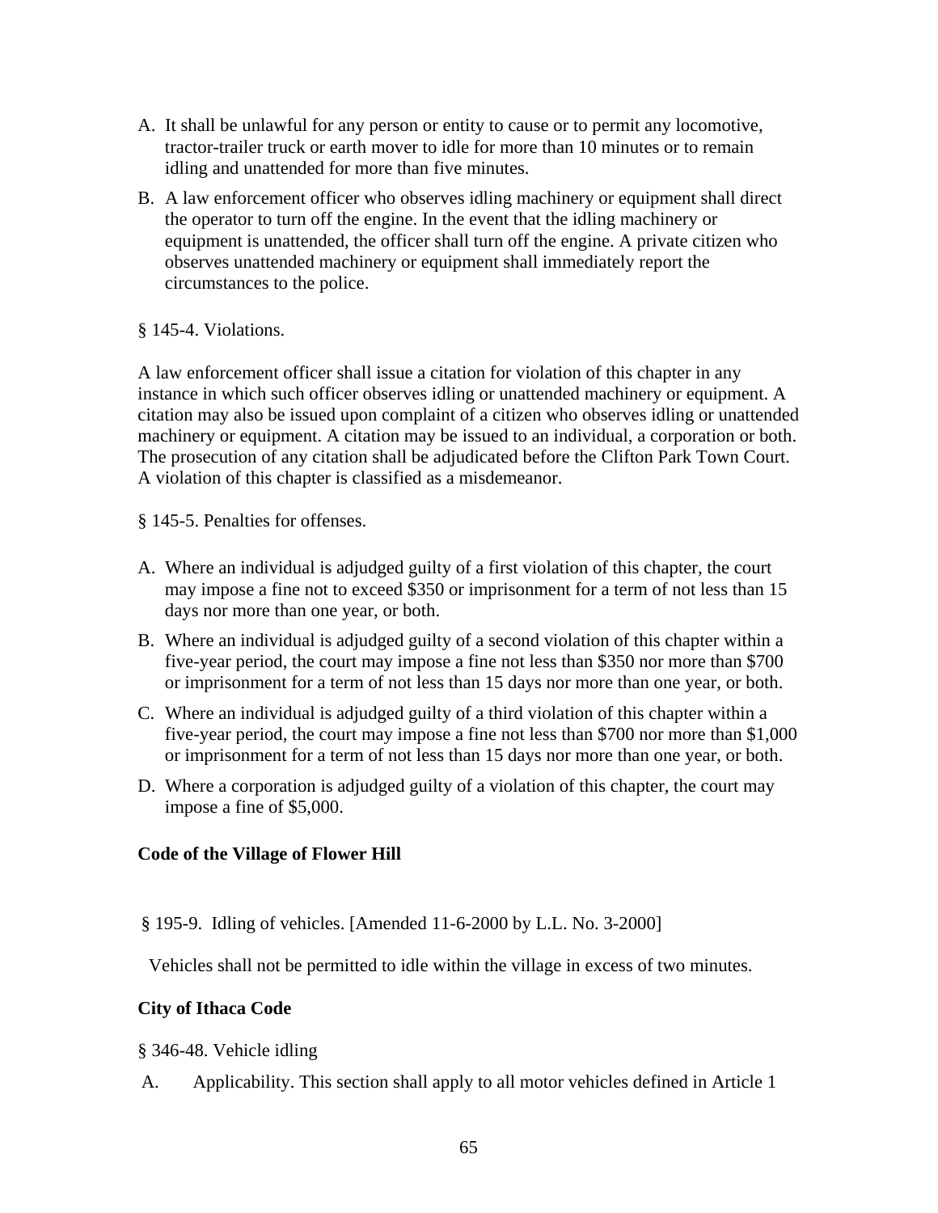A. It shall be unlawful for any person or entity to cause or to permit any locomotive, tractor-trailer truck or earth mover to idle for more than 10 minutes or to remain idling and unattended for more than five minutes.

B. A law enforcement officer who observes idling machinery or equipment shall direct the operator to turn off the engine. In the event that the idling machinery or equipment is unattended, the officer shall turn off the engine. A private citizen who observes unattended machinery or equipment shall immediately report the circumstances to the police.

§ 145-4. Violations.

A law enforcement officer shall issue a citation for violation of this chapter in any instance in which such officer observes idling or unattended machinery or equipment. A citation may also be issued upon complaint of a citizen who observes idling or unattended machinery or equipment. A citation may be issued to an individual, a corporation or both. The prosecution of any citation shall be adjudicated before the Clifton Park Town Court. A violation of this chapter is classified as a misdemeanor.

§ 145-5. Penalties for offenses.

A. Where an individual is adjudged guilty of a first violation of this chapter, the court may impose a fine not to exceed $350 or imprisonment for a term of not less than 15 days nor more than one year, or both.

B. Where an individual is adjudged guilty of a second violation of this chapter within a five-year period, the court may impose a fine not less than $350 nor more than $700 or imprisonment for a term of not less than 15 days nor more than one year, or both.

C. Where an individual is adjudged guilty of a third violation of this chapter within a five-year period, the court may impose a fine not less than $700 nor more than $1,000 or imprisonment for a term of not less than 15 days nor more than one year, or both.

D. Where a corporation is adjudged guilty of a violation of this chapter, the court may impose a fine of $5,000.

**Code of the Village of Flower Hill**

§ 195-9. Idling of vehicles. [Amended 11-6-2000 by L.L. No. 3-2000]

Vehicles shall not be permitted to idle within the village in excess of two minutes.

**City of Ithaca Code**

§ 346-48. Vehicle idling

A. Applicability. This section shall apply to all motor vehicles defined in Article 1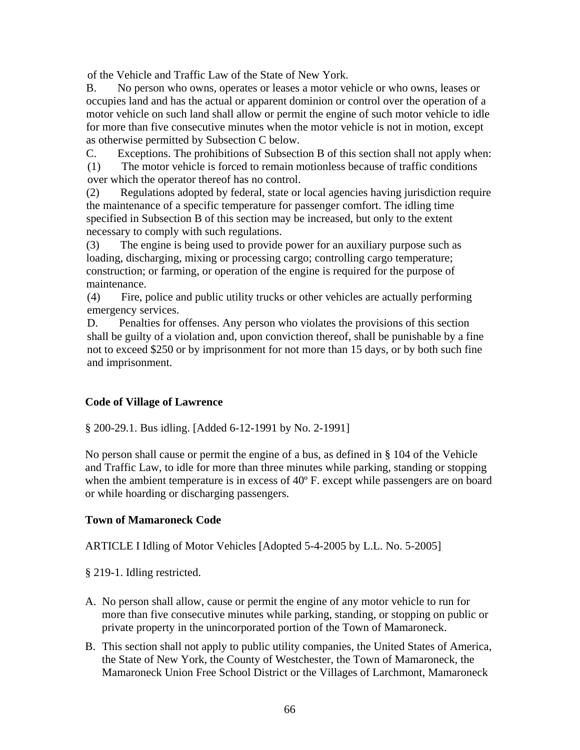of the Vehicle and Traffic Law of the State of New York.

B. No person who owns, operates or leases a motor vehicle or who owns, leases or occupies land and has the actual or apparent dominion or control over the operation of a motor vehicle on such land shall allow or permit the engine of such motor vehicle to idle for more than five consecutive minutes when the motor vehicle is not in motion, except as otherwise permitted by Subsection C below.

C. Exceptions. The prohibitions of Subsection B of this section shall not apply when:

(1) The motor vehicle is forced to remain motionless because of traffic conditions over which the operator thereof has no control.

(2) Regulations adopted by federal, state or local agencies having jurisdiction require the maintenance of a specific temperature for passenger comfort. The idling time specified in Subsection B of this section may be increased, but only to the extent necessary to comply with such regulations.

(3) The engine is being used to provide power for an auxiliary purpose such as loading, discharging, mixing or processing cargo; controlling cargo temperature; construction; or farming, or operation of the engine is required for the purpose of maintenance.

(4) Fire, police and public utility trucks or other vehicles are actually performing emergency services.

D. Penalties for offenses. Any person who violates the provisions of this section shall be guilty of a violation and, upon conviction thereof, shall be punishable by a fine not to exceed $250 or by imprisonment for not more than 15 days, or by both such fine and imprisonment.

**Code of Village of Lawrence**

§ 200-29.1. Bus idling. [Added 6-12-1991 by No. 2-1991]

No person shall cause or permit the engine of a bus, as defined in § 104 of the Vehicle and Traffic Law, to idle for more than three minutes while parking, standing or stopping when the ambient temperature is in excess of 40º F. except while passengers are on board or while hoarding or discharging passengers.

**Town of Mamaroneck Code**

ARTICLE I Idling of Motor Vehicles [Adopted 5-4-2005 by L.L. No. 5-2005]

§ 219-1. Idling restricted.

A. No person shall allow, cause or permit the engine of any motor vehicle to run for more than five consecutive minutes while parking, standing, or stopping on public or private property in the unincorporated portion of the Town of Mamaroneck.

B. This section shall not apply to public utility companies, the United States of America, the State of New York, the County of Westchester, the Town of Mamaroneck, the Mamaroneck Union Free School District or the Villages of Larchmont, Mamaroneck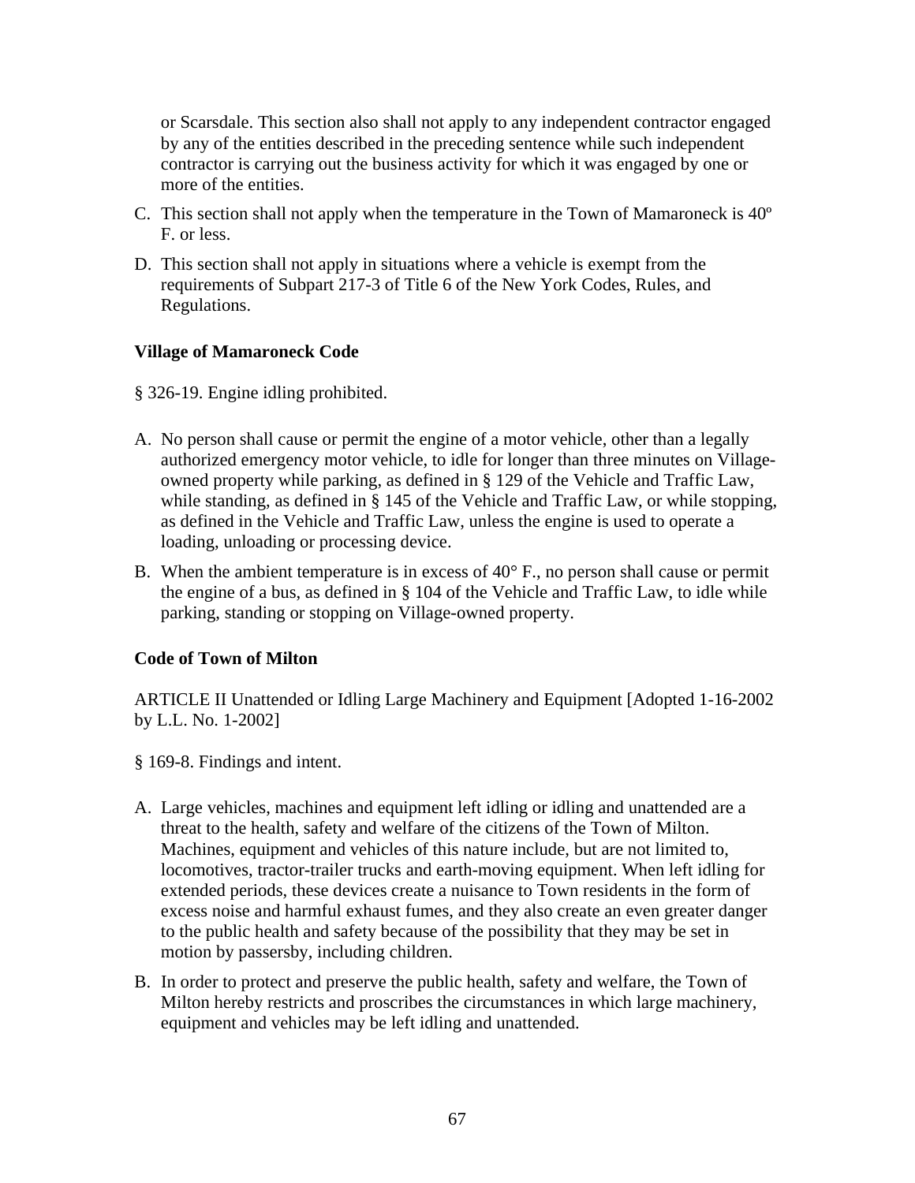or Scarsdale. This section also shall not apply to any independent contractor engaged by any of the entities described in the preceding sentence while such independent contractor is carrying out the business activity for which it was engaged by one or more of the entities.

C. This section shall not apply when the temperature in the Town of Mamaroneck is 40º F. or less.

D. This section shall not apply in situations where a vehicle is exempt from the requirements of Subpart 217-3 of Title 6 of the New York Codes, Rules, and Regulations.

**Village of Mamaroneck Code**

§ 326-19. Engine idling prohibited.

A. No person shall cause or permit the engine of a motor vehicle, other than a legally authorized emergency motor vehicle, to idle for longer than three minutes on Village-owned property while parking, as defined in § 129 of the Vehicle and Traffic Law, while standing, as defined in § 145 of the Vehicle and Traffic Law, or while stopping, as defined in the Vehicle and Traffic Law, unless the engine is used to operate a loading, unloading or processing device.

B. When the ambient temperature is in excess of 40° F., no person shall cause or permit the engine of a bus, as defined in § 104 of the Vehicle and Traffic Law, to idle while parking, standing or stopping on Village-owned property.

**Code of Town of Milton**

ARTICLE II Unattended or Idling Large Machinery and Equipment [Adopted 1-16-2002 by L.L. No. 1-2002]

§ 169-8. Findings and intent.

A. Large vehicles, machines and equipment left idling or idling and unattended are a threat to the health, safety and welfare of the citizens of the Town of Milton. Machines, equipment and vehicles of this nature include, but are not limited to, locomotives, tractor-trailer trucks and earth-moving equipment. When left idling for extended periods, these devices create a nuisance to Town residents in the form of excess noise and harmful exhaust fumes, and they also create an even greater danger to the public health and safety because of the possibility that they may be set in motion by passersby, including children.

B. In order to protect and preserve the public health, safety and welfare, the Town of Milton hereby restricts and proscribes the circumstances in which large machinery, equipment and vehicles may be left idling and unattended.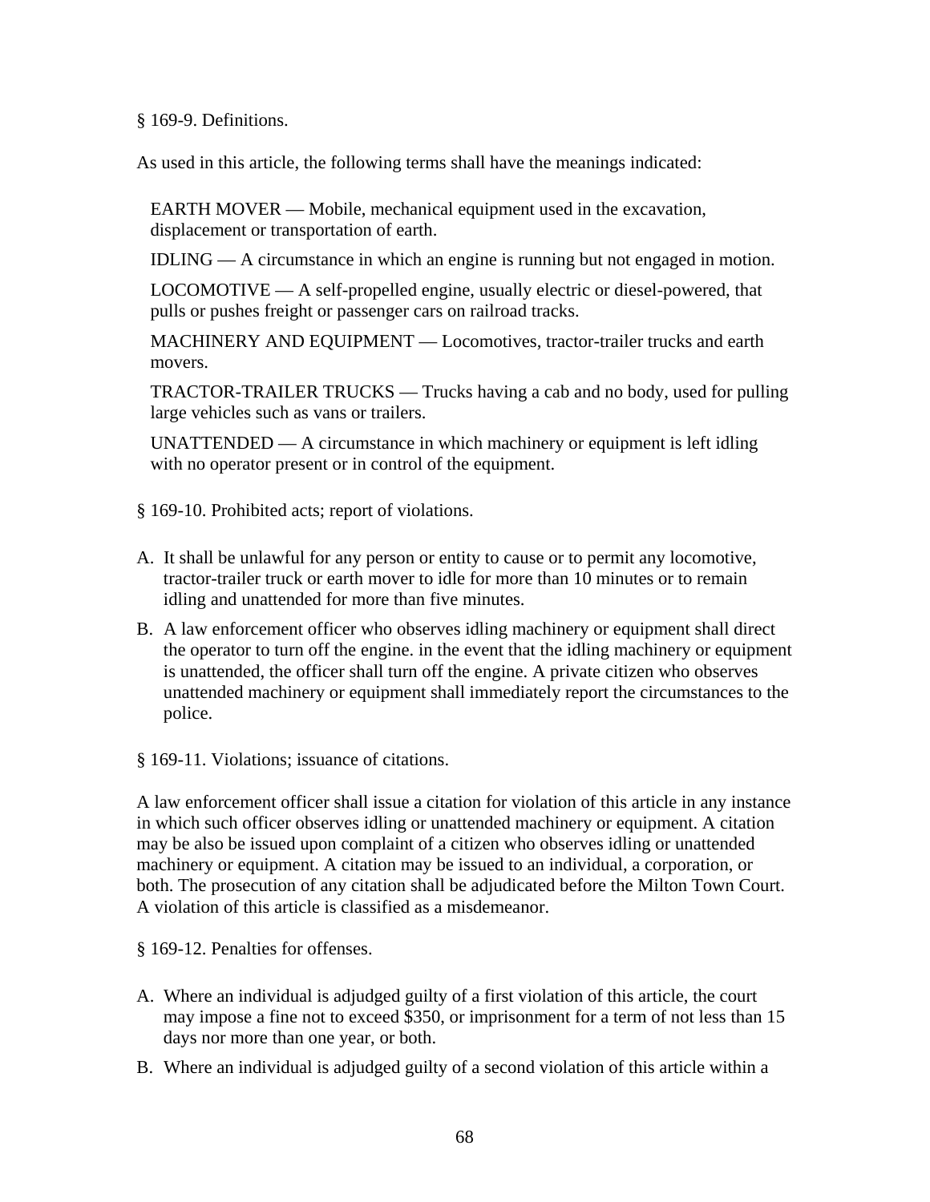§ 169-9. Definitions.

As used in this article, the following terms shall have the meanings indicated:

EARTH MOVER — Mobile, mechanical equipment used in the excavation, displacement or transportation of earth.

IDLING — A circumstance in which an engine is running but not engaged in motion.

LOCOMOTIVE — A self-propelled engine, usually electric or diesel-powered, that pulls or pushes freight or passenger cars on railroad tracks.

MACHINERY AND EQUIPMENT — Locomotives, tractor-trailer trucks and earth movers.

TRACTOR-TRAILER TRUCKS — Trucks having a cab and no body, used for pulling large vehicles such as vans or trailers.

UNATTENDED — A circumstance in which machinery or equipment is left idling with no operator present or in control of the equipment.

§ 169-10. Prohibited acts; report of violations.

A. It shall be unlawful for any person or entity to cause or to permit any locomotive, tractor-trailer truck or earth mover to idle for more than 10 minutes or to remain idling and unattended for more than five minutes.
B. A law enforcement officer who observes idling machinery or equipment shall direct the operator to turn off the engine. in the event that the idling machinery or equipment is unattended, the officer shall turn off the engine. A private citizen who observes unattended machinery or equipment shall immediately report the circumstances to the police.

§ 169-11. Violations; issuance of citations.

A law enforcement officer shall issue a citation for violation of this article in any instance in which such officer observes idling or unattended machinery or equipment. A citation may be also be issued upon complaint of a citizen who observes idling or unattended machinery or equipment. A citation may be issued to an individual, a corporation, or both. The prosecution of any citation shall be adjudicated before the Milton Town Court. A violation of this article is classified as a misdemeanor.

§ 169-12. Penalties for offenses.

A. Where an individual is adjudged guilty of a first violation of this article, the court may impose a fine not to exceed $350, or imprisonment for a term of not less than 15 days nor more than one year, or both.
B. Where an individual is adjudged guilty of a second violation of this article within a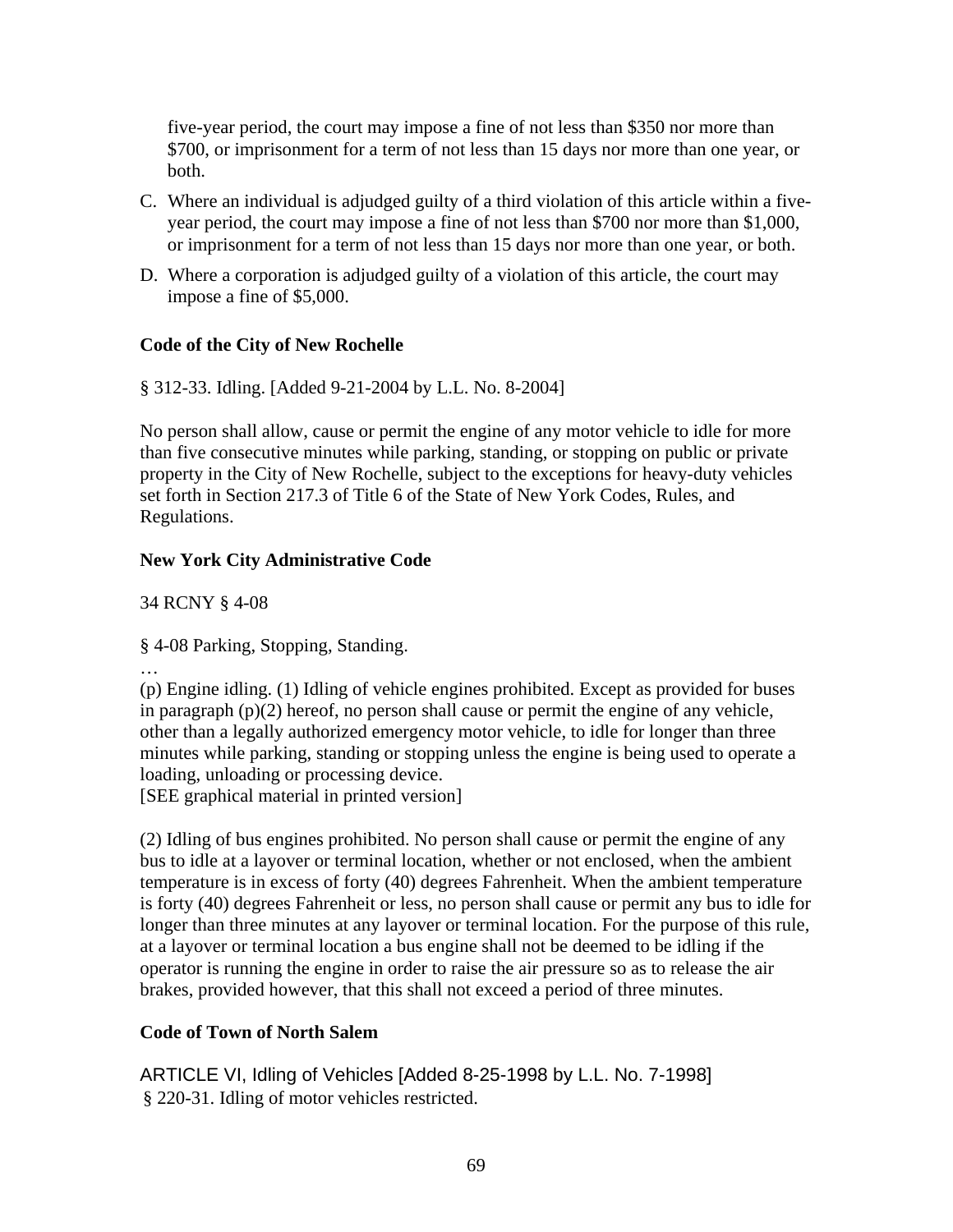five-year period, the court may impose a fine of not less than $350 nor more than $700, or imprisonment for a term of not less than 15 days nor more than one year, or both.

C. Where an individual is adjudged guilty of a third violation of this article within a five-year period, the court may impose a fine of not less than $700 nor more than $1,000, or imprisonment for a term of not less than 15 days nor more than one year, or both.

D. Where a corporation is adjudged guilty of a violation of this article, the court may impose a fine of $5,000.

**Code of the City of New Rochelle**

§ 312-33. Idling. [Added 9-21-2004 by L.L. No. 8-2004]

No person shall allow, cause or permit the engine of any motor vehicle to idle for more than five consecutive minutes while parking, standing, or stopping on public or private property in the City of New Rochelle, subject to the exceptions for heavy-duty vehicles set forth in Section 217.3 of Title 6 of the State of New York Codes, Rules, and Regulations.

**New York City Administrative Code**

34 RCNY § 4-08

§ 4-08 Parking, Stopping, Standing.

…

(p) Engine idling. (1) Idling of vehicle engines prohibited. Except as provided for buses in paragraph (p)(2) hereof, no person shall cause or permit the engine of any vehicle, other than a legally authorized emergency motor vehicle, to idle for longer than three minutes while parking, standing or stopping unless the engine is being used to operate a loading, unloading or processing device.
[SEE graphical material in printed version]

(2) Idling of bus engines prohibited. No person shall cause or permit the engine of any bus to idle at a layover or terminal location, whether or not enclosed, when the ambient temperature is in excess of forty (40) degrees Fahrenheit. When the ambient temperature is forty (40) degrees Fahrenheit or less, no person shall cause or permit any bus to idle for longer than three minutes at any layover or terminal location. For the purpose of this rule, at a layover or terminal location a bus engine shall not be deemed to be idling if the operator is running the engine in order to raise the air pressure so as to release the air brakes, provided however, that this shall not exceed a period of three minutes.

**Code of Town of North Salem**

ARTICLE VI, Idling of Vehicles [Added 8-25-1998 by L.L. No. 7-1998]
§ 220-31. Idling of motor vehicles restricted.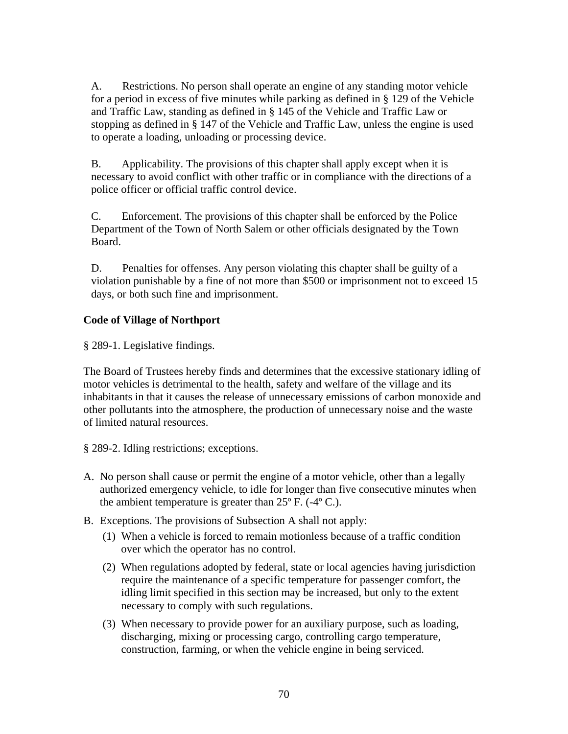A. Restrictions. No person shall operate an engine of any standing motor vehicle for a period in excess of five minutes while parking as defined in § 129 of the Vehicle and Traffic Law, standing as defined in § 145 of the Vehicle and Traffic Law or stopping as defined in § 147 of the Vehicle and Traffic Law, unless the engine is used to operate a loading, unloading or processing device.

B. Applicability. The provisions of this chapter shall apply except when it is necessary to avoid conflict with other traffic or in compliance with the directions of a police officer or official traffic control device.

C. Enforcement. The provisions of this chapter shall be enforced by the Police Department of the Town of North Salem or other officials designated by the Town Board.

D. Penalties for offenses. Any person violating this chapter shall be guilty of a violation punishable by a fine of not more than $500 or imprisonment not to exceed 15 days, or both such fine and imprisonment.

**Code of Village of Northport**

§ 289-1. Legislative findings.

The Board of Trustees hereby finds and determines that the excessive stationary idling of motor vehicles is detrimental to the health, safety and welfare of the village and its inhabitants in that it causes the release of unnecessary emissions of carbon monoxide and other pollutants into the atmosphere, the production of unnecessary noise and the waste of limited natural resources.

§ 289-2. Idling restrictions; exceptions.

A. No person shall cause or permit the engine of a motor vehicle, other than a legally authorized emergency vehicle, to idle for longer than five consecutive minutes when the ambient temperature is greater than 25º F. (-4º C.).

B. Exceptions. The provisions of Subsection A shall not apply:

   (1) When a vehicle is forced to remain motionless because of a traffic condition over which the operator has no control.

   (2) When regulations adopted by federal, state or local agencies having jurisdiction require the maintenance of a specific temperature for passenger comfort, the idling limit specified in this section may be increased, but only to the extent necessary to comply with such regulations.

   (3) When necessary to provide power for an auxiliary purpose, such as loading, discharging, mixing or processing cargo, controlling cargo temperature, construction, farming, or when the vehicle engine in being serviced.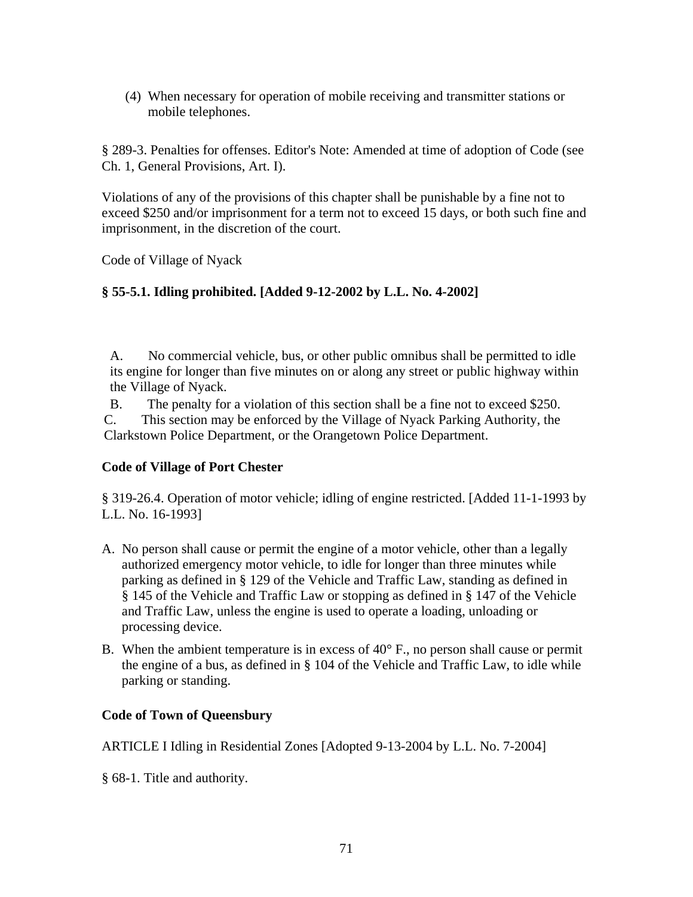(4) When necessary for operation of mobile receiving and transmitter stations or mobile telephones.

§ 289-3. Penalties for offenses. Editor's Note: Amended at time of adoption of Code (see Ch. 1, General Provisions, Art. I).

Violations of any of the provisions of this chapter shall be punishable by a fine not to exceed $250 and/or imprisonment for a term not to exceed 15 days, or both such fine and imprisonment, in the discretion of the court.

Code of Village of Nyack

**§ 55-5.1. Idling prohibited. [Added 9-12-2002 by L.L. No. 4-2002]**

A. No commercial vehicle, bus, or other public omnibus shall be permitted to idle its engine for longer than five minutes on or along any street or public highway within the Village of Nyack.

B. The penalty for a violation of this section shall be a fine not to exceed $250.

C. This section may be enforced by the Village of Nyack Parking Authority, the Clarkstown Police Department, or the Orangetown Police Department.

**Code of Village of Port Chester**

§ 319-26.4. Operation of motor vehicle; idling of engine restricted. [Added 11-1-1993 by L.L. No. 16-1993]

A. No person shall cause or permit the engine of a motor vehicle, other than a legally authorized emergency motor vehicle, to idle for longer than three minutes while parking as defined in § 129 of the Vehicle and Traffic Law, standing as defined in § 145 of the Vehicle and Traffic Law or stopping as defined in § 147 of the Vehicle and Traffic Law, unless the engine is used to operate a loading, unloading or processing device.

B. When the ambient temperature is in excess of 40° F., no person shall cause or permit the engine of a bus, as defined in § 104 of the Vehicle and Traffic Law, to idle while parking or standing.

**Code of Town of Queensbury**

ARTICLE I Idling in Residential Zones [Adopted 9-13-2004 by L.L. No. 7-2004]

§ 68-1. Title and authority.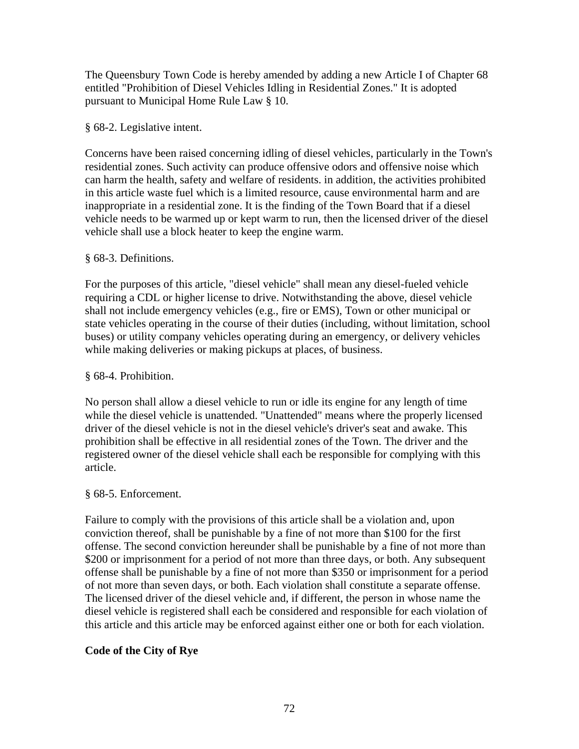The Queensbury Town Code is hereby amended by adding a new Article I of Chapter 68 entitled "Prohibition of Diesel Vehicles Idling in Residential Zones." It is adopted pursuant to Municipal Home Rule Law § 10.

§ 68-2. Legislative intent.

Concerns have been raised concerning idling of diesel vehicles, particularly in the Town's residential zones. Such activity can produce offensive odors and offensive noise which can harm the health, safety and welfare of residents. in addition, the activities prohibited in this article waste fuel which is a limited resource, cause environmental harm and are inappropriate in a residential zone. It is the finding of the Town Board that if a diesel vehicle needs to be warmed up or kept warm to run, then the licensed driver of the diesel vehicle shall use a block heater to keep the engine warm.

§ 68-3. Definitions.

For the purposes of this article, "diesel vehicle" shall mean any diesel-fueled vehicle requiring a CDL or higher license to drive. Notwithstanding the above, diesel vehicle shall not include emergency vehicles (e.g., fire or EMS), Town or other municipal or state vehicles operating in the course of their duties (including, without limitation, school buses) or utility company vehicles operating during an emergency, or delivery vehicles while making deliveries or making pickups at places, of business.

§ 68-4. Prohibition.

No person shall allow a diesel vehicle to run or idle its engine for any length of time while the diesel vehicle is unattended. "Unattended" means where the properly licensed driver of the diesel vehicle is not in the diesel vehicle's driver's seat and awake. This prohibition shall be effective in all residential zones of the Town. The driver and the registered owner of the diesel vehicle shall each be responsible for complying with this article.

§ 68-5. Enforcement.

Failure to comply with the provisions of this article shall be a violation and, upon conviction thereof, shall be punishable by a fine of not more than $100 for the first offense. The second conviction hereunder shall be punishable by a fine of not more than $200 or imprisonment for a period of not more than three days, or both. Any subsequent offense shall be punishable by a fine of not more than $350 or imprisonment for a period of not more than seven days, or both. Each violation shall constitute a separate offense. The licensed driver of the diesel vehicle and, if different, the person in whose name the diesel vehicle is registered shall each be considered and responsible for each violation of this article and this article may be enforced against either one or both for each violation.

**Code of the City of Rye**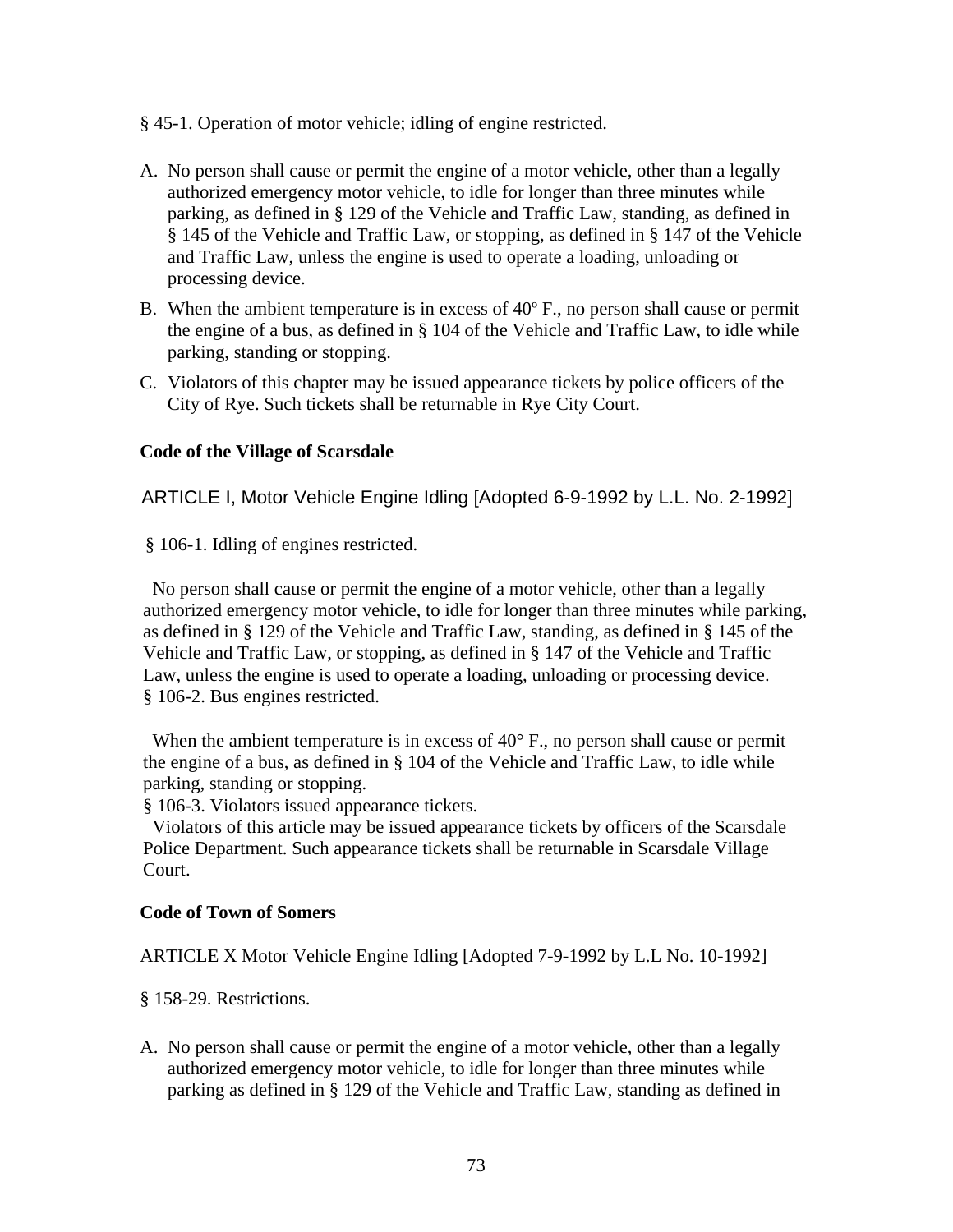§ 45-1. Operation of motor vehicle; idling of engine restricted.

A. No person shall cause or permit the engine of a motor vehicle, other than a legally authorized emergency motor vehicle, to idle for longer than three minutes while parking, as defined in § 129 of the Vehicle and Traffic Law, standing, as defined in § 145 of the Vehicle and Traffic Law, or stopping, as defined in § 147 of the Vehicle and Traffic Law, unless the engine is used to operate a loading, unloading or processing device.
B. When the ambient temperature is in excess of 40º F., no person shall cause or permit the engine of a bus, as defined in § 104 of the Vehicle and Traffic Law, to idle while parking, standing or stopping.
C. Violators of this chapter may be issued appearance tickets by police officers of the City of Rye. Such tickets shall be returnable in Rye City Court.

**Code of the Village of Scarsdale**

ARTICLE I, Motor Vehicle Engine Idling [Adopted 6-9-1992 by L.L. No. 2-1992]

§ 106-1. Idling of engines restricted.

No person shall cause or permit the engine of a motor vehicle, other than a legally authorized emergency motor vehicle, to idle for longer than three minutes while parking, as defined in § 129 of the Vehicle and Traffic Law, standing, as defined in § 145 of the Vehicle and Traffic Law, or stopping, as defined in § 147 of the Vehicle and Traffic Law, unless the engine is used to operate a loading, unloading or processing device.

§ 106-2. Bus engines restricted.

When the ambient temperature is in excess of 40° F., no person shall cause or permit the engine of a bus, as defined in § 104 of the Vehicle and Traffic Law, to idle while parking, standing or stopping.

§ 106-3. Violators issued appearance tickets.

Violators of this article may be issued appearance tickets by officers of the Scarsdale Police Department. Such appearance tickets shall be returnable in Scarsdale Village Court.

**Code of Town of Somers**

ARTICLE X Motor Vehicle Engine Idling [Adopted 7-9-1992 by L.L No. 10-1992]

§ 158-29. Restrictions.

A. No person shall cause or permit the engine of a motor vehicle, other than a legally authorized emergency motor vehicle, to idle for longer than three minutes while parking as defined in § 129 of the Vehicle and Traffic Law, standing as defined in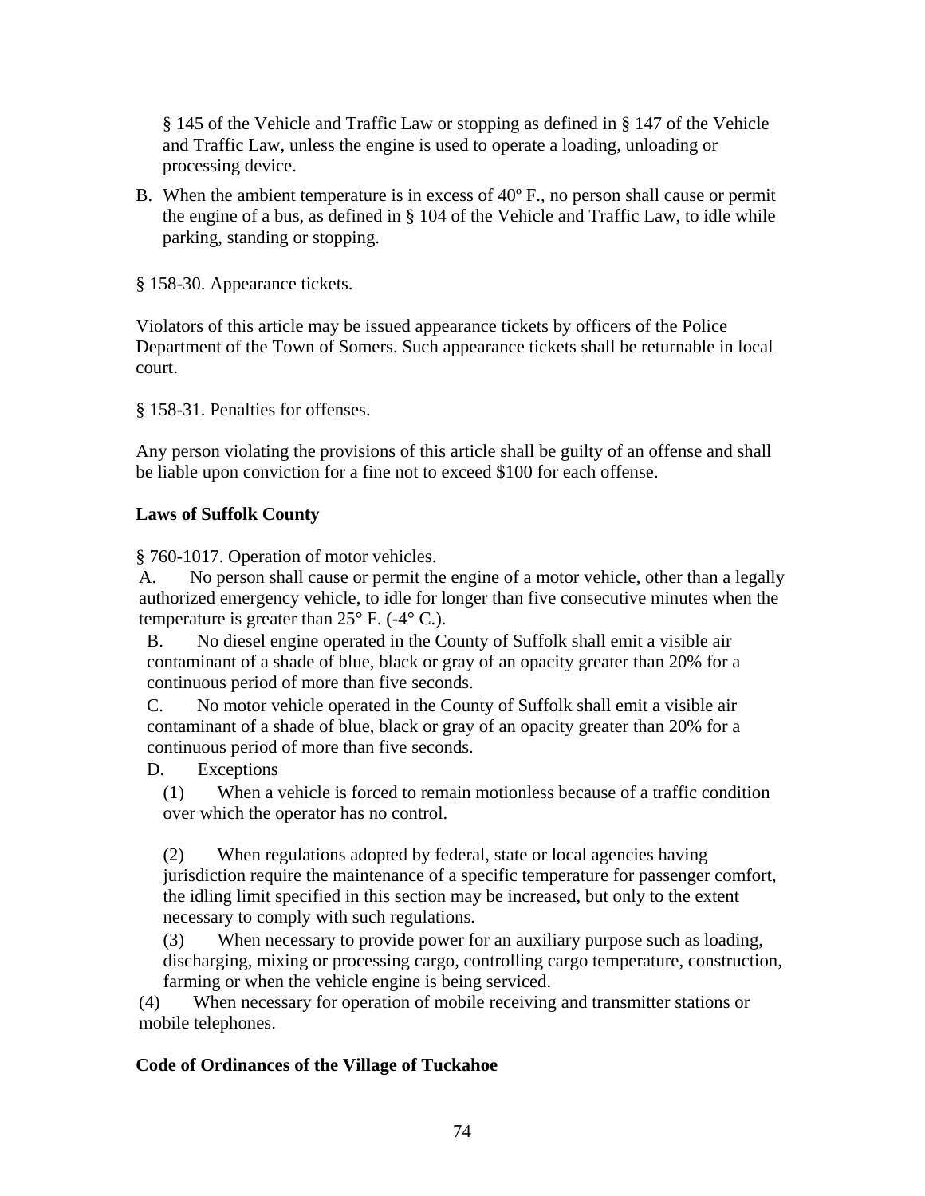§ 145 of the Vehicle and Traffic Law or stopping as defined in § 147 of the Vehicle and Traffic Law, unless the engine is used to operate a loading, unloading or processing device.

B. When the ambient temperature is in excess of 40º F., no person shall cause or permit the engine of a bus, as defined in § 104 of the Vehicle and Traffic Law, to idle while parking, standing or stopping.

§ 158-30. Appearance tickets.

Violators of this article may be issued appearance tickets by officers of the Police Department of the Town of Somers. Such appearance tickets shall be returnable in local court.

§ 158-31. Penalties for offenses.

Any person violating the provisions of this article shall be guilty of an offense and shall be liable upon conviction for a fine not to exceed $100 for each offense.

**Laws of Suffolk County**

§ 760-1017. Operation of motor vehicles.

A. No person shall cause or permit the engine of a motor vehicle, other than a legally authorized emergency vehicle, to idle for longer than five consecutive minutes when the temperature is greater than 25° F. (-4° C.).

B. No diesel engine operated in the County of Suffolk shall emit a visible air contaminant of a shade of blue, black or gray of an opacity greater than 20% for a continuous period of more than five seconds.

C. No motor vehicle operated in the County of Suffolk shall emit a visible air contaminant of a shade of blue, black or gray of an opacity greater than 20% for a continuous period of more than five seconds.

D. Exceptions

(1) When a vehicle is forced to remain motionless because of a traffic condition over which the operator has no control.

(2) When regulations adopted by federal, state or local agencies having jurisdiction require the maintenance of a specific temperature for passenger comfort, the idling limit specified in this section may be increased, but only to the extent necessary to comply with such regulations.

(3) When necessary to provide power for an auxiliary purpose such as loading, discharging, mixing or processing cargo, controlling cargo temperature, construction, farming or when the vehicle engine is being serviced.

(4) When necessary for operation of mobile receiving and transmitter stations or mobile telephones.

**Code of Ordinances of the Village of Tuckahoe**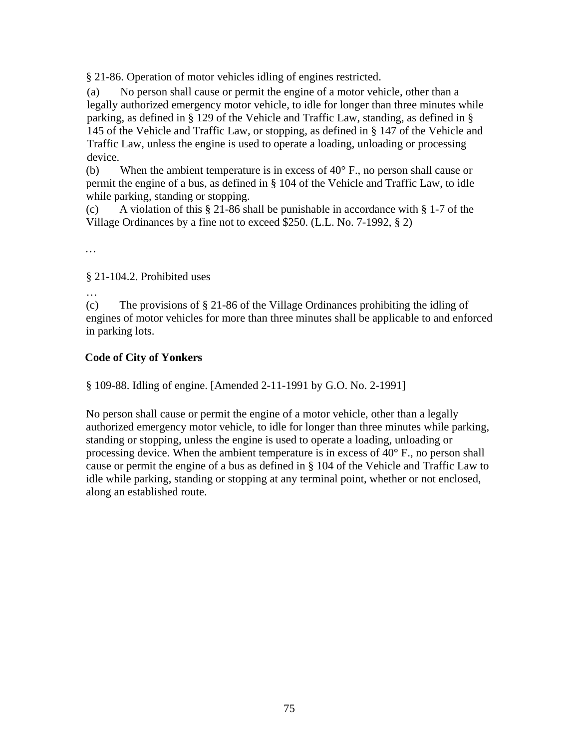§ 21-86. Operation of motor vehicles idling of engines restricted.

(a) No person shall cause or permit the engine of a motor vehicle, other than a legally authorized emergency motor vehicle, to idle for longer than three minutes while parking, as defined in § 129 of the Vehicle and Traffic Law, standing, as defined in § 145 of the Vehicle and Traffic Law, or stopping, as defined in § 147 of the Vehicle and Traffic Law, unless the engine is used to operate a loading, unloading or processing device.

(b) When the ambient temperature is in excess of 40° F., no person shall cause or permit the engine of a bus, as defined in § 104 of the Vehicle and Traffic Law, to idle while parking, standing or stopping.

(c) A violation of this § 21-86 shall be punishable in accordance with § 1-7 of the Village Ordinances by a fine not to exceed $250. (L.L. No. 7-1992, § 2)

…

§ 21-104.2. Prohibited uses

…

(c) The provisions of § 21-86 of the Village Ordinances prohibiting the idling of engines of motor vehicles for more than three minutes shall be applicable to and enforced in parking lots.

**Code of City of Yonkers**

§ 109-88. Idling of engine. [Amended 2-11-1991 by G.O. No. 2-1991]

No person shall cause or permit the engine of a motor vehicle, other than a legally authorized emergency motor vehicle, to idle for longer than three minutes while parking, standing or stopping, unless the engine is used to operate a loading, unloading or processing device. When the ambient temperature is in excess of 40° F., no person shall cause or permit the engine of a bus as defined in § 104 of the Vehicle and Traffic Law to idle while parking, standing or stopping at any terminal point, whether or not enclosed, along an established route.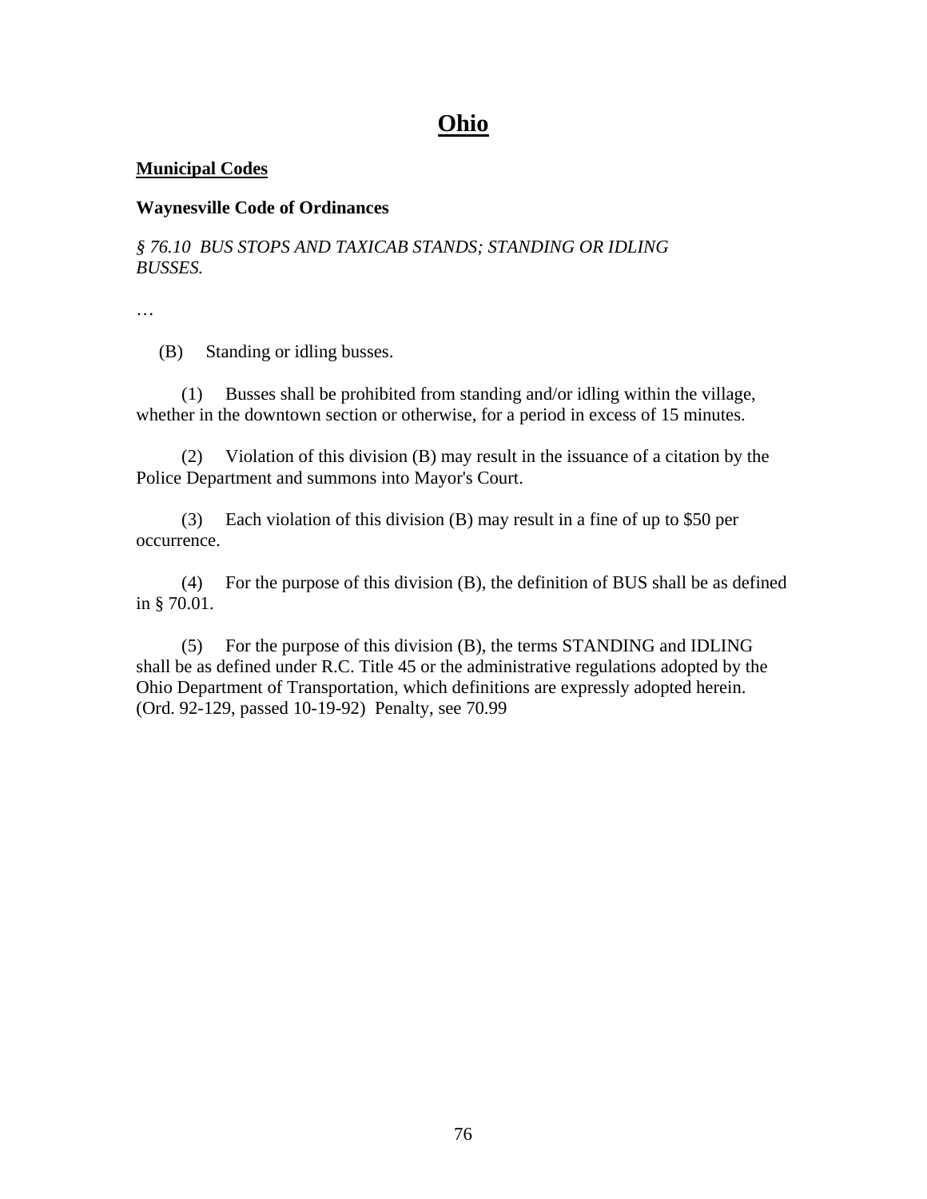## Ohio

**Municipal Codes**

**Waynesville Code of Ordinances**

*§ 76.10 BUS STOPS AND TAXICAB STANDS; STANDING OR IDLING BUSSES.*

…

(B) Standing or idling busses.

(1) Busses shall be prohibited from standing and/or idling within the village, whether in the downtown section or otherwise, for a period in excess of 15 minutes.

(2) Violation of this division (B) may result in the issuance of a citation by the Police Department and summons into Mayor's Court.

(3) Each violation of this division (B) may result in a fine of up to $50 per occurrence.

(4) For the purpose of this division (B), the definition of BUS shall be as defined in § 70.01.

(5) For the purpose of this division (B), the terms STANDING and IDLING shall be as defined under R.C. Title 45 or the administrative regulations adopted by the Ohio Department of Transportation, which definitions are expressly adopted herein. (Ord. 92-129, passed 10-19-92) Penalty, see 70.99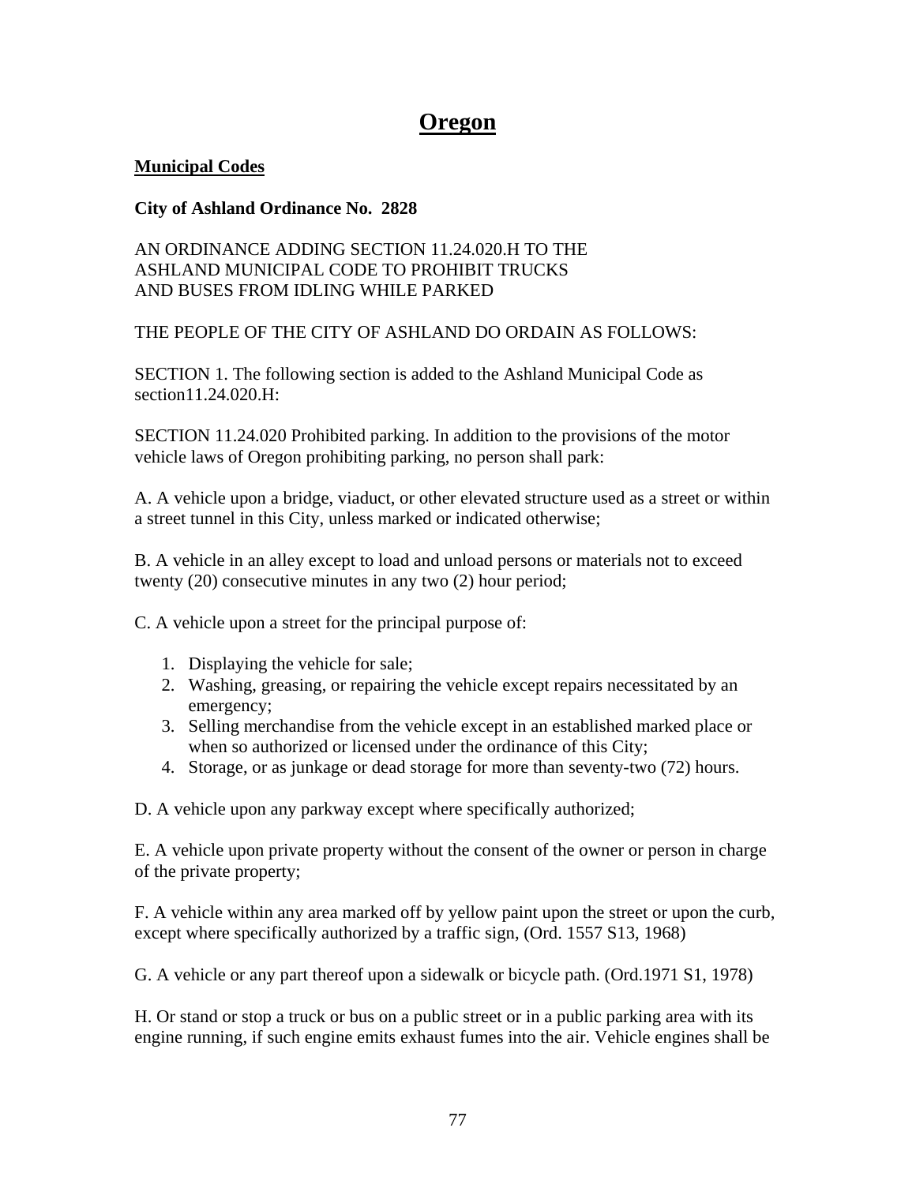# Oregon

**Municipal Codes**

**City of Ashland Ordinance No. 2828**

AN ORDINANCE ADDING SECTION 11.24.020.H TO THE ASHLAND MUNICIPAL CODE TO PROHIBIT TRUCKS AND BUSES FROM IDLING WHILE PARKED

THE PEOPLE OF THE CITY OF ASHLAND DO ORDAIN AS FOLLOWS:

SECTION 1. The following section is added to the Ashland Municipal Code as section11.24.020.H:

SECTION 11.24.020 Prohibited parking. In addition to the provisions of the motor vehicle laws of Oregon prohibiting parking, no person shall park:

A. A vehicle upon a bridge, viaduct, or other elevated structure used as a street or within a street tunnel in this City, unless marked or indicated otherwise;

B. A vehicle in an alley except to load and unload persons or materials not to exceed twenty (20) consecutive minutes in any two (2) hour period;

C. A vehicle upon a street for the principal purpose of:

1. Displaying the vehicle for sale;
2. Washing, greasing, or repairing the vehicle except repairs necessitated by an emergency;
3. Selling merchandise from the vehicle except in an established marked place or when so authorized or licensed under the ordinance of this City;
4. Storage, or as junkage or dead storage for more than seventy-two (72) hours.

D. A vehicle upon any parkway except where specifically authorized;

E. A vehicle upon private property without the consent of the owner or person in charge of the private property;

F. A vehicle within any area marked off by yellow paint upon the street or upon the curb, except where specifically authorized by a traffic sign, (Ord. 1557 S13, 1968)

G. A vehicle or any part thereof upon a sidewalk or bicycle path. (Ord.1971 S1, 1978)

H. Or stand or stop a truck or bus on a public street or in a public parking area with its engine running, if such engine emits exhaust fumes into the air. Vehicle engines shall be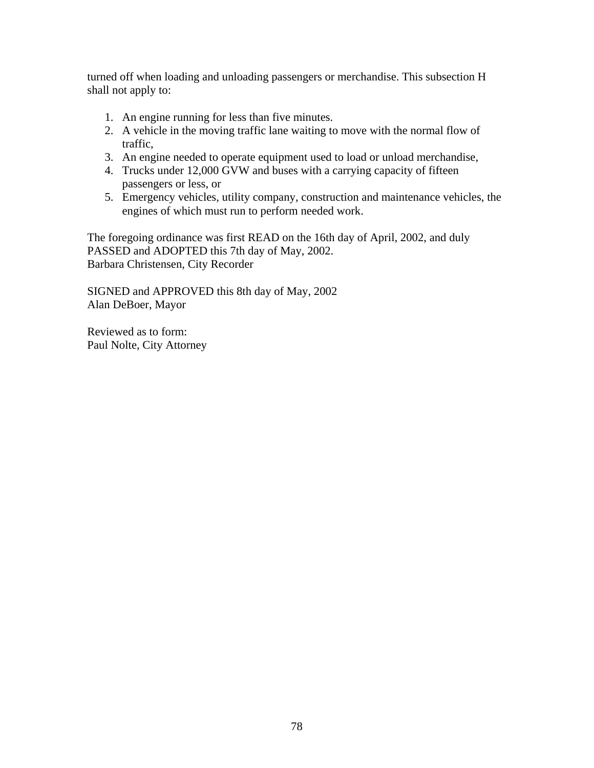turned off when loading and unloading passengers or merchandise. This subsection H shall not apply to:

1. An engine running for less than five minutes.
2. A vehicle in the moving traffic lane waiting to move with the normal flow of traffic,
3. An engine needed to operate equipment used to load or unload merchandise,
4. Trucks under 12,000 GVW and buses with a carrying capacity of fifteen passengers or less, or
5. Emergency vehicles, utility company, construction and maintenance vehicles, the engines of which must run to perform needed work.

The foregoing ordinance was first READ on the 16th day of April, 2002, and duly PASSED and ADOPTED this 7th day of May, 2002.
Barbara Christensen, City Recorder

SIGNED and APPROVED this 8th day of May, 2002
Alan DeBoer, Mayor

Reviewed as to form:
Paul Nolte, City Attorney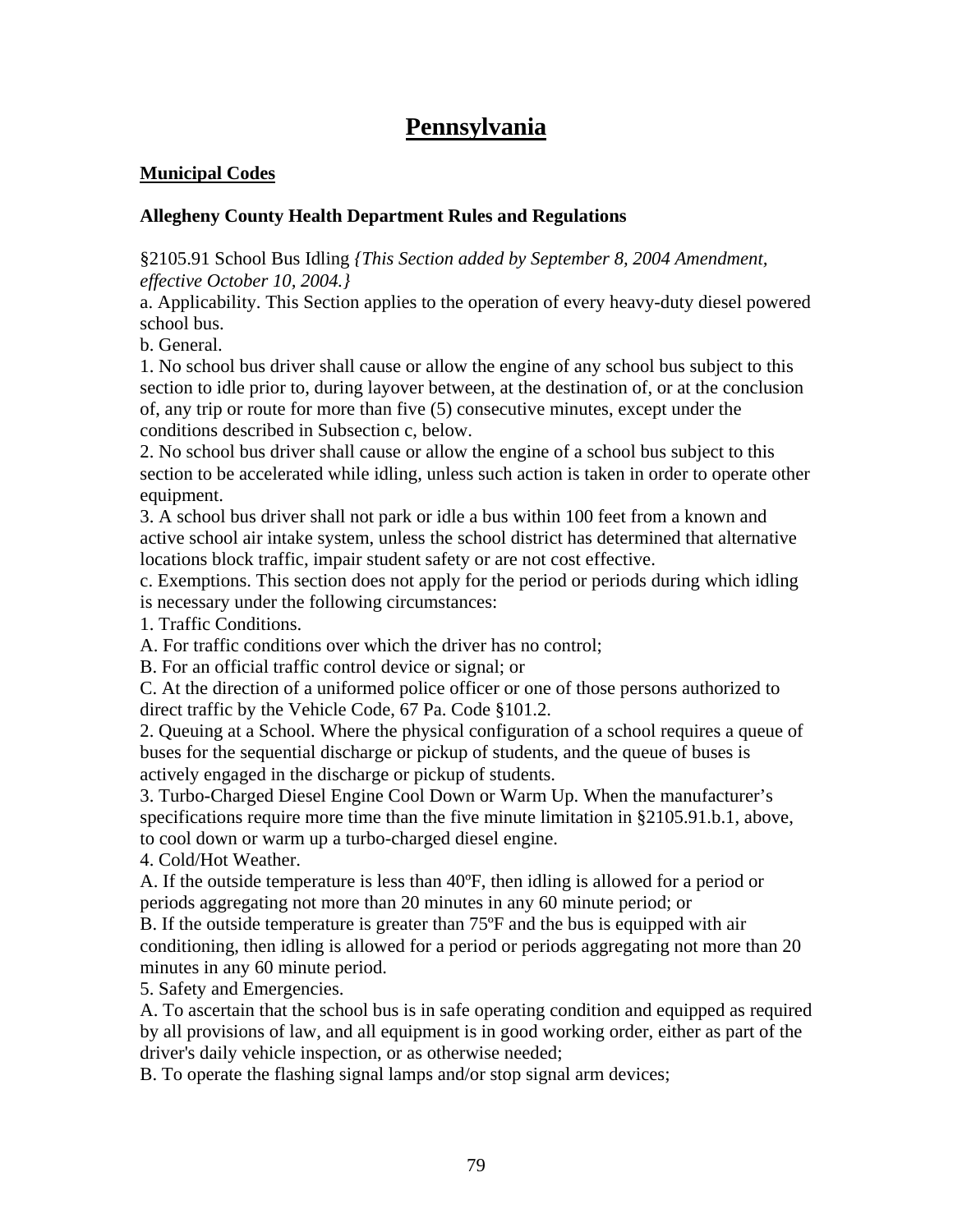# Pennsylvania

## Municipal Codes

### Allegheny County Health Department Rules and Regulations

§2105.91 School Bus Idling *{This Section added by September 8, 2004 Amendment, effective October 10, 2004.}*

a. Applicability. This Section applies to the operation of every heavy-duty diesel powered school bus.

b. General.

1. No school bus driver shall cause or allow the engine of any school bus subject to this section to idle prior to, during layover between, at the destination of, or at the conclusion of, any trip or route for more than five (5) consecutive minutes, except under the conditions described in Subsection c, below.

2. No school bus driver shall cause or allow the engine of a school bus subject to this section to be accelerated while idling, unless such action is taken in order to operate other equipment.

3. A school bus driver shall not park or idle a bus within 100 feet from a known and active school air intake system, unless the school district has determined that alternative locations block traffic, impair student safety or are not cost effective.

c. Exemptions. This section does not apply for the period or periods during which idling is necessary under the following circumstances:

1. Traffic Conditions.

A. For traffic conditions over which the driver has no control;

B. For an official traffic control device or signal; or

C. At the direction of a uniformed police officer or one of those persons authorized to direct traffic by the Vehicle Code, 67 Pa. Code §101.2.

2. Queuing at a School. Where the physical configuration of a school requires a queue of buses for the sequential discharge or pickup of students, and the queue of buses is actively engaged in the discharge or pickup of students.

3. Turbo-Charged Diesel Engine Cool Down or Warm Up. When the manufacturer's specifications require more time than the five minute limitation in §2105.91.b.1, above, to cool down or warm up a turbo-charged diesel engine.

4. Cold/Hot Weather.

A. If the outside temperature is less than 40ºF, then idling is allowed for a period or periods aggregating not more than 20 minutes in any 60 minute period; or

B. If the outside temperature is greater than 75ºF and the bus is equipped with air conditioning, then idling is allowed for a period or periods aggregating not more than 20 minutes in any 60 minute period.

5. Safety and Emergencies.

A. To ascertain that the school bus is in safe operating condition and equipped as required by all provisions of law, and all equipment is in good working order, either as part of the driver's daily vehicle inspection, or as otherwise needed;

B. To operate the flashing signal lamps and/or stop signal arm devices;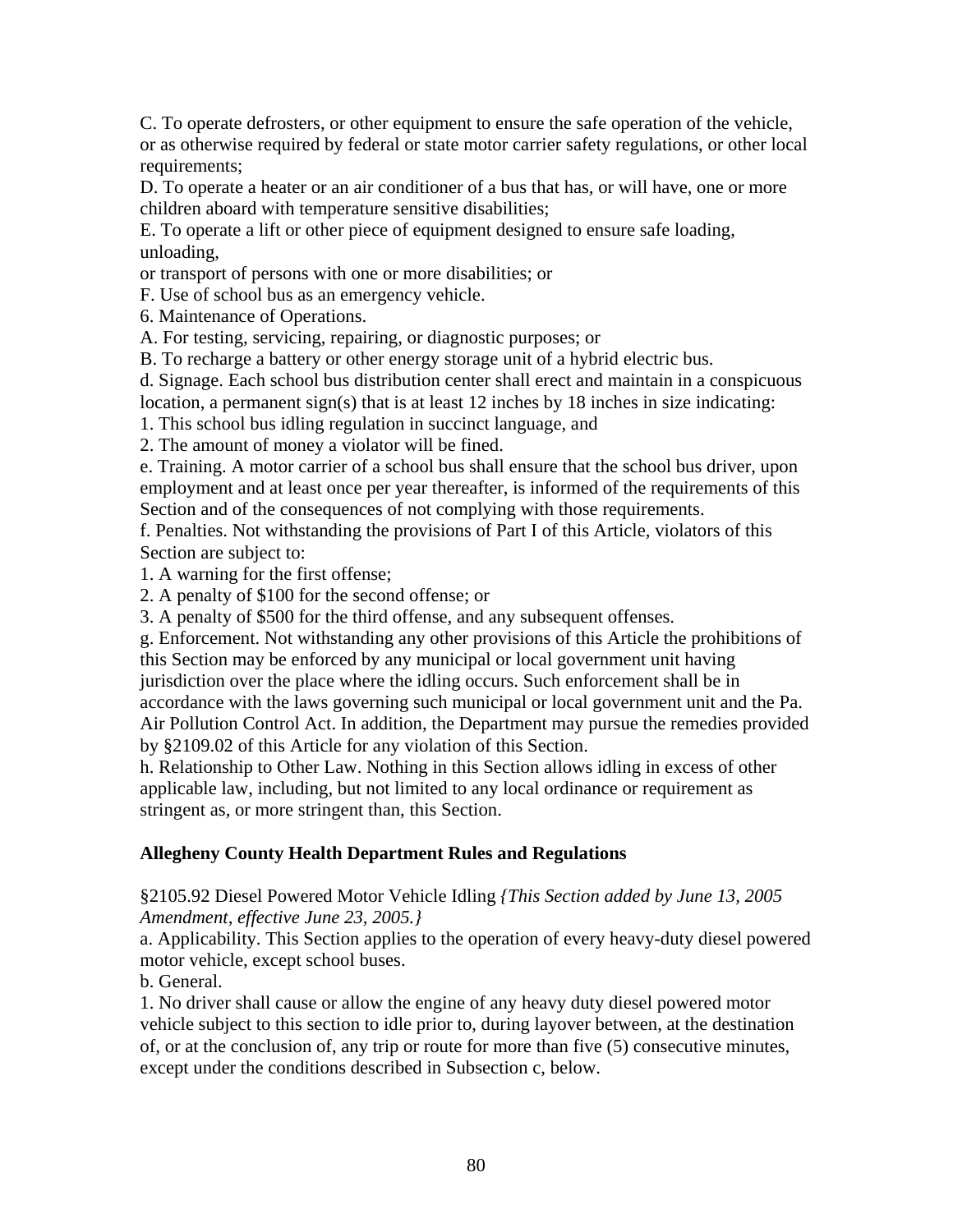C. To operate defrosters, or other equipment to ensure the safe operation of the vehicle, or as otherwise required by federal or state motor carrier safety regulations, or other local requirements;

D. To operate a heater or an air conditioner of a bus that has, or will have, one or more children aboard with temperature sensitive disabilities;

E. To operate a lift or other piece of equipment designed to ensure safe loading, unloading,
or transport of persons with one or more disabilities; or

F. Use of school bus as an emergency vehicle.

6. Maintenance of Operations.

A. For testing, servicing, repairing, or diagnostic purposes; or

B. To recharge a battery or other energy storage unit of a hybrid electric bus.

d. Signage. Each school bus distribution center shall erect and maintain in a conspicuous location, a permanent sign(s) that is at least 12 inches by 18 inches in size indicating:

1. This school bus idling regulation in succinct language, and

2. The amount of money a violator will be fined.

e. Training. A motor carrier of a school bus shall ensure that the school bus driver, upon employment and at least once per year thereafter, is informed of the requirements of this Section and of the consequences of not complying with those requirements.

f. Penalties. Not withstanding the provisions of Part I of this Article, violators of this Section are subject to:

1. A warning for the first offense;

2. A penalty of $100 for the second offense; or

3. A penalty of $500 for the third offense, and any subsequent offenses.

g. Enforcement. Not withstanding any other provisions of this Article the prohibitions of this Section may be enforced by any municipal or local government unit having jurisdiction over the place where the idling occurs. Such enforcement shall be in accordance with the laws governing such municipal or local government unit and the Pa. Air Pollution Control Act. In addition, the Department may pursue the remedies provided by §2109.02 of this Article for any violation of this Section.

h. Relationship to Other Law. Nothing in this Section allows idling in excess of other applicable law, including, but not limited to any local ordinance or requirement as stringent as, or more stringent than, this Section.

**Allegheny County Health Department Rules and Regulations**

§2105.92 Diesel Powered Motor Vehicle Idling *{This Section added by June 13, 2005 Amendment, effective June 23, 2005.}*

a. Applicability. This Section applies to the operation of every heavy-duty diesel powered motor vehicle, except school buses.

b. General.

1. No driver shall cause or allow the engine of any heavy duty diesel powered motor vehicle subject to this section to idle prior to, during layover between, at the destination of, or at the conclusion of, any trip or route for more than five (5) consecutive minutes, except under the conditions described in Subsection c, below.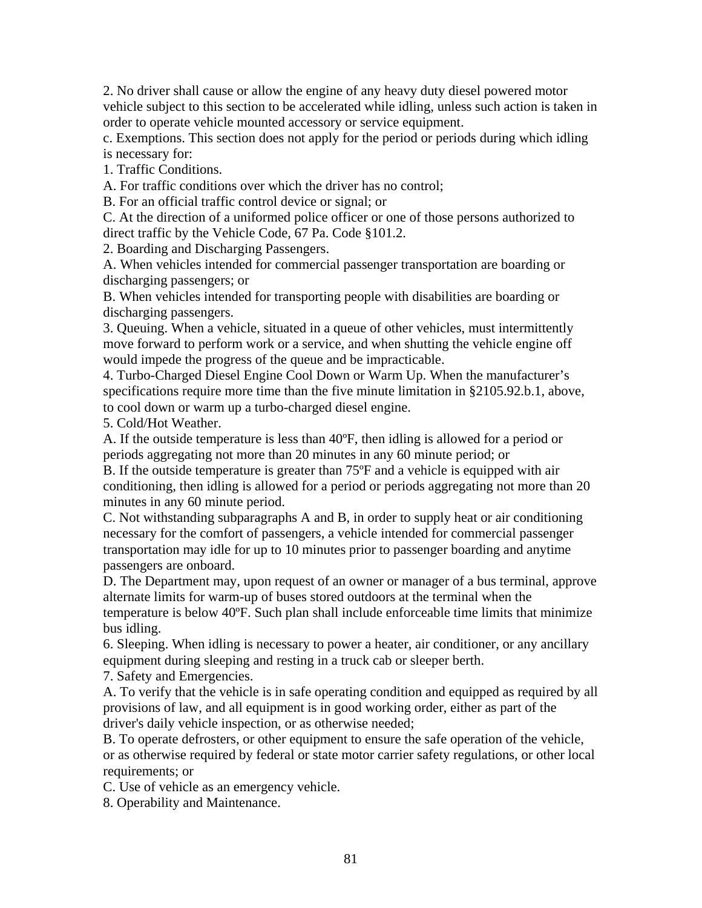2. No driver shall cause or allow the engine of any heavy duty diesel powered motor vehicle subject to this section to be accelerated while idling, unless such action is taken in order to operate vehicle mounted accessory or service equipment.

c. Exemptions. This section does not apply for the period or periods during which idling is necessary for:

1. Traffic Conditions.

A. For traffic conditions over which the driver has no control;

B. For an official traffic control device or signal; or

C. At the direction of a uniformed police officer or one of those persons authorized to direct traffic by the Vehicle Code, 67 Pa. Code §101.2.

2. Boarding and Discharging Passengers.

A. When vehicles intended for commercial passenger transportation are boarding or discharging passengers; or

B. When vehicles intended for transporting people with disabilities are boarding or discharging passengers.

3. Queuing. When a vehicle, situated in a queue of other vehicles, must intermittently move forward to perform work or a service, and when shutting the vehicle engine off would impede the progress of the queue and be impracticable.

4. Turbo-Charged Diesel Engine Cool Down or Warm Up. When the manufacturer's specifications require more time than the five minute limitation in §2105.92.b.1, above, to cool down or warm up a turbo-charged diesel engine.

5. Cold/Hot Weather.

A. If the outside temperature is less than 40ºF, then idling is allowed for a period or periods aggregating not more than 20 minutes in any 60 minute period; or

B. If the outside temperature is greater than 75ºF and a vehicle is equipped with air conditioning, then idling is allowed for a period or periods aggregating not more than 20 minutes in any 60 minute period.

C. Not withstanding subparagraphs A and B, in order to supply heat or air conditioning necessary for the comfort of passengers, a vehicle intended for commercial passenger transportation may idle for up to 10 minutes prior to passenger boarding and anytime passengers are onboard.

D. The Department may, upon request of an owner or manager of a bus terminal, approve alternate limits for warm-up of buses stored outdoors at the terminal when the temperature is below 40ºF. Such plan shall include enforceable time limits that minimize bus idling.

6. Sleeping. When idling is necessary to power a heater, air conditioner, or any ancillary equipment during sleeping and resting in a truck cab or sleeper berth.

7. Safety and Emergencies.

A. To verify that the vehicle is in safe operating condition and equipped as required by all provisions of law, and all equipment is in good working order, either as part of the driver's daily vehicle inspection, or as otherwise needed;

B. To operate defrosters, or other equipment to ensure the safe operation of the vehicle, or as otherwise required by federal or state motor carrier safety regulations, or other local requirements; or

C. Use of vehicle as an emergency vehicle.

8. Operability and Maintenance.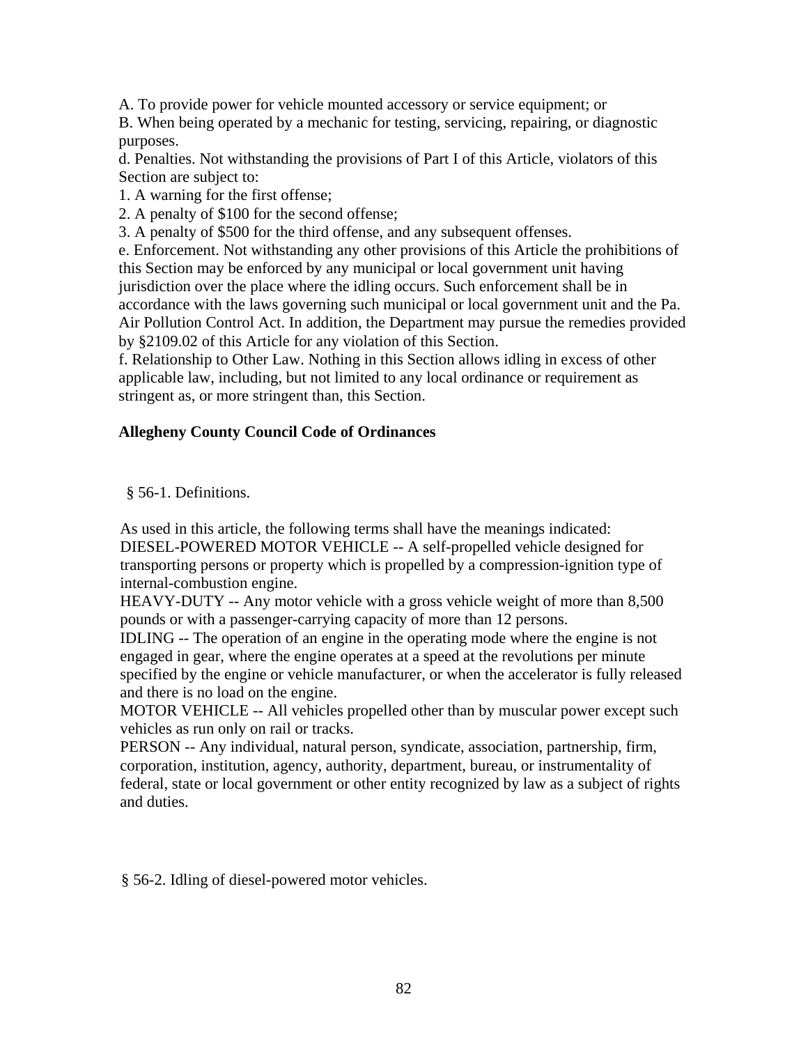A. To provide power for vehicle mounted accessory or service equipment; or
B. When being operated by a mechanic for testing, servicing, repairing, or diagnostic purposes.
d. Penalties. Not withstanding the provisions of Part I of this Article, violators of this Section are subject to:
1. A warning for the first offense;
2. A penalty of $100 for the second offense;
3. A penalty of $500 for the third offense, and any subsequent offenses.
e. Enforcement. Not withstanding any other provisions of this Article the prohibitions of this Section may be enforced by any municipal or local government unit having jurisdiction over the place where the idling occurs. Such enforcement shall be in accordance with the laws governing such municipal or local government unit and the Pa. Air Pollution Control Act. In addition, the Department may pursue the remedies provided by §2109.02 of this Article for any violation of this Section.
f. Relationship to Other Law. Nothing in this Section allows idling in excess of other applicable law, including, but not limited to any local ordinance or requirement as stringent as, or more stringent than, this Section.

**Allegheny County Council Code of Ordinances**

§ 56-1. Definitions.

As used in this article, the following terms shall have the meanings indicated:
DIESEL-POWERED MOTOR VEHICLE -- A self-propelled vehicle designed for transporting persons or property which is propelled by a compression-ignition type of internal-combustion engine.
HEAVY-DUTY -- Any motor vehicle with a gross vehicle weight of more than 8,500 pounds or with a passenger-carrying capacity of more than 12 persons.
IDLING -- The operation of an engine in the operating mode where the engine is not engaged in gear, where the engine operates at a speed at the revolutions per minute specified by the engine or vehicle manufacturer, or when the accelerator is fully released and there is no load on the engine.
MOTOR VEHICLE -- All vehicles propelled other than by muscular power except such vehicles as run only on rail or tracks.
PERSON -- Any individual, natural person, syndicate, association, partnership, firm, corporation, institution, agency, authority, department, bureau, or instrumentality of federal, state or local government or other entity recognized by law as a subject of rights and duties.

§ 56-2. Idling of diesel-powered motor vehicles.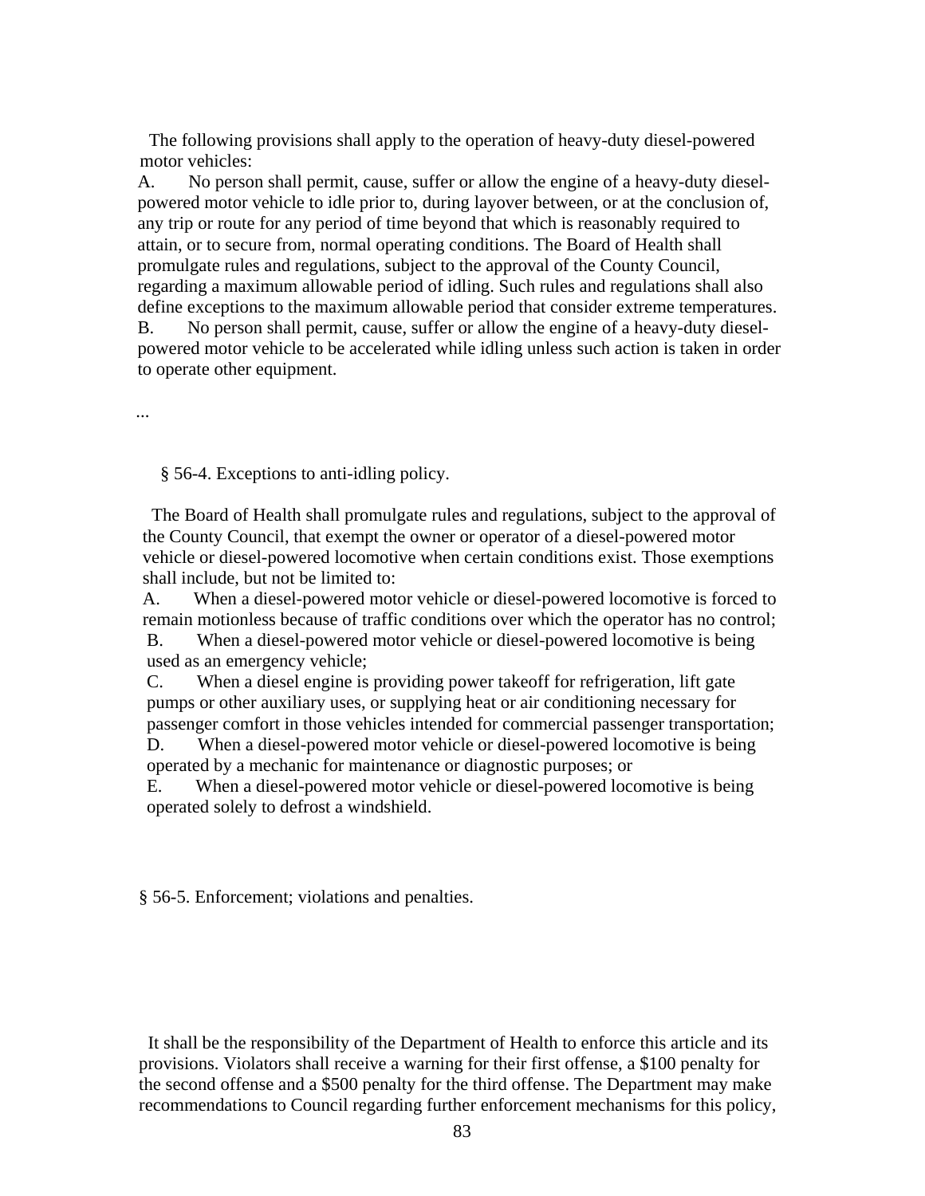The following provisions shall apply to the operation of heavy-duty diesel-powered motor vehicles:

A. No person shall permit, cause, suffer or allow the engine of a heavy-duty diesel-powered motor vehicle to idle prior to, during layover between, or at the conclusion of, any trip or route for any period of time beyond that which is reasonably required to attain, or to secure from, normal operating conditions. The Board of Health shall promulgate rules and regulations, subject to the approval of the County Council, regarding a maximum allowable period of idling. Such rules and regulations shall also define exceptions to the maximum allowable period that consider extreme temperatures.

B. No person shall permit, cause, suffer or allow the engine of a heavy-duty diesel-powered motor vehicle to be accelerated while idling unless such action is taken in order to operate other equipment.

...

§ 56-4. Exceptions to anti-idling policy.

The Board of Health shall promulgate rules and regulations, subject to the approval of the County Council, that exempt the owner or operator of a diesel-powered motor vehicle or diesel-powered locomotive when certain conditions exist. Those exemptions shall include, but not be limited to:

A. When a diesel-powered motor vehicle or diesel-powered locomotive is forced to remain motionless because of traffic conditions over which the operator has no control;

B. When a diesel-powered motor vehicle or diesel-powered locomotive is being used as an emergency vehicle;

C. When a diesel engine is providing power takeoff for refrigeration, lift gate pumps or other auxiliary uses, or supplying heat or air conditioning necessary for passenger comfort in those vehicles intended for commercial passenger transportation;

D. When a diesel-powered motor vehicle or diesel-powered locomotive is being operated by a mechanic for maintenance or diagnostic purposes; or

E. When a diesel-powered motor vehicle or diesel-powered locomotive is being operated solely to defrost a windshield.

§ 56-5. Enforcement; violations and penalties.

It shall be the responsibility of the Department of Health to enforce this article and its provisions. Violators shall receive a warning for their first offense, a $100 penalty for the second offense and a $500 penalty for the third offense. The Department may make recommendations to Council regarding further enforcement mechanisms for this policy,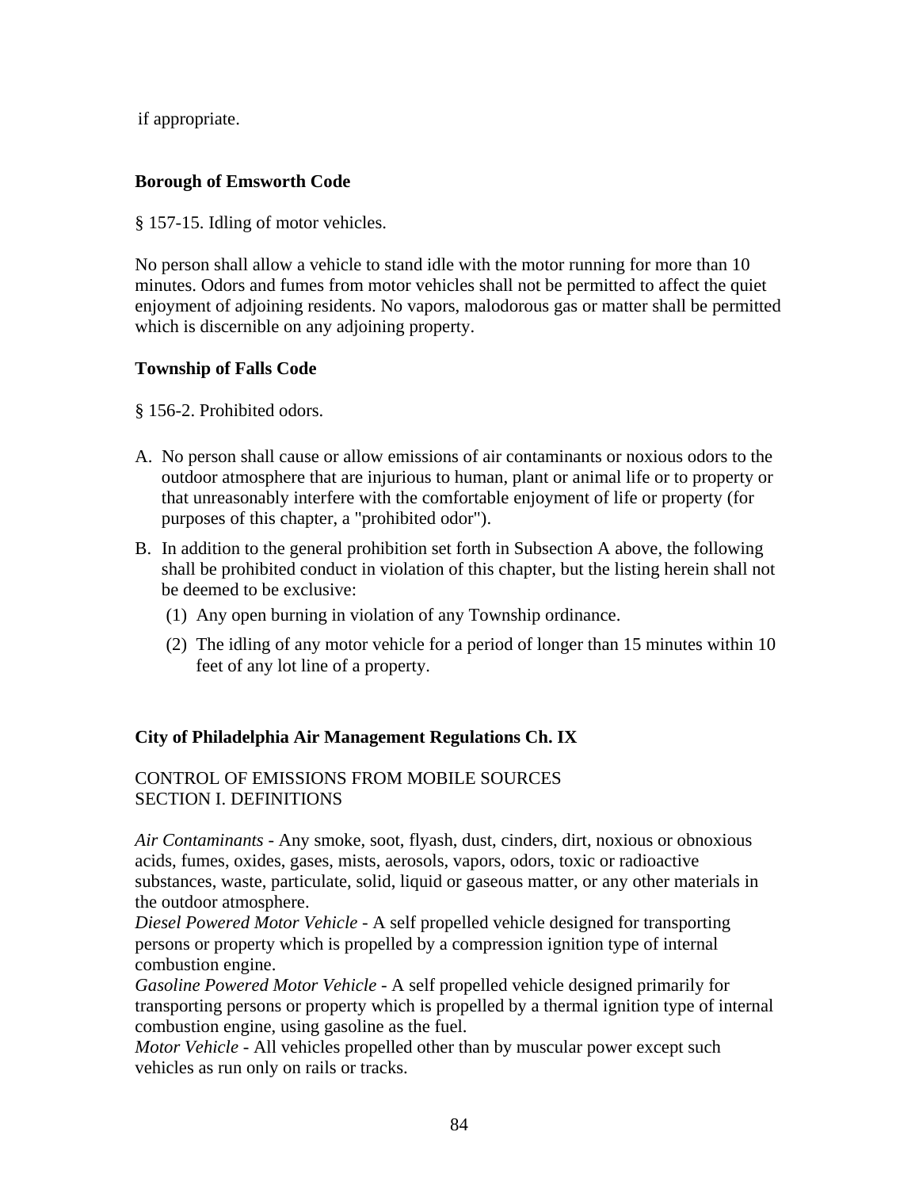if appropriate.

**Borough of Emsworth Code**

§ 157-15. Idling of motor vehicles.

No person shall allow a vehicle to stand idle with the motor running for more than 10 minutes. Odors and fumes from motor vehicles shall not be permitted to affect the quiet enjoyment of adjoining residents. No vapors, malodorous gas or matter shall be permitted which is discernible on any adjoining property.

**Township of Falls Code**

§ 156-2. Prohibited odors.

A. No person shall cause or allow emissions of air contaminants or noxious odors to the outdoor atmosphere that are injurious to human, plant or animal life or to property or that unreasonably interfere with the comfortable enjoyment of life or property (for purposes of this chapter, a "prohibited odor").

B. In addition to the general prohibition set forth in Subsection A above, the following shall be prohibited conduct in violation of this chapter, but the listing herein shall not be deemed to be exclusive:

   (1) Any open burning in violation of any Township ordinance.

   (2) The idling of any motor vehicle for a period of longer than 15 minutes within 10 feet of any lot line of a property.

**City of Philadelphia Air Management Regulations Ch. IX**

CONTROL OF EMISSIONS FROM MOBILE SOURCES
SECTION I. DEFINITIONS

*Air Contaminants* - Any smoke, soot, flyash, dust, cinders, dirt, noxious or obnoxious acids, fumes, oxides, gases, mists, aerosols, vapors, odors, toxic or radioactive substances, waste, particulate, solid, liquid or gaseous matter, or any other materials in the outdoor atmosphere.
*Diesel Powered Motor Vehicle* - A self propelled vehicle designed for transporting persons or property which is propelled by a compression ignition type of internal combustion engine.
*Gasoline Powered Motor Vehicle* - A self propelled vehicle designed primarily for transporting persons or property which is propelled by a thermal ignition type of internal combustion engine, using gasoline as the fuel.
*Motor Vehicle* - All vehicles propelled other than by muscular power except such vehicles as run only on rails or tracks.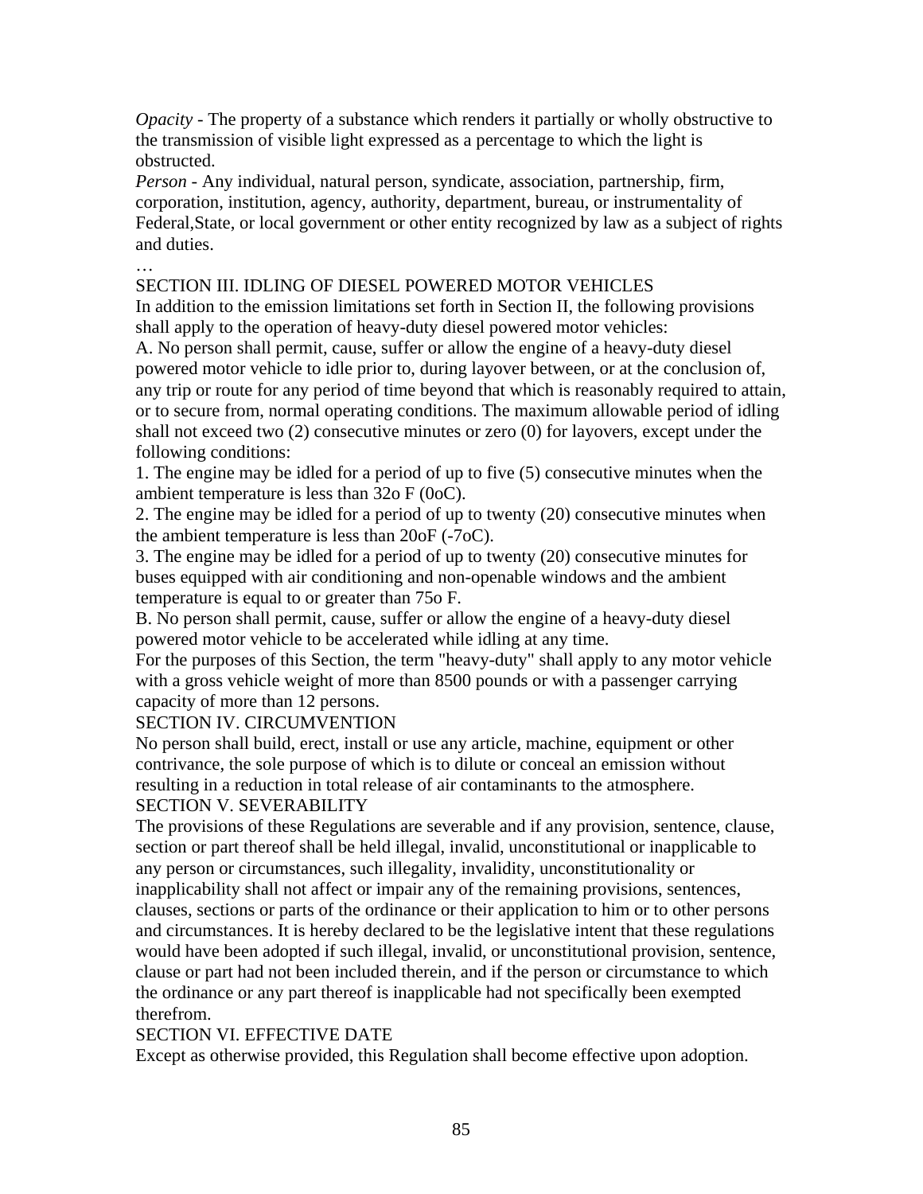*Opacity* - The property of a substance which renders it partially or wholly obstructive to the transmission of visible light expressed as a percentage to which the light is obstructed.

*Person* - Any individual, natural person, syndicate, association, partnership, firm, corporation, institution, agency, authority, department, bureau, or instrumentality of Federal,State, or local government or other entity recognized by law as a subject of rights and duties.

…

SECTION III. IDLING OF DIESEL POWERED MOTOR VEHICLES

In addition to the emission limitations set forth in Section II, the following provisions shall apply to the operation of heavy-duty diesel powered motor vehicles:

A. No person shall permit, cause, suffer or allow the engine of a heavy-duty diesel powered motor vehicle to idle prior to, during layover between, or at the conclusion of, any trip or route for any period of time beyond that which is reasonably required to attain, or to secure from, normal operating conditions. The maximum allowable period of idling shall not exceed two (2) consecutive minutes or zero (0) for layovers, except under the following conditions:

1. The engine may be idled for a period of up to five (5) consecutive minutes when the ambient temperature is less than 32o F (0oC).

2. The engine may be idled for a period of up to twenty (20) consecutive minutes when the ambient temperature is less than 20oF (-7oC).

3. The engine may be idled for a period of up to twenty (20) consecutive minutes for buses equipped with air conditioning and non-openable windows and the ambient temperature is equal to or greater than 75o F.

B. No person shall permit, cause, suffer or allow the engine of a heavy-duty diesel powered motor vehicle to be accelerated while idling at any time.

For the purposes of this Section, the term "heavy-duty" shall apply to any motor vehicle with a gross vehicle weight of more than 8500 pounds or with a passenger carrying capacity of more than 12 persons.

SECTION IV. CIRCUMVENTION

No person shall build, erect, install or use any article, machine, equipment or other contrivance, the sole purpose of which is to dilute or conceal an emission without resulting in a reduction in total release of air contaminants to the atmosphere.

SECTION V. SEVERABILITY

The provisions of these Regulations are severable and if any provision, sentence, clause, section or part thereof shall be held illegal, invalid, unconstitutional or inapplicable to any person or circumstances, such illegality, invalidity, unconstitutionality or inapplicability shall not affect or impair any of the remaining provisions, sentences, clauses, sections or parts of the ordinance or their application to him or to other persons and circumstances. It is hereby declared to be the legislative intent that these regulations would have been adopted if such illegal, invalid, or unconstitutional provision, sentence, clause or part had not been included therein, and if the person or circumstance to which the ordinance or any part thereof is inapplicable had not specifically been exempted therefrom.

SECTION VI. EFFECTIVE DATE

Except as otherwise provided, this Regulation shall become effective upon adoption.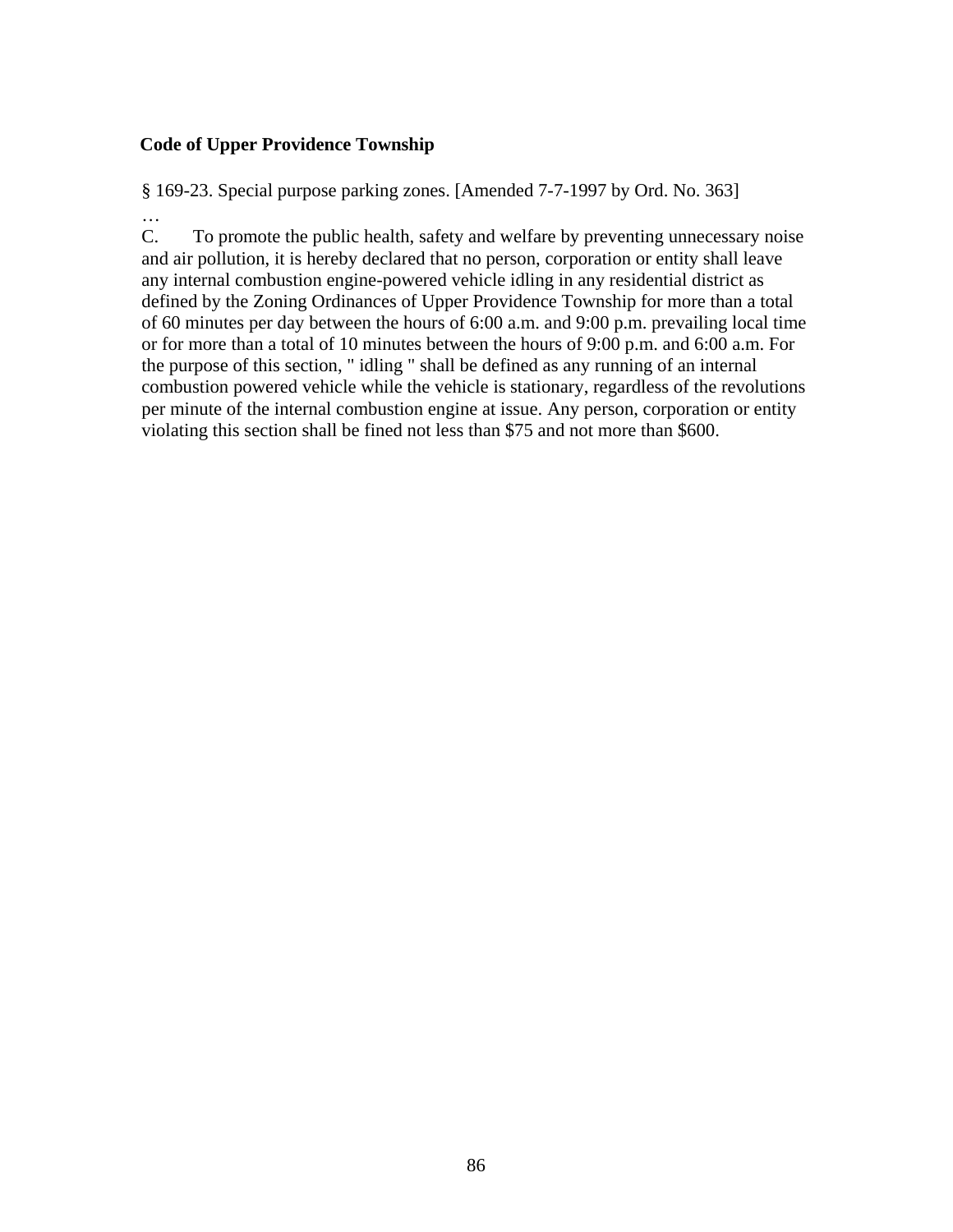**Code of Upper Providence Township**

§ 169-23. Special purpose parking zones. [Amended 7-7-1997 by Ord. No. 363]

…

C. To promote the public health, safety and welfare by preventing unnecessary noise and air pollution, it is hereby declared that no person, corporation or entity shall leave any internal combustion engine-powered vehicle idling in any residential district as defined by the Zoning Ordinances of Upper Providence Township for more than a total of 60 minutes per day between the hours of 6:00 a.m. and 9:00 p.m. prevailing local time or for more than a total of 10 minutes between the hours of 9:00 p.m. and 6:00 a.m. For the purpose of this section, " idling " shall be defined as any running of an internal combustion powered vehicle while the vehicle is stationary, regardless of the revolutions per minute of the internal combustion engine at issue. Any person, corporation or entity violating this section shall be fined not less than $75 and not more than $600.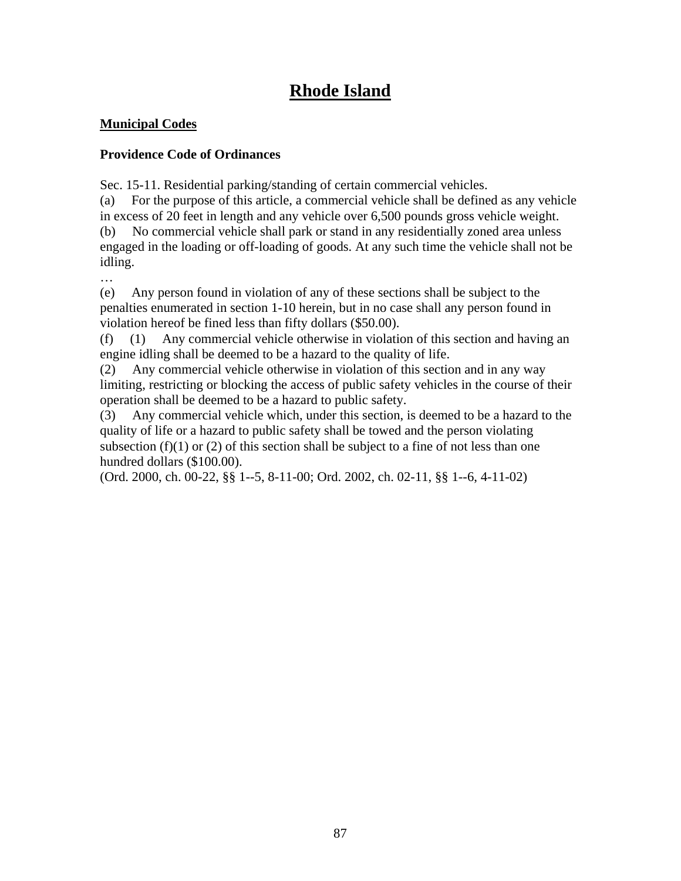# Rhode Island

**Municipal Codes**

**Providence Code of Ordinances**

Sec. 15-11. Residential parking/standing of certain commercial vehicles.

(a) For the purpose of this article, a commercial vehicle shall be defined as any vehicle in excess of 20 feet in length and any vehicle over 6,500 pounds gross vehicle weight.

(b) No commercial vehicle shall park or stand in any residentially zoned area unless engaged in the loading or off-loading of goods. At any such time the vehicle shall not be idling.

…

(e) Any person found in violation of any of these sections shall be subject to the penalties enumerated in section 1-10 herein, but in no case shall any person found in violation hereof be fined less than fifty dollars ($50.00).

(f) (1) Any commercial vehicle otherwise in violation of this section and having an engine idling shall be deemed to be a hazard to the quality of life.

(2) Any commercial vehicle otherwise in violation of this section and in any way limiting, restricting or blocking the access of public safety vehicles in the course of their operation shall be deemed to be a hazard to public safety.

(3) Any commercial vehicle which, under this section, is deemed to be a hazard to the quality of life or a hazard to public safety shall be towed and the person violating subsection (f)(1) or (2) of this section shall be subject to a fine of not less than one hundred dollars ($100.00).

(Ord. 2000, ch. 00-22, §§ 1--5, 8-11-00; Ord. 2002, ch. 02-11, §§ 1--6, 4-11-02)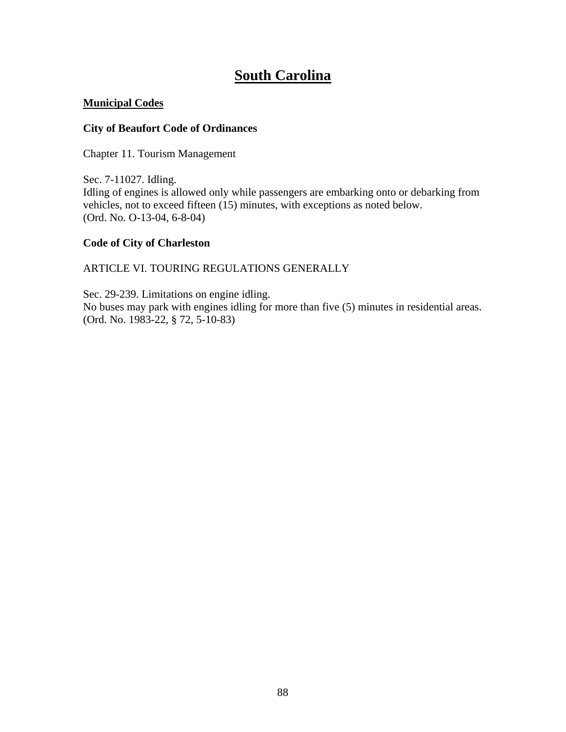# South Carolina

## Municipal Codes

### City of Beaufort Code of Ordinances

Chapter 11. Tourism Management

Sec. 7-11027. Idling.
Idling of engines is allowed only while passengers are embarking onto or debarking from vehicles, not to exceed fifteen (15) minutes, with exceptions as noted below.
(Ord. No. O-13-04, 6-8-04)

### Code of City of Charleston

ARTICLE VI. TOURING REGULATIONS GENERALLY

Sec. 29-239. Limitations on engine idling.
No buses may park with engines idling for more than five (5) minutes in residential areas.
(Ord. No. 1983-22, § 72, 5-10-83)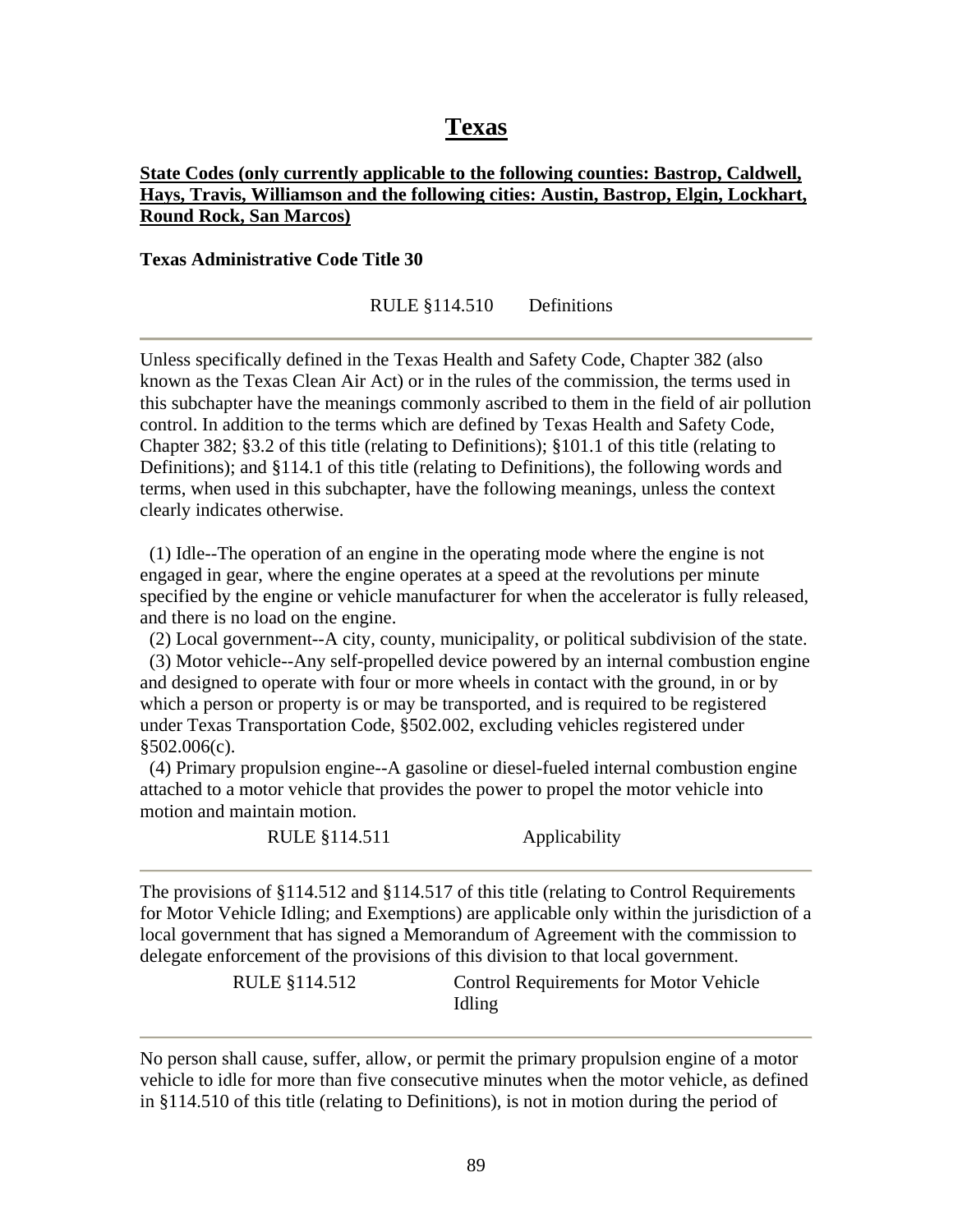# Texas

**State Codes (only currently applicable to the following counties: Bastrop, Caldwell, Hays, Travis, Williamson and the following cities: Austin, Bastrop, Elgin, Lockhart, Round Rock, San Marcos)**

**Texas Administrative Code Title 30**

RULE §114.510 Definitions

---

Unless specifically defined in the Texas Health and Safety Code, Chapter 382 (also known as the Texas Clean Air Act) or in the rules of the commission, the terms used in this subchapter have the meanings commonly ascribed to them in the field of air pollution control. In addition to the terms which are defined by Texas Health and Safety Code, Chapter 382; §3.2 of this title (relating to Definitions); §101.1 of this title (relating to Definitions); and §114.1 of this title (relating to Definitions), the following words and terms, when used in this subchapter, have the following meanings, unless the context clearly indicates otherwise.

(1) Idle--The operation of an engine in the operating mode where the engine is not engaged in gear, where the engine operates at a speed at the revolutions per minute specified by the engine or vehicle manufacturer for when the accelerator is fully released, and there is no load on the engine.

(2) Local government--A city, county, municipality, or political subdivision of the state.

(3) Motor vehicle--Any self-propelled device powered by an internal combustion engine and designed to operate with four or more wheels in contact with the ground, in or by which a person or property is or may be transported, and is required to be registered under Texas Transportation Code, §502.002, excluding vehicles registered under §502.006(c).

(4) Primary propulsion engine--A gasoline or diesel-fueled internal combustion engine attached to a motor vehicle that provides the power to propel the motor vehicle into motion and maintain motion.

RULE §114.511 Applicability

---

The provisions of §114.512 and §114.517 of this title (relating to Control Requirements for Motor Vehicle Idling; and Exemptions) are applicable only within the jurisdiction of a local government that has signed a Memorandum of Agreement with the commission to delegate enforcement of the provisions of this division to that local government.

RULE §114.512 Control Requirements for Motor Vehicle Idling

---

No person shall cause, suffer, allow, or permit the primary propulsion engine of a motor vehicle to idle for more than five consecutive minutes when the motor vehicle, as defined in §114.510 of this title (relating to Definitions), is not in motion during the period of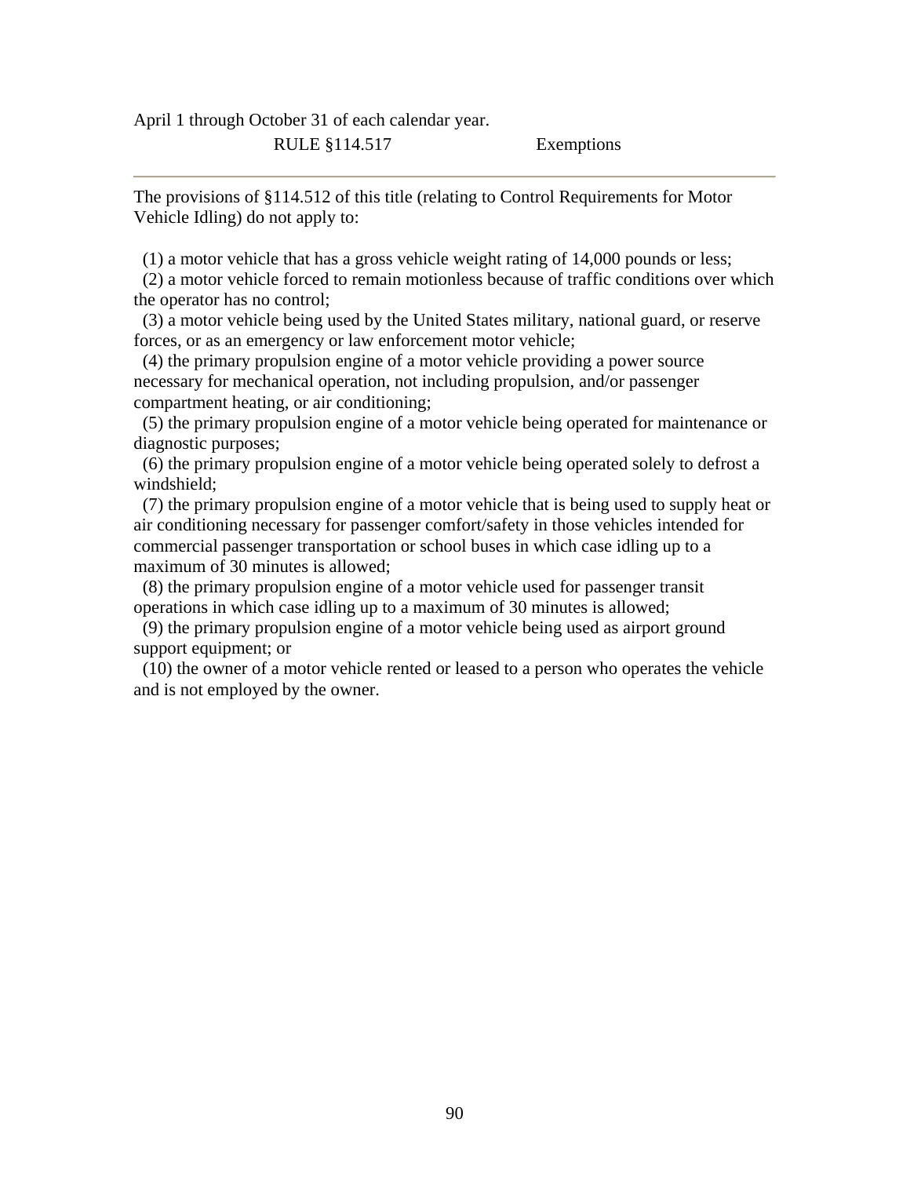April 1 through October 31 of each calendar year.

## RULE §114.517 Exemptions

---

The provisions of §114.512 of this title (relating to Control Requirements for Motor Vehicle Idling) do not apply to:

(1) a motor vehicle that has a gross vehicle weight rating of 14,000 pounds or less;
(2) a motor vehicle forced to remain motionless because of traffic conditions over which the operator has no control;
(3) a motor vehicle being used by the United States military, national guard, or reserve forces, or as an emergency or law enforcement motor vehicle;
(4) the primary propulsion engine of a motor vehicle providing a power source necessary for mechanical operation, not including propulsion, and/or passenger compartment heating, or air conditioning;
(5) the primary propulsion engine of a motor vehicle being operated for maintenance or diagnostic purposes;
(6) the primary propulsion engine of a motor vehicle being operated solely to defrost a windshield;
(7) the primary propulsion engine of a motor vehicle that is being used to supply heat or air conditioning necessary for passenger comfort/safety in those vehicles intended for commercial passenger transportation or school buses in which case idling up to a maximum of 30 minutes is allowed;
(8) the primary propulsion engine of a motor vehicle used for passenger transit operations in which case idling up to a maximum of 30 minutes is allowed;
(9) the primary propulsion engine of a motor vehicle being used as airport ground support equipment; or
(10) the owner of a motor vehicle rented or leased to a person who operates the vehicle and is not employed by the owner.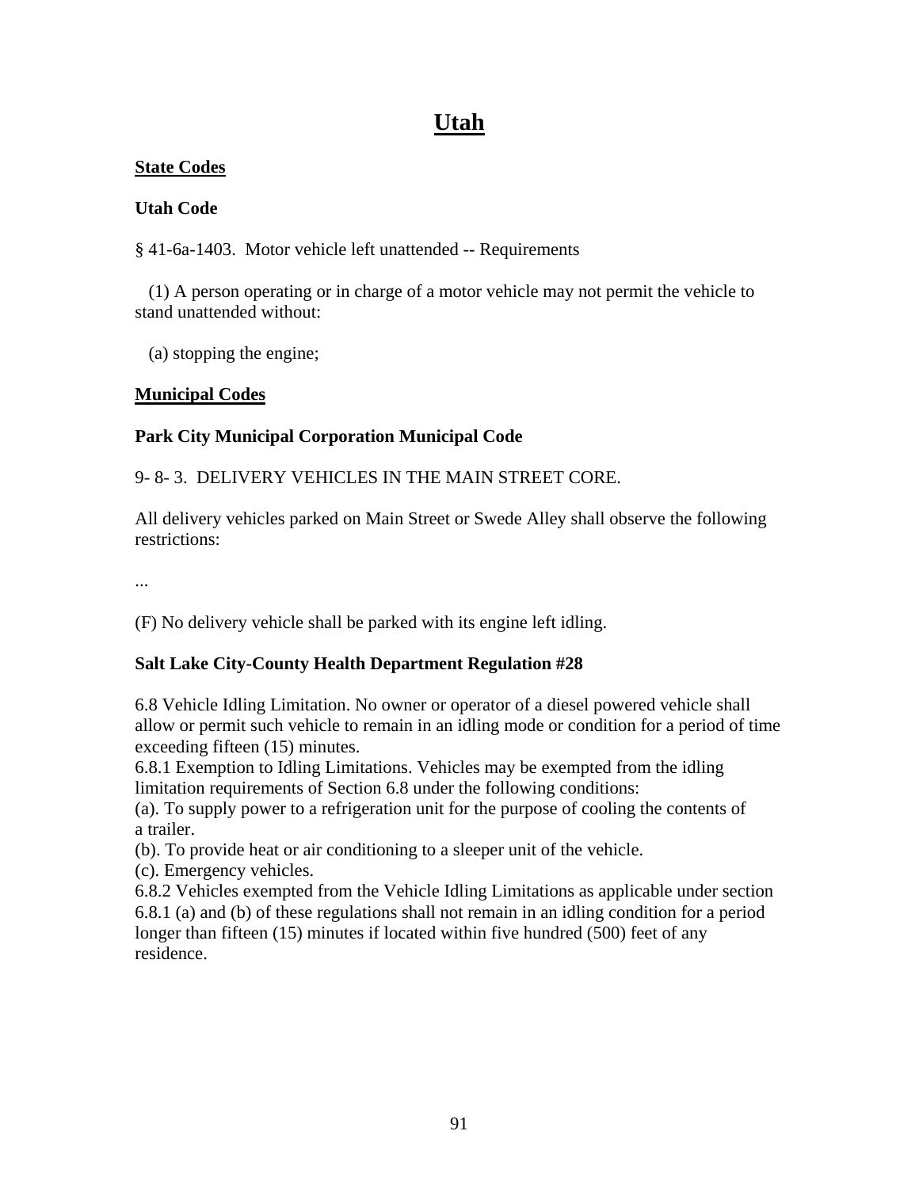# Utah

**State Codes**

**Utah Code**

§ 41-6a-1403. Motor vehicle left unattended -- Requirements

(1) A person operating or in charge of a motor vehicle may not permit the vehicle to stand unattended without:

(a) stopping the engine;

**Municipal Codes**

**Park City Municipal Corporation Municipal Code**

9- 8- 3. DELIVERY VEHICLES IN THE MAIN STREET CORE.

All delivery vehicles parked on Main Street or Swede Alley shall observe the following restrictions:

...

(F) No delivery vehicle shall be parked with its engine left idling.

**Salt Lake City-County Health Department Regulation #28**

6.8 Vehicle Idling Limitation. No owner or operator of a diesel powered vehicle shall allow or permit such vehicle to remain in an idling mode or condition for a period of time exceeding fifteen (15) minutes.
6.8.1 Exemption to Idling Limitations. Vehicles may be exempted from the idling limitation requirements of Section 6.8 under the following conditions:
(a). To supply power to a refrigeration unit for the purpose of cooling the contents of a trailer.
(b). To provide heat or air conditioning to a sleeper unit of the vehicle.
(c). Emergency vehicles.
6.8.2 Vehicles exempted from the Vehicle Idling Limitations as applicable under section 6.8.1 (a) and (b) of these regulations shall not remain in an idling condition for a period longer than fifteen (15) minutes if located within five hundred (500) feet of any residence.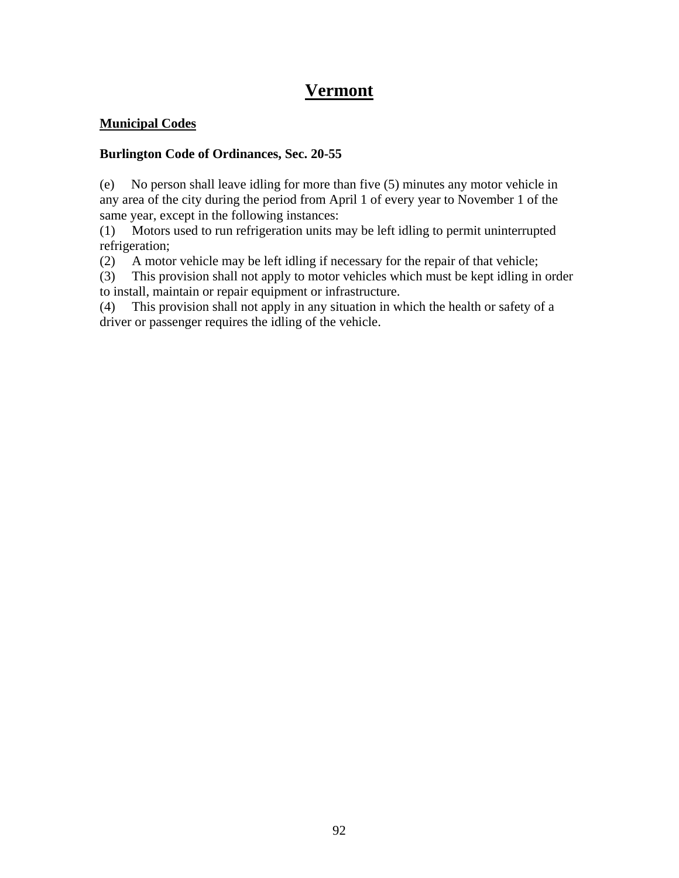# Vermont

## Municipal Codes

### Burlington Code of Ordinances, Sec. 20-55

(e) No person shall leave idling for more than five (5) minutes any motor vehicle in any area of the city during the period from April 1 of every year to November 1 of the same year, except in the following instances:

(1) Motors used to run refrigeration units may be left idling to permit uninterrupted refrigeration;

(2) A motor vehicle may be left idling if necessary for the repair of that vehicle;

(3) This provision shall not apply to motor vehicles which must be kept idling in order to install, maintain or repair equipment or infrastructure.

(4) This provision shall not apply in any situation in which the health or safety of a driver or passenger requires the idling of the vehicle.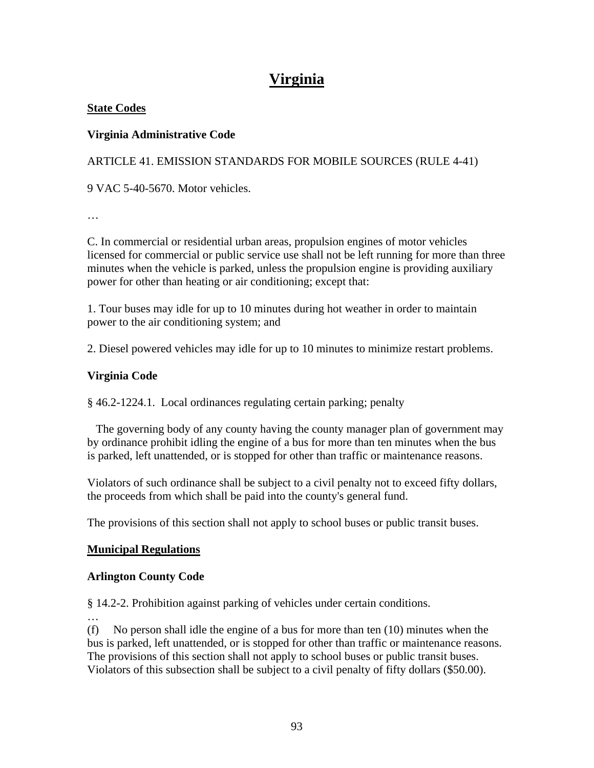# Virginia

## State Codes

### Virginia Administrative Code

ARTICLE 41. EMISSION STANDARDS FOR MOBILE SOURCES (RULE 4-41)

9 VAC 5-40-5670. Motor vehicles.

…

C. In commercial or residential urban areas, propulsion engines of motor vehicles licensed for commercial or public service use shall not be left running for more than three minutes when the vehicle is parked, unless the propulsion engine is providing auxiliary power for other than heating or air conditioning; except that:

1. Tour buses may idle for up to 10 minutes during hot weather in order to maintain power to the air conditioning system; and

2. Diesel powered vehicles may idle for up to 10 minutes to minimize restart problems.

### Virginia Code

§ 46.2-1224.1. Local ordinances regulating certain parking; penalty

The governing body of any county having the county manager plan of government may by ordinance prohibit idling the engine of a bus for more than ten minutes when the bus is parked, left unattended, or is stopped for other than traffic or maintenance reasons.

Violators of such ordinance shall be subject to a civil penalty not to exceed fifty dollars, the proceeds from which shall be paid into the county's general fund.

The provisions of this section shall not apply to school buses or public transit buses.

## Municipal Regulations

### Arlington County Code

§ 14.2-2. Prohibition against parking of vehicles under certain conditions.

…

(f) No person shall idle the engine of a bus for more than ten (10) minutes when the bus is parked, left unattended, or is stopped for other than traffic or maintenance reasons. The provisions of this section shall not apply to school buses or public transit buses. Violators of this subsection shall be subject to a civil penalty of fifty dollars ($50.00).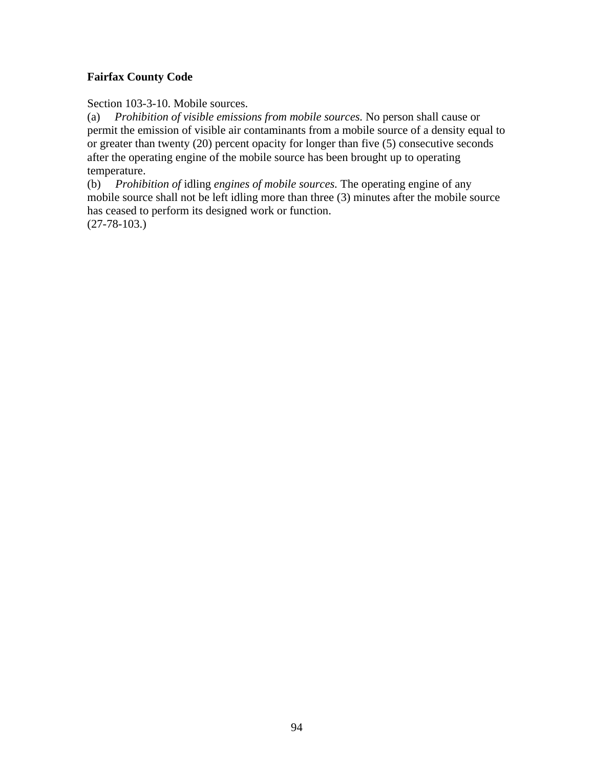**Fairfax County Code**

Section 103-3-10. Mobile sources.

(a) *Prohibition of visible emissions from mobile sources.* No person shall cause or permit the emission of visible air contaminants from a mobile source of a density equal to or greater than twenty (20) percent opacity for longer than five (5) consecutive seconds after the operating engine of the mobile source has been brought up to operating temperature.

(b) *Prohibition of* idling *engines of mobile sources.* The operating engine of any mobile source shall not be left idling more than three (3) minutes after the mobile source has ceased to perform its designed work or function.

(27-78-103.)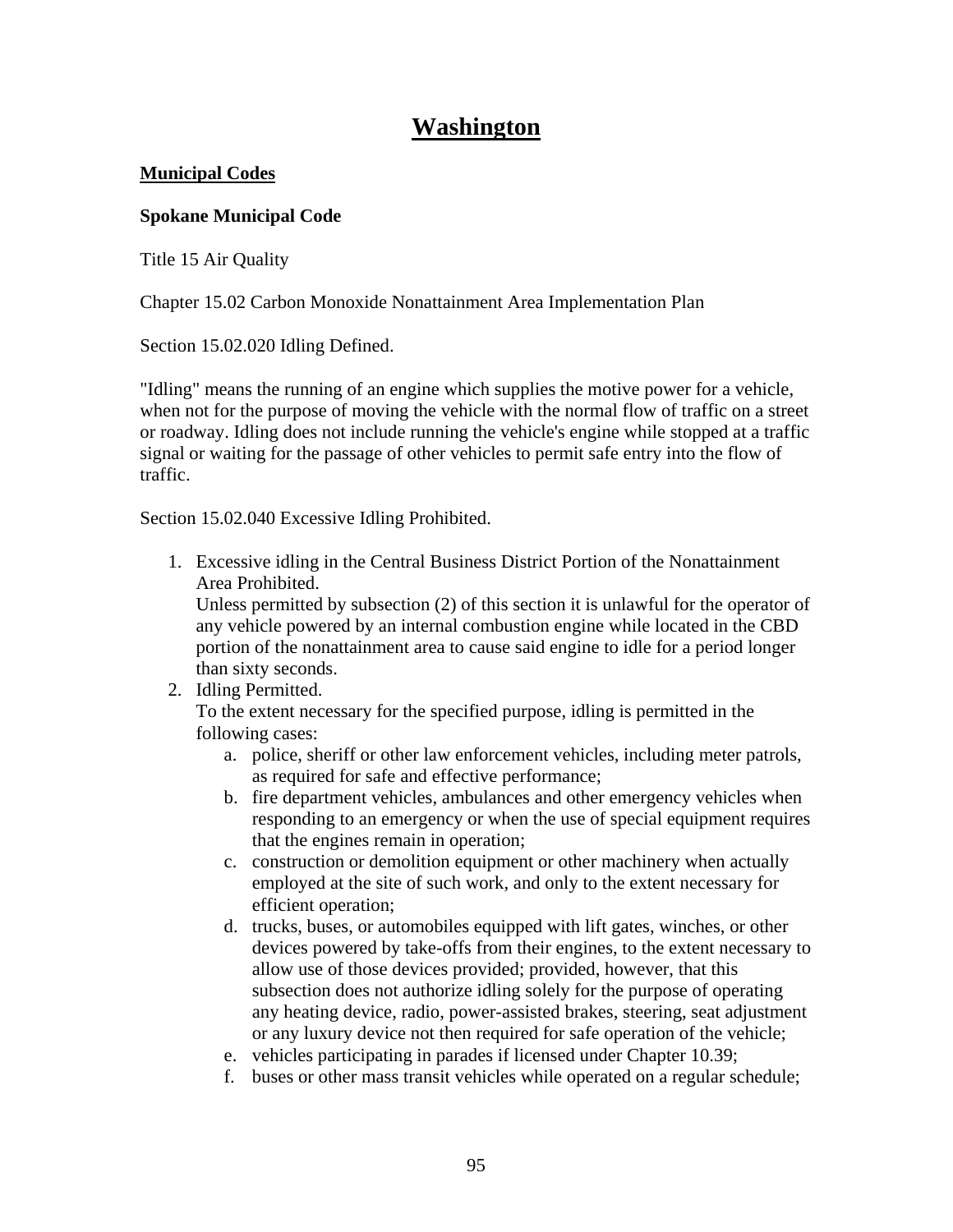# Washington

## Municipal Codes

### Spokane Municipal Code

Title 15 Air Quality

Chapter 15.02 Carbon Monoxide Nonattainment Area Implementation Plan

Section 15.02.020 Idling Defined.

"Idling" means the running of an engine which supplies the motive power for a vehicle, when not for the purpose of moving the vehicle with the normal flow of traffic on a street or roadway. Idling does not include running the vehicle's engine while stopped at a traffic signal or waiting for the passage of other vehicles to permit safe entry into the flow of traffic.

Section 15.02.040 Excessive Idling Prohibited.

1. Excessive idling in the Central Business District Portion of the Nonattainment Area Prohibited.
   Unless permitted by subsection (2) of this section it is unlawful for the operator of any vehicle powered by an internal combustion engine while located in the CBD portion of the nonattainment area to cause said engine to idle for a period longer than sixty seconds.
2. Idling Permitted.
   To the extent necessary for the specified purpose, idling is permitted in the following cases:
   a. police, sheriff or other law enforcement vehicles, including meter patrols, as required for safe and effective performance;
   b. fire department vehicles, ambulances and other emergency vehicles when responding to an emergency or when the use of special equipment requires that the engines remain in operation;
   c. construction or demolition equipment or other machinery when actually employed at the site of such work, and only to the extent necessary for efficient operation;
   d. trucks, buses, or automobiles equipped with lift gates, winches, or other devices powered by take-offs from their engines, to the extent necessary to allow use of those devices provided; provided, however, that this subsection does not authorize idling solely for the purpose of operating any heating device, radio, power-assisted brakes, steering, seat adjustment or any luxury device not then required for safe operation of the vehicle;
   e. vehicles participating in parades if licensed under Chapter 10.39;
   f. buses or other mass transit vehicles while operated on a regular schedule;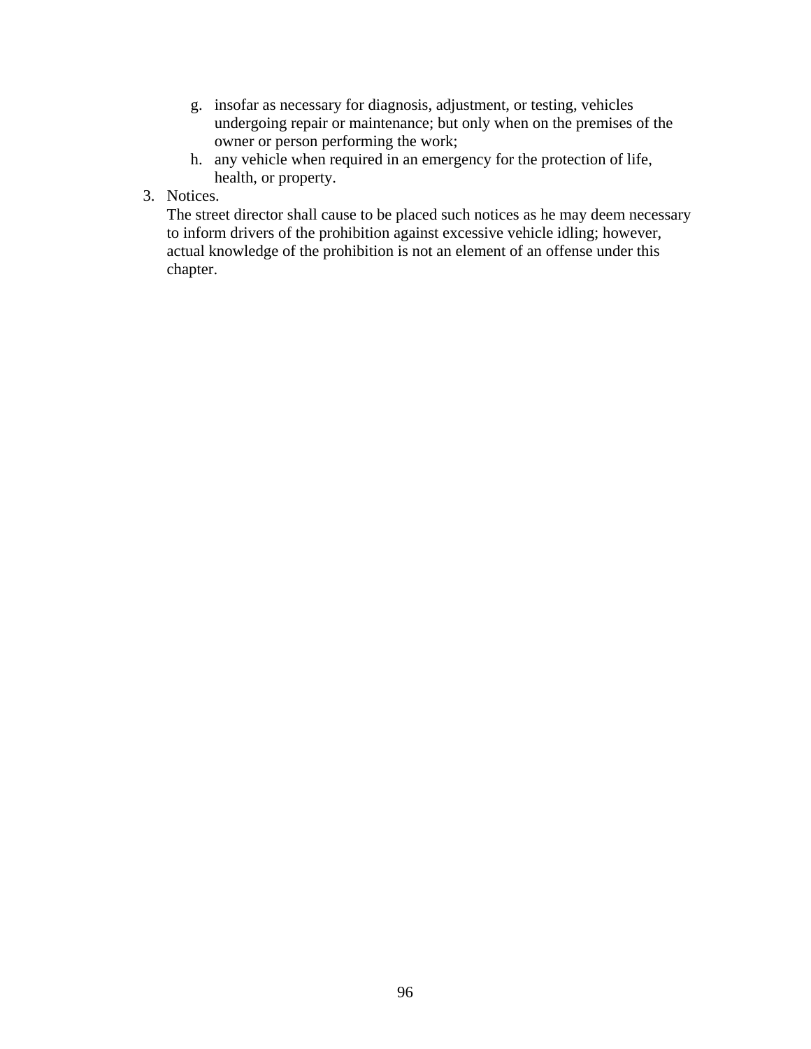g. insofar as necessary for diagnosis, adjustment, or testing, vehicles undergoing repair or maintenance; but only when on the premises of the owner or person performing the work;
   h. any vehicle when required in an emergency for the protection of life, health, or property.

3. Notices.
   The street director shall cause to be placed such notices as he may deem necessary to inform drivers of the prohibition against excessive vehicle idling; however, actual knowledge of the prohibition is not an element of an offense under this chapter.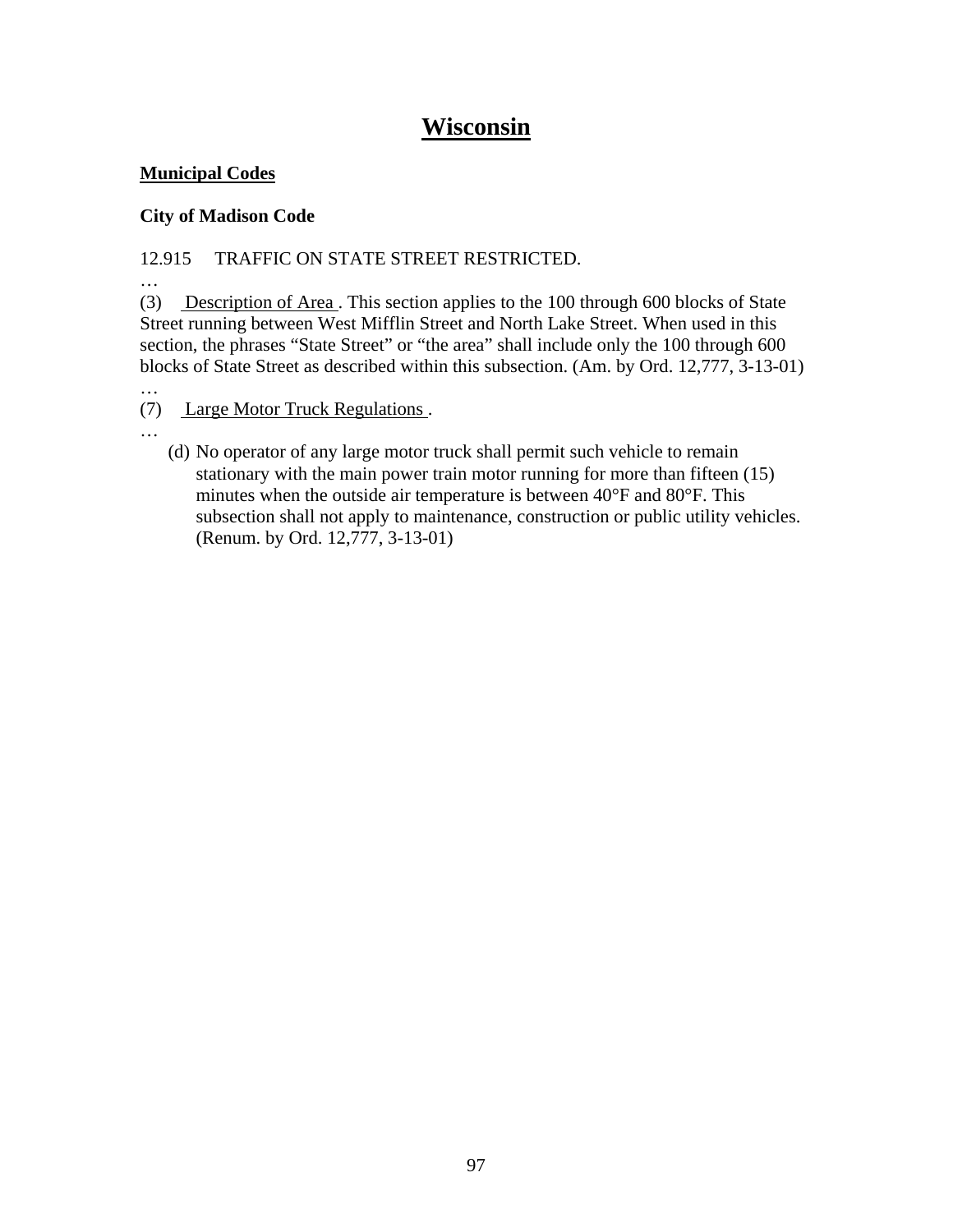# Wisconsin

**Municipal Codes**

**City of Madison Code**

12.915 TRAFFIC ON STATE STREET RESTRICTED.

…

(3) Description of Area. This section applies to the 100 through 600 blocks of State Street running between West Mifflin Street and North Lake Street. When used in this section, the phrases "State Street" or "the area" shall include only the 100 through 600 blocks of State Street as described within this subsection. (Am. by Ord. 12,777, 3-13-01)

…

(7) Large Motor Truck Regulations.

…

(d) No operator of any large motor truck shall permit such vehicle to remain stationary with the main power train motor running for more than fifteen (15) minutes when the outside air temperature is between 40°F and 80°F. This subsection shall not apply to maintenance, construction or public utility vehicles. (Renum. by Ord. 12,777, 3-13-01)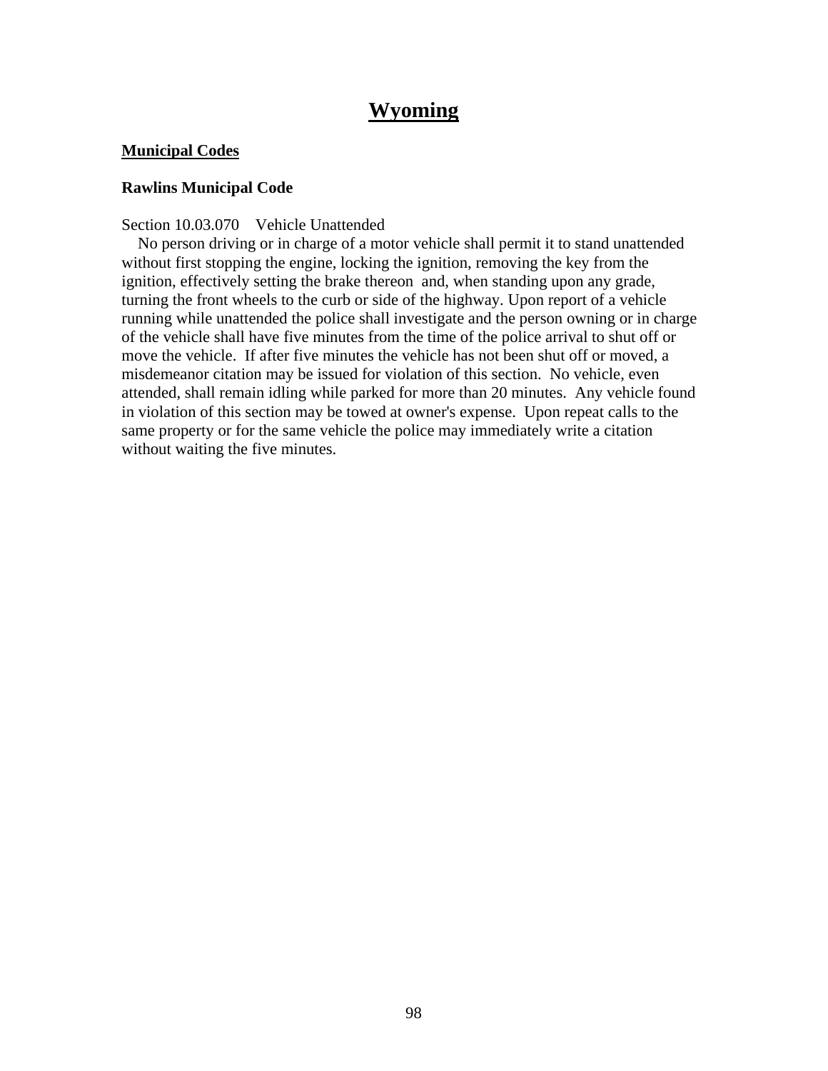# Wyoming

## Municipal Codes

### Rawlins Municipal Code

Section 10.03.070 Vehicle Unattended

No person driving or in charge of a motor vehicle shall permit it to stand unattended without first stopping the engine, locking the ignition, removing the key from the ignition, effectively setting the brake thereon and, when standing upon any grade, turning the front wheels to the curb or side of the highway. Upon report of a vehicle running while unattended the police shall investigate and the person owning or in charge of the vehicle shall have five minutes from the time of the police arrival to shut off or move the vehicle. If after five minutes the vehicle has not been shut off or moved, a misdemeanor citation may be issued for violation of this section. No vehicle, even attended, shall remain idling while parked for more than 20 minutes. Any vehicle found in violation of this section may be towed at owner's expense. Upon repeat calls to the same property or for the same vehicle the police may immediately write a citation without waiting the five minutes.